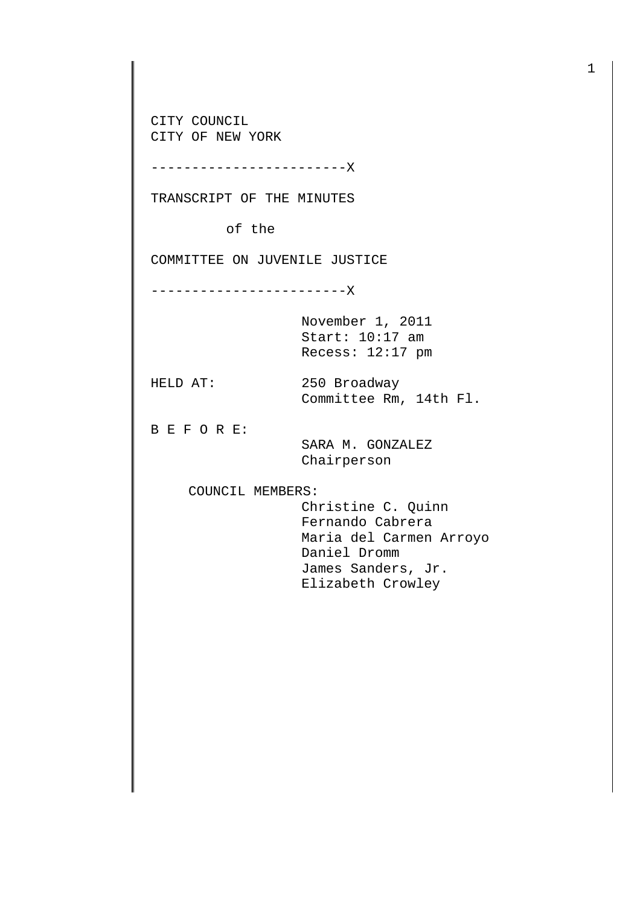CITY COUNCIL
CITY OF NEW YORK

------------------------X

TRANSCRIPT OF THE MINUTES

of the

COMMITTEE ON JUVENILE JUSTICE

------------------------X

November 1, 2011
Start: 10:17 am
Recess: 12:17 pm

HELD AT: 250 Broadway
Committee Rm, 14th Fl.

B E F O R E:

SARA M. GONZALEZ
Chairperson

COUNCIL MEMBERS:

Christine C. Quinn
Fernando Cabrera
Maria del Carmen Arroyo
Daniel Dromm
James Sanders, Jr.
Elizabeth Crowley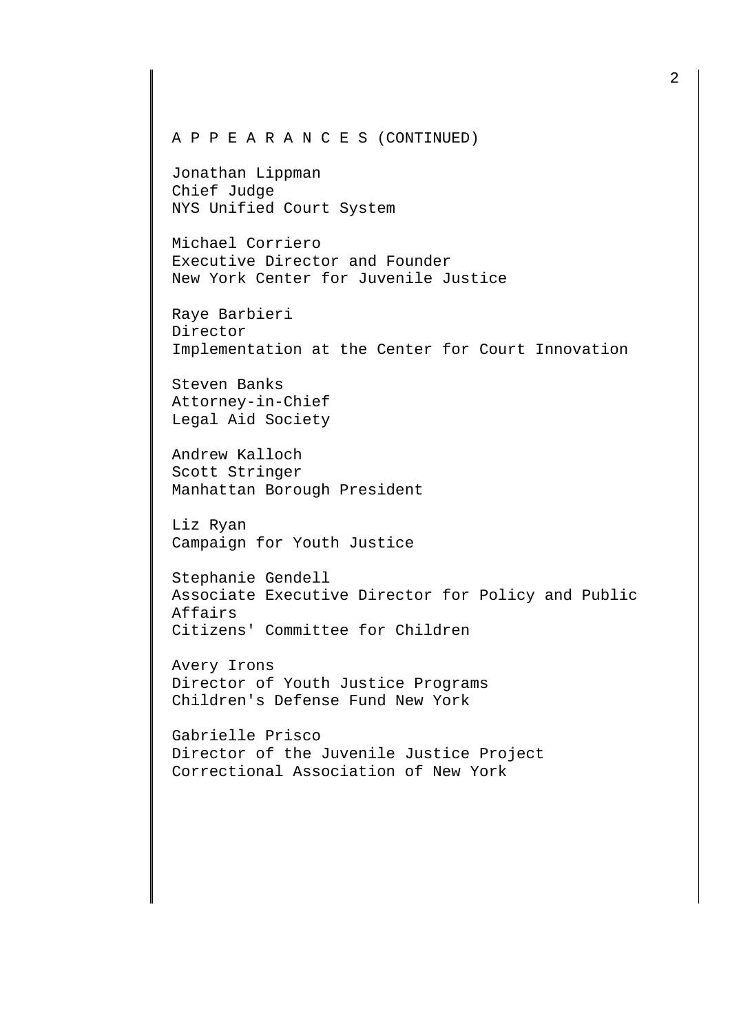A P P E A R A N C E S (CONTINUED)

Jonathan Lippman
Chief Judge
NYS Unified Court System

Michael Corriero
Executive Director and Founder
New York Center for Juvenile Justice

Raye Barbieri
Director
Implementation at the Center for Court Innovation

Steven Banks
Attorney-in-Chief
Legal Aid Society

Andrew Kalloch
Scott Stringer
Manhattan Borough President

Liz Ryan
Campaign for Youth Justice

Stephanie Gendell
Associate Executive Director for Policy and Public Affairs
Citizens' Committee for Children

Avery Irons
Director of Youth Justice Programs
Children's Defense Fund New York

Gabrielle Prisco
Director of the Juvenile Justice Project
Correctional Association of New York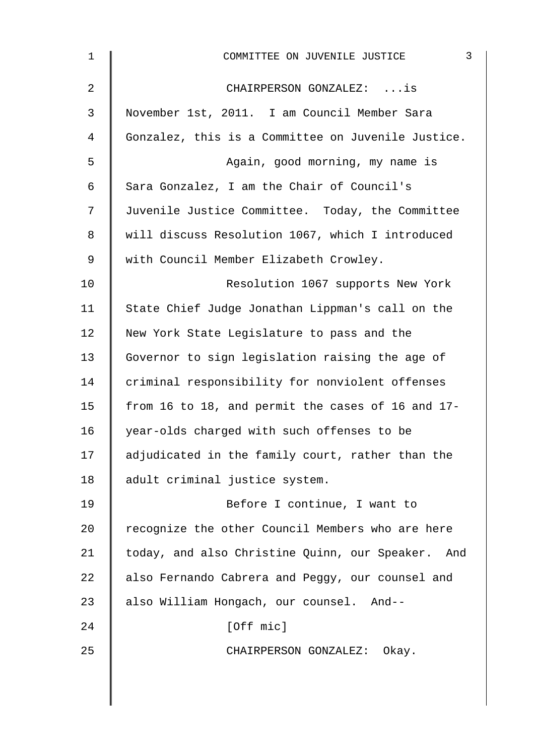CHAIRPERSON GONZALEZ: ...is November 1st, 2011. I am Council Member Sara Gonzalez, this is a Committee on Juvenile Justice.

Again, good morning, my name is Sara Gonzalez, I am the Chair of Council's Juvenile Justice Committee. Today, the Committee will discuss Resolution 1067, which I introduced with Council Member Elizabeth Crowley.

Resolution 1067 supports New York State Chief Judge Jonathan Lippman's call on the New York State Legislature to pass and the Governor to sign legislation raising the age of criminal responsibility for nonviolent offenses from 16 to 18, and permit the cases of 16 and 17-year-olds charged with such offenses to be adjudicated in the family court, rather than the adult criminal justice system.

Before I continue, I want to recognize the other Council Members who are here today, and also Christine Quinn, our Speaker. And also Fernando Cabrera and Peggy, our counsel and also William Hongach, our counsel. And--

[Off mic]

CHAIRPERSON GONZALEZ: Okay.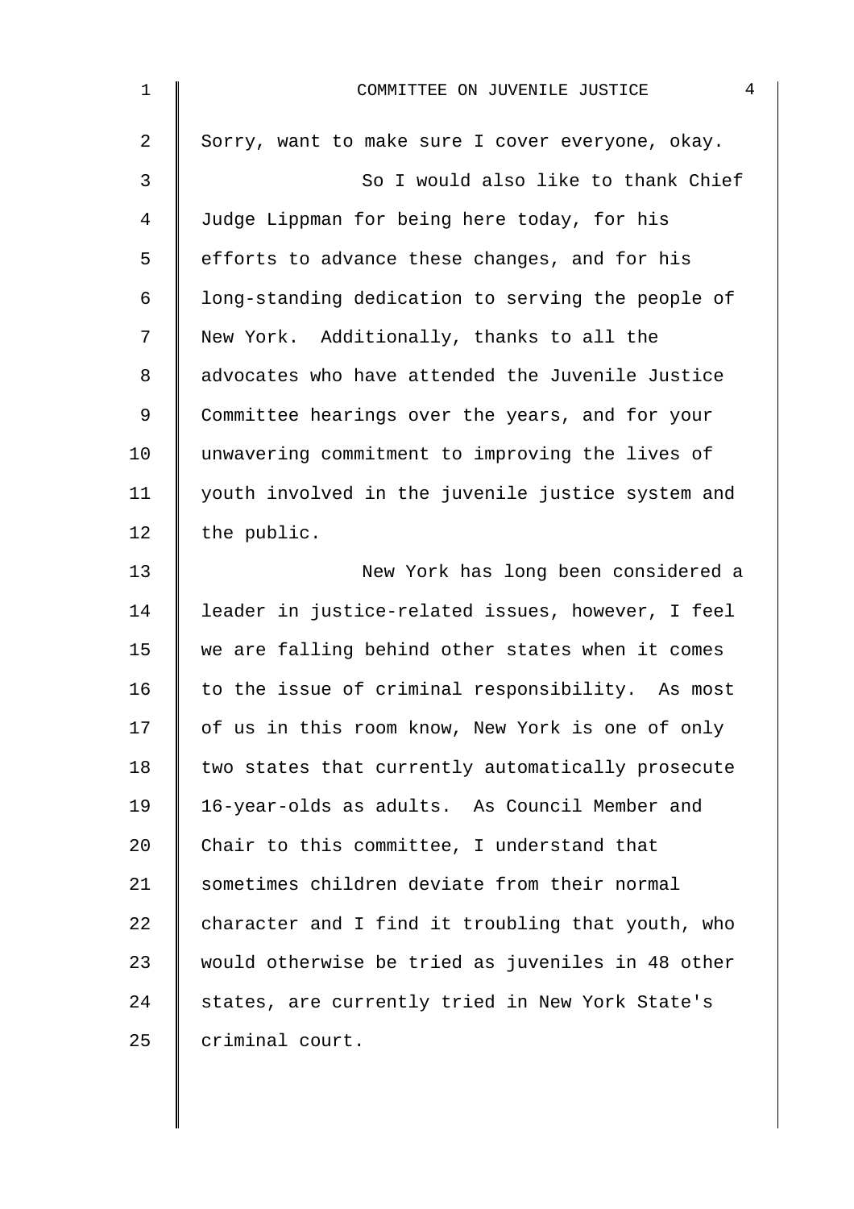Sorry, want to make sure I cover everyone, okay.

So I would also like to thank Chief Judge Lippman for being here today, for his efforts to advance these changes, and for his long-standing dedication to serving the people of New York. Additionally, thanks to all the advocates who have attended the Juvenile Justice Committee hearings over the years, and for your unwavering commitment to improving the lives of youth involved in the juvenile justice system and the public.

New York has long been considered a leader in justice-related issues, however, I feel we are falling behind other states when it comes to the issue of criminal responsibility. As most of us in this room know, New York is one of only two states that currently automatically prosecute 16-year-olds as adults. As Council Member and Chair to this committee, I understand that sometimes children deviate from their normal character and I find it troubling that youth, who would otherwise be tried as juveniles in 48 other states, are currently tried in New York State's criminal court.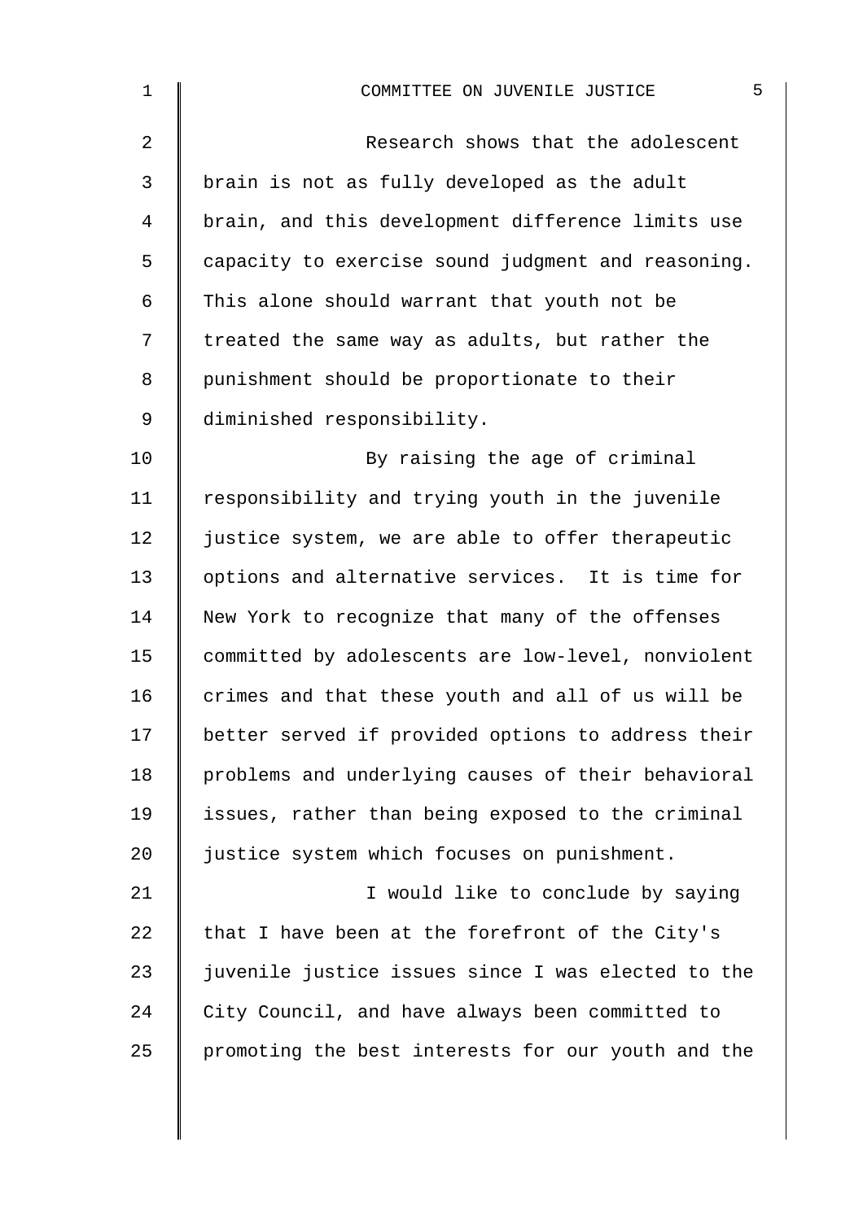Research shows that the adolescent brain is not as fully developed as the adult brain, and this development difference limits use capacity to exercise sound judgment and reasoning. This alone should warrant that youth not be treated the same way as adults, but rather the punishment should be proportionate to their diminished responsibility.

By raising the age of criminal responsibility and trying youth in the juvenile justice system, we are able to offer therapeutic options and alternative services. It is time for New York to recognize that many of the offenses committed by adolescents are low-level, nonviolent crimes and that these youth and all of us will be better served if provided options to address their problems and underlying causes of their behavioral issues, rather than being exposed to the criminal justice system which focuses on punishment.

I would like to conclude by saying that I have been at the forefront of the City's juvenile justice issues since I was elected to the City Council, and have always been committed to promoting the best interests for our youth and the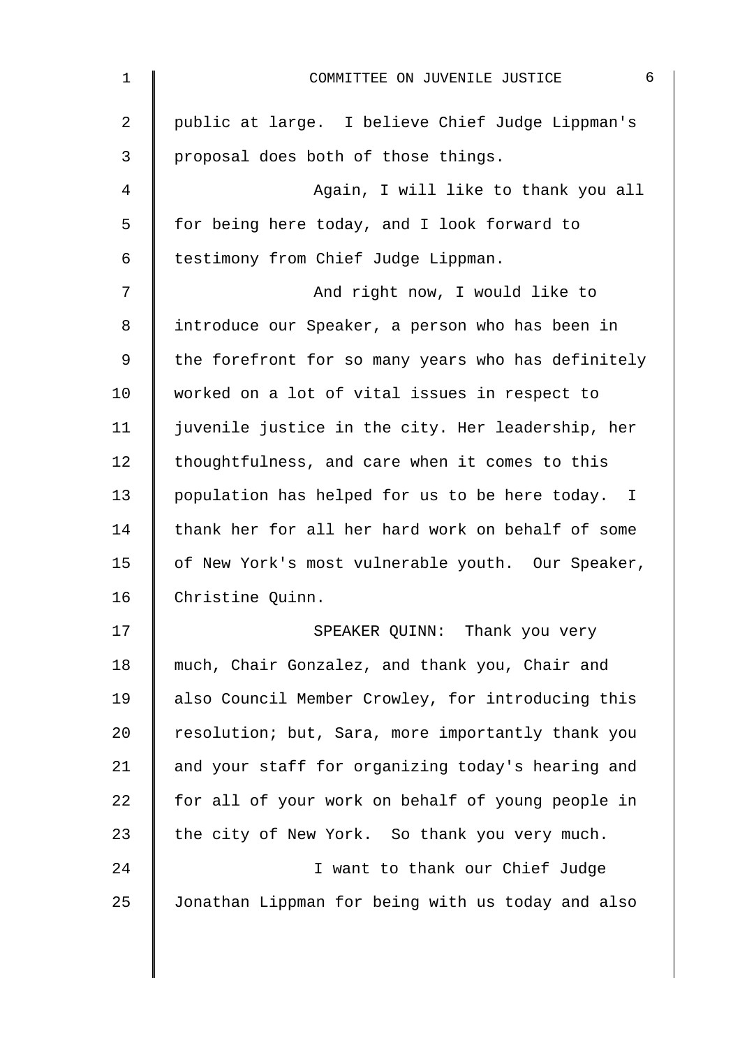public at large. I believe Chief Judge Lippman's proposal does both of those things.

Again, I will like to thank you all for being here today, and I look forward to testimony from Chief Judge Lippman.

And right now, I would like to introduce our Speaker, a person who has been in the forefront for so many years who has definitely worked on a lot of vital issues in respect to juvenile justice in the city. Her leadership, her thoughtfulness, and care when it comes to this population has helped for us to be here today. I thank her for all her hard work on behalf of some of New York's most vulnerable youth. Our Speaker, Christine Quinn.

SPEAKER QUINN: Thank you very much, Chair Gonzalez, and thank you, Chair and also Council Member Crowley, for introducing this resolution; but, Sara, more importantly thank you and your staff for organizing today's hearing and for all of your work on behalf of young people in the city of New York. So thank you very much.

I want to thank our Chief Judge Jonathan Lippman for being with us today and also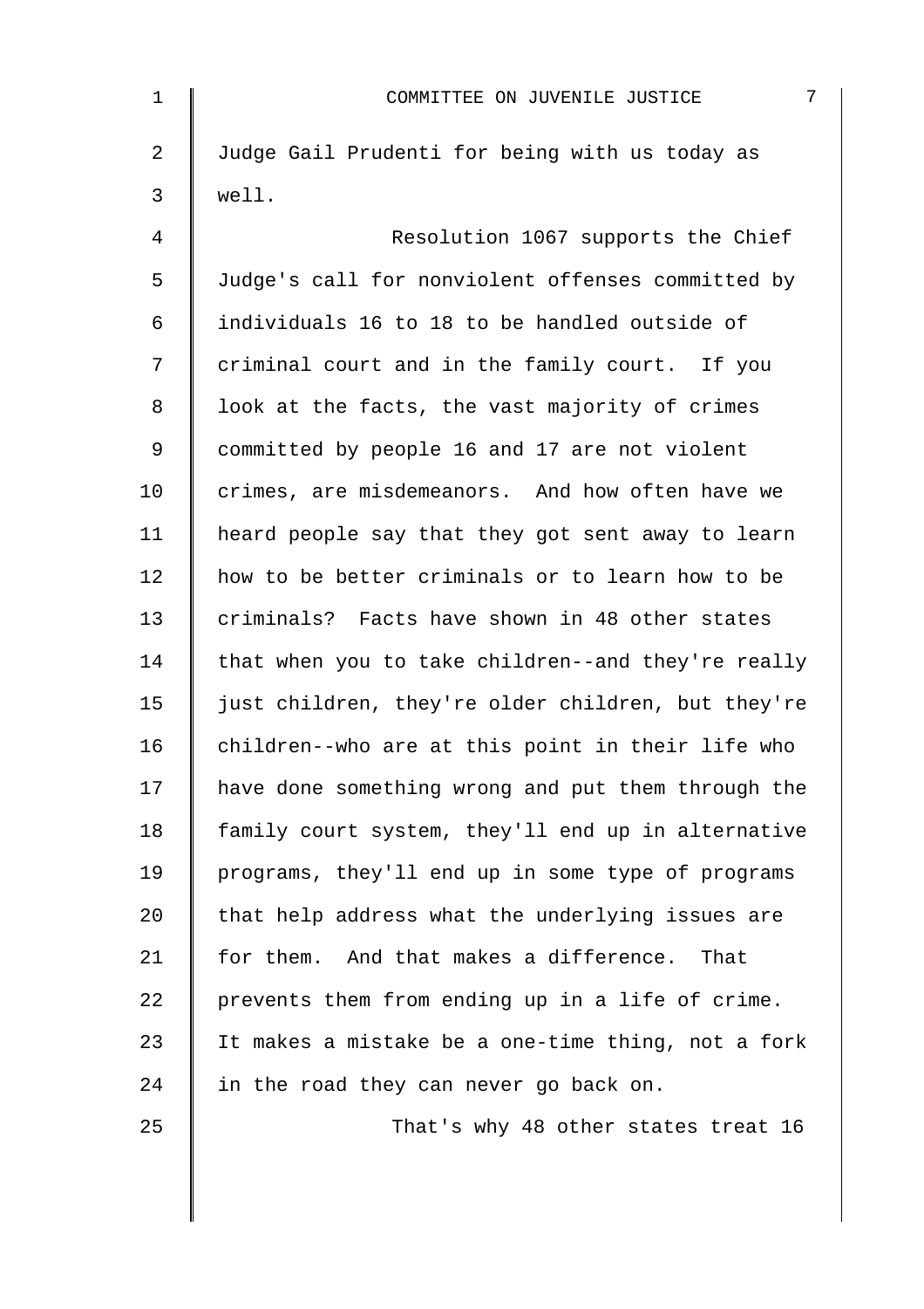Judge Gail Prudenti for being with us today as well.

Resolution 1067 supports the Chief Judge's call for nonviolent offenses committed by individuals 16 to 18 to be handled outside of criminal court and in the family court. If you look at the facts, the vast majority of crimes committed by people 16 and 17 are not violent crimes, are misdemeanors. And how often have we heard people say that they got sent away to learn how to be better criminals or to learn how to be criminals? Facts have shown in 48 other states that when you to take children--and they're really just children, they're older children, but they're children--who are at this point in their life who have done something wrong and put them through the family court system, they'll end up in alternative programs, they'll end up in some type of programs that help address what the underlying issues are for them. And that makes a difference. That prevents them from ending up in a life of crime. It makes a mistake be a one-time thing, not a fork in the road they can never go back on.

That's why 48 other states treat 16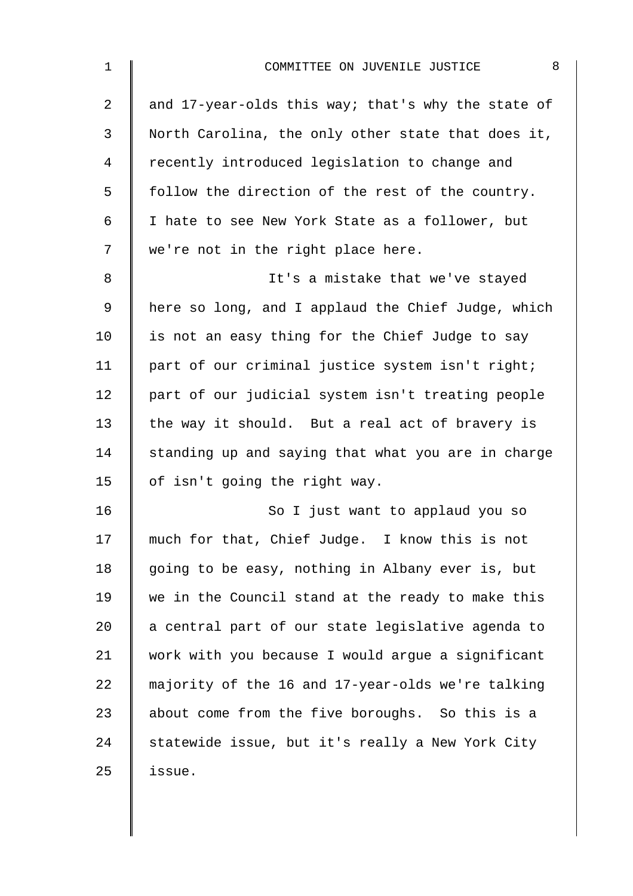and 17-year-olds this way; that's why the state of North Carolina, the only other state that does it, recently introduced legislation to change and follow the direction of the rest of the country. I hate to see New York State as a follower, but we're not in the right place here.

It's a mistake that we've stayed here so long, and I applaud the Chief Judge, which is not an easy thing for the Chief Judge to say part of our criminal justice system isn't right; part of our judicial system isn't treating people the way it should. But a real act of bravery is standing up and saying that what you are in charge of isn't going the right way.

So I just want to applaud you so much for that, Chief Judge. I know this is not going to be easy, nothing in Albany ever is, but we in the Council stand at the ready to make this a central part of our state legislative agenda to work with you because I would argue a significant majority of the 16 and 17-year-olds we're talking about come from the five boroughs. So this is a statewide issue, but it's really a New York City issue.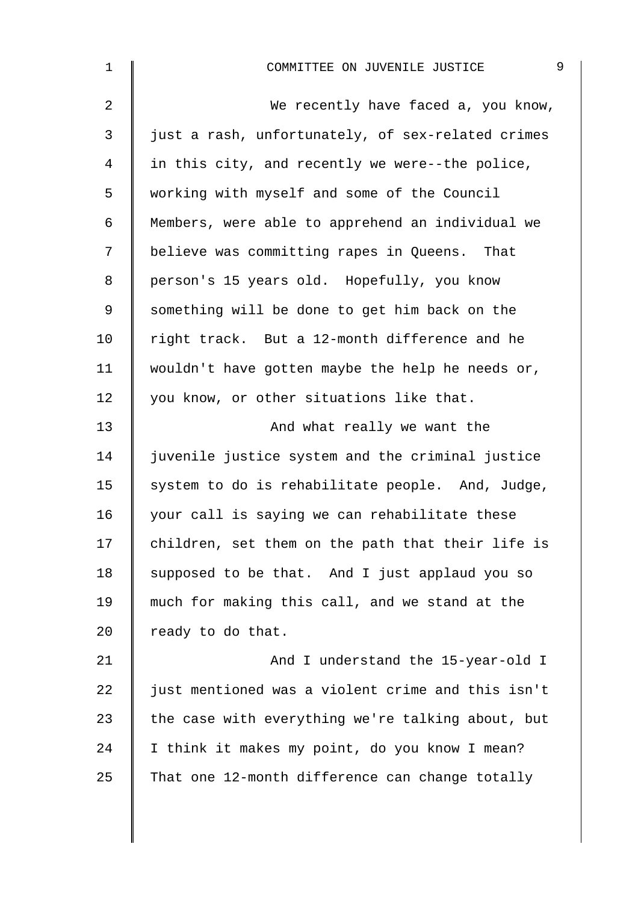We recently have faced a, you know, just a rash, unfortunately, of sex-related crimes in this city, and recently we were--the police, working with myself and some of the Council Members, were able to apprehend an individual we believe was committing rapes in Queens. That person's 15 years old. Hopefully, you know something will be done to get him back on the right track. But a 12-month difference and he wouldn't have gotten maybe the help he needs or, you know, or other situations like that.

And what really we want the juvenile justice system and the criminal justice system to do is rehabilitate people. And, Judge, your call is saying we can rehabilitate these children, set them on the path that their life is supposed to be that. And I just applaud you so much for making this call, and we stand at the ready to do that.

And I understand the 15-year-old I just mentioned was a violent crime and this isn't the case with everything we're talking about, but I think it makes my point, do you know I mean? That one 12-month difference can change totally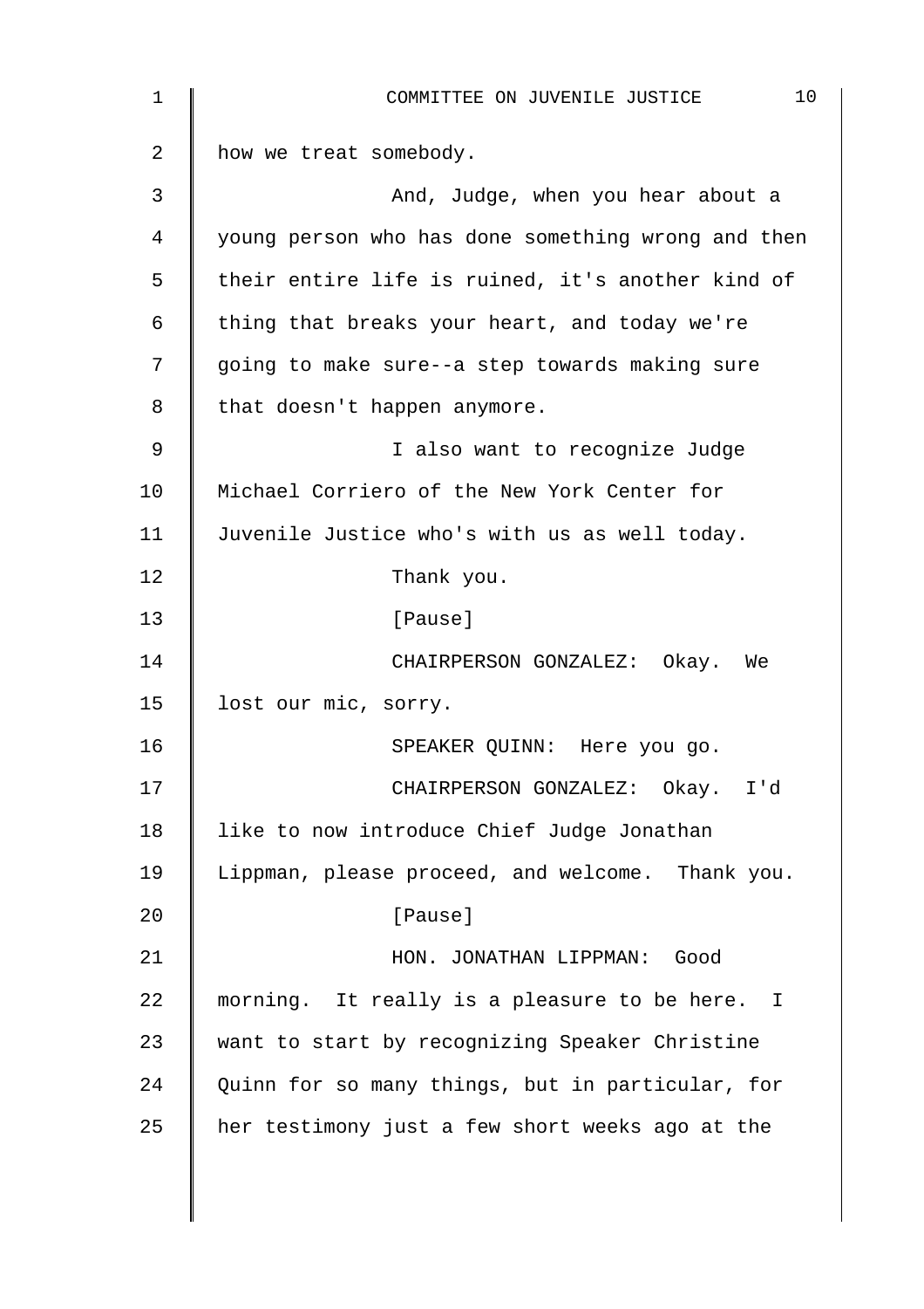how we treat somebody.

And, Judge, when you hear about a young person who has done something wrong and then their entire life is ruined, it's another kind of thing that breaks your heart, and today we're going to make sure--a step towards making sure that doesn't happen anymore.

I also want to recognize Judge Michael Corriero of the New York Center for Juvenile Justice who's with us as well today.

Thank you.

[Pause]

CHAIRPERSON GONZALEZ: Okay. We lost our mic, sorry.

SPEAKER QUINN: Here you go.

CHAIRPERSON GONZALEZ: Okay. I'd like to now introduce Chief Judge Jonathan Lippman, please proceed, and welcome. Thank you.

[Pause]

HON. JONATHAN LIPPMAN: Good morning. It really is a pleasure to be here. I want to start by recognizing Speaker Christine Quinn for so many things, but in particular, for her testimony just a few short weeks ago at the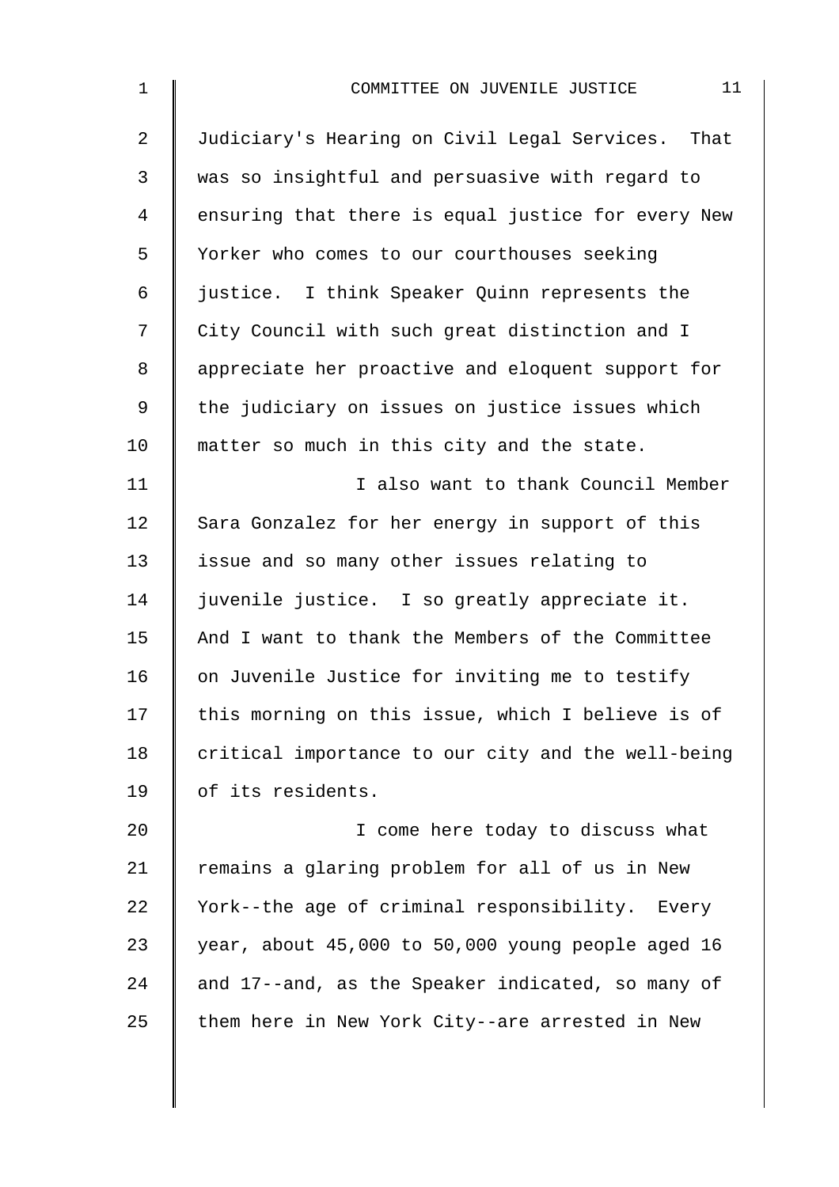Judiciary's Hearing on Civil Legal Services. That was so insightful and persuasive with regard to ensuring that there is equal justice for every New Yorker who comes to our courthouses seeking justice. I think Speaker Quinn represents the City Council with such great distinction and I appreciate her proactive and eloquent support for the judiciary on issues on justice issues which matter so much in this city and the state.

I also want to thank Council Member Sara Gonzalez for her energy in support of this issue and so many other issues relating to juvenile justice. I so greatly appreciate it. And I want to thank the Members of the Committee on Juvenile Justice for inviting me to testify this morning on this issue, which I believe is of critical importance to our city and the well-being of its residents.

I come here today to discuss what remains a glaring problem for all of us in New York--the age of criminal responsibility. Every year, about 45,000 to 50,000 young people aged 16 and 17--and, as the Speaker indicated, so many of them here in New York City--are arrested in New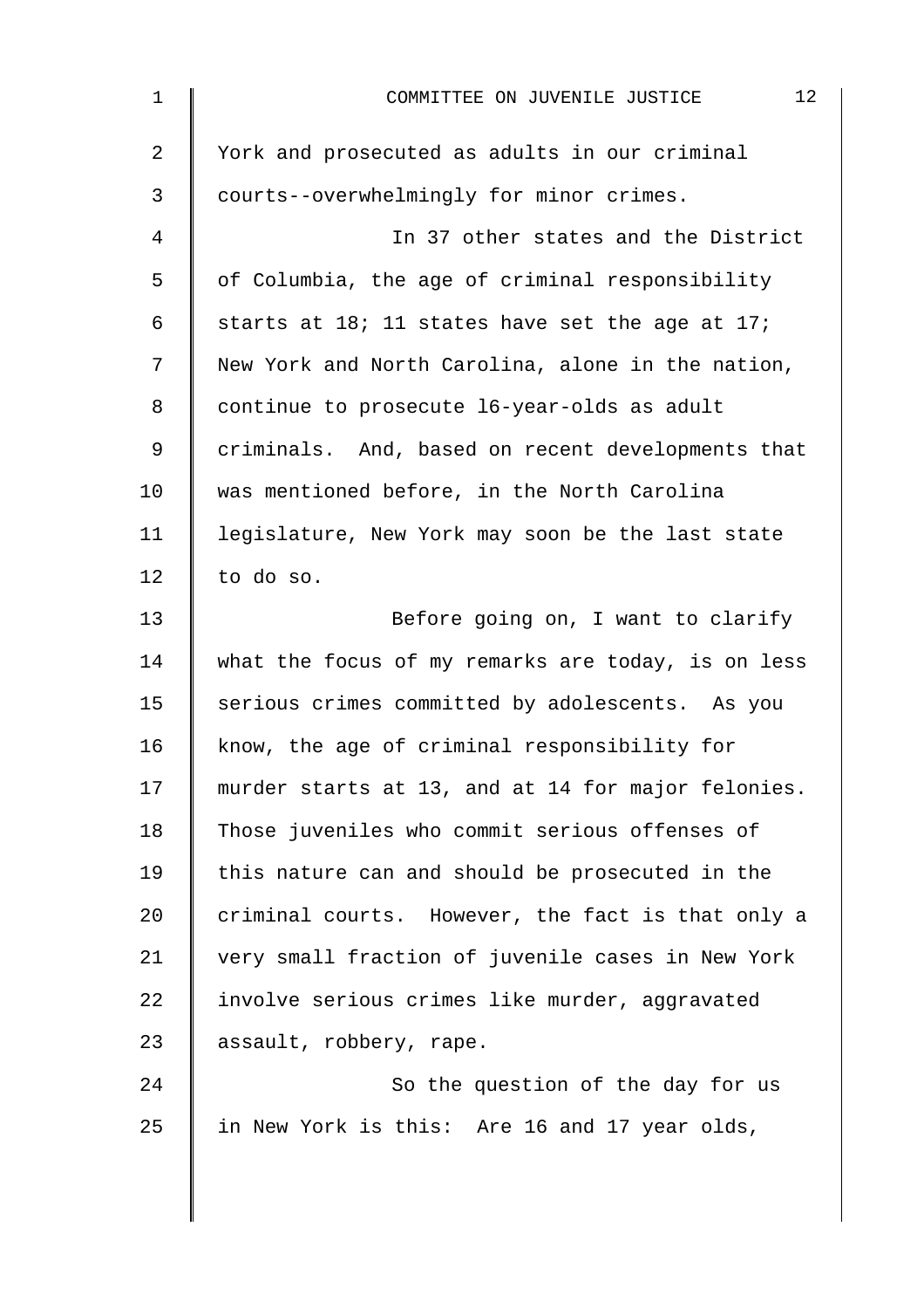York and prosecuted as adults in our criminal courts--overwhelmingly for minor crimes.

In 37 other states and the District of Columbia, the age of criminal responsibility starts at 18; 11 states have set the age at 17; New York and North Carolina, alone in the nation, continue to prosecute l6-year-olds as adult criminals. And, based on recent developments that was mentioned before, in the North Carolina legislature, New York may soon be the last state to do so.

Before going on, I want to clarify what the focus of my remarks are today, is on less serious crimes committed by adolescents. As you know, the age of criminal responsibility for murder starts at 13, and at 14 for major felonies. Those juveniles who commit serious offenses of this nature can and should be prosecuted in the criminal courts. However, the fact is that only a very small fraction of juvenile cases in New York involve serious crimes like murder, aggravated assault, robbery, rape.

So the question of the day for us in New York is this: Are 16 and 17 year olds,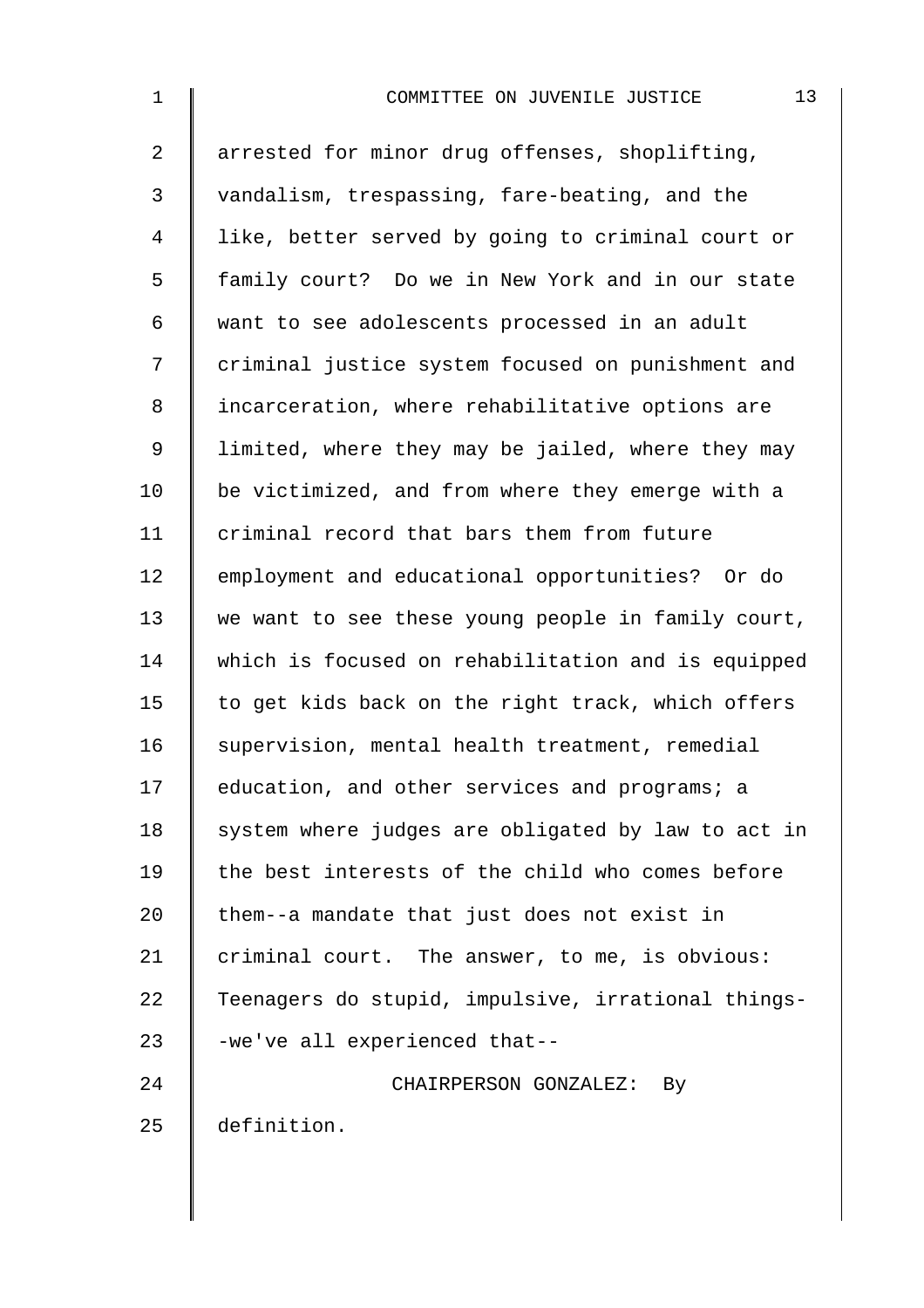arrested for minor drug offenses, shoplifting, vandalism, trespassing, fare-beating, and the like, better served by going to criminal court or family court? Do we in New York and in our state want to see adolescents processed in an adult criminal justice system focused on punishment and incarceration, where rehabilitative options are limited, where they may be jailed, where they may be victimized, and from where they emerge with a criminal record that bars them from future employment and educational opportunities? Or do we want to see these young people in family court, which is focused on rehabilitation and is equipped to get kids back on the right track, which offers supervision, mental health treatment, remedial education, and other services and programs; a system where judges are obligated by law to act in the best interests of the child who comes before them--a mandate that just does not exist in criminal court. The answer, to me, is obvious: Teenagers do stupid, impulsive, irrational things--we've all experienced that--

CHAIRPERSON GONZALEZ: By definition.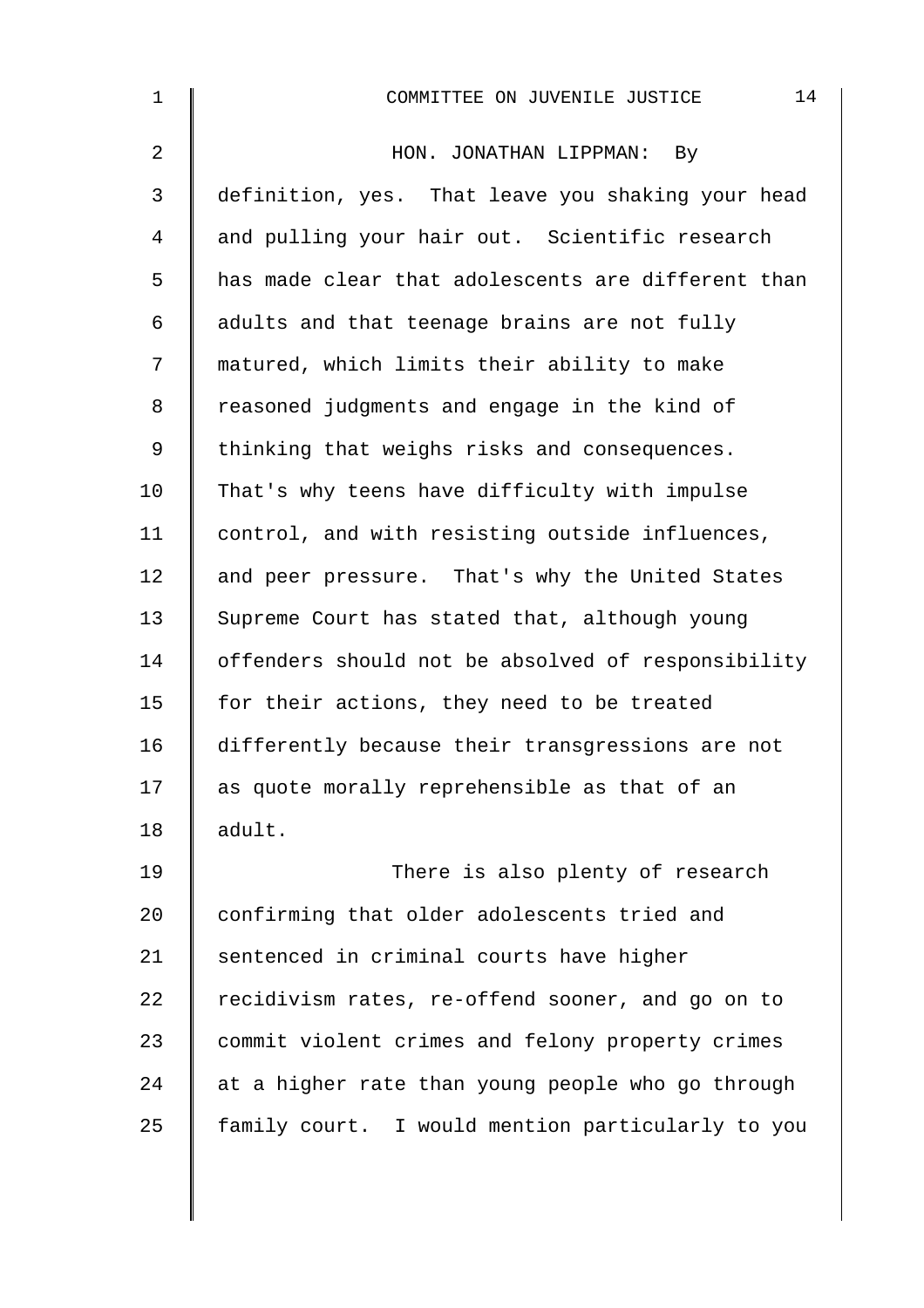HON. JONATHAN LIPPMAN: By definition, yes. That leave you shaking your head and pulling your hair out. Scientific research has made clear that adolescents are different than adults and that teenage brains are not fully matured, which limits their ability to make reasoned judgments and engage in the kind of thinking that weighs risks and consequences. That's why teens have difficulty with impulse control, and with resisting outside influences, and peer pressure. That's why the United States Supreme Court has stated that, although young offenders should not be absolved of responsibility for their actions, they need to be treated differently because their transgressions are not as quote morally reprehensible as that of an adult.

There is also plenty of research confirming that older adolescents tried and sentenced in criminal courts have higher recidivism rates, re-offend sooner, and go on to commit violent crimes and felony property crimes at a higher rate than young people who go through family court. I would mention particularly to you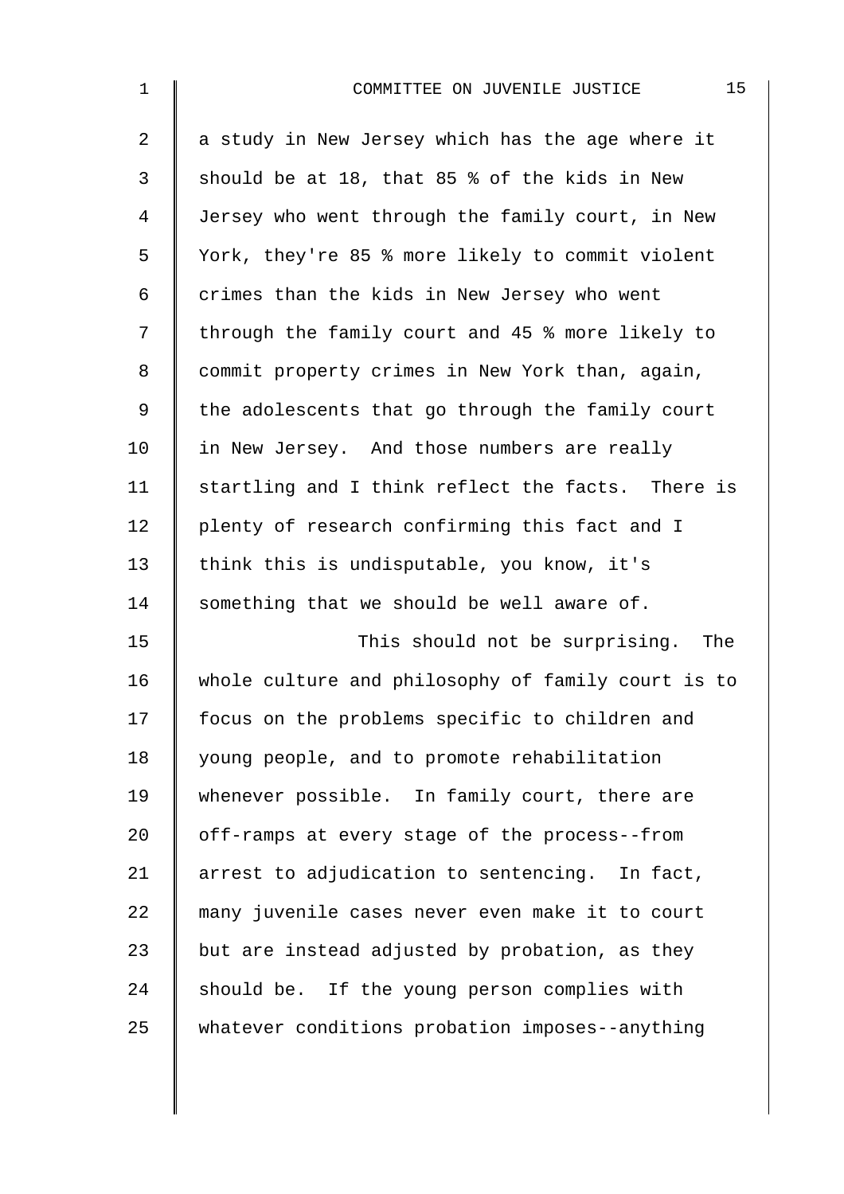a study in New Jersey which has the age where it should be at 18, that 85 % of the kids in New Jersey who went through the family court, in New York, they're 85 % more likely to commit violent crimes than the kids in New Jersey who went through the family court and 45 % more likely to commit property crimes in New York than, again, the adolescents that go through the family court in New Jersey. And those numbers are really startling and I think reflect the facts. There is plenty of research confirming this fact and I think this is undisputable, you know, it's something that we should be well aware of.

This should not be surprising. The whole culture and philosophy of family court is to focus on the problems specific to children and young people, and to promote rehabilitation whenever possible. In family court, there are off-ramps at every stage of the process--from arrest to adjudication to sentencing. In fact, many juvenile cases never even make it to court but are instead adjusted by probation, as they should be. If the young person complies with whatever conditions probation imposes--anything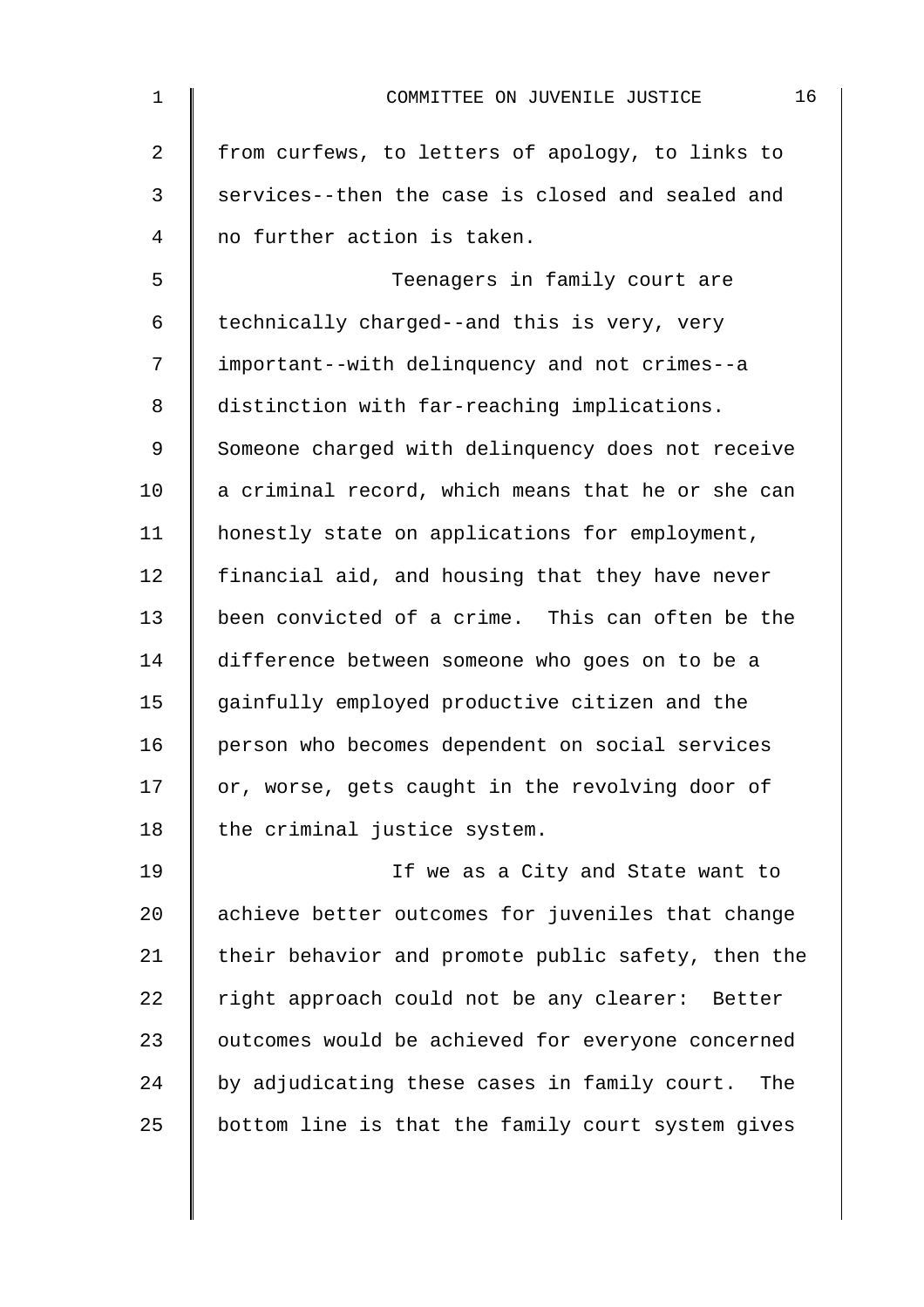from curfews, to letters of apology, to links to services--then the case is closed and sealed and no further action is taken.

Teenagers in family court are technically charged--and this is very, very important--with delinquency and not crimes--a distinction with far-reaching implications. Someone charged with delinquency does not receive a criminal record, which means that he or she can honestly state on applications for employment, financial aid, and housing that they have never been convicted of a crime. This can often be the difference between someone who goes on to be a gainfully employed productive citizen and the person who becomes dependent on social services or, worse, gets caught in the revolving door of the criminal justice system.

If we as a City and State want to achieve better outcomes for juveniles that change their behavior and promote public safety, then the right approach could not be any clearer: Better outcomes would be achieved for everyone concerned by adjudicating these cases in family court. The bottom line is that the family court system gives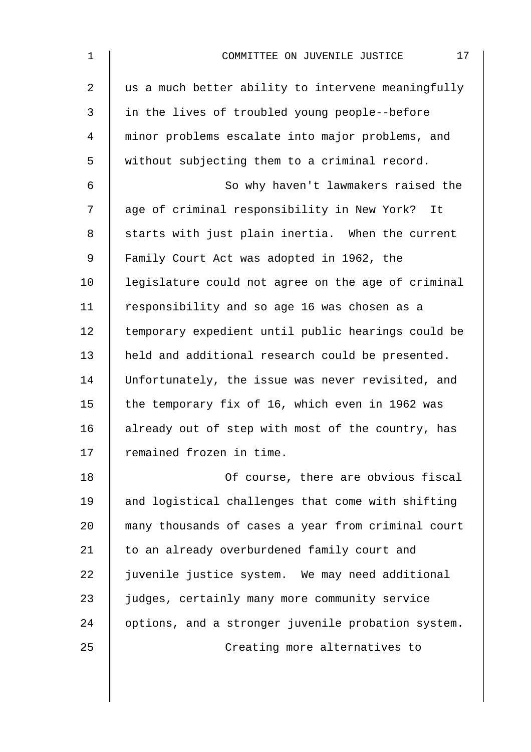us a much better ability to intervene meaningfully in the lives of troubled young people--before minor problems escalate into major problems, and without subjecting them to a criminal record.

So why haven't lawmakers raised the age of criminal responsibility in New York? It starts with just plain inertia. When the current Family Court Act was adopted in 1962, the legislature could not agree on the age of criminal responsibility and so age 16 was chosen as a temporary expedient until public hearings could be held and additional research could be presented. Unfortunately, the issue was never revisited, and the temporary fix of 16, which even in 1962 was already out of step with most of the country, has remained frozen in time.

Of course, there are obvious fiscal and logistical challenges that come with shifting many thousands of cases a year from criminal court to an already overburdened family court and juvenile justice system. We may need additional judges, certainly many more community service options, and a stronger juvenile probation system.

Creating more alternatives to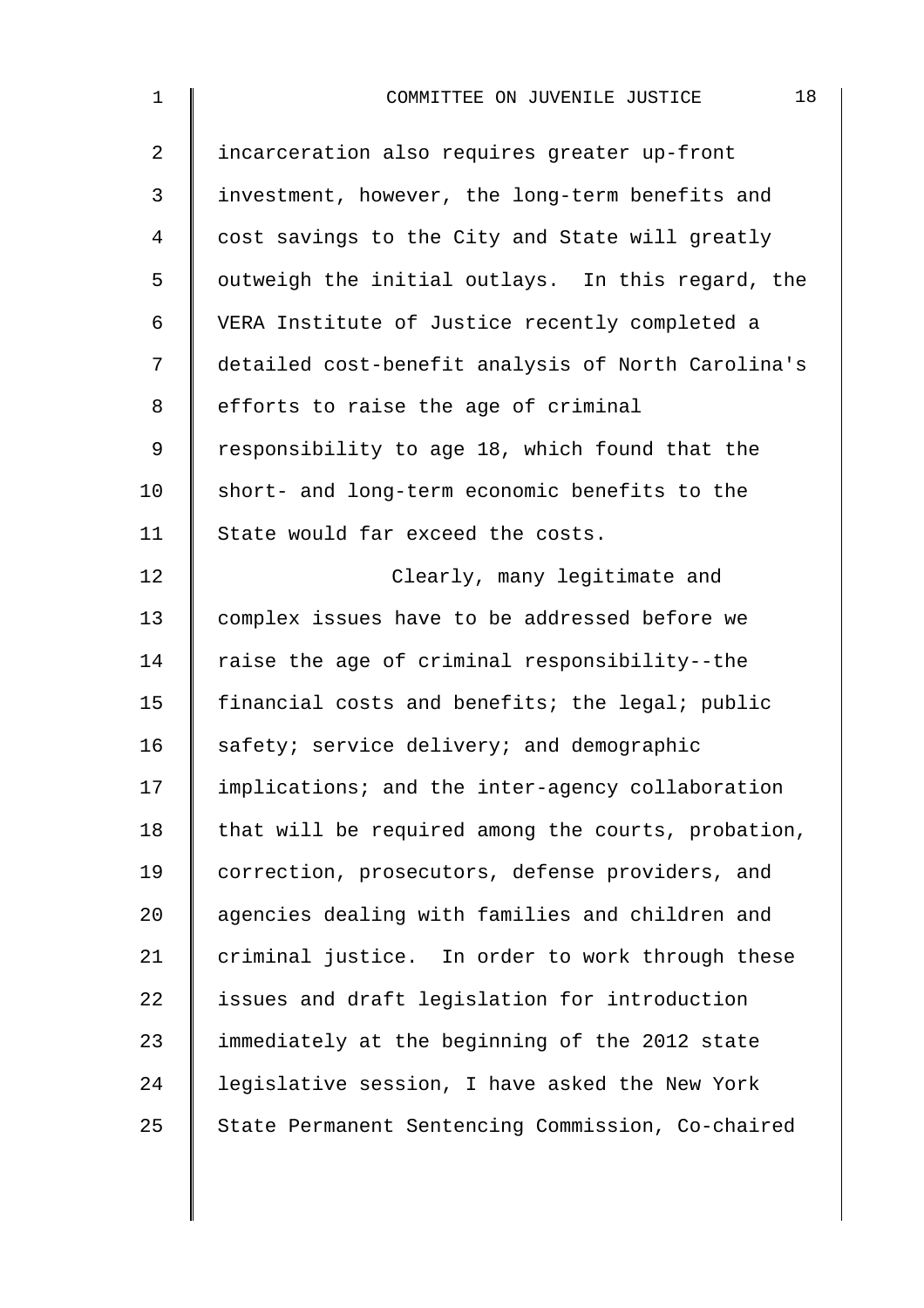incarceration also requires greater up-front investment, however, the long-term benefits and cost savings to the City and State will greatly outweigh the initial outlays. In this regard, the VERA Institute of Justice recently completed a detailed cost-benefit analysis of North Carolina's efforts to raise the age of criminal responsibility to age 18, which found that the short- and long-term economic benefits to the State would far exceed the costs.

Clearly, many legitimate and complex issues have to be addressed before we raise the age of criminal responsibility--the financial costs and benefits; the legal; public safety; service delivery; and demographic implications; and the inter-agency collaboration that will be required among the courts, probation, correction, prosecutors, defense providers, and agencies dealing with families and children and criminal justice. In order to work through these issues and draft legislation for introduction immediately at the beginning of the 2012 state legislative session, I have asked the New York State Permanent Sentencing Commission, Co-chaired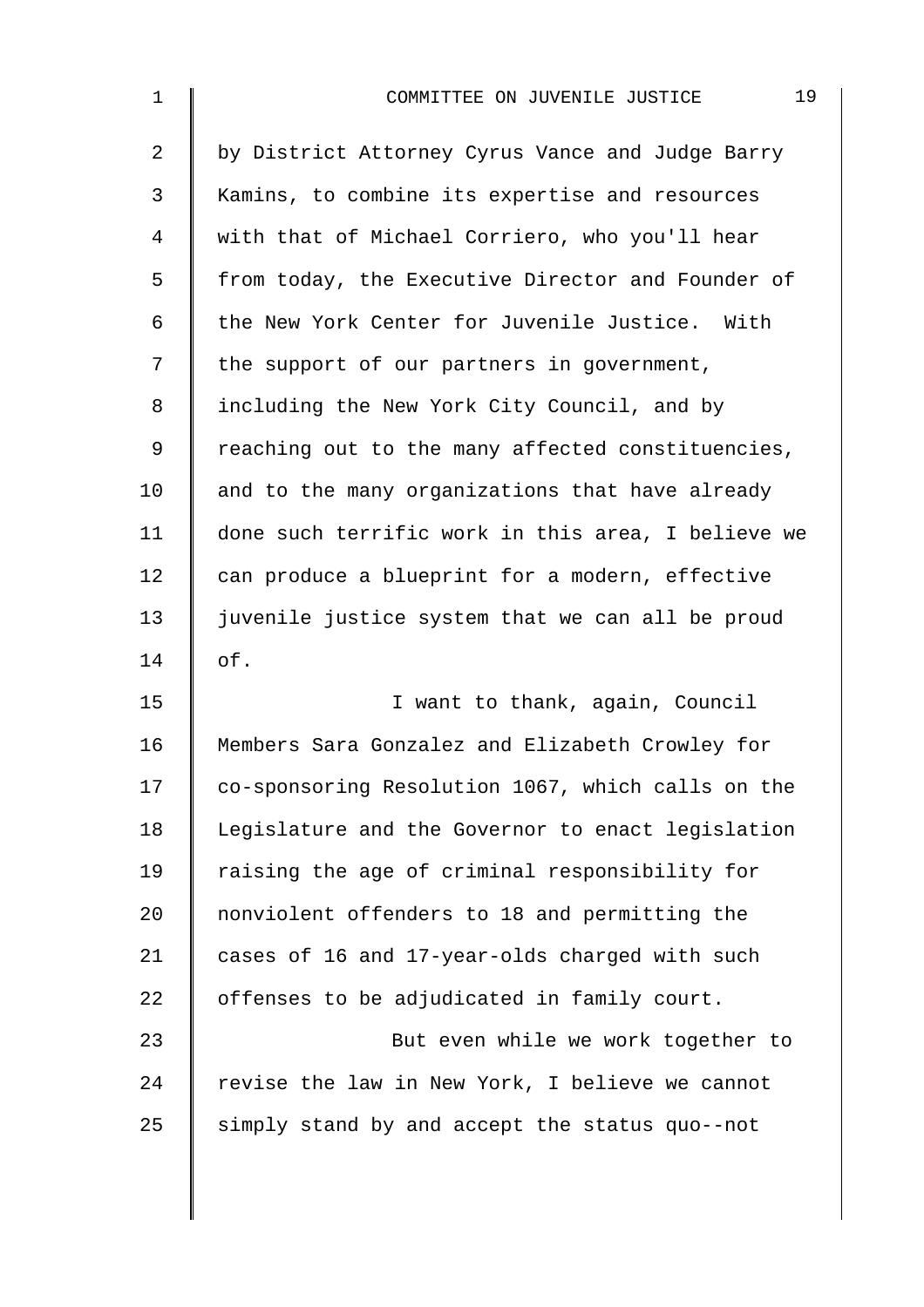by District Attorney Cyrus Vance and Judge Barry Kamins, to combine its expertise and resources with that of Michael Corriero, who you'll hear from today, the Executive Director and Founder of the New York Center for Juvenile Justice. With the support of our partners in government, including the New York City Council, and by reaching out to the many affected constituencies, and to the many organizations that have already done such terrific work in this area, I believe we can produce a blueprint for a modern, effective juvenile justice system that we can all be proud of.

I want to thank, again, Council Members Sara Gonzalez and Elizabeth Crowley for co-sponsoring Resolution 1067, which calls on the Legislature and the Governor to enact legislation raising the age of criminal responsibility for nonviolent offenders to 18 and permitting the cases of 16 and 17-year-olds charged with such offenses to be adjudicated in family court.

But even while we work together to revise the law in New York, I believe we cannot simply stand by and accept the status quo--not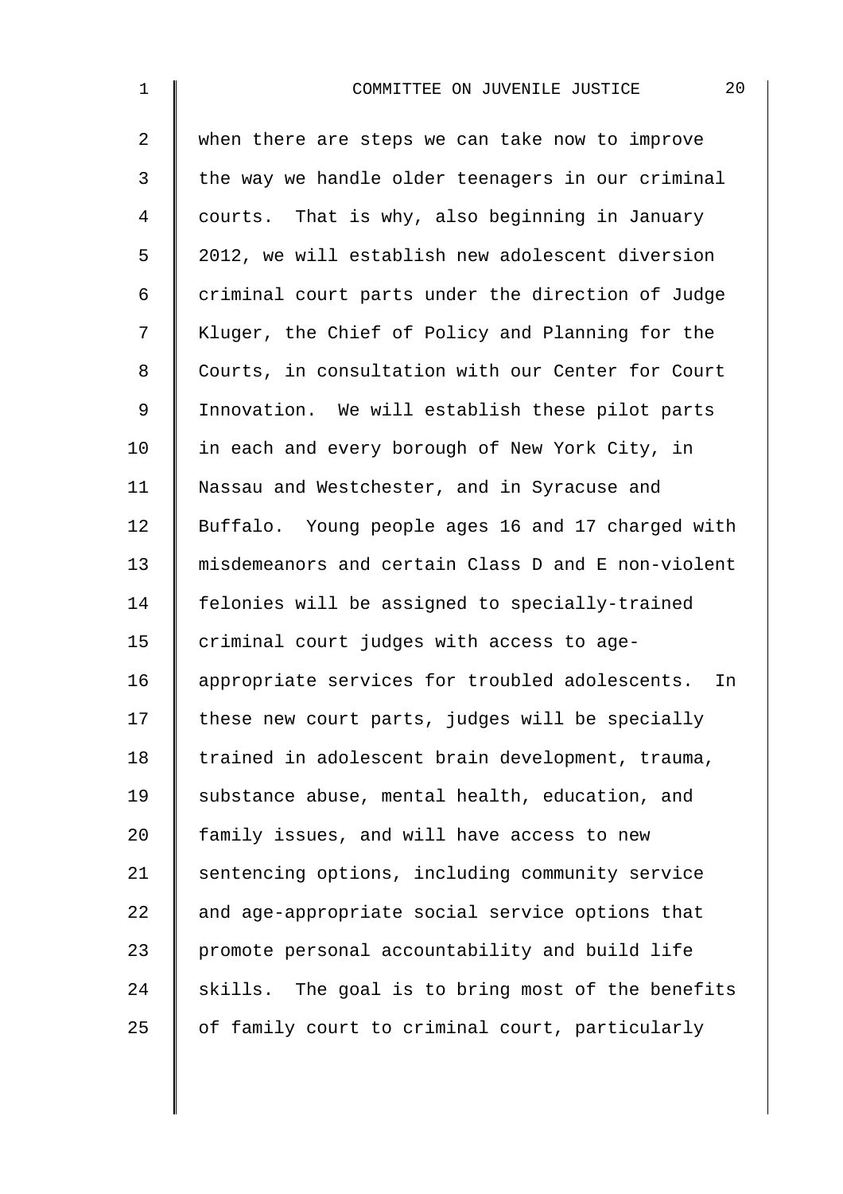when there are steps we can take now to improve the way we handle older teenagers in our criminal courts. That is why, also beginning in January 2012, we will establish new adolescent diversion criminal court parts under the direction of Judge Kluger, the Chief of Policy and Planning for the Courts, in consultation with our Center for Court Innovation. We will establish these pilot parts in each and every borough of New York City, in Nassau and Westchester, and in Syracuse and Buffalo. Young people ages 16 and 17 charged with misdemeanors and certain Class D and E non-violent felonies will be assigned to specially-trained criminal court judges with access to age-appropriate services for troubled adolescents. In these new court parts, judges will be specially trained in adolescent brain development, trauma, substance abuse, mental health, education, and family issues, and will have access to new sentencing options, including community service and age-appropriate social service options that promote personal accountability and build life skills. The goal is to bring most of the benefits of family court to criminal court, particularly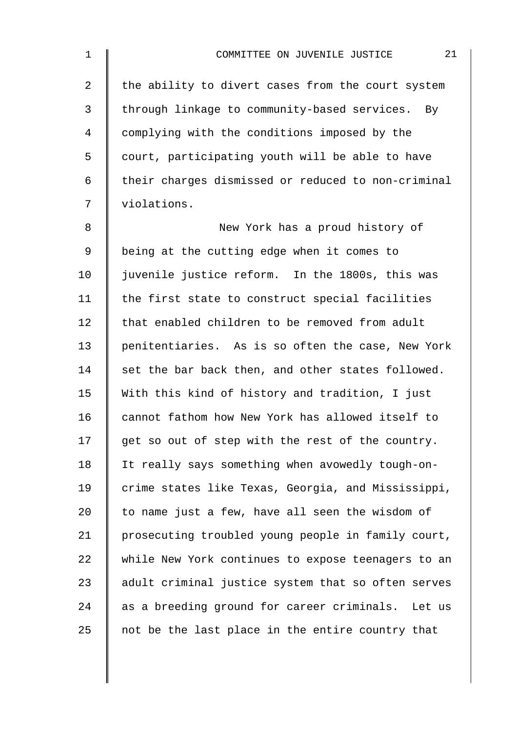the ability to divert cases from the court system through linkage to community-based services. By complying with the conditions imposed by the court, participating youth will be able to have their charges dismissed or reduced to non-criminal violations.

New York has a proud history of being at the cutting edge when it comes to juvenile justice reform. In the 1800s, this was the first state to construct special facilities that enabled children to be removed from adult penitentiaries. As is so often the case, New York set the bar back then, and other states followed. With this kind of history and tradition, I just cannot fathom how New York has allowed itself to get so out of step with the rest of the country. It really says something when avowedly tough-on-crime states like Texas, Georgia, and Mississippi, to name just a few, have all seen the wisdom of prosecuting troubled young people in family court, while New York continues to expose teenagers to an adult criminal justice system that so often serves as a breeding ground for career criminals. Let us not be the last place in the entire country that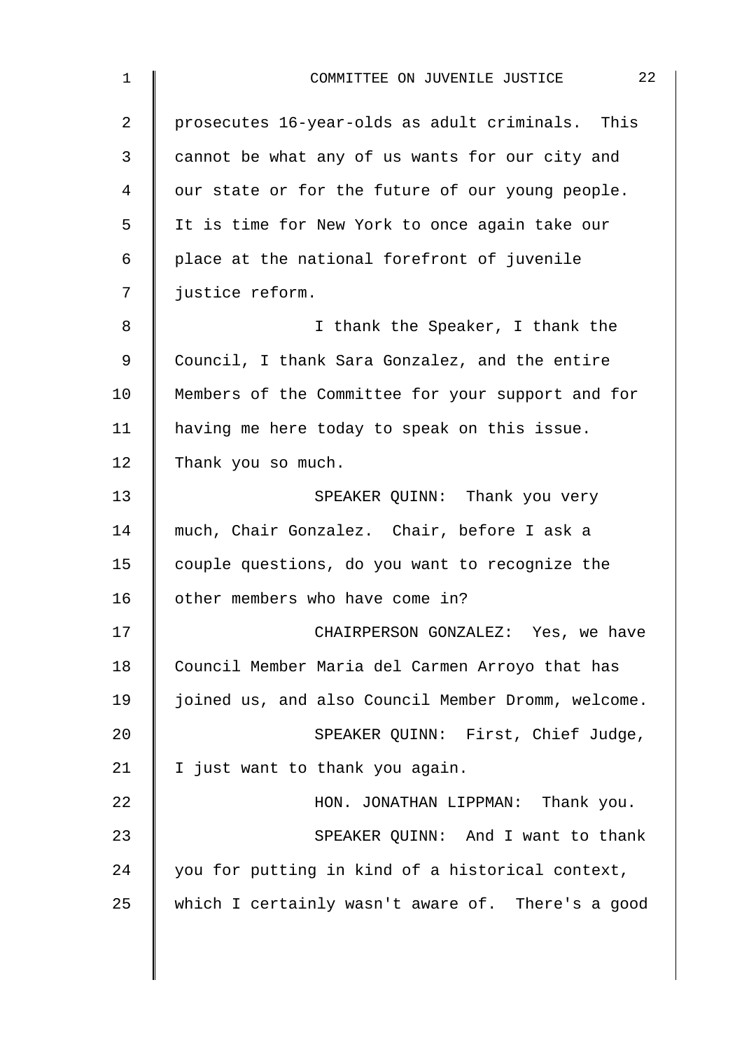prosecutes 16-year-olds as adult criminals. This cannot be what any of us wants for our city and our state or for the future of our young people. It is time for New York to once again take our place at the national forefront of juvenile justice reform.

I thank the Speaker, I thank the Council, I thank Sara Gonzalez, and the entire Members of the Committee for your support and for having me here today to speak on this issue. Thank you so much.

SPEAKER QUINN: Thank you very much, Chair Gonzalez. Chair, before I ask a couple questions, do you want to recognize the other members who have come in?

CHAIRPERSON GONZALEZ: Yes, we have Council Member Maria del Carmen Arroyo that has joined us, and also Council Member Dromm, welcome.

SPEAKER QUINN: First, Chief Judge, I just want to thank you again.

HON. JONATHAN LIPPMAN: Thank you.

SPEAKER QUINN: And I want to thank you for putting in kind of a historical context, which I certainly wasn't aware of. There's a good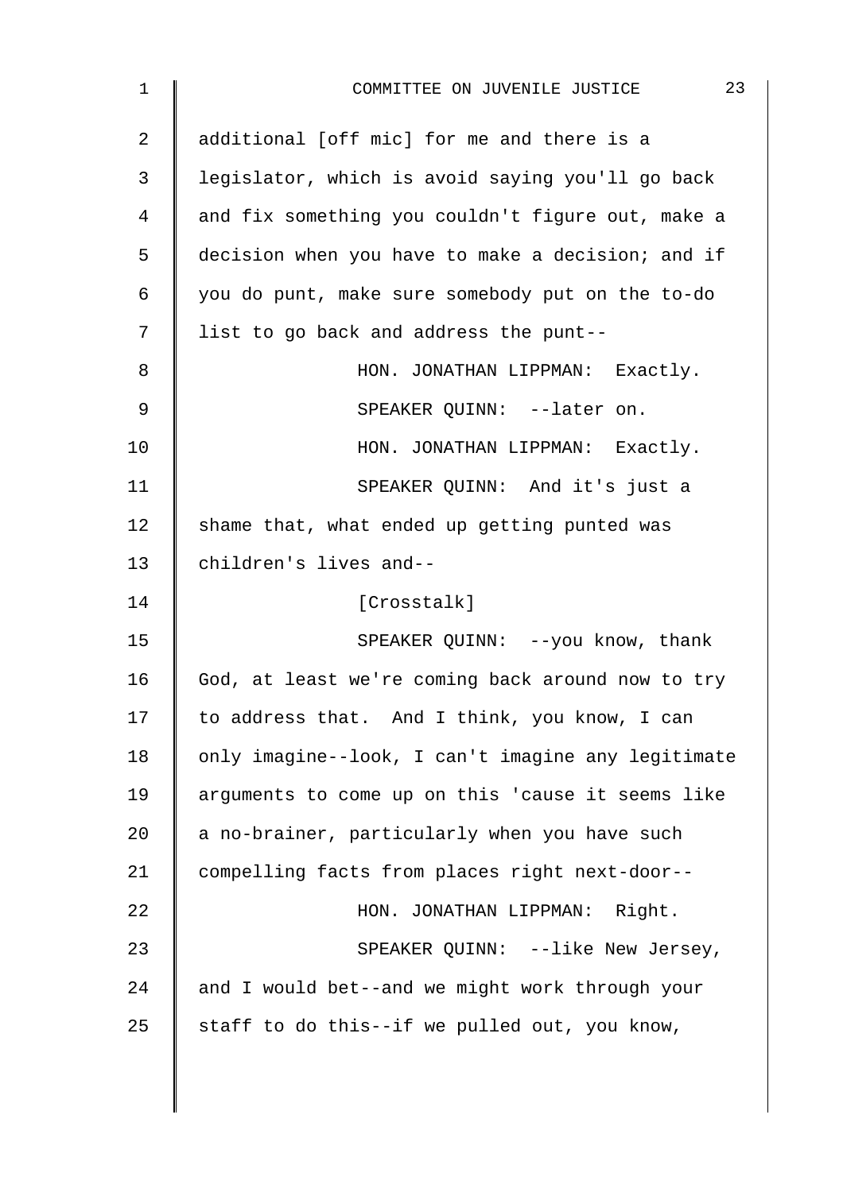additional [off mic] for me and there is a legislator, which is avoid saying you'll go back and fix something you couldn't figure out, make a decision when you have to make a decision; and if you do punt, make sure somebody put on the to-do list to go back and address the punt--

HON. JONATHAN LIPPMAN: Exactly.

SPEAKER QUINN: --later on.

HON. JONATHAN LIPPMAN: Exactly.

SPEAKER QUINN: And it's just a shame that, what ended up getting punted was children's lives and--

[Crosstalk]

SPEAKER QUINN: --you know, thank God, at least we're coming back around now to try to address that. And I think, you know, I can only imagine--look, I can't imagine any legitimate arguments to come up on this 'cause it seems like a no-brainer, particularly when you have such compelling facts from places right next-door--

HON. JONATHAN LIPPMAN: Right.

SPEAKER QUINN: --like New Jersey, and I would bet--and we might work through your staff to do this--if we pulled out, you know,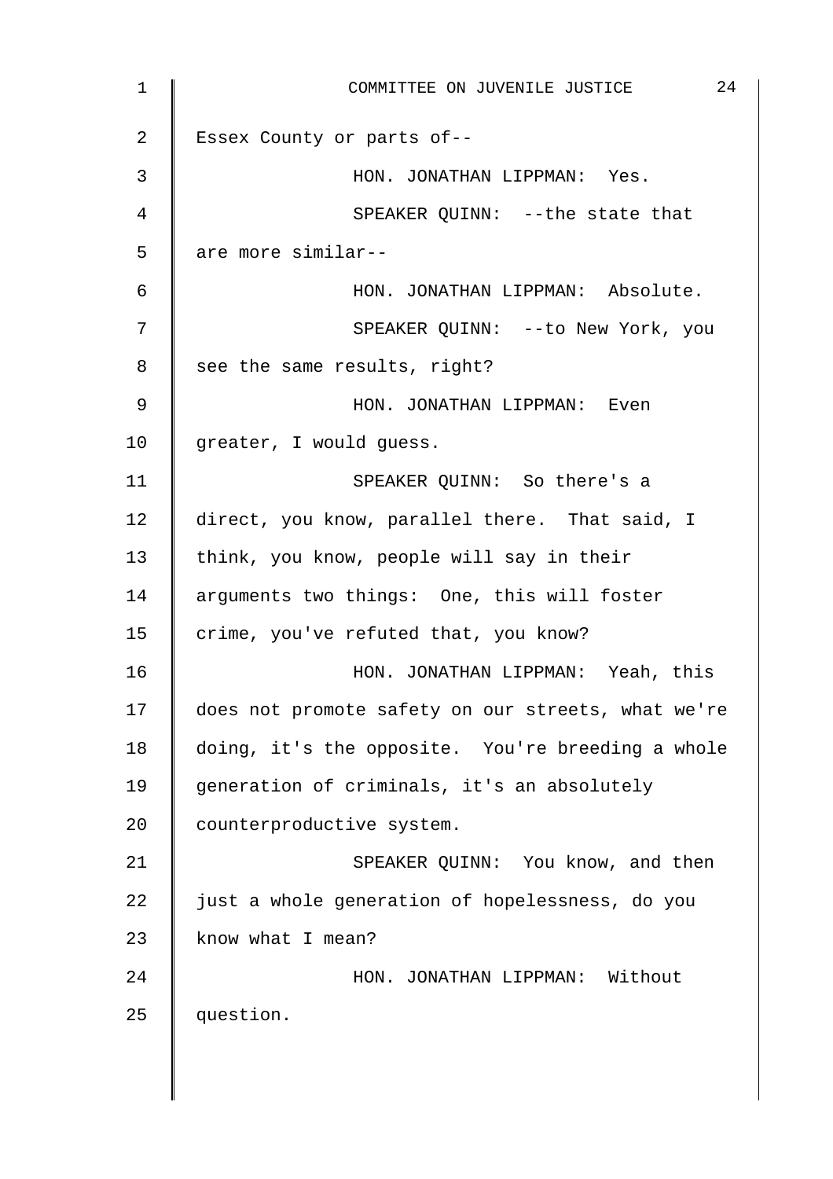Essex County or parts of--

HON. JONATHAN LIPPMAN: Yes.

SPEAKER QUINN: --the state that are more similar--

HON. JONATHAN LIPPMAN: Absolute.

SPEAKER QUINN: --to New York, you see the same results, right?

HON. JONATHAN LIPPMAN: Even greater, I would guess.

SPEAKER QUINN: So there's a direct, you know, parallel there. That said, I think, you know, people will say in their arguments two things: One, this will foster crime, you've refuted that, you know?

HON. JONATHAN LIPPMAN: Yeah, this does not promote safety on our streets, what we're doing, it's the opposite. You're breeding a whole generation of criminals, it's an absolutely counterproductive system.

SPEAKER QUINN: You know, and then just a whole generation of hopelessness, do you know what I mean?

HON. JONATHAN LIPPMAN: Without question.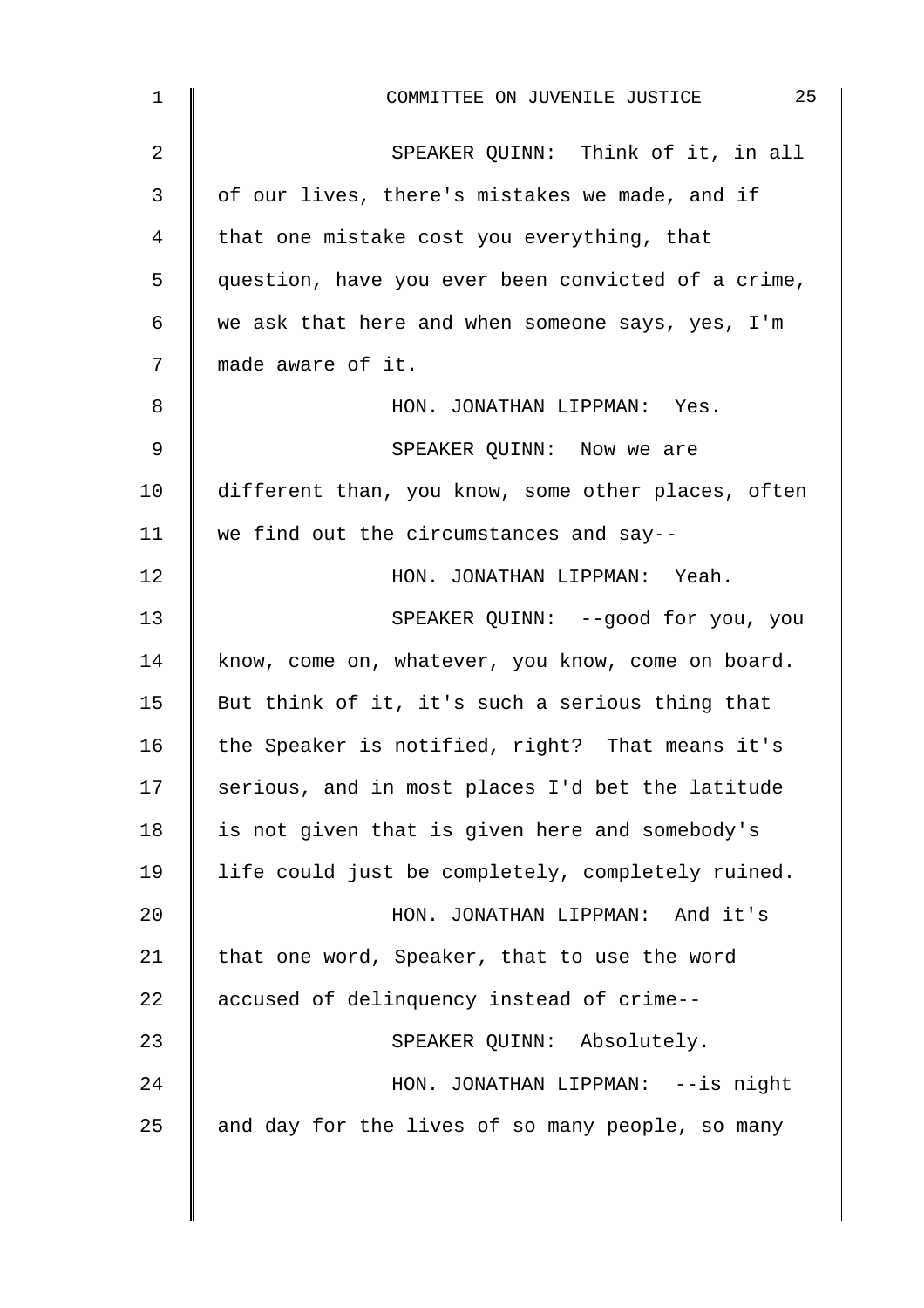SPEAKER QUINN: Think of it, in all of our lives, there's mistakes we made, and if that one mistake cost you everything, that question, have you ever been convicted of a crime, we ask that here and when someone says, yes, I'm made aware of it.

HON. JONATHAN LIPPMAN: Yes.

SPEAKER QUINN: Now we are different than, you know, some other places, often we find out the circumstances and say--

HON. JONATHAN LIPPMAN: Yeah.

SPEAKER QUINN: --good for you, you know, come on, whatever, you know, come on board. But think of it, it's such a serious thing that the Speaker is notified, right? That means it's serious, and in most places I'd bet the latitude is not given that is given here and somebody's life could just be completely, completely ruined.

HON. JONATHAN LIPPMAN: And it's that one word, Speaker, that to use the word accused of delinquency instead of crime--

SPEAKER QUINN: Absolutely.

HON. JONATHAN LIPPMAN: --is night and day for the lives of so many people, so many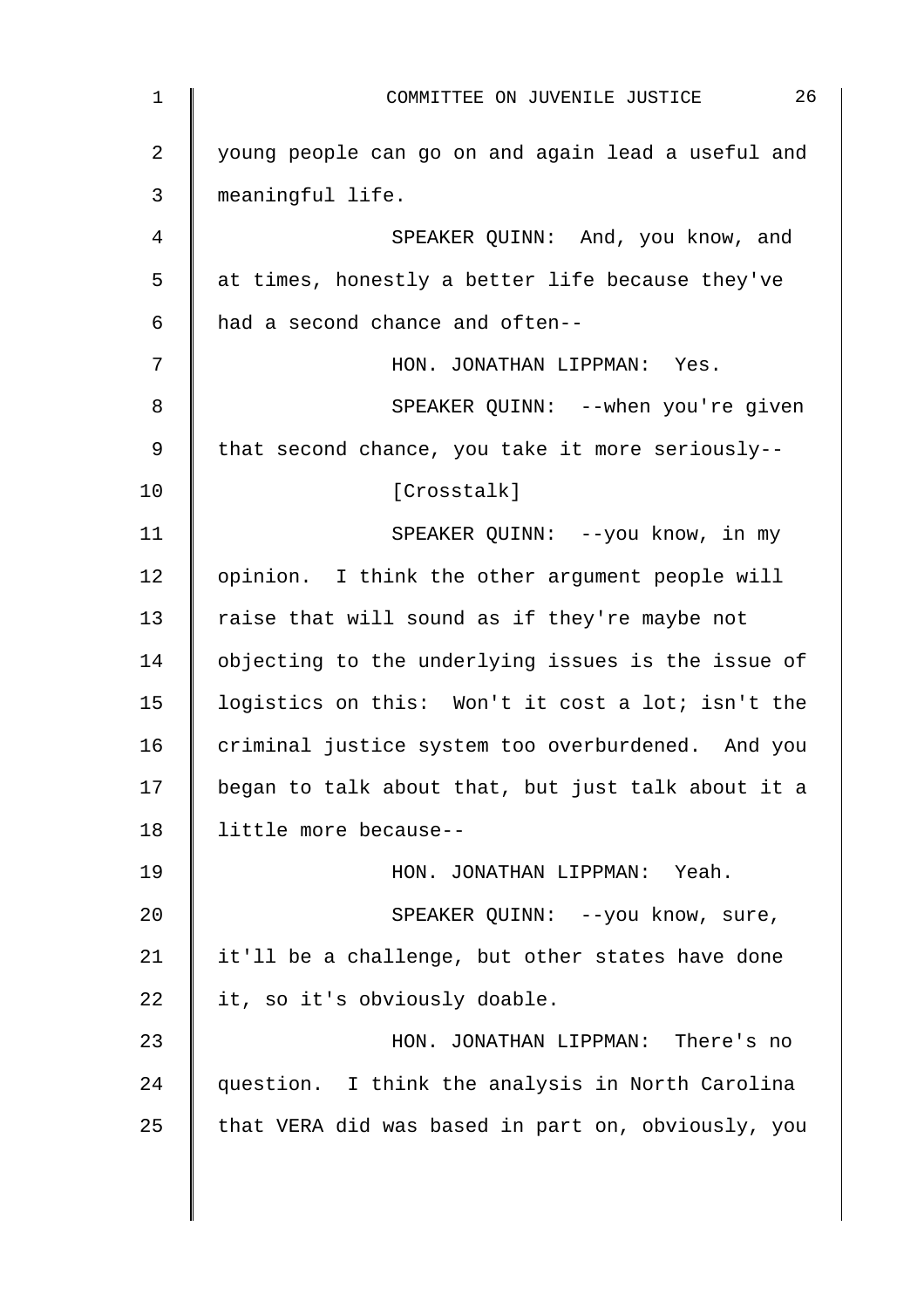young people can go on and again lead a useful and meaningful life.

SPEAKER QUINN: And, you know, and at times, honestly a better life because they've had a second chance and often--

HON. JONATHAN LIPPMAN: Yes.

SPEAKER QUINN: --when you're given that second chance, you take it more seriously--

[Crosstalk]

SPEAKER QUINN: --you know, in my opinion. I think the other argument people will raise that will sound as if they're maybe not objecting to the underlying issues is the issue of logistics on this: Won't it cost a lot; isn't the criminal justice system too overburdened. And you began to talk about that, but just talk about it a little more because--

HON. JONATHAN LIPPMAN: Yeah.

SPEAKER QUINN: --you know, sure, it'll be a challenge, but other states have done it, so it's obviously doable.

HON. JONATHAN LIPPMAN: There's no question. I think the analysis in North Carolina that VERA did was based in part on, obviously, you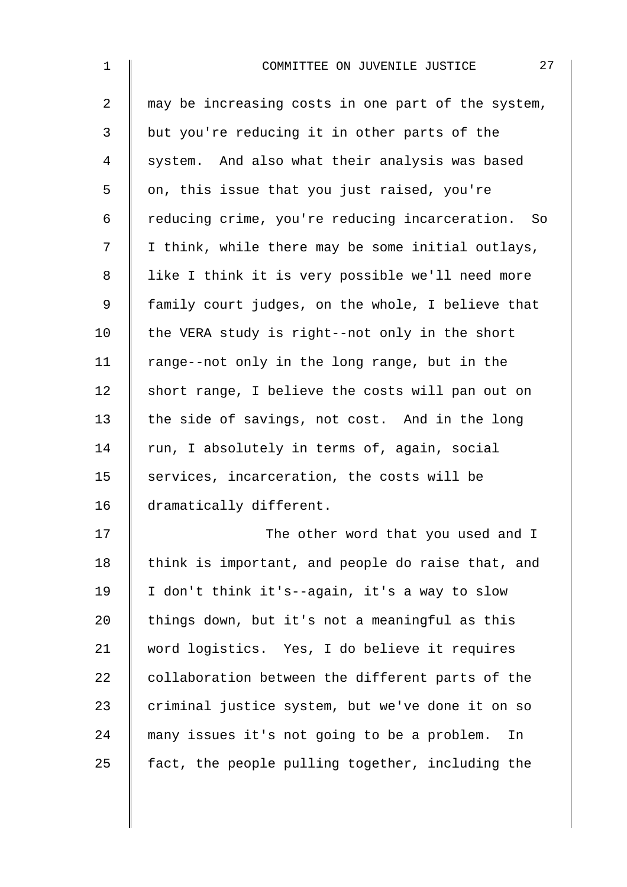may be increasing costs in one part of the system, but you're reducing it in other parts of the system. And also what their analysis was based on, this issue that you just raised, you're reducing crime, you're reducing incarceration. So I think, while there may be some initial outlays, like I think it is very possible we'll need more family court judges, on the whole, I believe that the VERA study is right--not only in the short range--not only in the long range, but in the short range, I believe the costs will pan out on the side of savings, not cost. And in the long run, I absolutely in terms of, again, social services, incarceration, the costs will be dramatically different.

The other word that you used and I think is important, and people do raise that, and I don't think it's--again, it's a way to slow things down, but it's not a meaningful as this word logistics. Yes, I do believe it requires collaboration between the different parts of the criminal justice system, but we've done it on so many issues it's not going to be a problem. In fact, the people pulling together, including the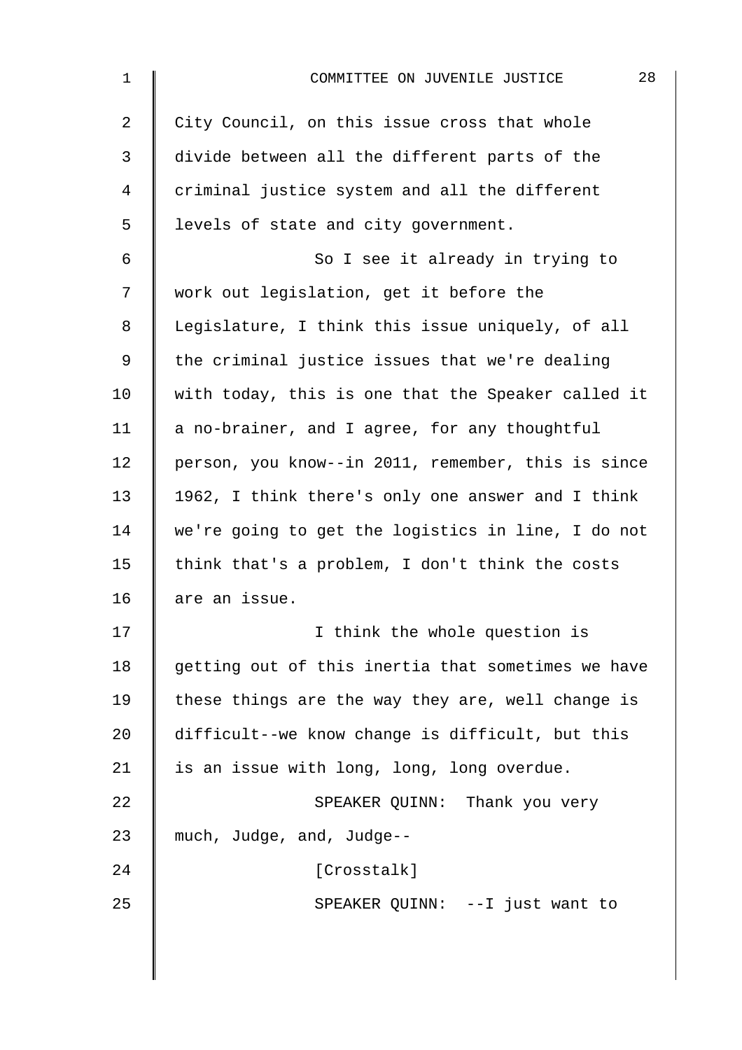City Council, on this issue cross that whole divide between all the different parts of the criminal justice system and all the different levels of state and city government.

So I see it already in trying to work out legislation, get it before the Legislature, I think this issue uniquely, of all the criminal justice issues that we're dealing with today, this is one that the Speaker called it a no-brainer, and I agree, for any thoughtful person, you know--in 2011, remember, this is since 1962, I think there's only one answer and I think we're going to get the logistics in line, I do not think that's a problem, I don't think the costs are an issue.

I think the whole question is getting out of this inertia that sometimes we have these things are the way they are, well change is difficult--we know change is difficult, but this is an issue with long, long, long overdue.

SPEAKER QUINN: Thank you very much, Judge, and, Judge--

[Crosstalk]

SPEAKER QUINN: --I just want to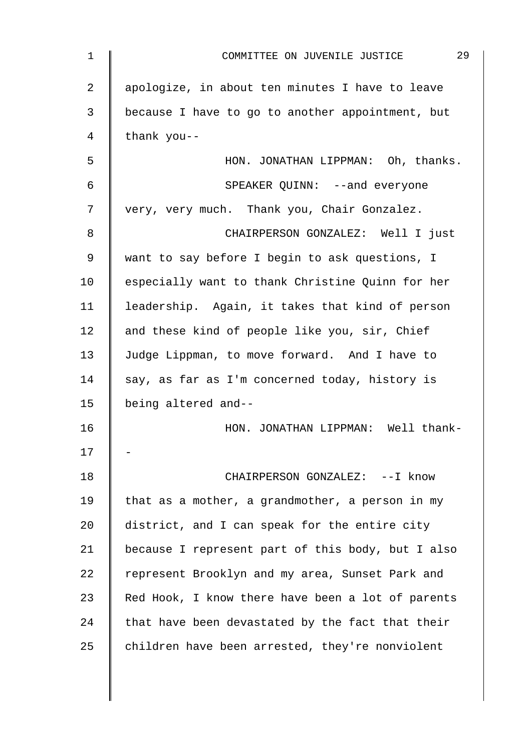apologize, in about ten minutes I have to leave because I have to go to another appointment, but thank you--

HON. JONATHAN LIPPMAN: Oh, thanks.

SPEAKER QUINN: --and everyone very, very much. Thank you, Chair Gonzalez.

CHAIRPERSON GONZALEZ: Well I just want to say before I begin to ask questions, I especially want to thank Christine Quinn for her leadership. Again, it takes that kind of person and these kind of people like you, sir, Chief Judge Lippman, to move forward. And I have to say, as far as I'm concerned today, history is being altered and--

HON. JONATHAN LIPPMAN: Well thank--

CHAIRPERSON GONZALEZ: --I know that as a mother, a grandmother, a person in my district, and I can speak for the entire city because I represent part of this body, but I also represent Brooklyn and my area, Sunset Park and Red Hook, I know there have been a lot of parents that have been devastated by the fact that their children have been arrested, they're nonviolent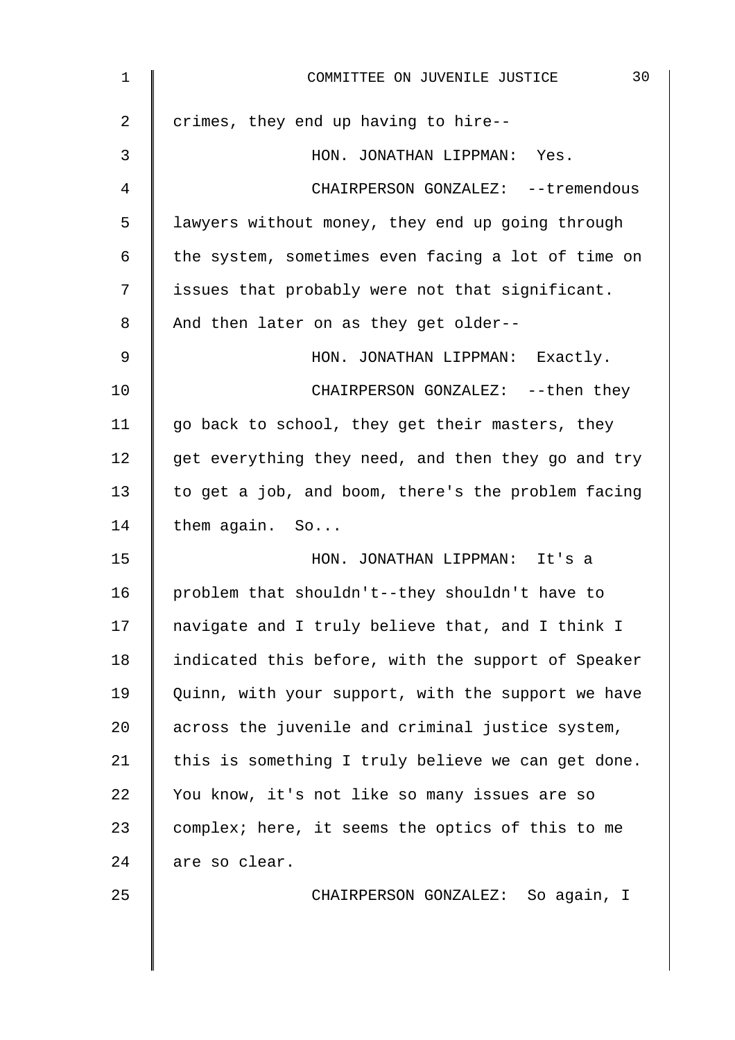crimes, they end up having to hire--

HON. JONATHAN LIPPMAN: Yes.

CHAIRPERSON GONZALEZ: --tremendous lawyers without money, they end up going through the system, sometimes even facing a lot of time on issues that probably were not that significant. And then later on as they get older--

HON. JONATHAN LIPPMAN: Exactly.

CHAIRPERSON GONZALEZ: --then they go back to school, they get their masters, they get everything they need, and then they go and try to get a job, and boom, there's the problem facing them again. So...

HON. JONATHAN LIPPMAN: It's a problem that shouldn't--they shouldn't have to navigate and I truly believe that, and I think I indicated this before, with the support of Speaker Quinn, with your support, with the support we have across the juvenile and criminal justice system, this is something I truly believe we can get done. You know, it's not like so many issues are so complex; here, it seems the optics of this to me are so clear.

CHAIRPERSON GONZALEZ: So again, I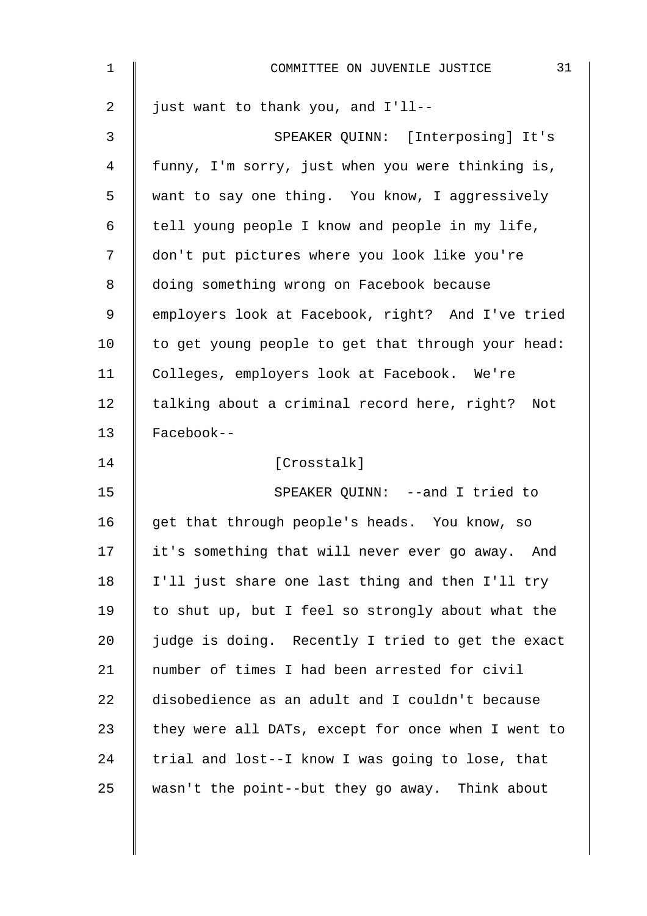just want to thank you, and I'll--

SPEAKER QUINN: [Interposing] It's funny, I'm sorry, just when you were thinking is, want to say one thing. You know, I aggressively tell young people I know and people in my life, don't put pictures where you look like you're doing something wrong on Facebook because employers look at Facebook, right? And I've tried to get young people to get that through your head: Colleges, employers look at Facebook. We're talking about a criminal record here, right? Not Facebook--

[Crosstalk]

SPEAKER QUINN: --and I tried to get that through people's heads. You know, so it's something that will never ever go away. And I'll just share one last thing and then I'll try to shut up, but I feel so strongly about what the judge is doing. Recently I tried to get the exact number of times I had been arrested for civil disobedience as an adult and I couldn't because they were all DATs, except for once when I went to trial and lost--I know I was going to lose, that wasn't the point--but they go away. Think about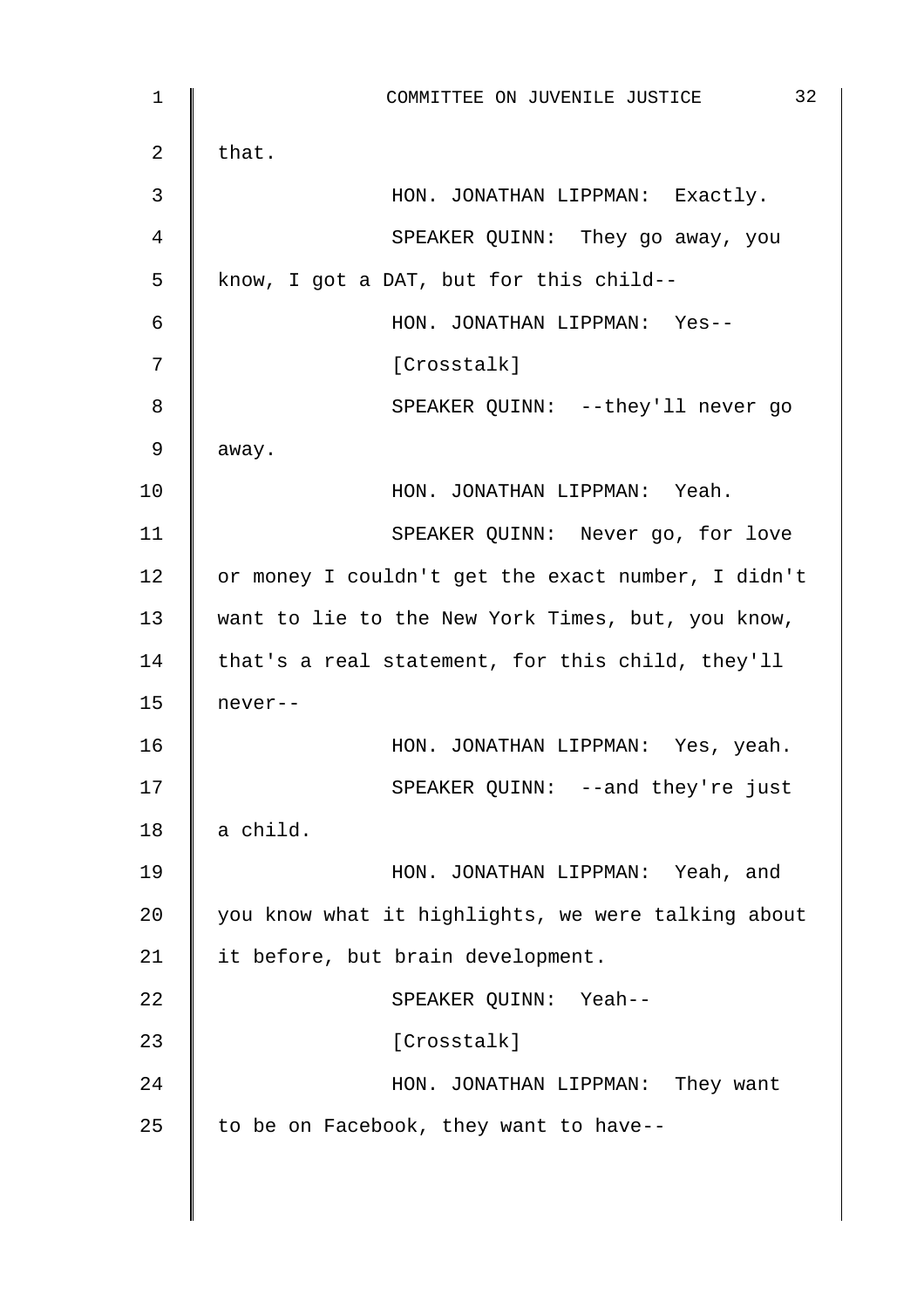that.

HON. JONATHAN LIPPMAN: Exactly.

SPEAKER QUINN: They go away, you know, I got a DAT, but for this child--

HON. JONATHAN LIPPMAN: Yes--

[Crosstalk]

SPEAKER QUINN: --they'll never go away.

HON. JONATHAN LIPPMAN: Yeah.

SPEAKER QUINN: Never go, for love or money I couldn't get the exact number, I didn't want to lie to the New York Times, but, you know, that's a real statement, for this child, they'll never--

HON. JONATHAN LIPPMAN: Yes, yeah.

SPEAKER QUINN: --and they're just a child.

HON. JONATHAN LIPPMAN: Yeah, and you know what it highlights, we were talking about it before, but brain development.

SPEAKER QUINN: Yeah--

[Crosstalk]

HON. JONATHAN LIPPMAN: They want to be on Facebook, they want to have--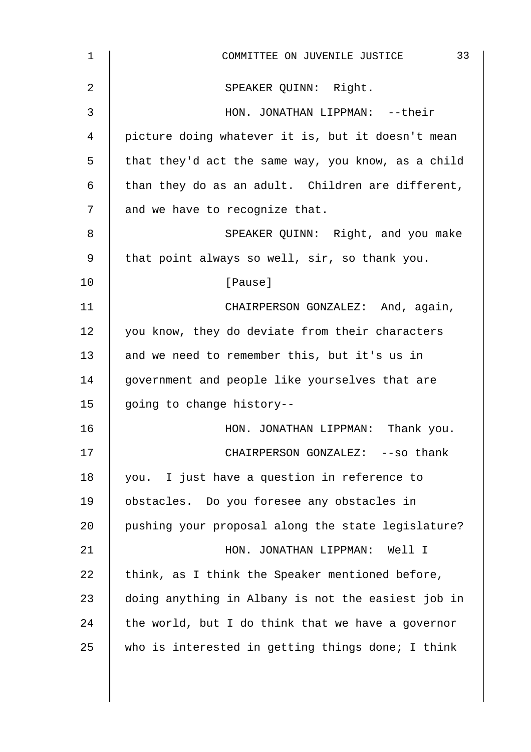SPEAKER QUINN: Right.

HON. JONATHAN LIPPMAN: --their picture doing whatever it is, but it doesn't mean that they'd act the same way, you know, as a child than they do as an adult. Children are different, and we have to recognize that.

SPEAKER QUINN: Right, and you make that point always so well, sir, so thank you.

[Pause]

CHAIRPERSON GONZALEZ: And, again, you know, they do deviate from their characters and we need to remember this, but it's us in government and people like yourselves that are going to change history--

HON. JONATHAN LIPPMAN: Thank you.

CHAIRPERSON GONZALEZ: --so thank you. I just have a question in reference to obstacles. Do you foresee any obstacles in pushing your proposal along the state legislature?

HON. JONATHAN LIPPMAN: Well I think, as I think the Speaker mentioned before, doing anything in Albany is not the easiest job in the world, but I do think that we have a governor who is interested in getting things done; I think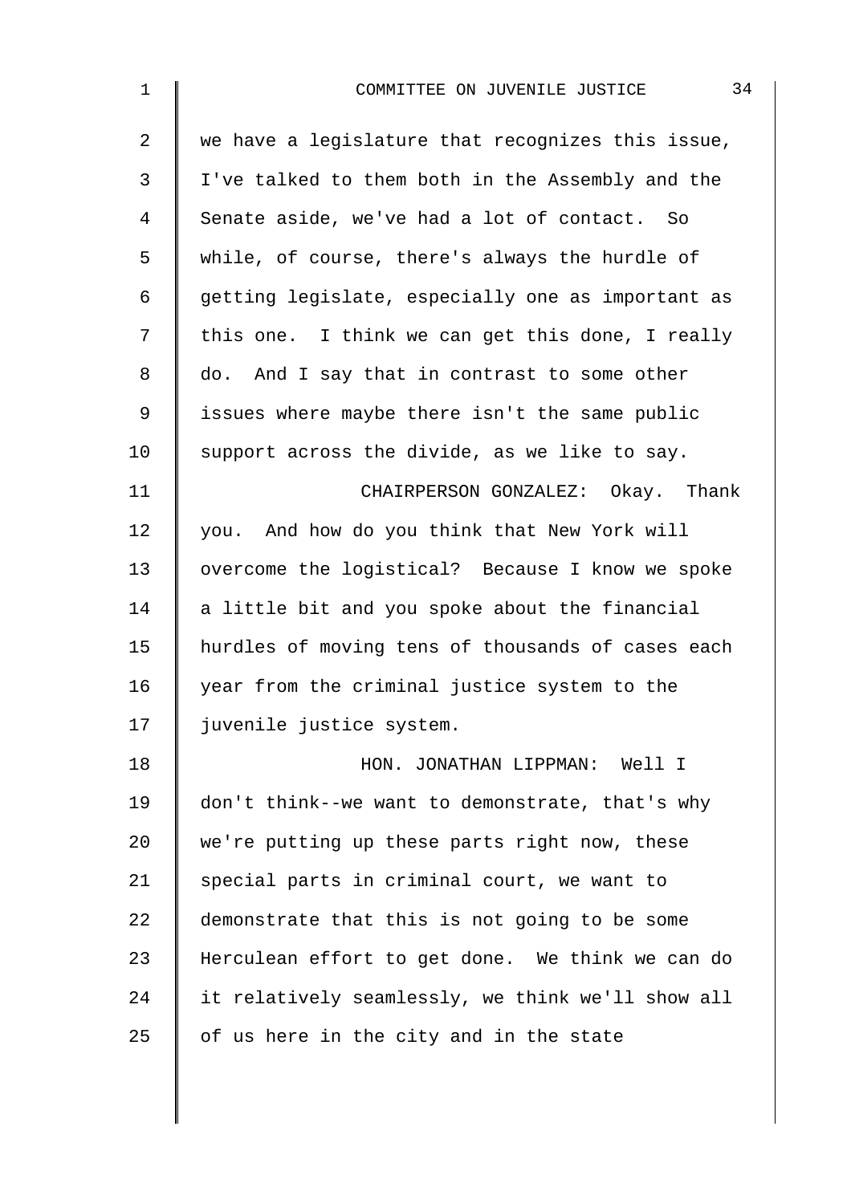we have a legislature that recognizes this issue, I've talked to them both in the Assembly and the Senate aside, we've had a lot of contact. So while, of course, there's always the hurdle of getting legislate, especially one as important as this one. I think we can get this done, I really do. And I say that in contrast to some other issues where maybe there isn't the same public support across the divide, as we like to say.

CHAIRPERSON GONZALEZ: Okay. Thank you. And how do you think that New York will overcome the logistical? Because I know we spoke a little bit and you spoke about the financial hurdles of moving tens of thousands of cases each year from the criminal justice system to the juvenile justice system.

HON. JONATHAN LIPPMAN: Well I don't think--we want to demonstrate, that's why we're putting up these parts right now, these special parts in criminal court, we want to demonstrate that this is not going to be some Herculean effort to get done. We think we can do it relatively seamlessly, we think we'll show all of us here in the city and in the state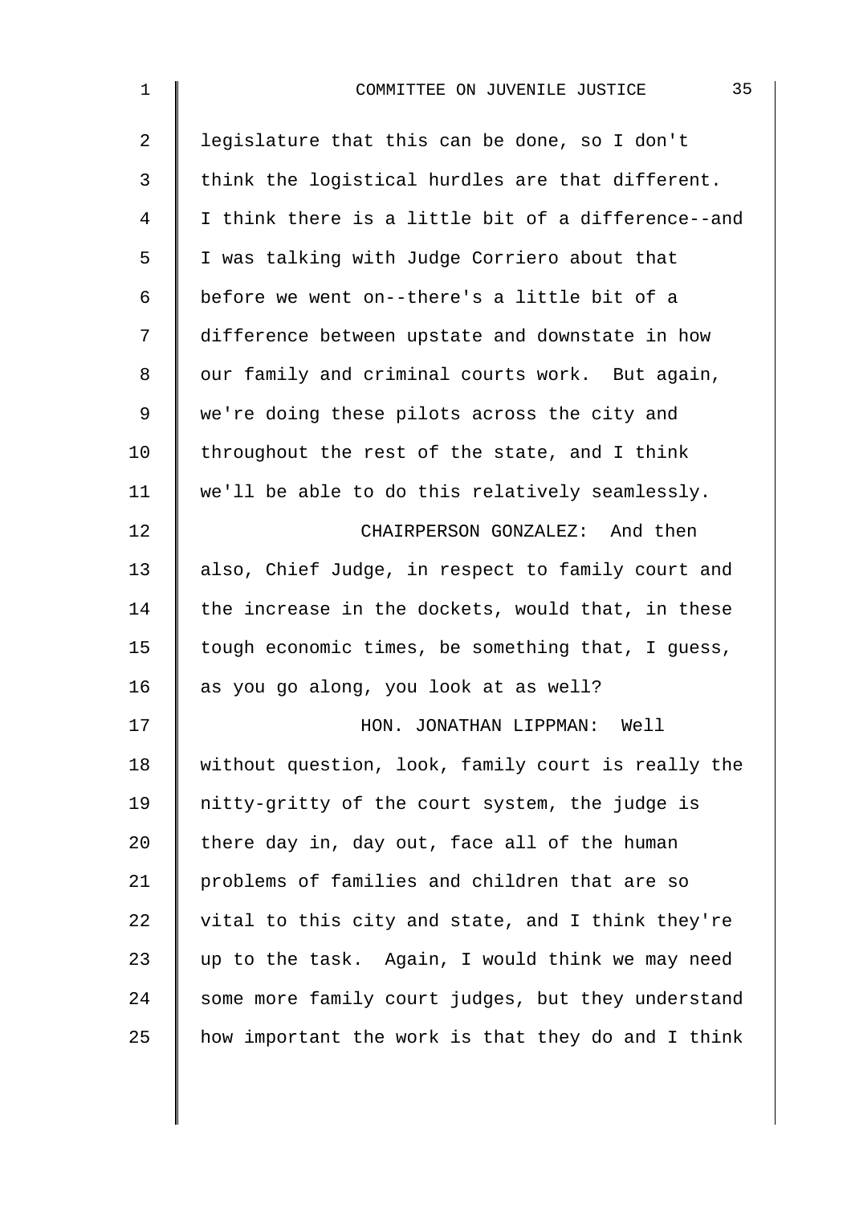legislature that this can be done, so I don't think the logistical hurdles are that different. I think there is a little bit of a difference--and I was talking with Judge Corriero about that before we went on--there's a little bit of a difference between upstate and downstate in how our family and criminal courts work. But again, we're doing these pilots across the city and throughout the rest of the state, and I think we'll be able to do this relatively seamlessly.

CHAIRPERSON GONZALEZ: And then also, Chief Judge, in respect to family court and the increase in the dockets, would that, in these tough economic times, be something that, I guess, as you go along, you look at as well?

HON. JONATHAN LIPPMAN: Well without question, look, family court is really the nitty-gritty of the court system, the judge is there day in, day out, face all of the human problems of families and children that are so vital to this city and state, and I think they're up to the task. Again, I would think we may need some more family court judges, but they understand how important the work is that they do and I think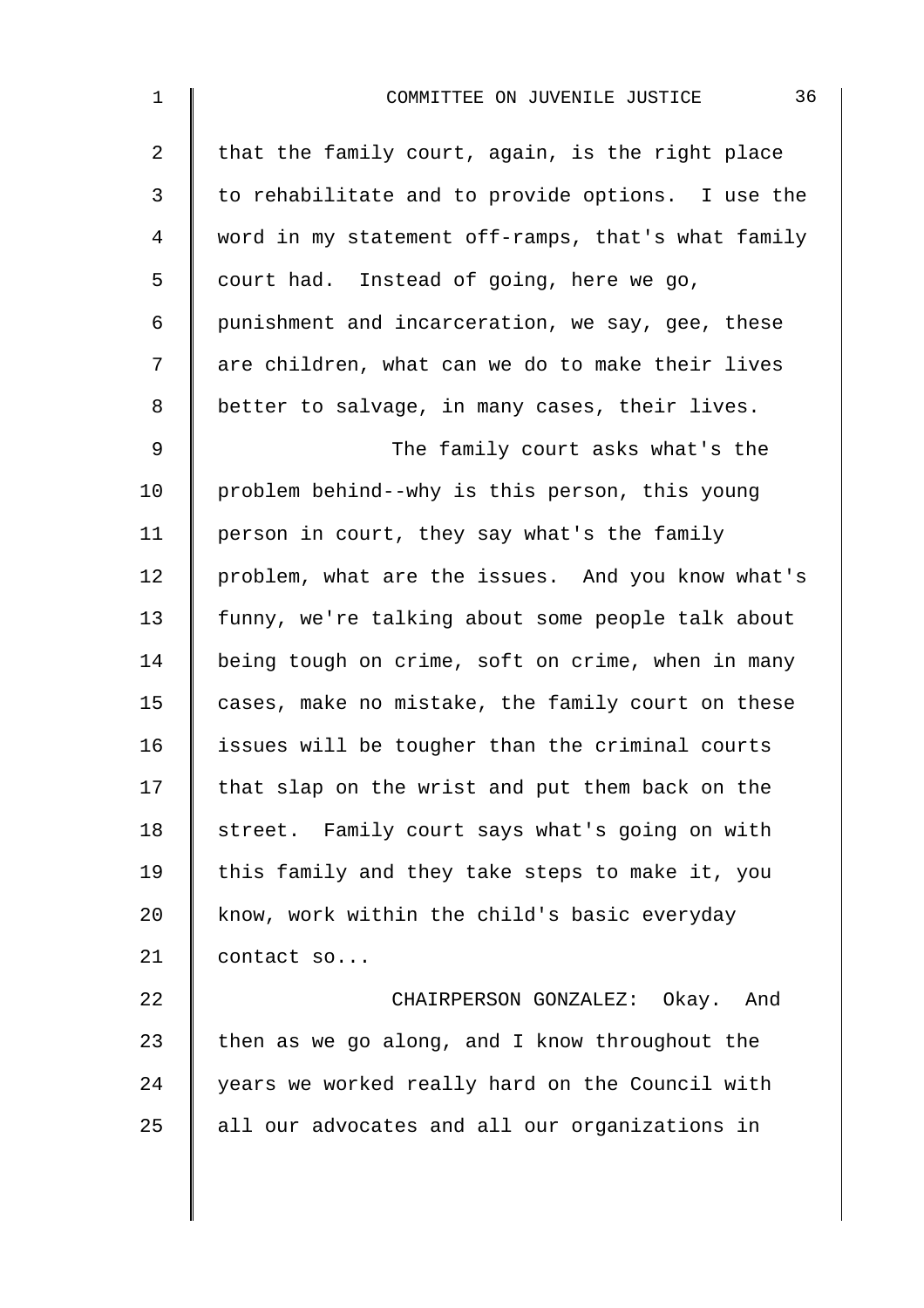that the family court, again, is the right place to rehabilitate and to provide options. I use the word in my statement off-ramps, that's what family court had. Instead of going, here we go, punishment and incarceration, we say, gee, these are children, what can we do to make their lives better to salvage, in many cases, their lives.

The family court asks what's the problem behind--why is this person, this young person in court, they say what's the family problem, what are the issues. And you know what's funny, we're talking about some people talk about being tough on crime, soft on crime, when in many cases, make no mistake, the family court on these issues will be tougher than the criminal courts that slap on the wrist and put them back on the street. Family court says what's going on with this family and they take steps to make it, you know, work within the child's basic everyday contact so...

CHAIRPERSON GONZALEZ: Okay. And then as we go along, and I know throughout the years we worked really hard on the Council with all our advocates and all our organizations in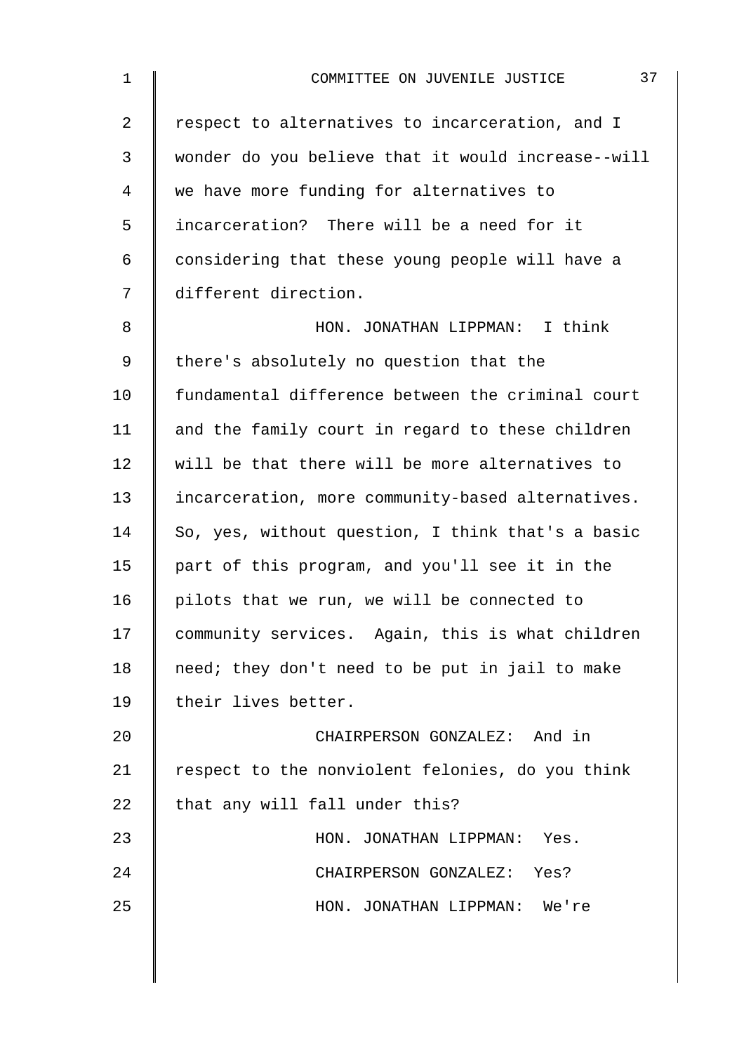respect to alternatives to incarceration, and I wonder do you believe that it would increase--will we have more funding for alternatives to incarceration? There will be a need for it considering that these young people will have a different direction.

HON. JONATHAN LIPPMAN: I think there's absolutely no question that the fundamental difference between the criminal court and the family court in regard to these children will be that there will be more alternatives to incarceration, more community-based alternatives. So, yes, without question, I think that's a basic part of this program, and you'll see it in the pilots that we run, we will be connected to community services. Again, this is what children need; they don't need to be put in jail to make their lives better.

CHAIRPERSON GONZALEZ: And in respect to the nonviolent felonies, do you think that any will fall under this?

HON. JONATHAN LIPPMAN: Yes.

CHAIRPERSON GONZALEZ: Yes?

HON. JONATHAN LIPPMAN: We're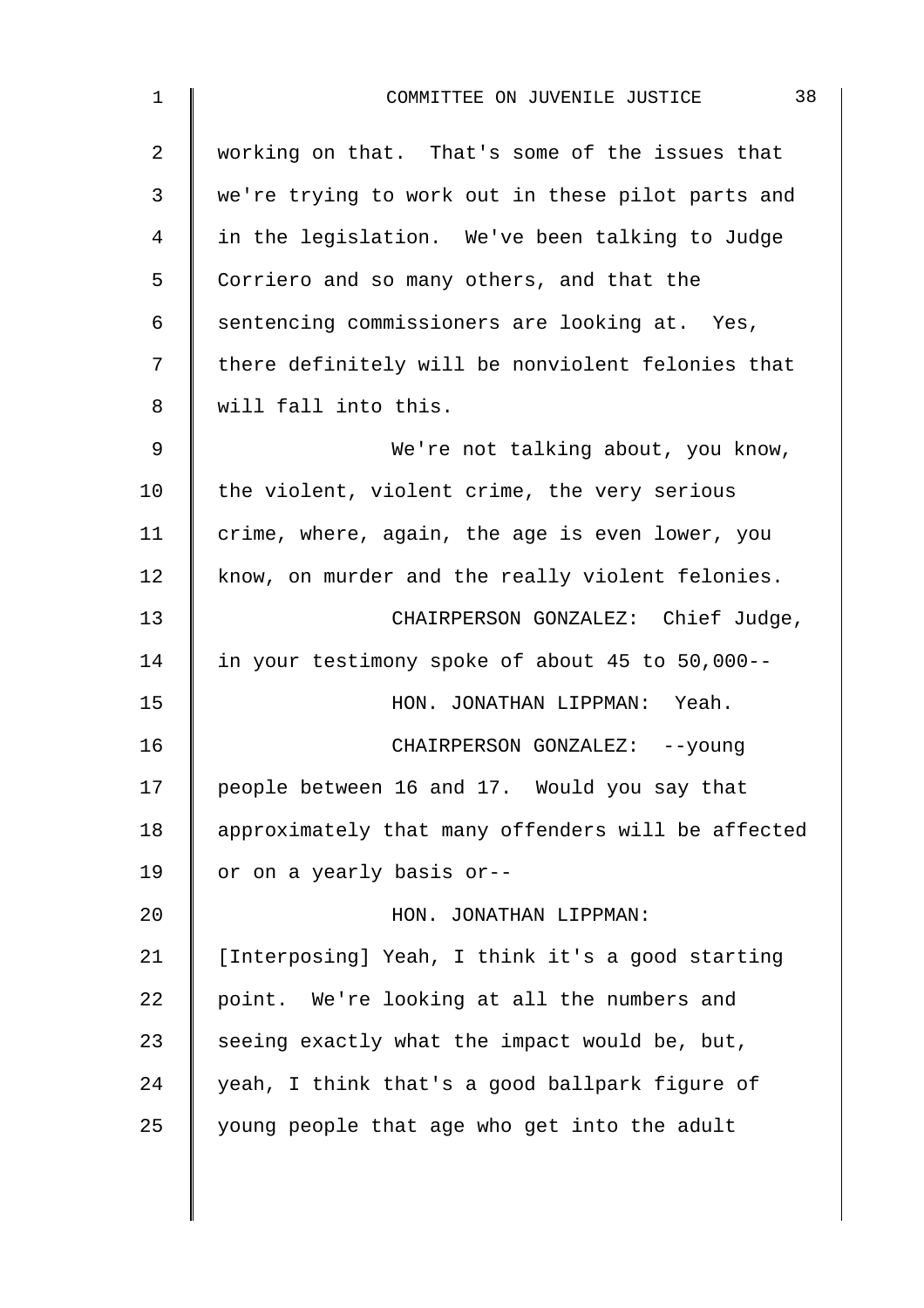working on that. That's some of the issues that we're trying to work out in these pilot parts and in the legislation. We've been talking to Judge Corriero and so many others, and that the sentencing commissioners are looking at. Yes, there definitely will be nonviolent felonies that will fall into this.

We're not talking about, you know, the violent, violent crime, the very serious crime, where, again, the age is even lower, you know, on murder and the really violent felonies.

CHAIRPERSON GONZALEZ: Chief Judge, in your testimony spoke of about 45 to 50,000--

HON. JONATHAN LIPPMAN: Yeah.

CHAIRPERSON GONZALEZ: --young people between 16 and 17. Would you say that approximately that many offenders will be affected or on a yearly basis or--

HON. JONATHAN LIPPMAN: [Interposing] Yeah, I think it's a good starting point. We're looking at all the numbers and seeing exactly what the impact would be, but, yeah, I think that's a good ballpark figure of young people that age who get into the adult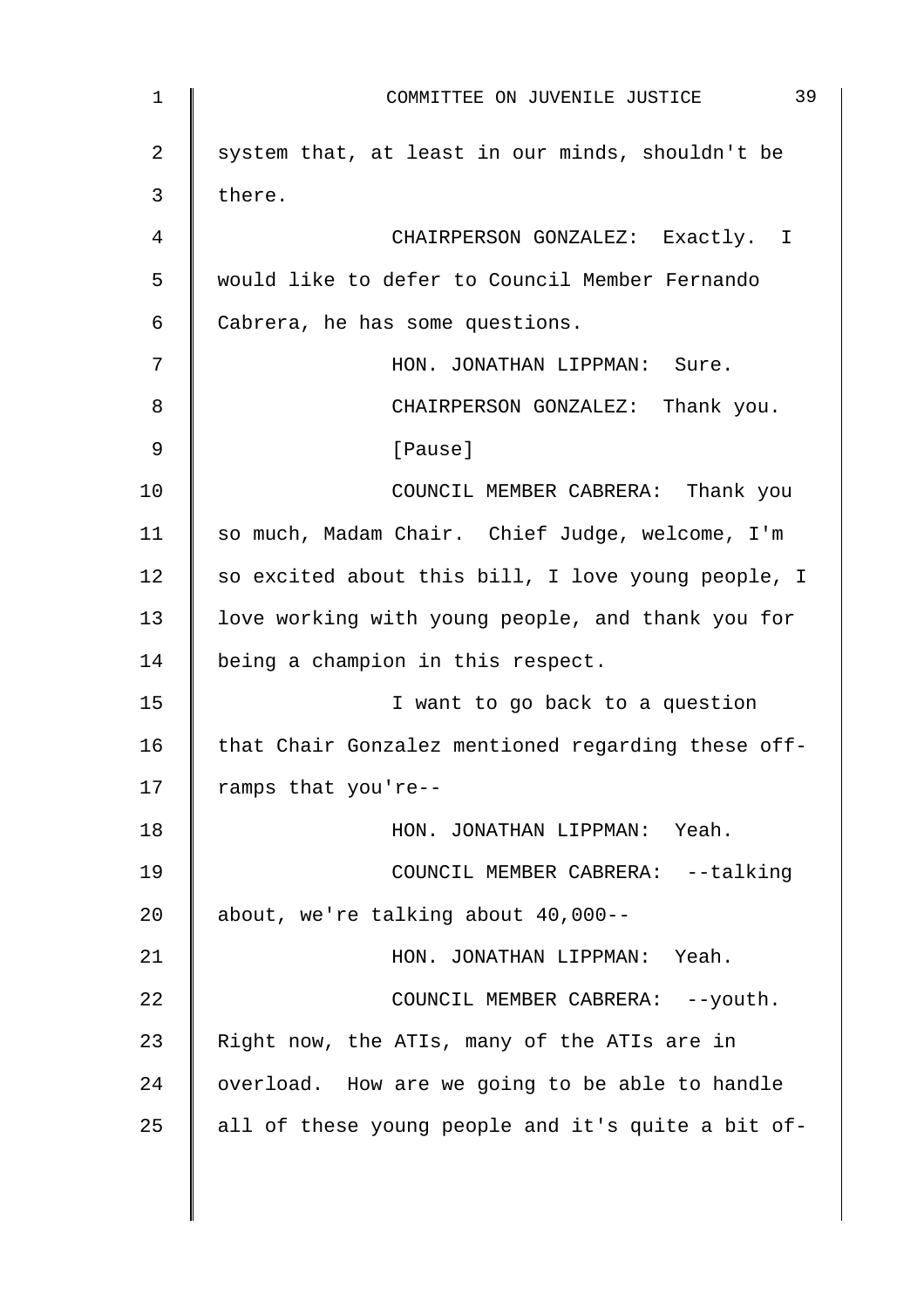system that, at least in our minds, shouldn't be there.

CHAIRPERSON GONZALEZ: Exactly. I would like to defer to Council Member Fernando Cabrera, he has some questions.

HON. JONATHAN LIPPMAN: Sure.

CHAIRPERSON GONZALEZ: Thank you.

[Pause]

COUNCIL MEMBER CABRERA: Thank you so much, Madam Chair. Chief Judge, welcome, I'm so excited about this bill, I love young people, I love working with young people, and thank you for being a champion in this respect.

I want to go back to a question that Chair Gonzalez mentioned regarding these off-ramps that you're--

HON. JONATHAN LIPPMAN: Yeah.

COUNCIL MEMBER CABRERA: --talking about, we're talking about 40,000--

HON. JONATHAN LIPPMAN: Yeah.

COUNCIL MEMBER CABRERA: --youth. Right now, the ATIs, many of the ATIs are in overload. How are we going to be able to handle all of these young people and it's quite a bit of-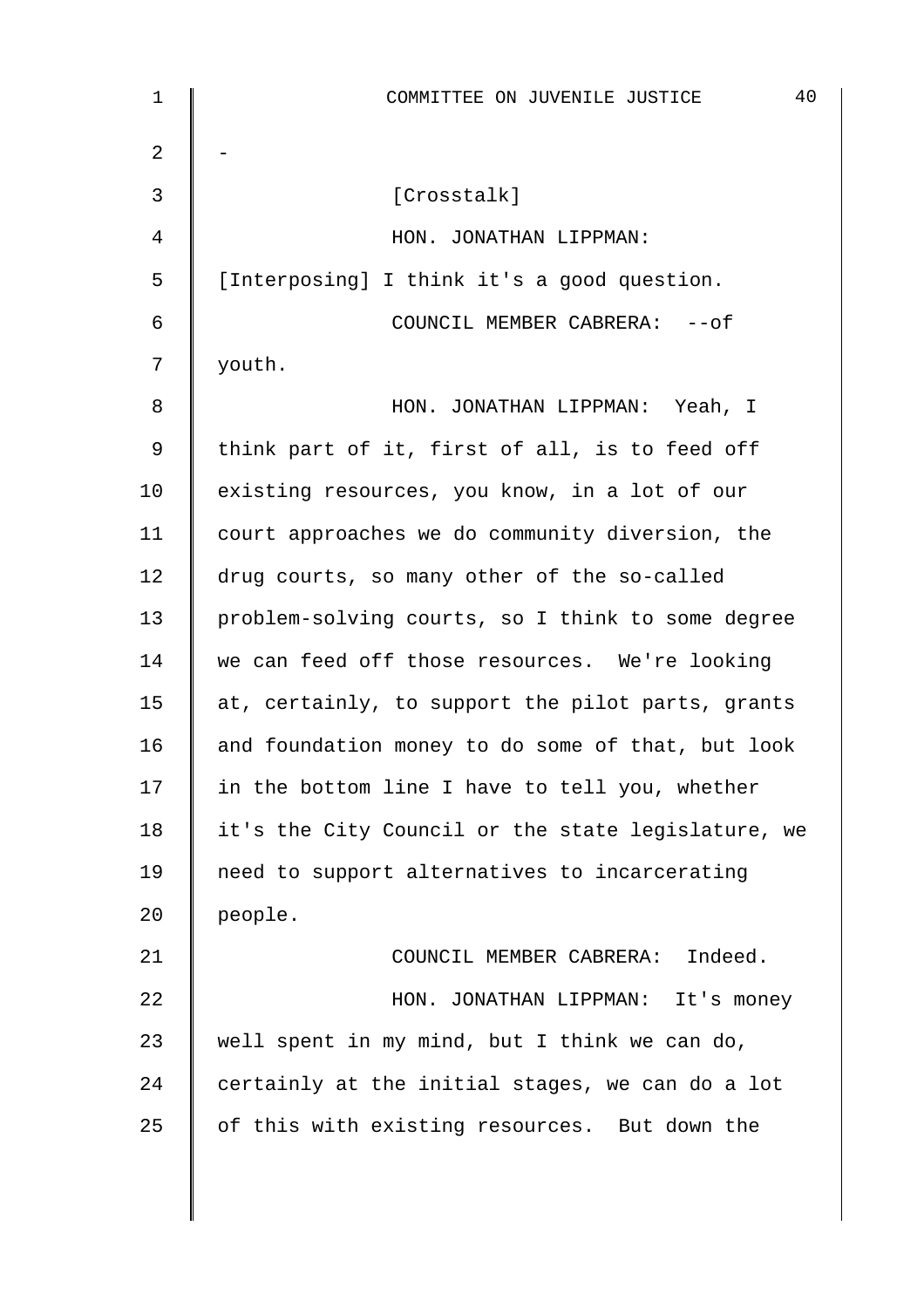-

[Crosstalk]

HON. JONATHAN LIPPMAN: [Interposing] I think it's a good question.

COUNCIL MEMBER CABRERA: --of youth.

HON. JONATHAN LIPPMAN: Yeah, I think part of it, first of all, is to feed off existing resources, you know, in a lot of our court approaches we do community diversion, the drug courts, so many other of the so-called problem-solving courts, so I think to some degree we can feed off those resources. We're looking at, certainly, to support the pilot parts, grants and foundation money to do some of that, but look in the bottom line I have to tell you, whether it's the City Council or the state legislature, we need to support alternatives to incarcerating people.

COUNCIL MEMBER CABRERA: Indeed.

HON. JONATHAN LIPPMAN: It's money well spent in my mind, but I think we can do, certainly at the initial stages, we can do a lot of this with existing resources. But down the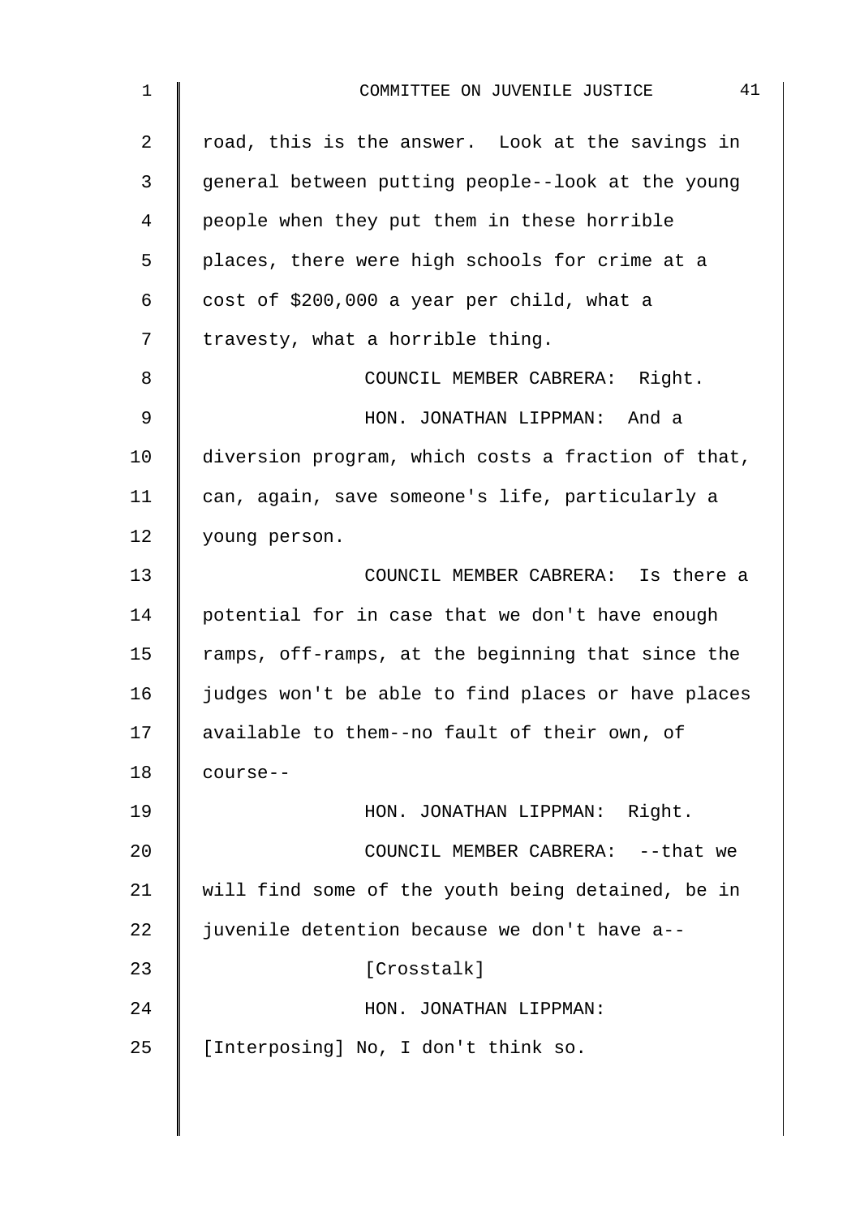road, this is the answer. Look at the savings in general between putting people--look at the young people when they put them in these horrible places, there were high schools for crime at a cost of $200,000 a year per child, what a travesty, what a horrible thing.

COUNCIL MEMBER CABRERA: Right.

HON. JONATHAN LIPPMAN: And a diversion program, which costs a fraction of that, can, again, save someone's life, particularly a young person.

COUNCIL MEMBER CABRERA: Is there a potential for in case that we don't have enough ramps, off-ramps, at the beginning that since the judges won't be able to find places or have places available to them--no fault of their own, of course--

HON. JONATHAN LIPPMAN: Right.

COUNCIL MEMBER CABRERA: --that we will find some of the youth being detained, be in juvenile detention because we don't have a--

[Crosstalk]

HON. JONATHAN LIPPMAN: [Interposing] No, I don't think so.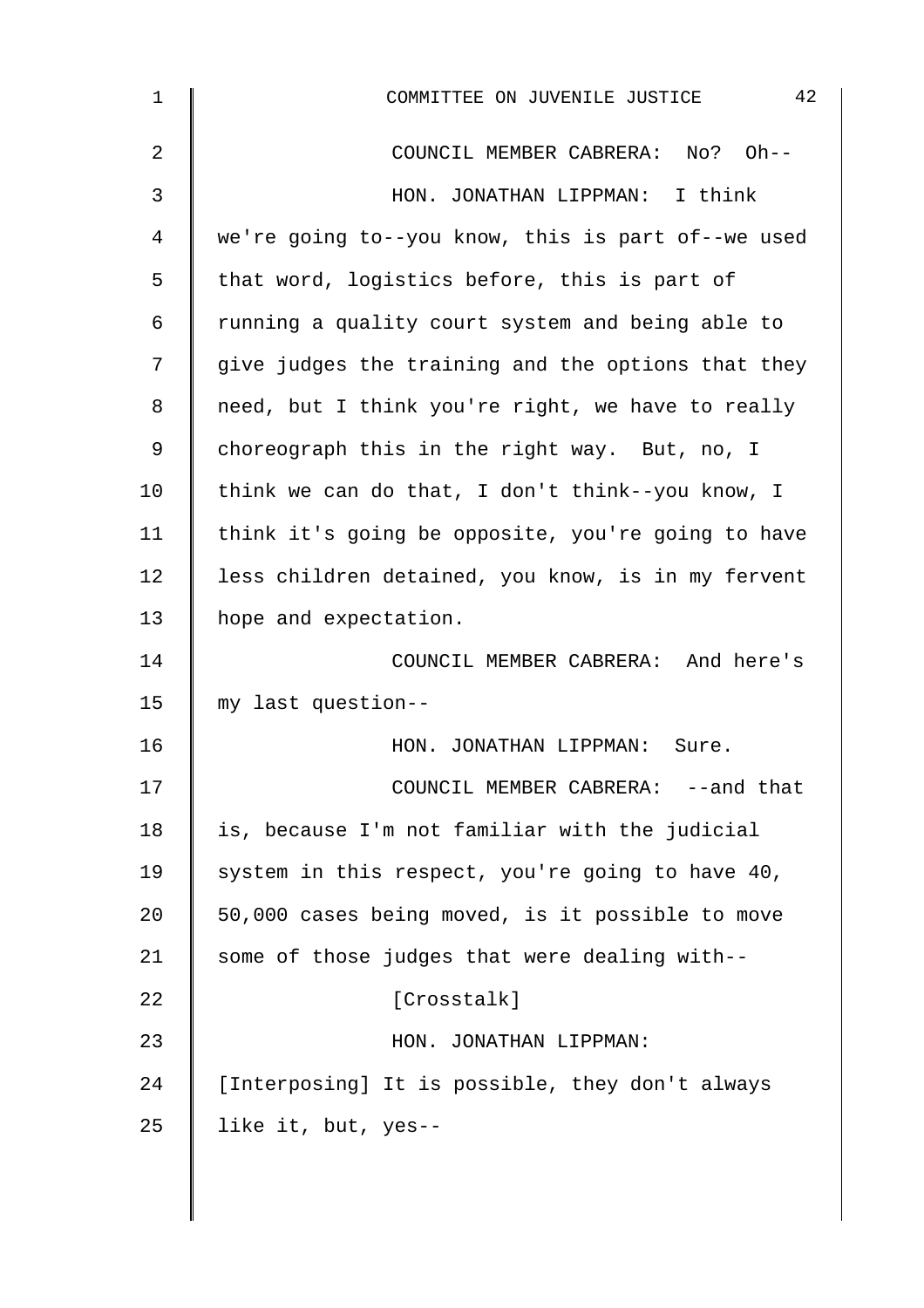COUNCIL MEMBER CABRERA: No? Oh--

HON. JONATHAN LIPPMAN: I think we're going to--you know, this is part of--we used that word, logistics before, this is part of running a quality court system and being able to give judges the training and the options that they need, but I think you're right, we have to really choreograph this in the right way. But, no, I think we can do that, I don't think--you know, I think it's going be opposite, you're going to have less children detained, you know, is in my fervent hope and expectation.

COUNCIL MEMBER CABRERA: And here's my last question--

HON. JONATHAN LIPPMAN: Sure.

COUNCIL MEMBER CABRERA: --and that is, because I'm not familiar with the judicial system in this respect, you're going to have 40, 50,000 cases being moved, is it possible to move some of those judges that were dealing with--

[Crosstalk]

HON. JONATHAN LIPPMAN: [Interposing] It is possible, they don't always like it, but, yes--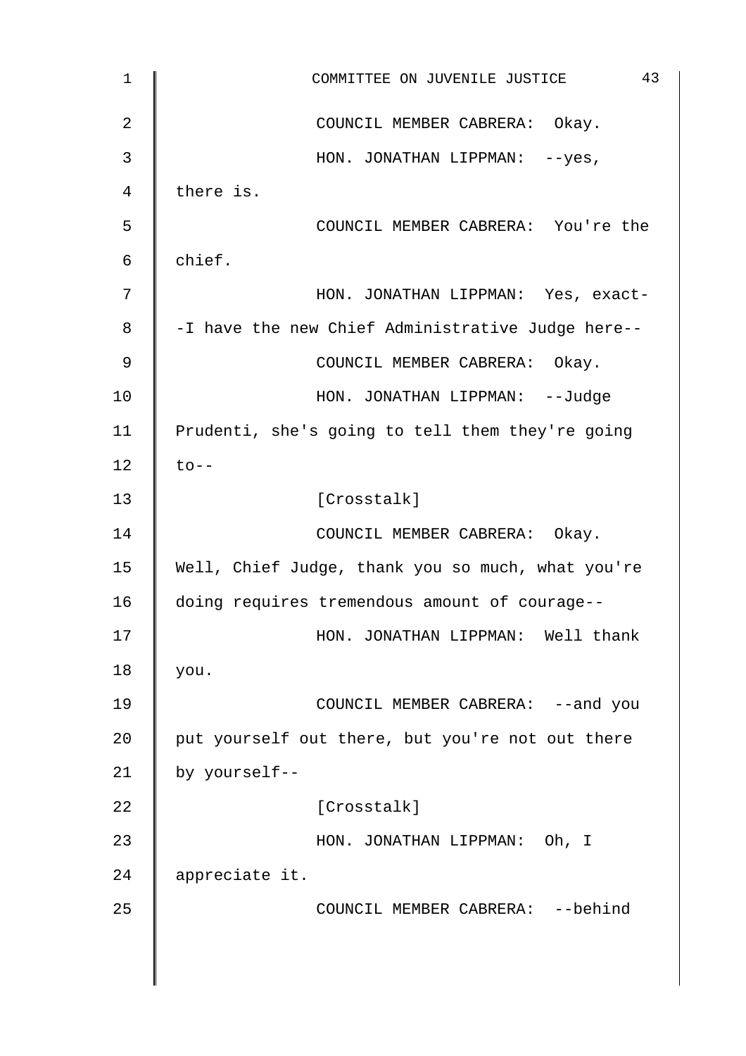COUNCIL MEMBER CABRERA: Okay.

HON. JONATHAN LIPPMAN: --yes, there is.

COUNCIL MEMBER CABRERA: You're the chief.

HON. JONATHAN LIPPMAN: Yes, exact--I have the new Chief Administrative Judge here--

COUNCIL MEMBER CABRERA: Okay.

HON. JONATHAN LIPPMAN: --Judge Prudenti, she's going to tell them they're going to--

[Crosstalk]

COUNCIL MEMBER CABRERA: Okay. Well, Chief Judge, thank you so much, what you're doing requires tremendous amount of courage--

HON. JONATHAN LIPPMAN: Well thank you.

COUNCIL MEMBER CABRERA: --and you put yourself out there, but you're not out there by yourself--

[Crosstalk]

HON. JONATHAN LIPPMAN: Oh, I appreciate it.

COUNCIL MEMBER CABRERA: --behind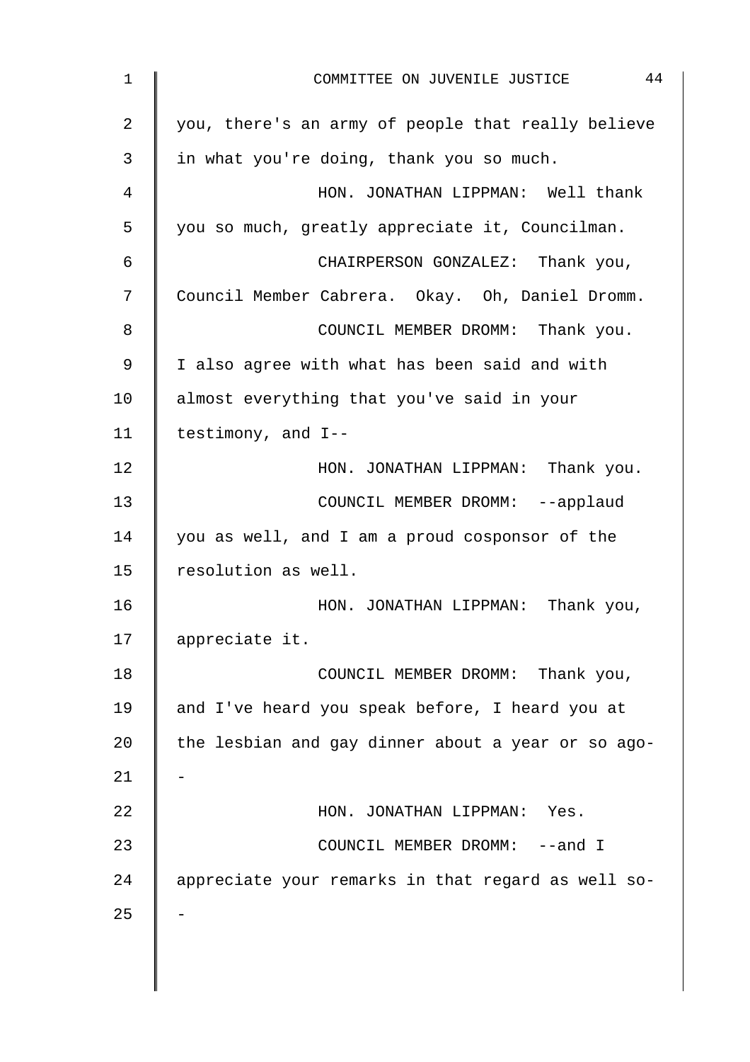you, there's an army of people that really believe in what you're doing, thank you so much.

HON. JONATHAN LIPPMAN: Well thank you so much, greatly appreciate it, Councilman.

CHAIRPERSON GONZALEZ: Thank you, Council Member Cabrera. Okay. Oh, Daniel Dromm.

COUNCIL MEMBER DROMM: Thank you. I also agree with what has been said and with almost everything that you've said in your testimony, and I--

HON. JONATHAN LIPPMAN: Thank you.

COUNCIL MEMBER DROMM: --applaud you as well, and I am a proud cosponsor of the resolution as well.

HON. JONATHAN LIPPMAN: Thank you, appreciate it.

COUNCIL MEMBER DROMM: Thank you, and I've heard you speak before, I heard you at the lesbian and gay dinner about a year or so ago--

HON. JONATHAN LIPPMAN: Yes.

COUNCIL MEMBER DROMM: --and I appreciate your remarks in that regard as well so--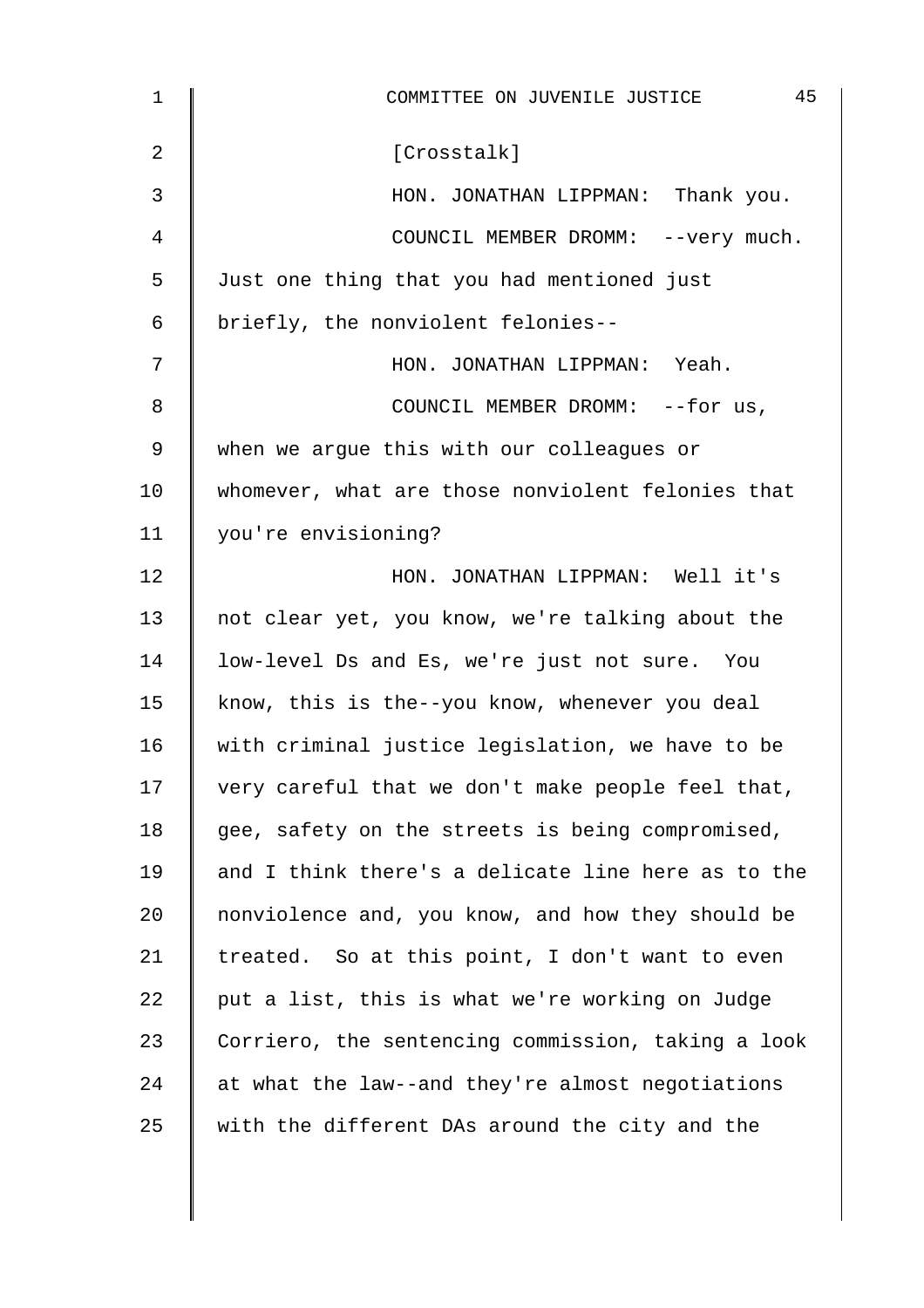[Crosstalk]

HON. JONATHAN LIPPMAN: Thank you.

COUNCIL MEMBER DROMM: --very much. Just one thing that you had mentioned just briefly, the nonviolent felonies--

HON. JONATHAN LIPPMAN: Yeah.

COUNCIL MEMBER DROMM: --for us, when we argue this with our colleagues or whomever, what are those nonviolent felonies that you're envisioning?

HON. JONATHAN LIPPMAN: Well it's not clear yet, you know, we're talking about the low-level Ds and Es, we're just not sure. You know, this is the--you know, whenever you deal with criminal justice legislation, we have to be very careful that we don't make people feel that, gee, safety on the streets is being compromised, and I think there's a delicate line here as to the nonviolence and, you know, and how they should be treated. So at this point, I don't want to even put a list, this is what we're working on Judge Corriero, the sentencing commission, taking a look at what the law--and they're almost negotiations with the different DAs around the city and the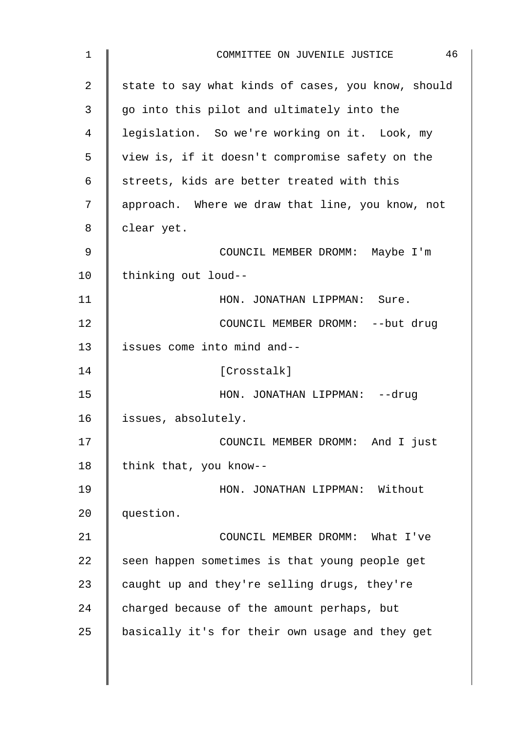state to say what kinds of cases, you know, should go into this pilot and ultimately into the legislation. So we're working on it. Look, my view is, if it doesn't compromise safety on the streets, kids are better treated with this approach. Where we draw that line, you know, not clear yet.

COUNCIL MEMBER DROMM: Maybe I'm thinking out loud--

HON. JONATHAN LIPPMAN: Sure.

COUNCIL MEMBER DROMM: --but drug issues come into mind and--

[Crosstalk]

HON. JONATHAN LIPPMAN: --drug issues, absolutely.

COUNCIL MEMBER DROMM: And I just think that, you know--

HON. JONATHAN LIPPMAN: Without question.

COUNCIL MEMBER DROMM: What I've seen happen sometimes is that young people get caught up and they're selling drugs, they're charged because of the amount perhaps, but basically it's for their own usage and they get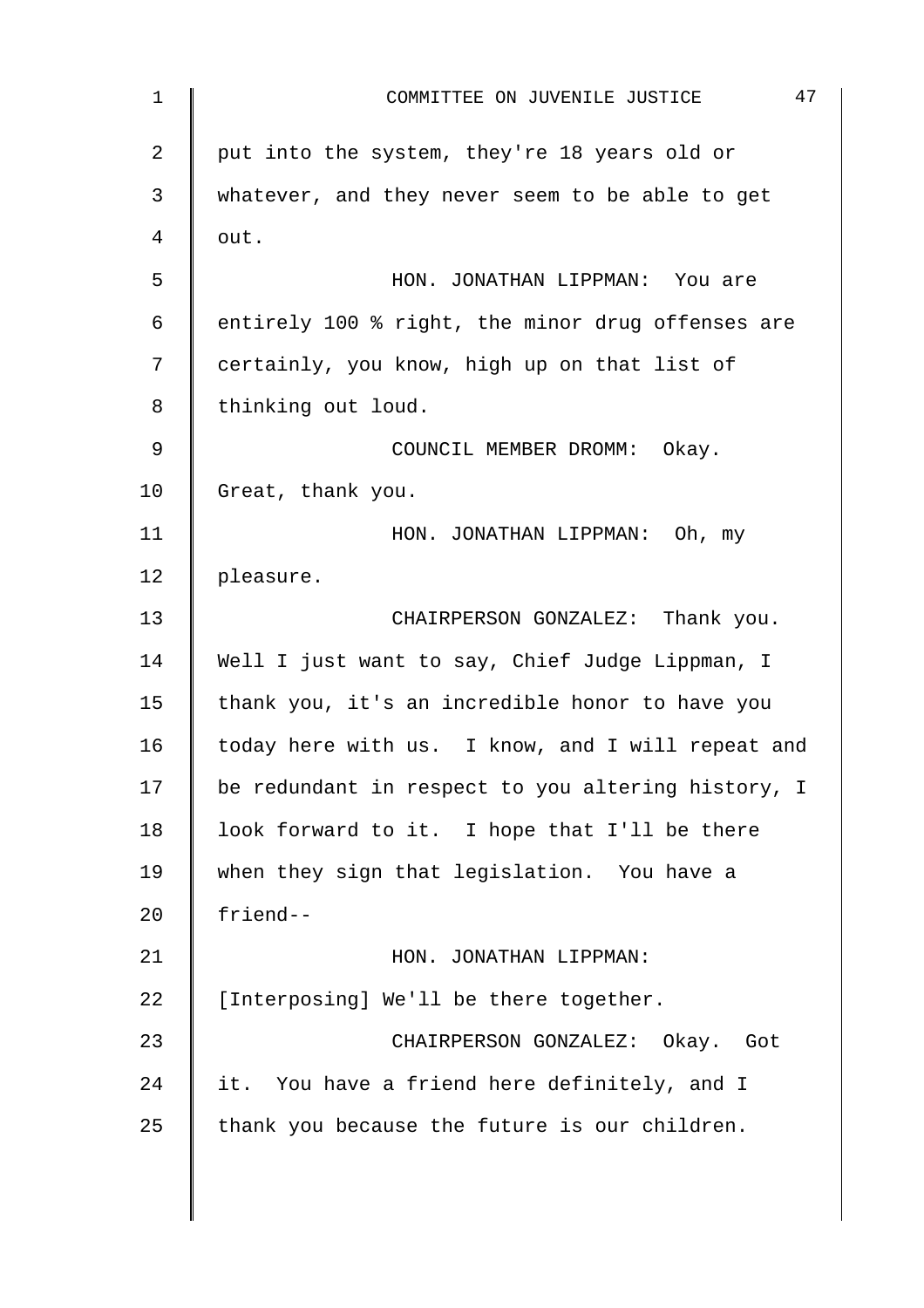put into the system, they're 18 years old or whatever, and they never seem to be able to get out.

HON. JONATHAN LIPPMAN: You are entirely 100 % right, the minor drug offenses are certainly, you know, high up on that list of thinking out loud.

COUNCIL MEMBER DROMM: Okay. Great, thank you.

HON. JONATHAN LIPPMAN: Oh, my pleasure.

CHAIRPERSON GONZALEZ: Thank you. Well I just want to say, Chief Judge Lippman, I thank you, it's an incredible honor to have you today here with us. I know, and I will repeat and be redundant in respect to you altering history, I look forward to it. I hope that I'll be there when they sign that legislation. You have a friend--

HON. JONATHAN LIPPMAN: [Interposing] We'll be there together.

CHAIRPERSON GONZALEZ: Okay. Got it. You have a friend here definitely, and I thank you because the future is our children.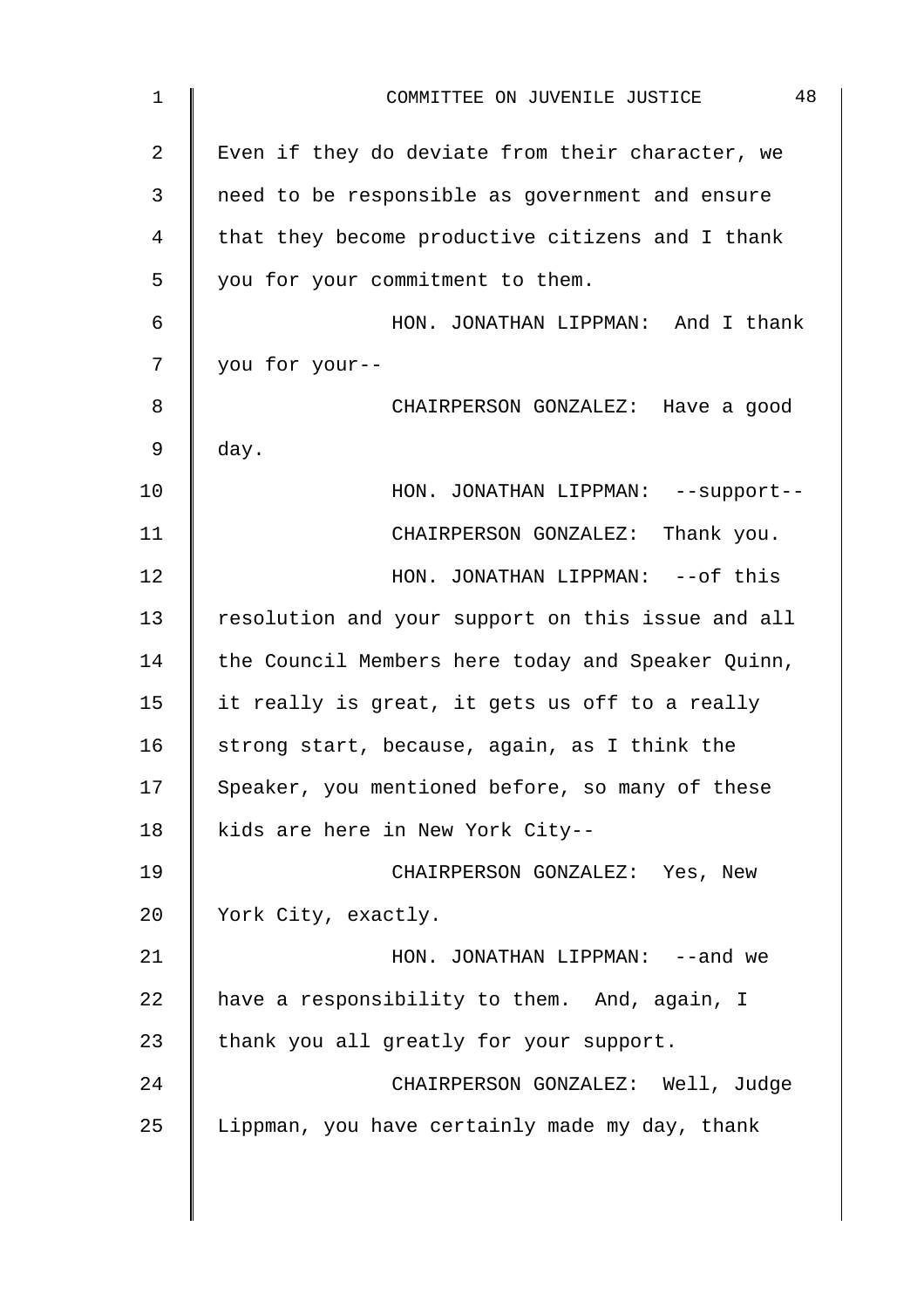Even if they do deviate from their character, we need to be responsible as government and ensure that they become productive citizens and I thank you for your commitment to them.

HON. JONATHAN LIPPMAN: And I thank you for your--

CHAIRPERSON GONZALEZ: Have a good day.

HON. JONATHAN LIPPMAN: --support--

CHAIRPERSON GONZALEZ: Thank you.

HON. JONATHAN LIPPMAN: --of this resolution and your support on this issue and all the Council Members here today and Speaker Quinn, it really is great, it gets us off to a really strong start, because, again, as I think the Speaker, you mentioned before, so many of these kids are here in New York City--

CHAIRPERSON GONZALEZ: Yes, New York City, exactly.

HON. JONATHAN LIPPMAN: --and we have a responsibility to them. And, again, I thank you all greatly for your support.

CHAIRPERSON GONZALEZ: Well, Judge Lippman, you have certainly made my day, thank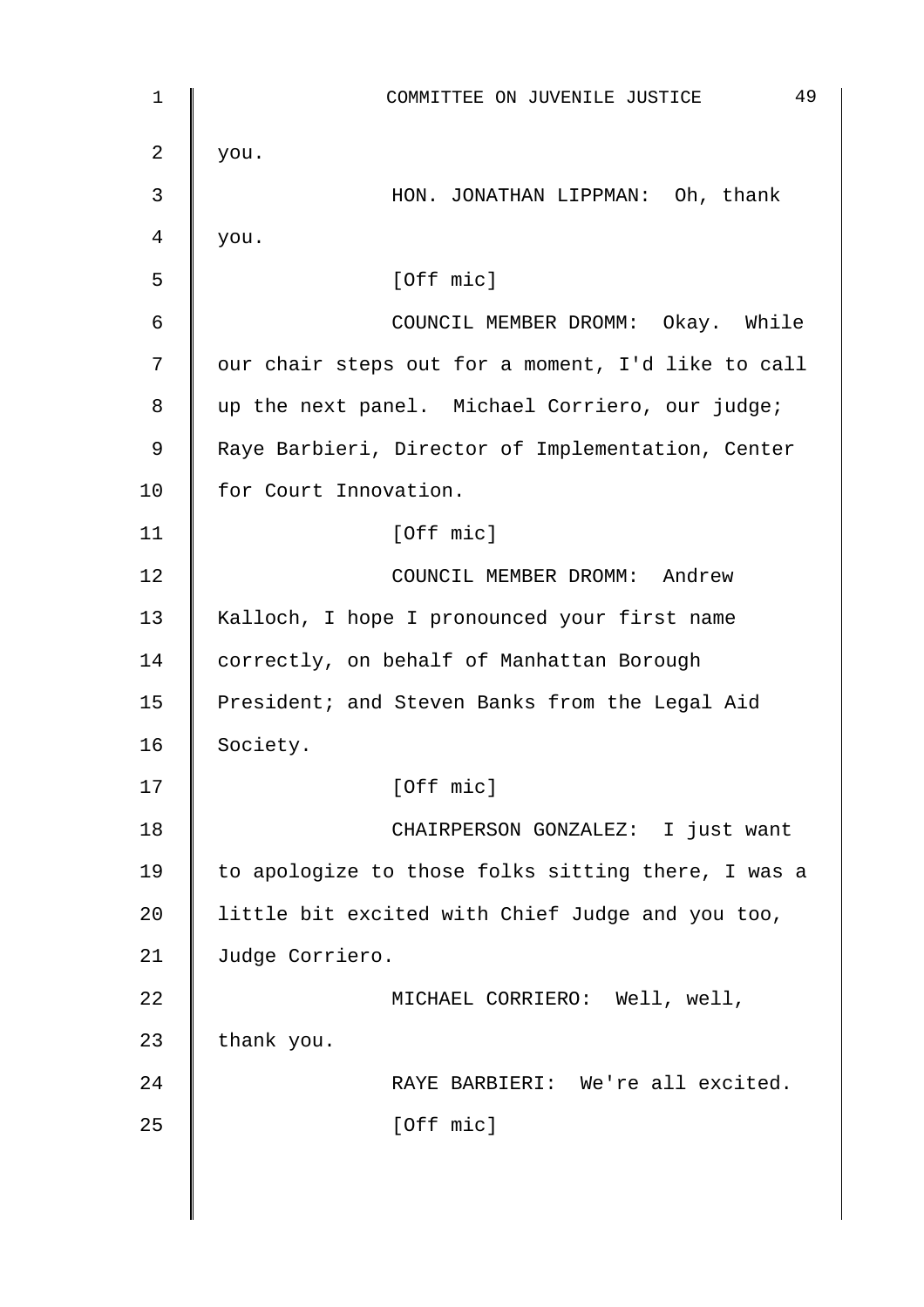you.

HON. JONATHAN LIPPMAN: Oh, thank you.

[Off mic]

COUNCIL MEMBER DROMM: Okay. While our chair steps out for a moment, I'd like to call up the next panel. Michael Corriero, our judge; Raye Barbieri, Director of Implementation, Center for Court Innovation.

[Off mic]

COUNCIL MEMBER DROMM: Andrew Kalloch, I hope I pronounced your first name correctly, on behalf of Manhattan Borough President; and Steven Banks from the Legal Aid Society.

[Off mic]

CHAIRPERSON GONZALEZ: I just want to apologize to those folks sitting there, I was a little bit excited with Chief Judge and you too, Judge Corriero.

MICHAEL CORRIERO: Well, well, thank you.

RAYE BARBIERI: We're all excited.

[Off mic]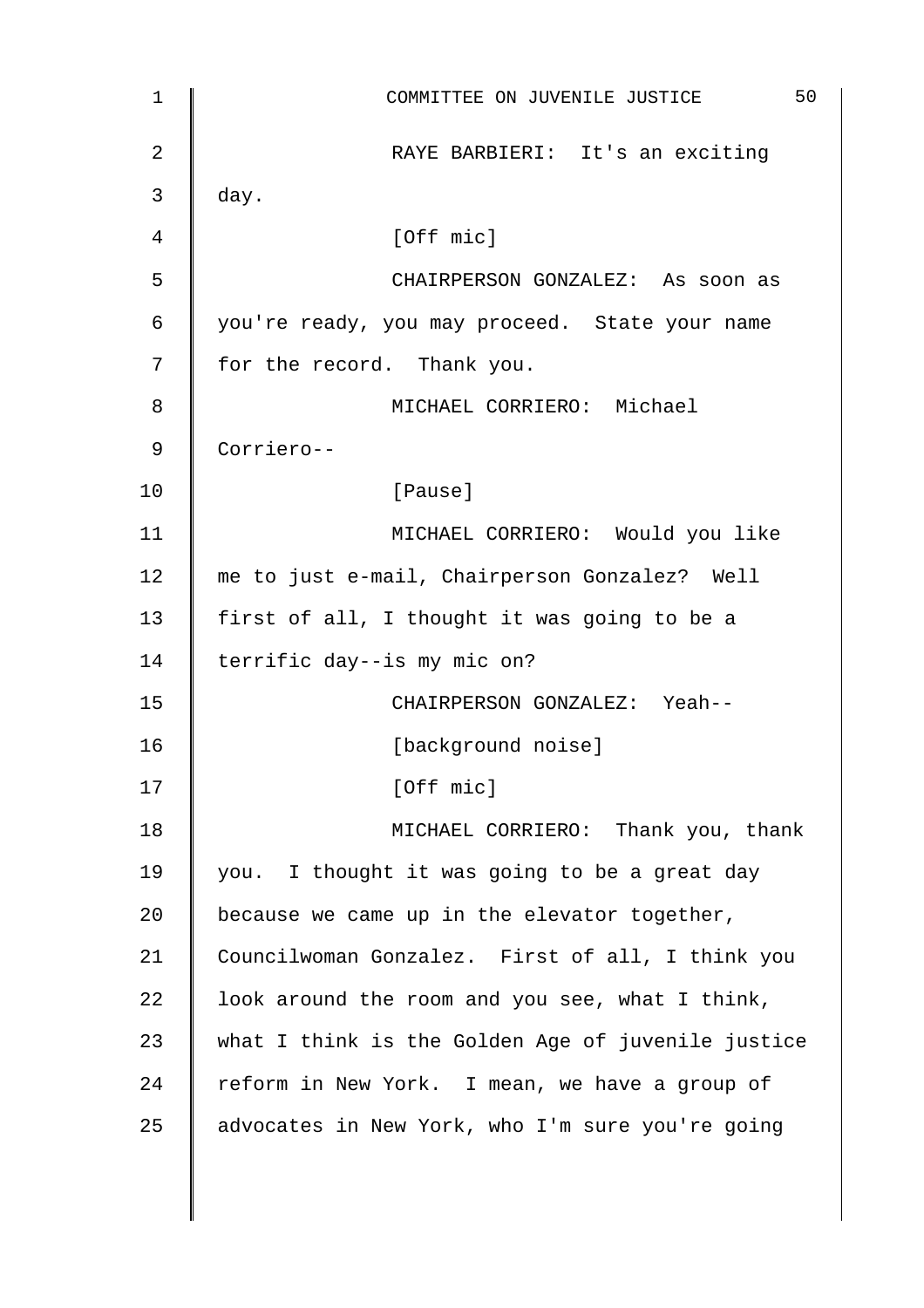RAYE BARBIERI: It's an exciting day.

[Off mic]

CHAIRPERSON GONZALEZ: As soon as you're ready, you may proceed. State your name for the record. Thank you.

MICHAEL CORRIERO: Michael Corriero--

[Pause]

MICHAEL CORRIERO: Would you like me to just e-mail, Chairperson Gonzalez? Well first of all, I thought it was going to be a terrific day--is my mic on?

CHAIRPERSON GONZALEZ: Yeah--

[background noise]

[Off mic]

MICHAEL CORRIERO: Thank you, thank you. I thought it was going to be a great day because we came up in the elevator together, Councilwoman Gonzalez. First of all, I think you look around the room and you see, what I think, what I think is the Golden Age of juvenile justice reform in New York. I mean, we have a group of advocates in New York, who I'm sure you're going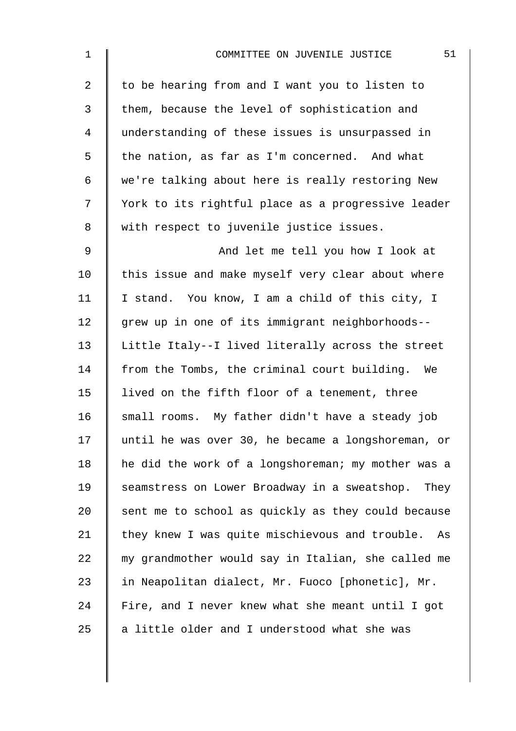to be hearing from and I want you to listen to them, because the level of sophistication and understanding of these issues is unsurpassed in the nation, as far as I'm concerned. And what we're talking about here is really restoring New York to its rightful place as a progressive leader with respect to juvenile justice issues.

And let me tell you how I look at this issue and make myself very clear about where I stand. You know, I am a child of this city, I grew up in one of its immigrant neighborhoods--Little Italy--I lived literally across the street from the Tombs, the criminal court building. We lived on the fifth floor of a tenement, three small rooms. My father didn't have a steady job until he was over 30, he became a longshoreman, or he did the work of a longshoreman; my mother was a seamstress on Lower Broadway in a sweatshop. They sent me to school as quickly as they could because they knew I was quite mischievous and trouble. As my grandmother would say in Italian, she called me in Neapolitan dialect, Mr. Fuoco [phonetic], Mr. Fire, and I never knew what she meant until I got a little older and I understood what she was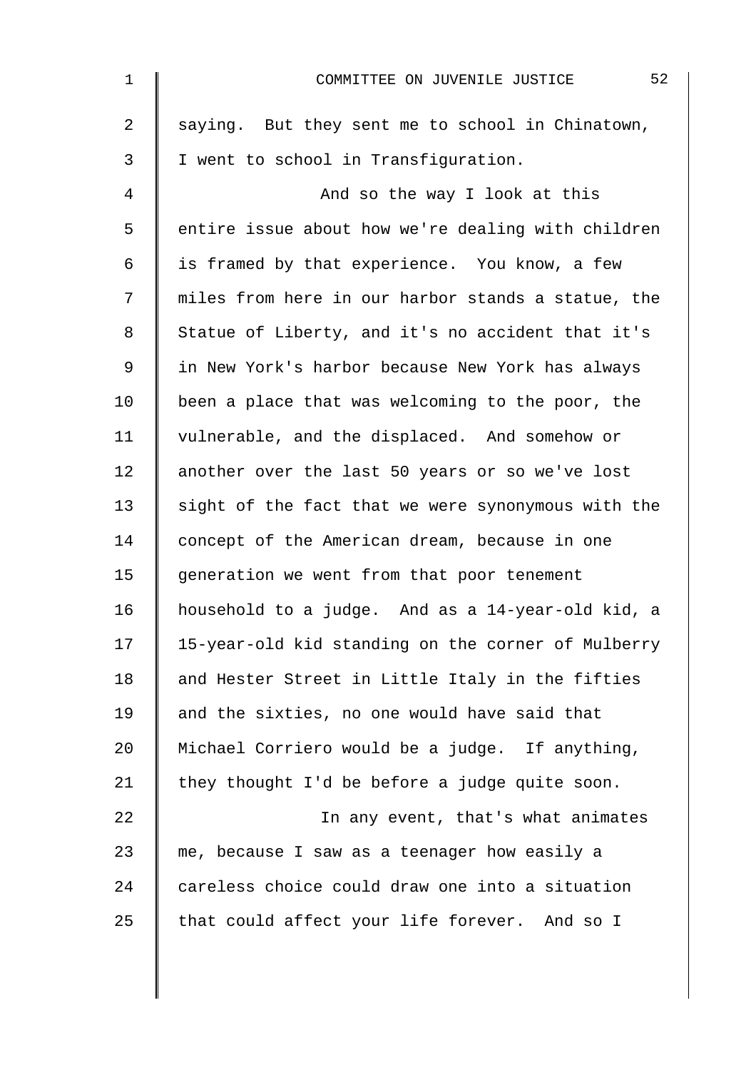saying. But they sent me to school in Chinatown, I went to school in Transfiguration.

And so the way I look at this entire issue about how we're dealing with children is framed by that experience. You know, a few miles from here in our harbor stands a statue, the Statue of Liberty, and it's no accident that it's in New York's harbor because New York has always been a place that was welcoming to the poor, the vulnerable, and the displaced. And somehow or another over the last 50 years or so we've lost sight of the fact that we were synonymous with the concept of the American dream, because in one generation we went from that poor tenement household to a judge. And as a 14-year-old kid, a 15-year-old kid standing on the corner of Mulberry and Hester Street in Little Italy in the fifties and the sixties, no one would have said that Michael Corriero would be a judge. If anything, they thought I'd be before a judge quite soon.

In any event, that's what animates me, because I saw as a teenager how easily a careless choice could draw one into a situation that could affect your life forever. And so I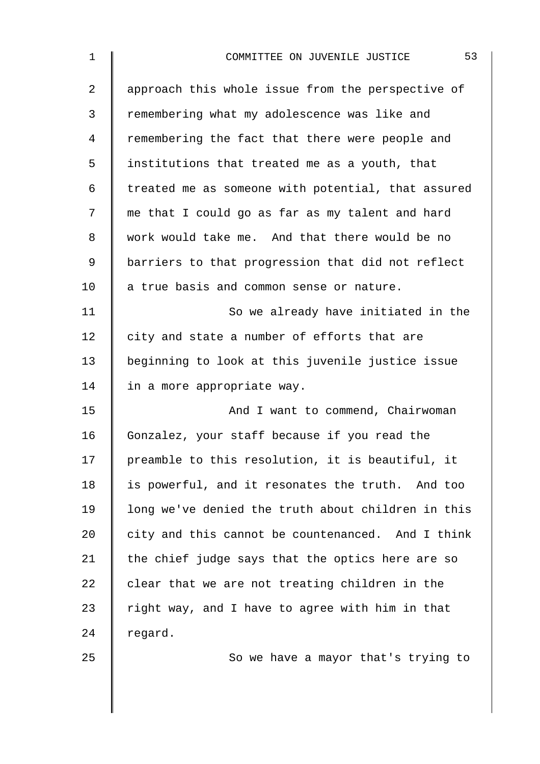approach this whole issue from the perspective of remembering what my adolescence was like and remembering the fact that there were people and institutions that treated me as a youth, that treated me as someone with potential, that assured me that I could go as far as my talent and hard work would take me. And that there would be no barriers to that progression that did not reflect a true basis and common sense or nature.

So we already have initiated in the city and state a number of efforts that are beginning to look at this juvenile justice issue in a more appropriate way.

And I want to commend, Chairwoman Gonzalez, your staff because if you read the preamble to this resolution, it is beautiful, it is powerful, and it resonates the truth. And too long we've denied the truth about children in this city and this cannot be countenanced. And I think the chief judge says that the optics here are so clear that we are not treating children in the right way, and I have to agree with him in that regard.

So we have a mayor that's trying to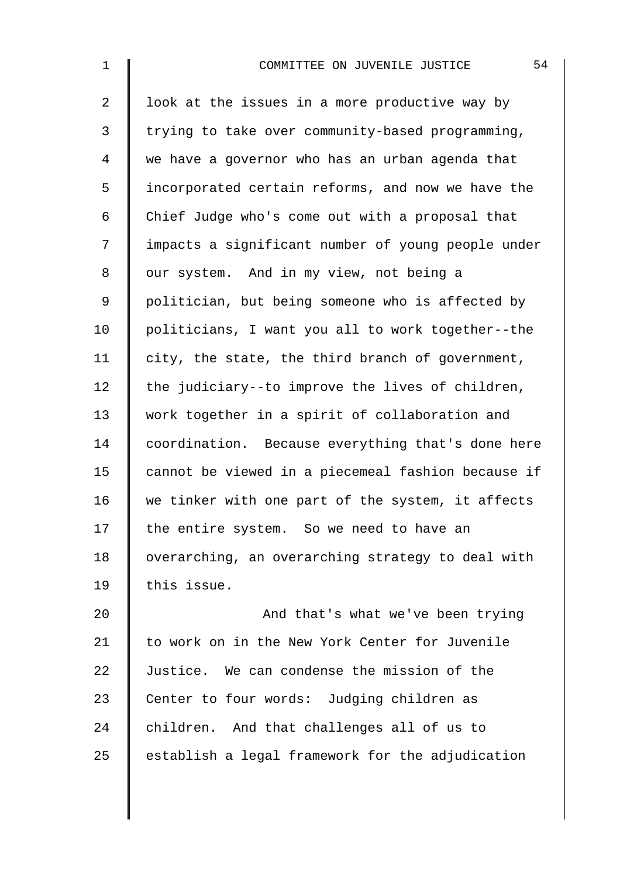look at the issues in a more productive way by trying to take over community-based programming, we have a governor who has an urban agenda that incorporated certain reforms, and now we have the Chief Judge who's come out with a proposal that impacts a significant number of young people under our system. And in my view, not being a politician, but being someone who is affected by politicians, I want you all to work together--the city, the state, the third branch of government, the judiciary--to improve the lives of children, work together in a spirit of collaboration and coordination. Because everything that's done here cannot be viewed in a piecemeal fashion because if we tinker with one part of the system, it affects the entire system. So we need to have an overarching, an overarching strategy to deal with this issue.

And that's what we've been trying to work on in the New York Center for Juvenile Justice. We can condense the mission of the Center to four words: Judging children as children. And that challenges all of us to establish a legal framework for the adjudication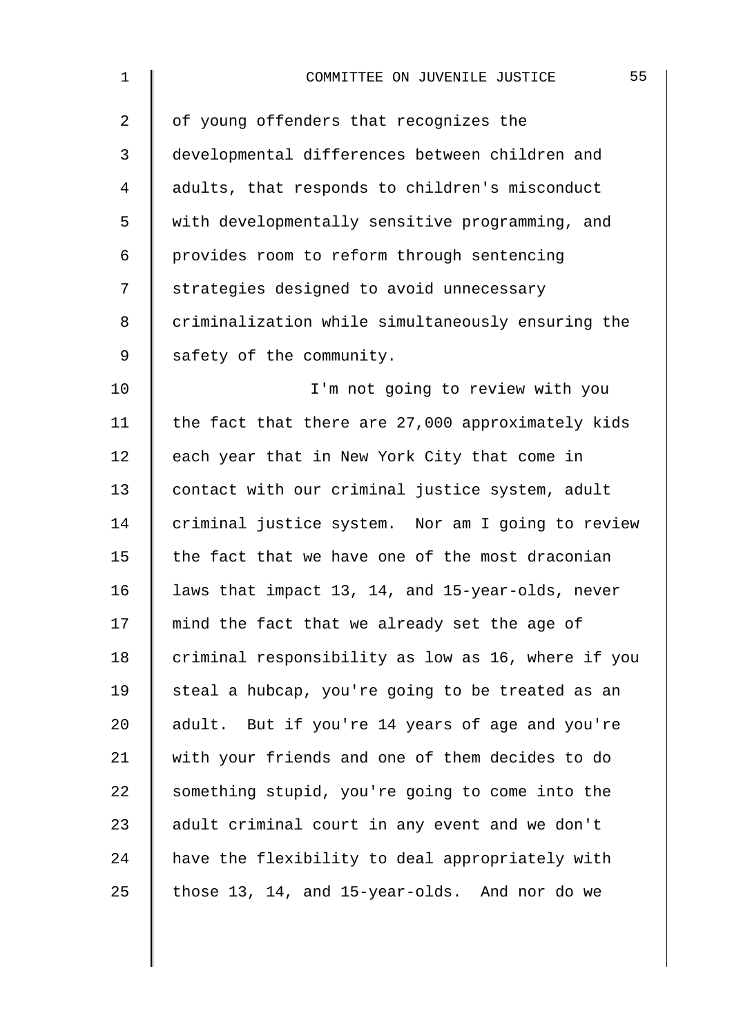of young offenders that recognizes the developmental differences between children and adults, that responds to children's misconduct with developmentally sensitive programming, and provides room to reform through sentencing strategies designed to avoid unnecessary criminalization while simultaneously ensuring the safety of the community.

I'm not going to review with you the fact that there are 27,000 approximately kids each year that in New York City that come in contact with our criminal justice system, adult criminal justice system. Nor am I going to review the fact that we have one of the most draconian laws that impact 13, 14, and 15-year-olds, never mind the fact that we already set the age of criminal responsibility as low as 16, where if you steal a hubcap, you're going to be treated as an adult. But if you're 14 years of age and you're with your friends and one of them decides to do something stupid, you're going to come into the adult criminal court in any event and we don't have the flexibility to deal appropriately with those 13, 14, and 15-year-olds. And nor do we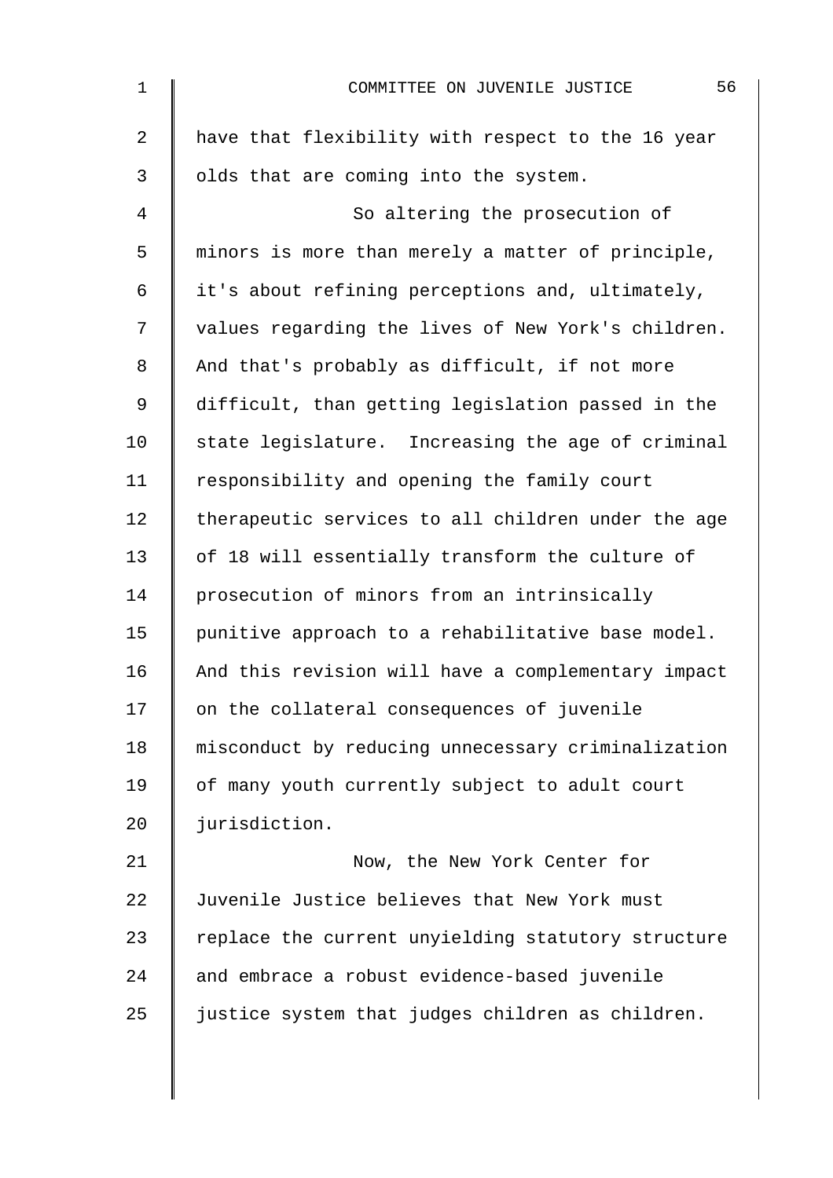have that flexibility with respect to the 16 year olds that are coming into the system.

So altering the prosecution of minors is more than merely a matter of principle, it's about refining perceptions and, ultimately, values regarding the lives of New York's children. And that's probably as difficult, if not more difficult, than getting legislation passed in the state legislature. Increasing the age of criminal responsibility and opening the family court therapeutic services to all children under the age of 18 will essentially transform the culture of prosecution of minors from an intrinsically punitive approach to a rehabilitative base model. And this revision will have a complementary impact on the collateral consequences of juvenile misconduct by reducing unnecessary criminalization of many youth currently subject to adult court jurisdiction.

Now, the New York Center for Juvenile Justice believes that New York must replace the current unyielding statutory structure and embrace a robust evidence-based juvenile justice system that judges children as children.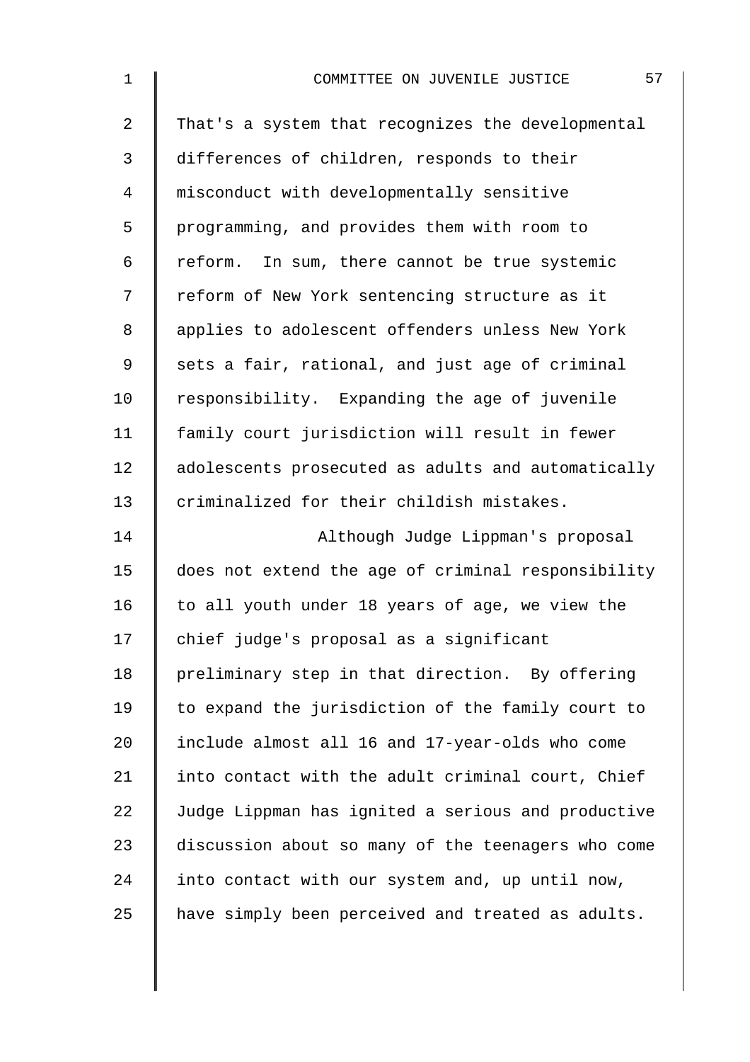That's a system that recognizes the developmental differences of children, responds to their misconduct with developmentally sensitive programming, and provides them with room to reform. In sum, there cannot be true systemic reform of New York sentencing structure as it applies to adolescent offenders unless New York sets a fair, rational, and just age of criminal responsibility. Expanding the age of juvenile family court jurisdiction will result in fewer adolescents prosecuted as adults and automatically criminalized for their childish mistakes.

Although Judge Lippman's proposal does not extend the age of criminal responsibility to all youth under 18 years of age, we view the chief judge's proposal as a significant preliminary step in that direction. By offering to expand the jurisdiction of the family court to include almost all 16 and 17-year-olds who come into contact with the adult criminal court, Chief Judge Lippman has ignited a serious and productive discussion about so many of the teenagers who come into contact with our system and, up until now, have simply been perceived and treated as adults.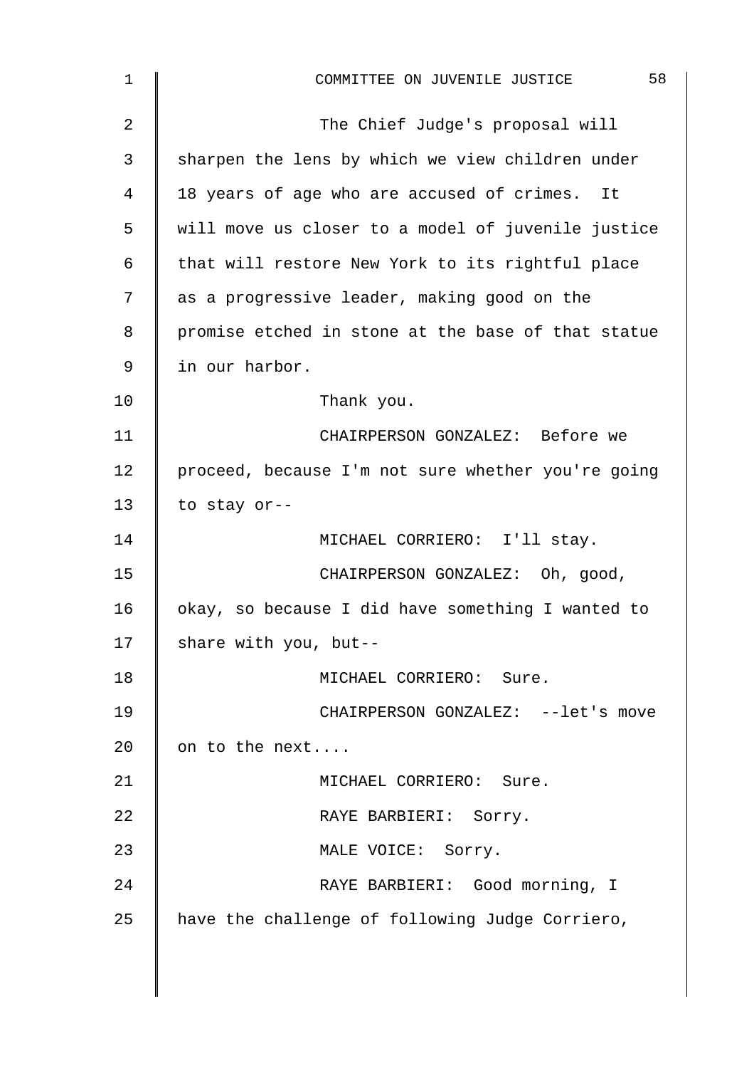The Chief Judge's proposal will sharpen the lens by which we view children under 18 years of age who are accused of crimes. It will move us closer to a model of juvenile justice that will restore New York to its rightful place as a progressive leader, making good on the promise etched in stone at the base of that statue in our harbor.

Thank you.

CHAIRPERSON GONZALEZ: Before we proceed, because I'm not sure whether you're going to stay or--

MICHAEL CORRIERO: I'll stay.

CHAIRPERSON GONZALEZ: Oh, good, okay, so because I did have something I wanted to share with you, but--

MICHAEL CORRIERO: Sure.

CHAIRPERSON GONZALEZ: --let's move on to the next....

MICHAEL CORRIERO: Sure.

RAYE BARBIERI: Sorry.

MALE VOICE: Sorry.

RAYE BARBIERI: Good morning, I have the challenge of following Judge Corriero,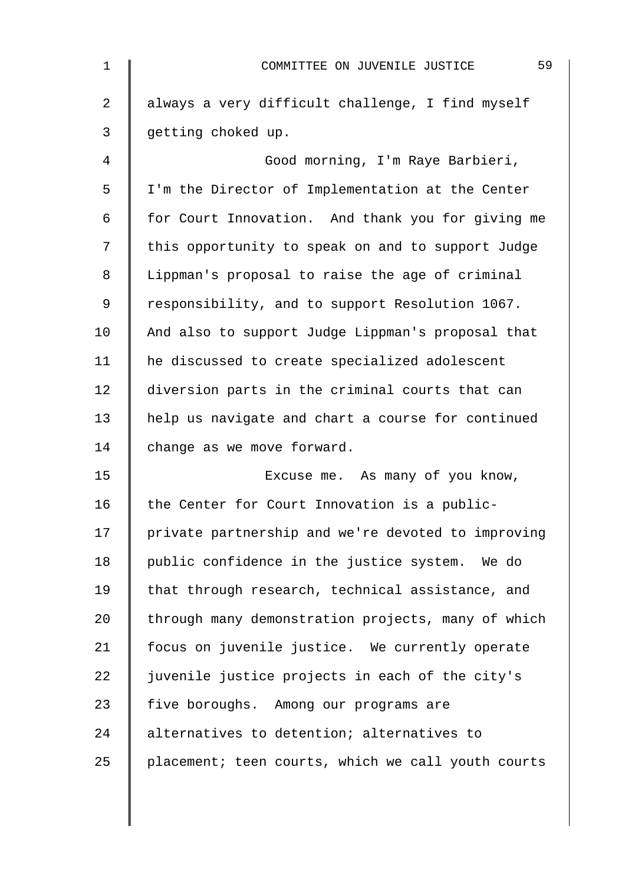always a very difficult challenge, I find myself getting choked up.

Good morning, I'm Raye Barbieri, I'm the Director of Implementation at the Center for Court Innovation. And thank you for giving me this opportunity to speak on and to support Judge Lippman's proposal to raise the age of criminal responsibility, and to support Resolution 1067. And also to support Judge Lippman's proposal that he discussed to create specialized adolescent diversion parts in the criminal courts that can help us navigate and chart a course for continued change as we move forward.

Excuse me. As many of you know, the Center for Court Innovation is a public-private partnership and we're devoted to improving public confidence in the justice system. We do that through research, technical assistance, and through many demonstration projects, many of which focus on juvenile justice. We currently operate juvenile justice projects in each of the city's five boroughs. Among our programs are alternatives to detention; alternatives to placement; teen courts, which we call youth courts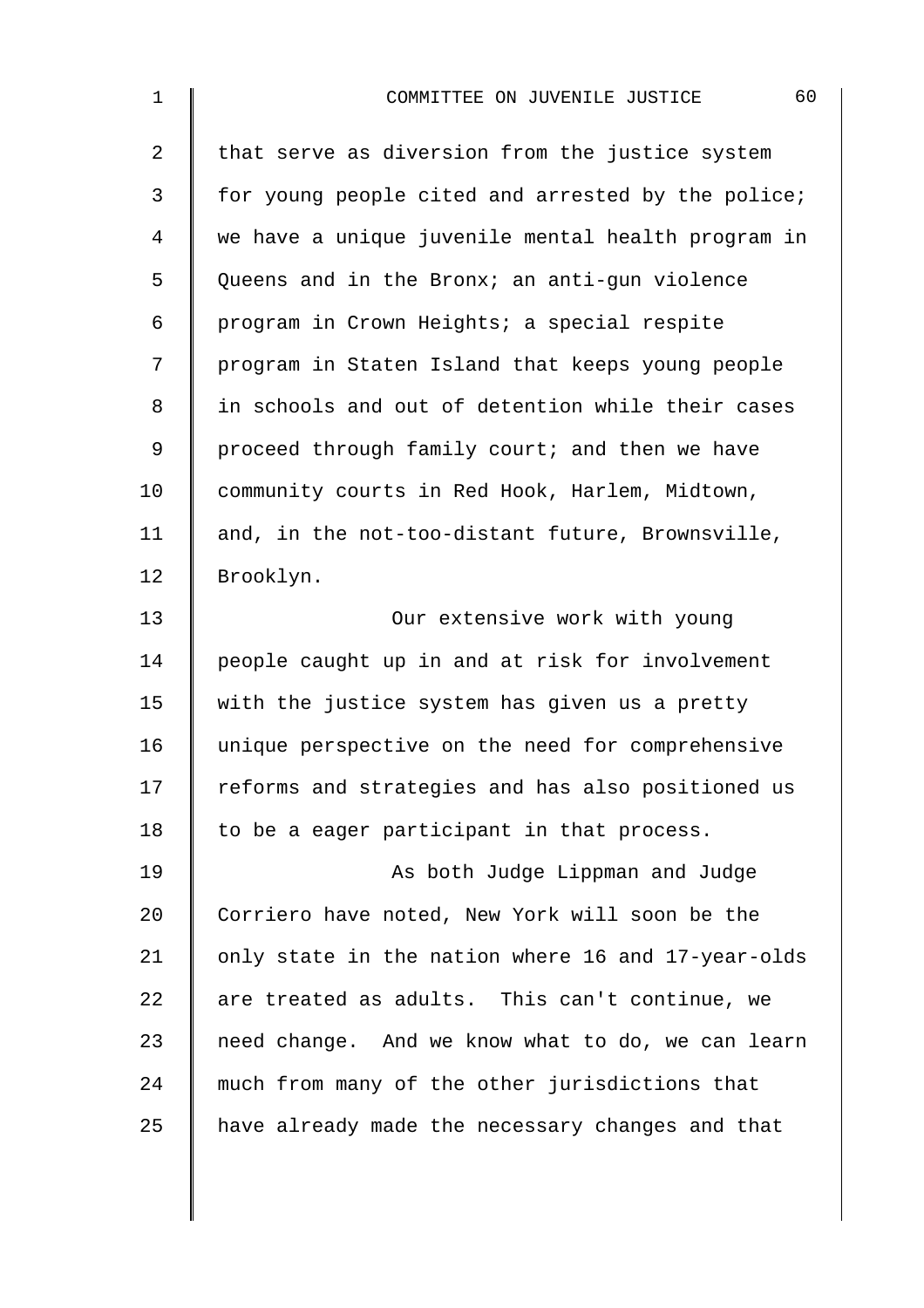that serve as diversion from the justice system for young people cited and arrested by the police; we have a unique juvenile mental health program in Queens and in the Bronx; an anti-gun violence program in Crown Heights; a special respite program in Staten Island that keeps young people in schools and out of detention while their cases proceed through family court; and then we have community courts in Red Hook, Harlem, Midtown, and, in the not-too-distant future, Brownsville, Brooklyn.

Our extensive work with young people caught up in and at risk for involvement with the justice system has given us a pretty unique perspective on the need for comprehensive reforms and strategies and has also positioned us to be a eager participant in that process.

As both Judge Lippman and Judge Corriero have noted, New York will soon be the only state in the nation where 16 and 17-year-olds are treated as adults. This can't continue, we need change. And we know what to do, we can learn much from many of the other jurisdictions that have already made the necessary changes and that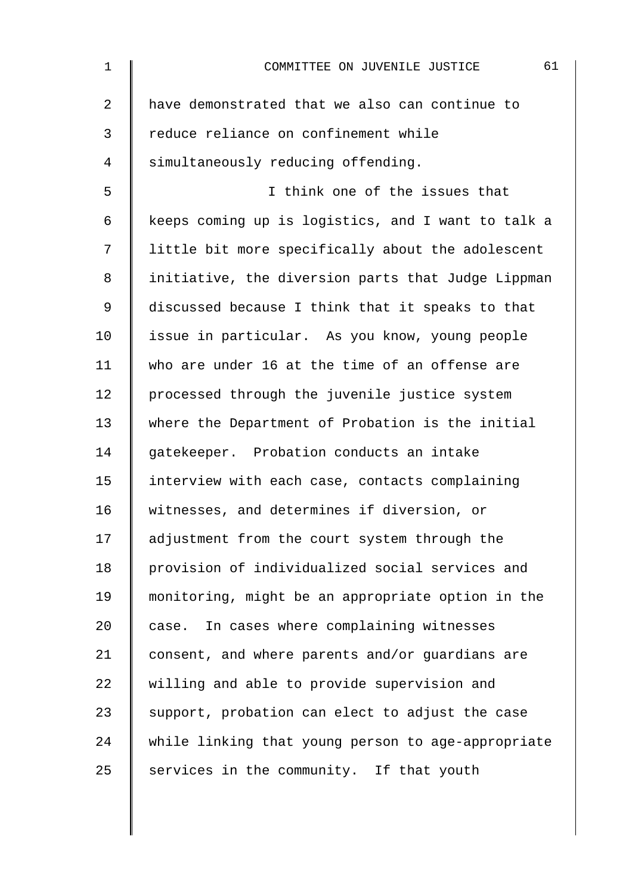have demonstrated that we also can continue to reduce reliance on confinement while simultaneously reducing offending.

I think one of the issues that keeps coming up is logistics, and I want to talk a little bit more specifically about the adolescent initiative, the diversion parts that Judge Lippman discussed because I think that it speaks to that issue in particular. As you know, young people who are under 16 at the time of an offense are processed through the juvenile justice system where the Department of Probation is the initial gatekeeper. Probation conducts an intake interview with each case, contacts complaining witnesses, and determines if diversion, or adjustment from the court system through the provision of individualized social services and monitoring, might be an appropriate option in the case. In cases where complaining witnesses consent, and where parents and/or guardians are willing and able to provide supervision and support, probation can elect to adjust the case while linking that young person to age-appropriate services in the community. If that youth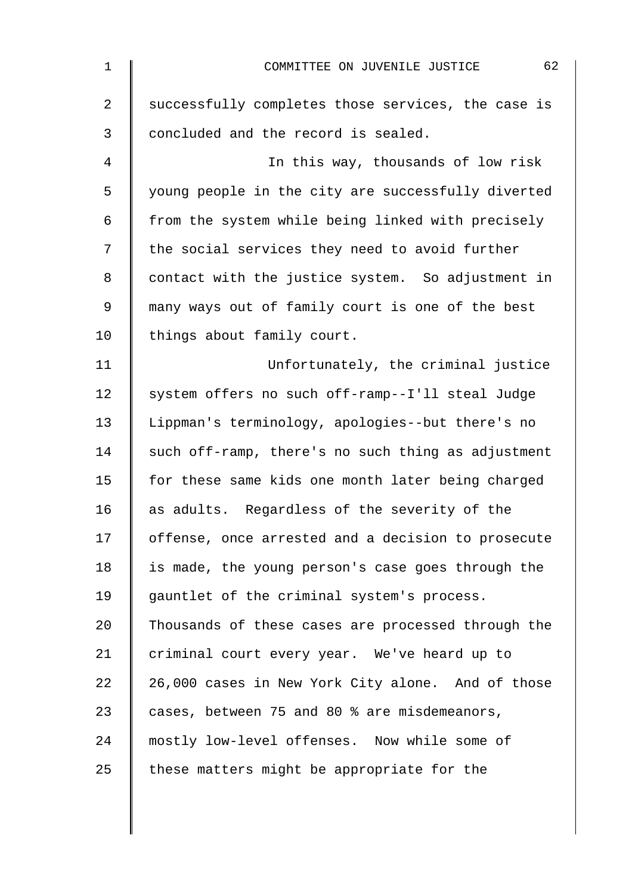successfully completes those services, the case is concluded and the record is sealed.

In this way, thousands of low risk young people in the city are successfully diverted from the system while being linked with precisely the social services they need to avoid further contact with the justice system. So adjustment in many ways out of family court is one of the best things about family court.

Unfortunately, the criminal justice system offers no such off-ramp--I'll steal Judge Lippman's terminology, apologies--but there's no such off-ramp, there's no such thing as adjustment for these same kids one month later being charged as adults. Regardless of the severity of the offense, once arrested and a decision to prosecute is made, the young person's case goes through the gauntlet of the criminal system's process. Thousands of these cases are processed through the criminal court every year. We've heard up to 26,000 cases in New York City alone. And of those cases, between 75 and 80 % are misdemeanors, mostly low-level offenses. Now while some of these matters might be appropriate for the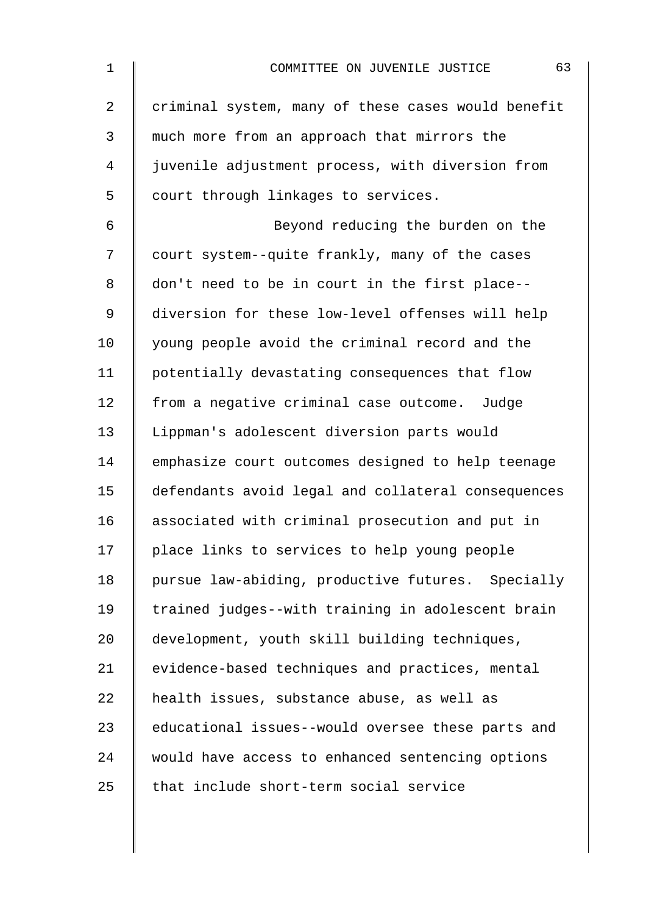criminal system, many of these cases would benefit much more from an approach that mirrors the juvenile adjustment process, with diversion from court through linkages to services.

Beyond reducing the burden on the court system--quite frankly, many of the cases don't need to be in court in the first place--diversion for these low-level offenses will help young people avoid the criminal record and the potentially devastating consequences that flow from a negative criminal case outcome. Judge Lippman's adolescent diversion parts would emphasize court outcomes designed to help teenage defendants avoid legal and collateral consequences associated with criminal prosecution and put in place links to services to help young people pursue law-abiding, productive futures. Specially trained judges--with training in adolescent brain development, youth skill building techniques, evidence-based techniques and practices, mental health issues, substance abuse, as well as educational issues--would oversee these parts and would have access to enhanced sentencing options that include short-term social service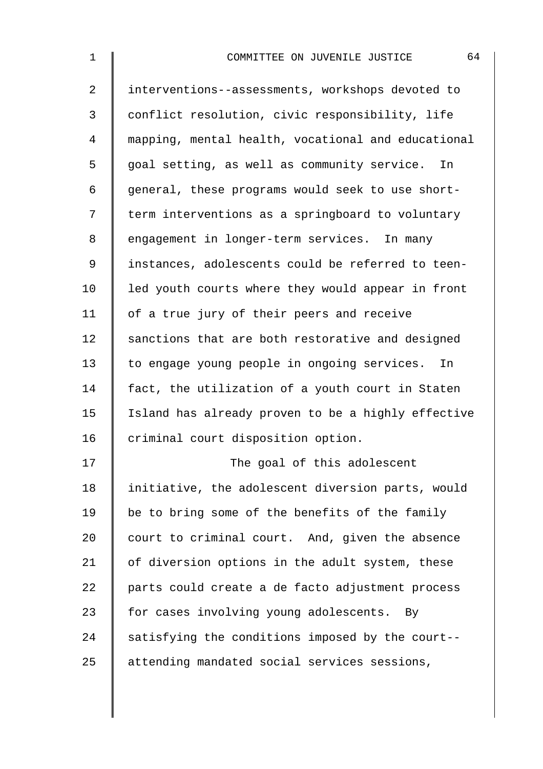interventions--assessments, workshops devoted to conflict resolution, civic responsibility, life mapping, mental health, vocational and educational goal setting, as well as community service. In general, these programs would seek to use short-term interventions as a springboard to voluntary engagement in longer-term services. In many instances, adolescents could be referred to teen-led youth courts where they would appear in front of a true jury of their peers and receive sanctions that are both restorative and designed to engage young people in ongoing services. In fact, the utilization of a youth court in Staten Island has already proven to be a highly effective criminal court disposition option.

The goal of this adolescent initiative, the adolescent diversion parts, would be to bring some of the benefits of the family court to criminal court. And, given the absence of diversion options in the adult system, these parts could create a de facto adjustment process for cases involving young adolescents. By satisfying the conditions imposed by the court--attending mandated social services sessions,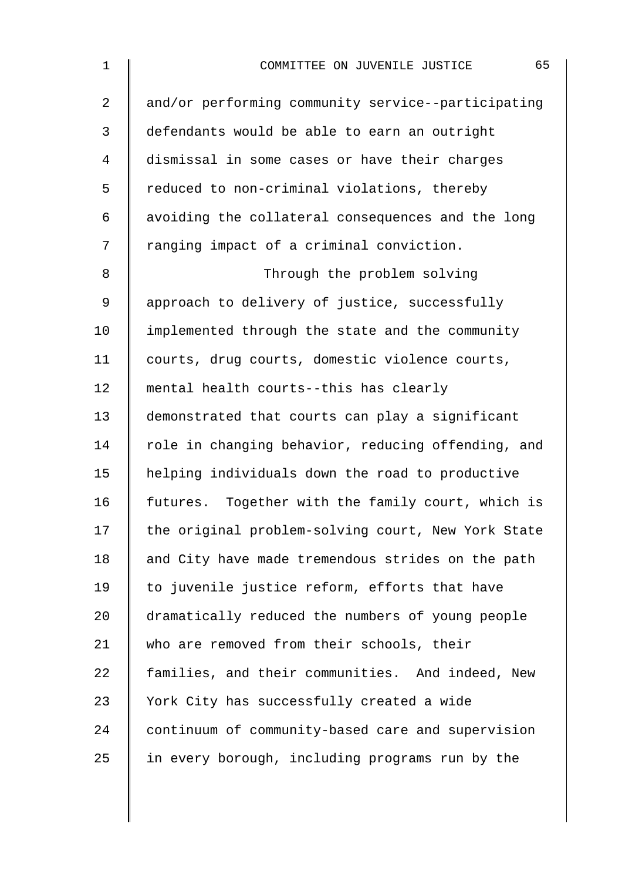and/or performing community service--participating defendants would be able to earn an outright dismissal in some cases or have their charges reduced to non-criminal violations, thereby avoiding the collateral consequences and the long ranging impact of a criminal conviction.

Through the problem solving approach to delivery of justice, successfully implemented through the state and the community courts, drug courts, domestic violence courts, mental health courts--this has clearly demonstrated that courts can play a significant role in changing behavior, reducing offending, and helping individuals down the road to productive futures. Together with the family court, which is the original problem-solving court, New York State and City have made tremendous strides on the path to juvenile justice reform, efforts that have dramatically reduced the numbers of young people who are removed from their schools, their families, and their communities. And indeed, New York City has successfully created a wide continuum of community-based care and supervision in every borough, including programs run by the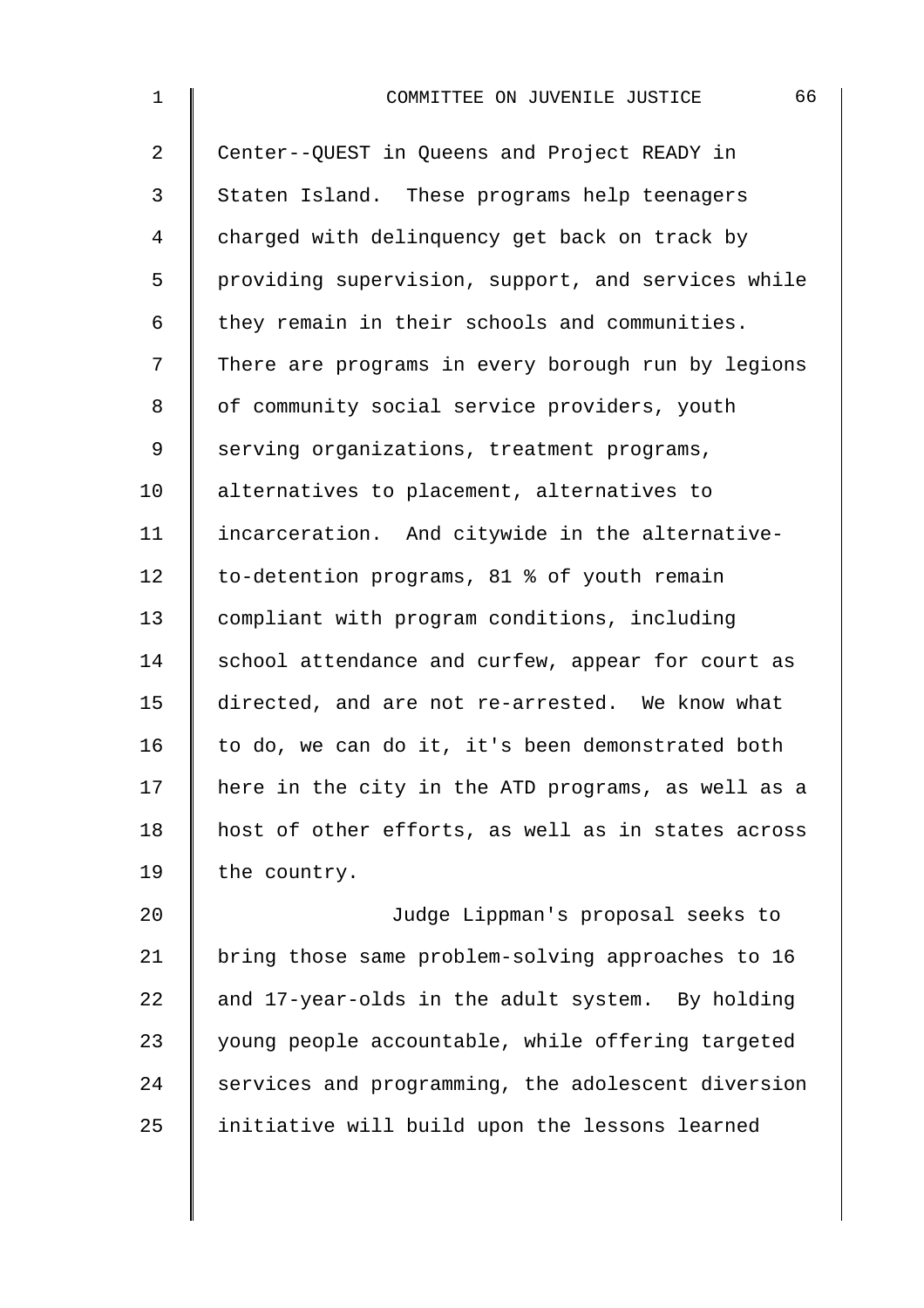Center--QUEST in Queens and Project READY in Staten Island. These programs help teenagers charged with delinquency get back on track by providing supervision, support, and services while they remain in their schools and communities. There are programs in every borough run by legions of community social service providers, youth serving organizations, treatment programs, alternatives to placement, alternatives to incarceration. And citywide in the alternative-to-detention programs, 81 % of youth remain compliant with program conditions, including school attendance and curfew, appear for court as directed, and are not re-arrested. We know what to do, we can do it, it's been demonstrated both here in the city in the ATD programs, as well as a host of other efforts, as well as in states across the country.

Judge Lippman's proposal seeks to bring those same problem-solving approaches to 16 and 17-year-olds in the adult system. By holding young people accountable, while offering targeted services and programming, the adolescent diversion initiative will build upon the lessons learned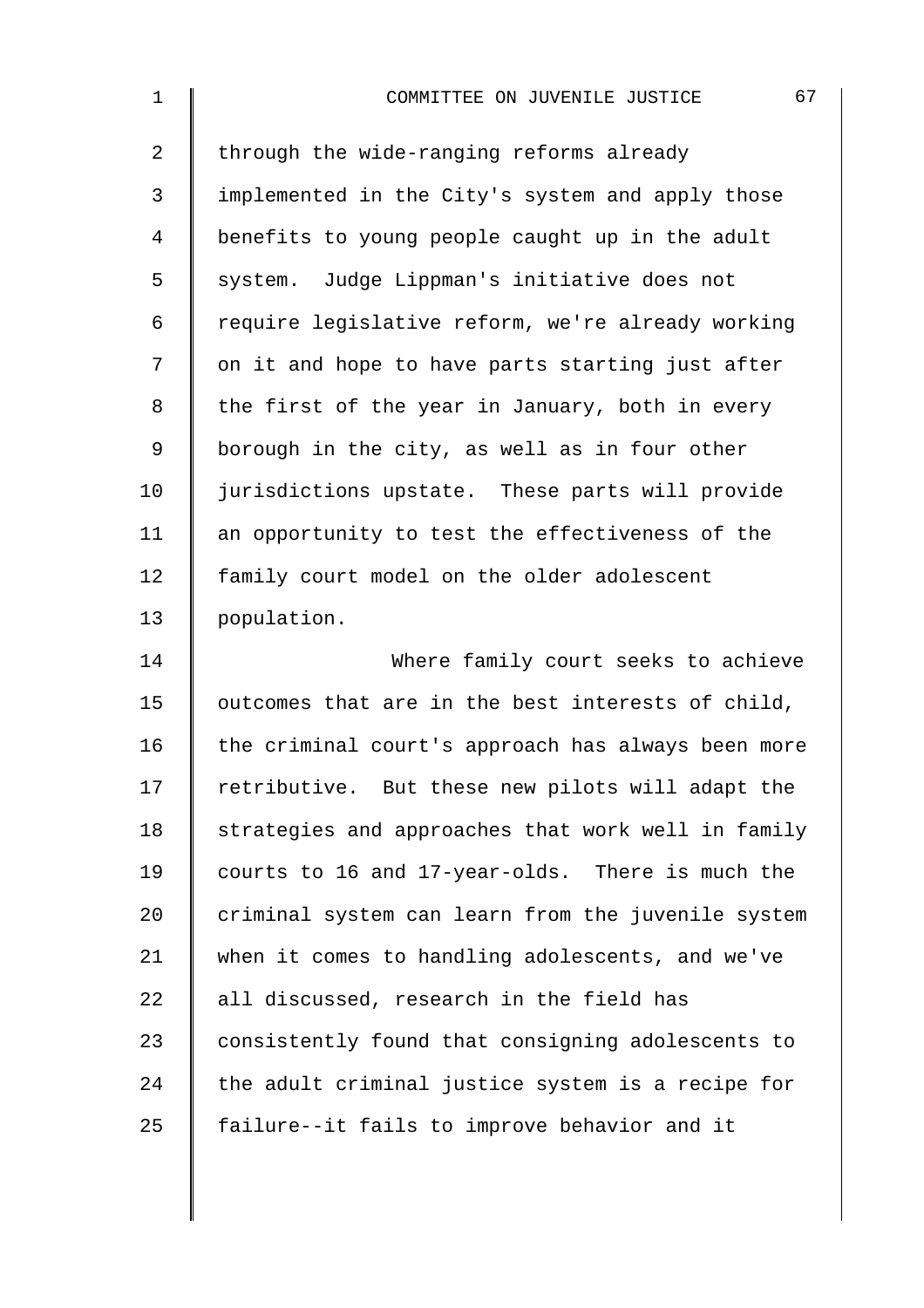through the wide-ranging reforms already implemented in the City's system and apply those benefits to young people caught up in the adult system. Judge Lippman's initiative does not require legislative reform, we're already working on it and hope to have parts starting just after the first of the year in January, both in every borough in the city, as well as in four other jurisdictions upstate. These parts will provide an opportunity to test the effectiveness of the family court model on the older adolescent population.

Where family court seeks to achieve outcomes that are in the best interests of child, the criminal court's approach has always been more retributive. But these new pilots will adapt the strategies and approaches that work well in family courts to 16 and 17-year-olds. There is much the criminal system can learn from the juvenile system when it comes to handling adolescents, and we've all discussed, research in the field has consistently found that consigning adolescents to the adult criminal justice system is a recipe for failure--it fails to improve behavior and it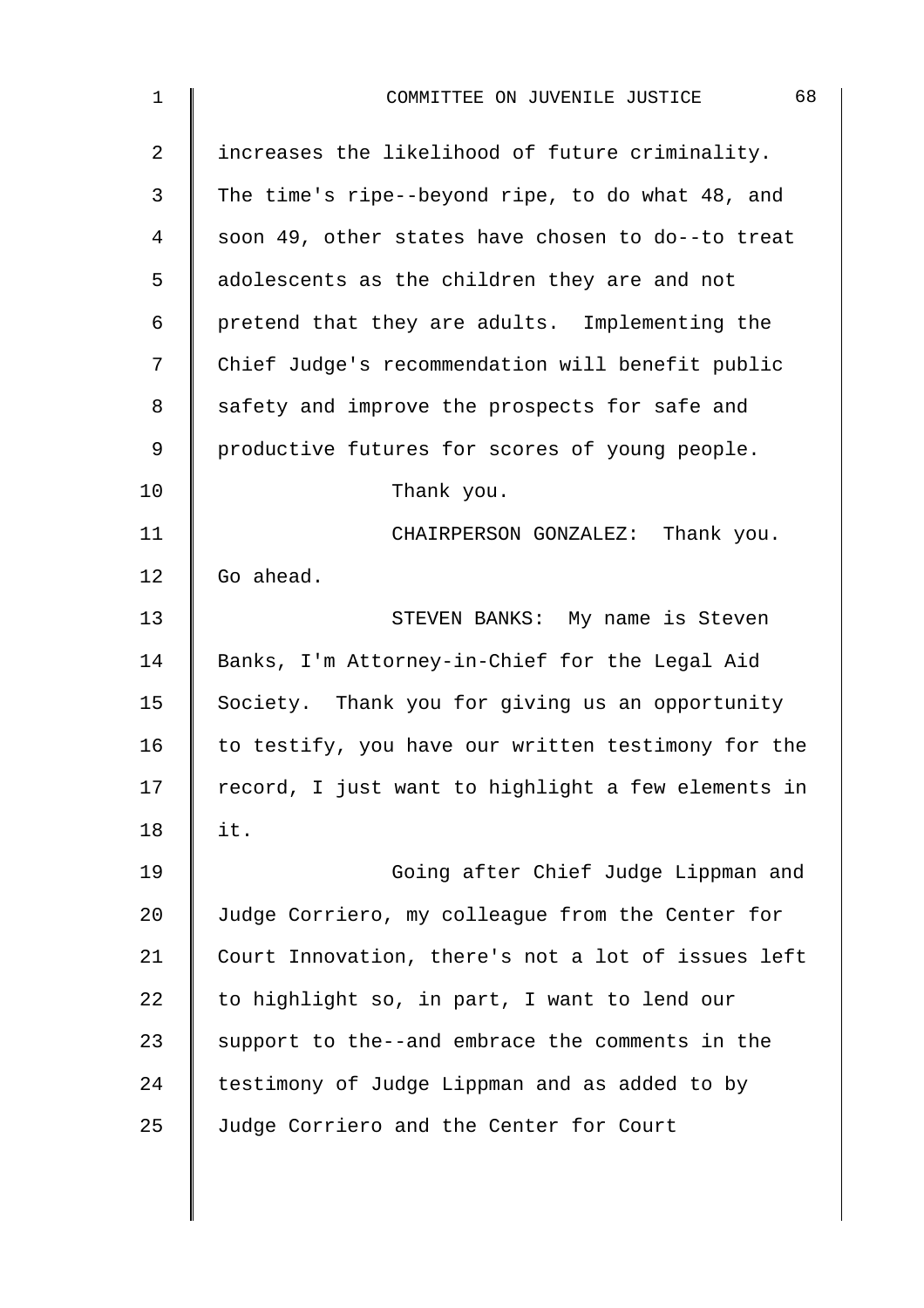increases the likelihood of future criminality. The time's ripe--beyond ripe, to do what 48, and soon 49, other states have chosen to do--to treat adolescents as the children they are and not pretend that they are adults. Implementing the Chief Judge's recommendation will benefit public safety and improve the prospects for safe and productive futures for scores of young people.

Thank you.

CHAIRPERSON GONZALEZ: Thank you. Go ahead.

STEVEN BANKS: My name is Steven Banks, I'm Attorney-in-Chief for the Legal Aid Society. Thank you for giving us an opportunity to testify, you have our written testimony for the record, I just want to highlight a few elements in it.

Going after Chief Judge Lippman and Judge Corriero, my colleague from the Center for Court Innovation, there's not a lot of issues left to highlight so, in part, I want to lend our support to the--and embrace the comments in the testimony of Judge Lippman and as added to by Judge Corriero and the Center for Court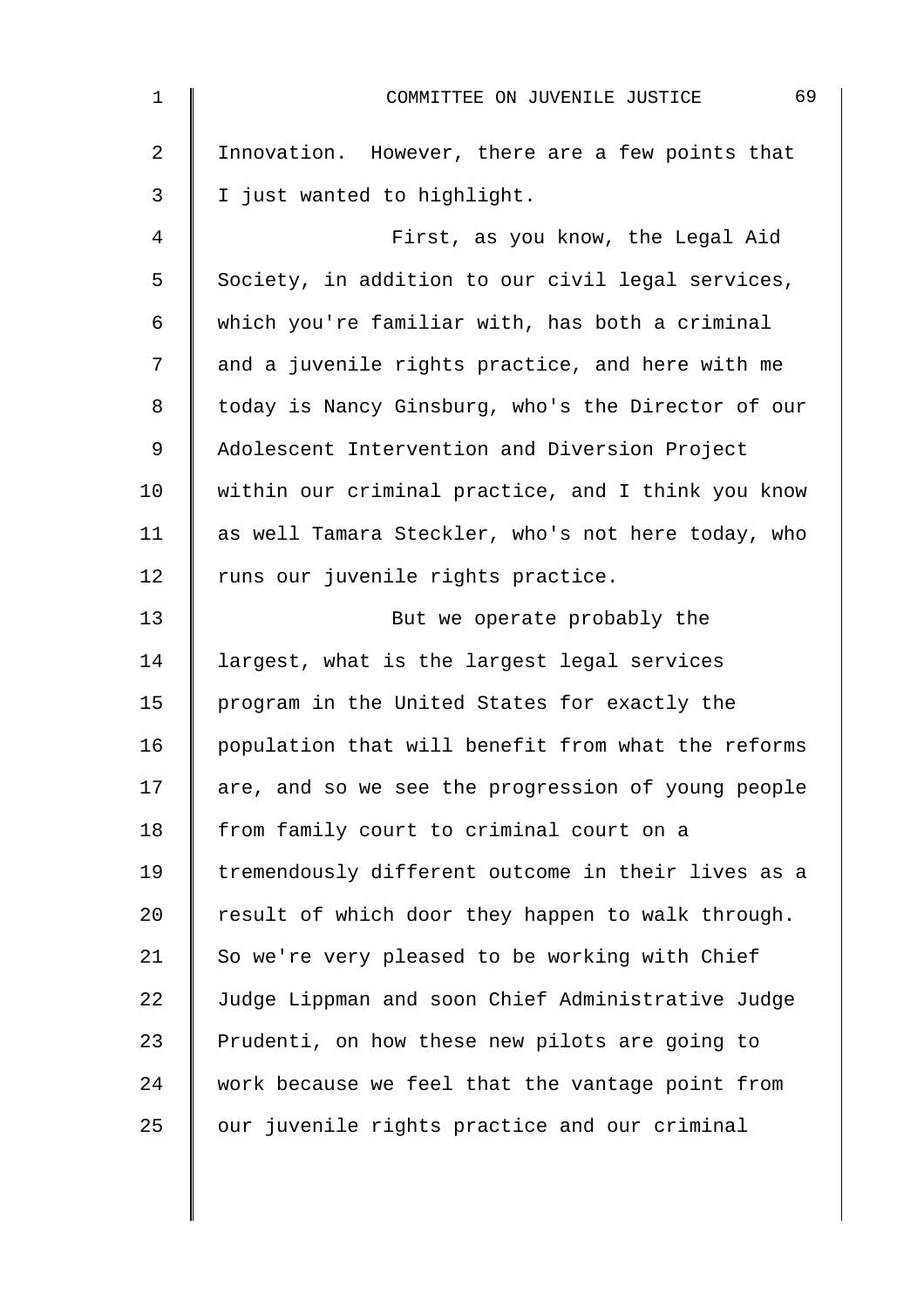Innovation. However, there are a few points that I just wanted to highlight.

First, as you know, the Legal Aid Society, in addition to our civil legal services, which you're familiar with, has both a criminal and a juvenile rights practice, and here with me today is Nancy Ginsburg, who's the Director of our Adolescent Intervention and Diversion Project within our criminal practice, and I think you know as well Tamara Steckler, who's not here today, who runs our juvenile rights practice.

But we operate probably the largest, what is the largest legal services program in the United States for exactly the population that will benefit from what the reforms are, and so we see the progression of young people from family court to criminal court on a tremendously different outcome in their lives as a result of which door they happen to walk through. So we're very pleased to be working with Chief Judge Lippman and soon Chief Administrative Judge Prudenti, on how these new pilots are going to work because we feel that the vantage point from our juvenile rights practice and our criminal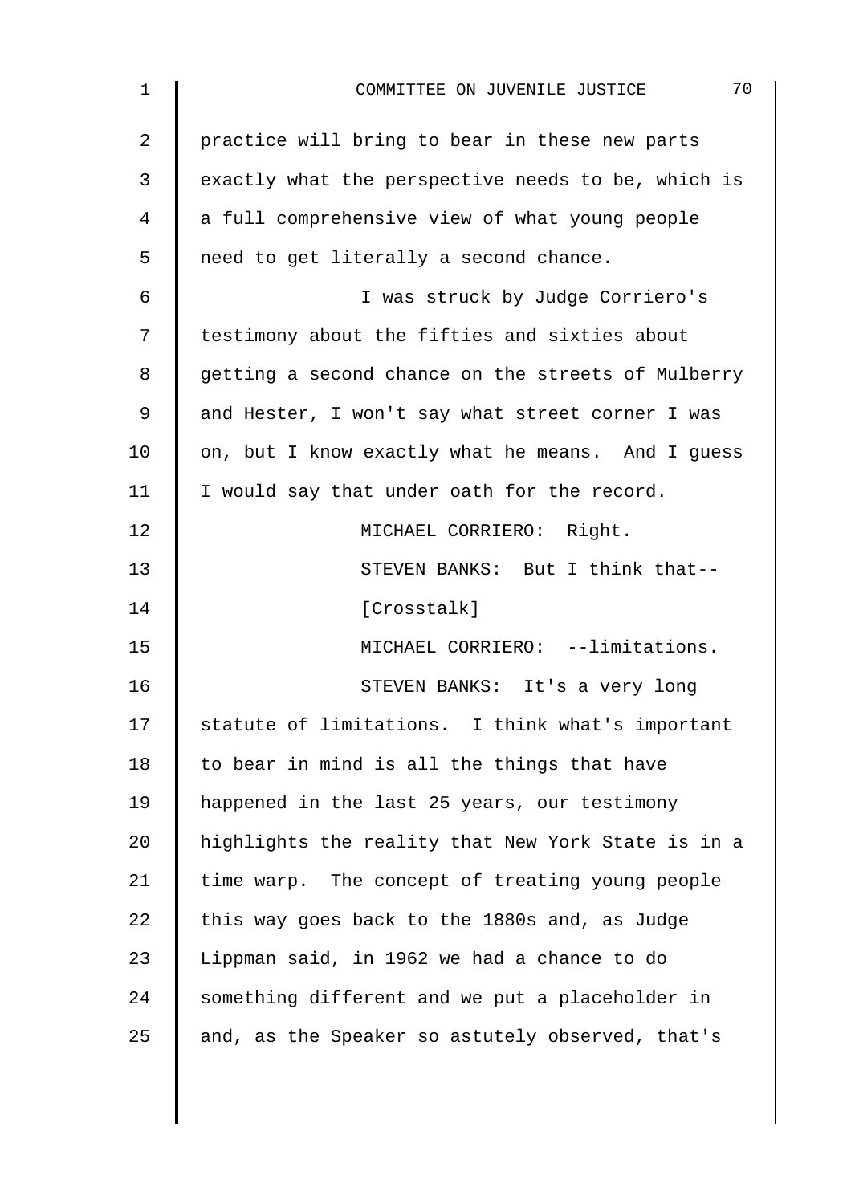practice will bring to bear in these new parts exactly what the perspective needs to be, which is a full comprehensive view of what young people need to get literally a second chance.

I was struck by Judge Corriero's testimony about the fifties and sixties about getting a second chance on the streets of Mulberry and Hester, I won't say what street corner I was on, but I know exactly what he means. And I guess I would say that under oath for the record.

MICHAEL CORRIERO: Right.

STEVEN BANKS: But I think that--

[Crosstalk]

MICHAEL CORRIERO: --limitations.

STEVEN BANKS: It's a very long statute of limitations. I think what's important to bear in mind is all the things that have happened in the last 25 years, our testimony highlights the reality that New York State is in a time warp. The concept of treating young people this way goes back to the 1880s and, as Judge Lippman said, in 1962 we had a chance to do something different and we put a placeholder in and, as the Speaker so astutely observed, that's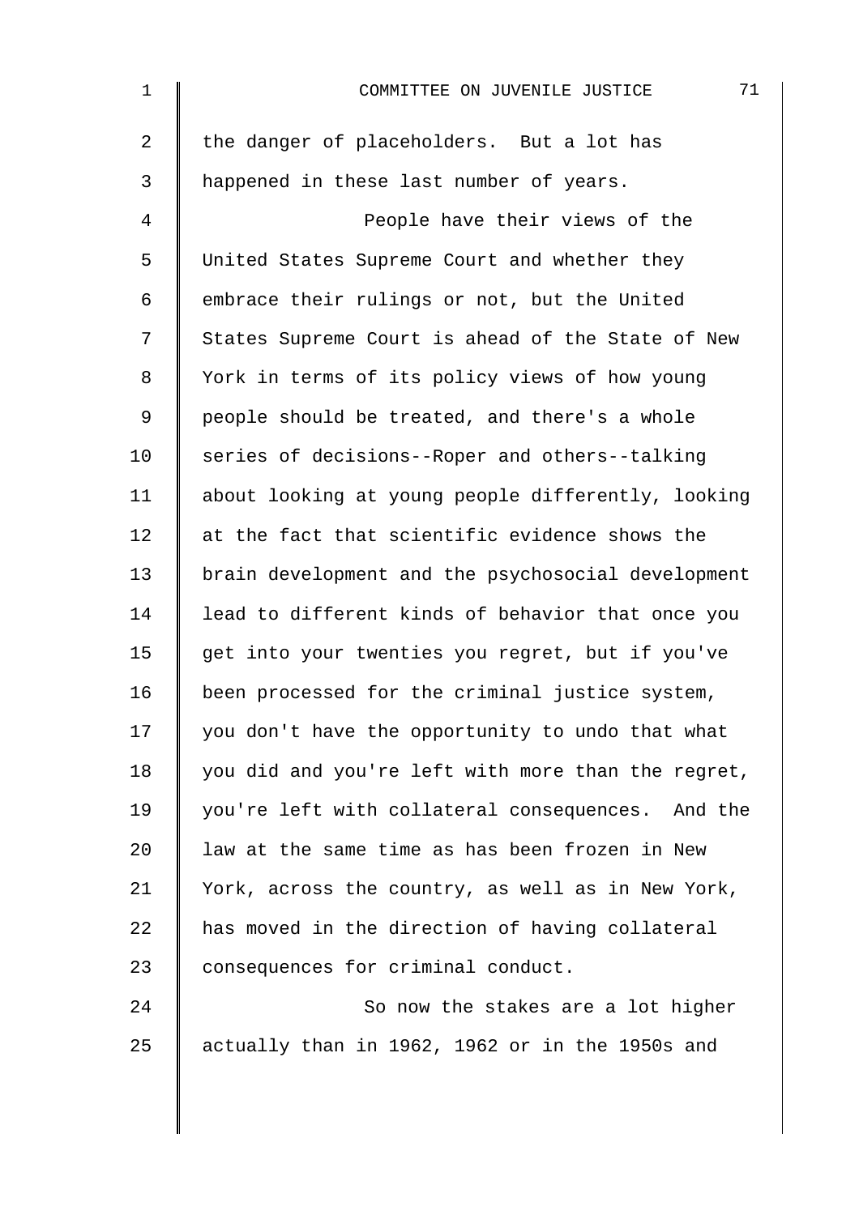the danger of placeholders. But a lot has happened in these last number of years.

People have their views of the United States Supreme Court and whether they embrace their rulings or not, but the United States Supreme Court is ahead of the State of New York in terms of its policy views of how young people should be treated, and there's a whole series of decisions--Roper and others--talking about looking at young people differently, looking at the fact that scientific evidence shows the brain development and the psychosocial development lead to different kinds of behavior that once you get into your twenties you regret, but if you've been processed for the criminal justice system, you don't have the opportunity to undo that what you did and you're left with more than the regret, you're left with collateral consequences. And the law at the same time as has been frozen in New York, across the country, as well as in New York, has moved in the direction of having collateral consequences for criminal conduct.

So now the stakes are a lot higher actually than in 1962, 1962 or in the 1950s and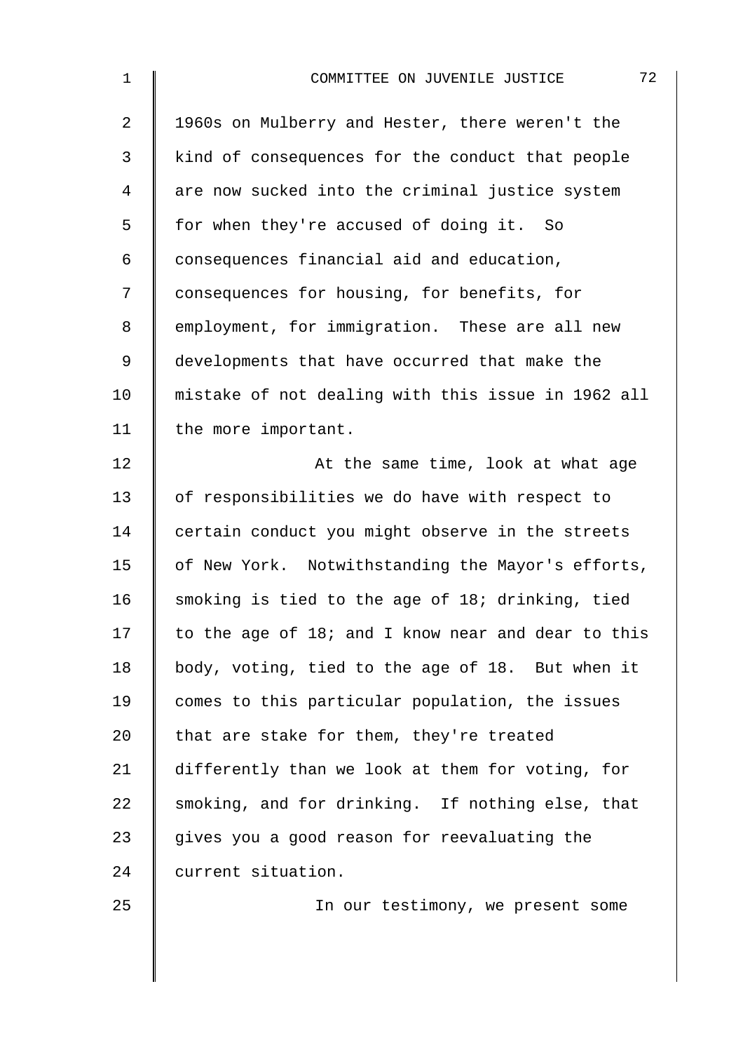1960s on Mulberry and Hester, there weren't the kind of consequences for the conduct that people are now sucked into the criminal justice system for when they're accused of doing it. So consequences financial aid and education, consequences for housing, for benefits, for employment, for immigration. These are all new developments that have occurred that make the mistake of not dealing with this issue in 1962 all the more important.

At the same time, look at what age of responsibilities we do have with respect to certain conduct you might observe in the streets of New York. Notwithstanding the Mayor's efforts, smoking is tied to the age of 18; drinking, tied to the age of 18; and I know near and dear to this body, voting, tied to the age of 18. But when it comes to this particular population, the issues that are stake for them, they're treated differently than we look at them for voting, for smoking, and for drinking. If nothing else, that gives you a good reason for reevaluating the current situation.

In our testimony, we present some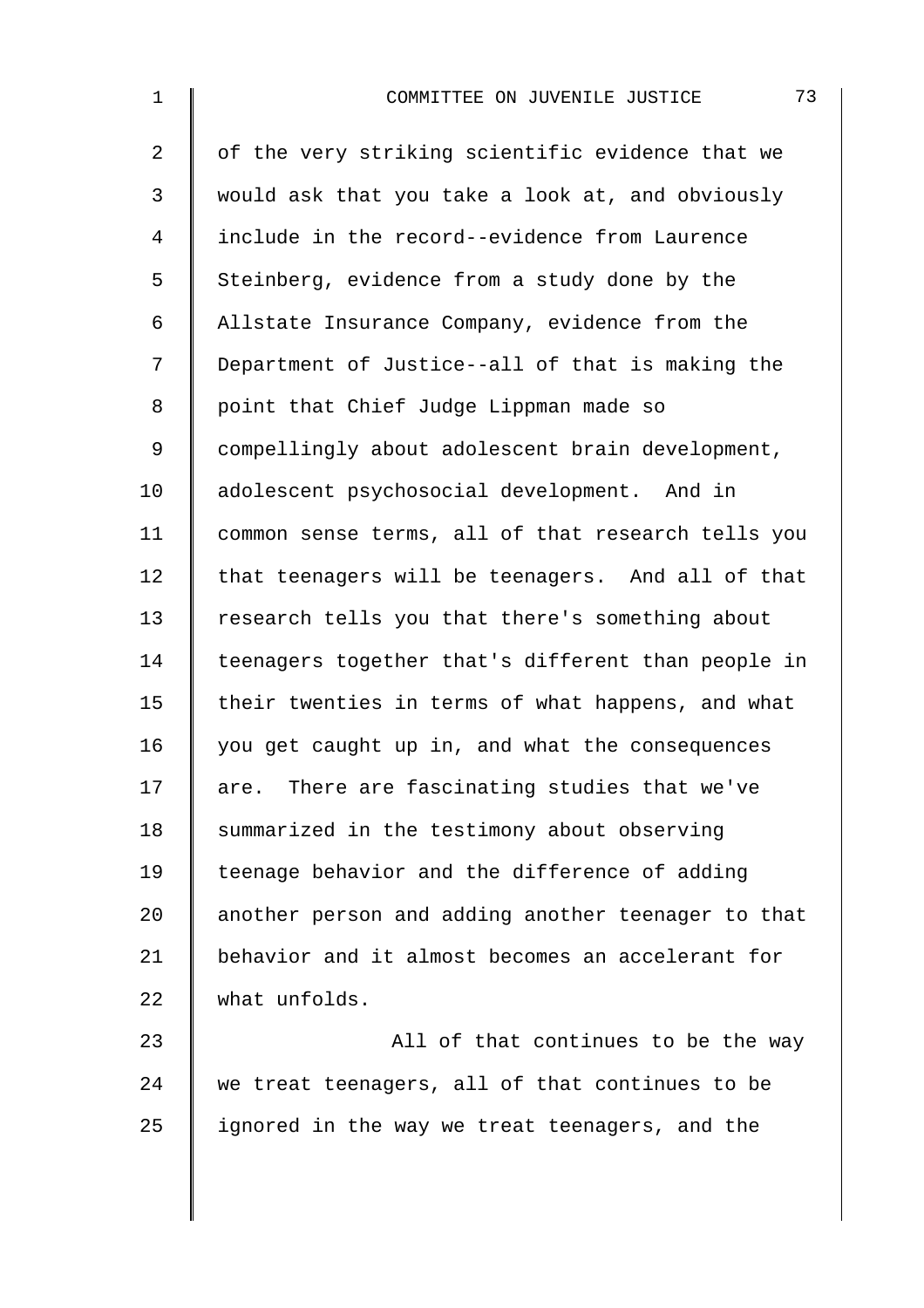of the very striking scientific evidence that we would ask that you take a look at, and obviously include in the record--evidence from Laurence Steinberg, evidence from a study done by the Allstate Insurance Company, evidence from the Department of Justice--all of that is making the point that Chief Judge Lippman made so compellingly about adolescent brain development, adolescent psychosocial development. And in common sense terms, all of that research tells you that teenagers will be teenagers. And all of that research tells you that there's something about teenagers together that's different than people in their twenties in terms of what happens, and what you get caught up in, and what the consequences are. There are fascinating studies that we've summarized in the testimony about observing teenage behavior and the difference of adding another person and adding another teenager to that behavior and it almost becomes an accelerant for what unfolds.

All of that continues to be the way we treat teenagers, all of that continues to be ignored in the way we treat teenagers, and the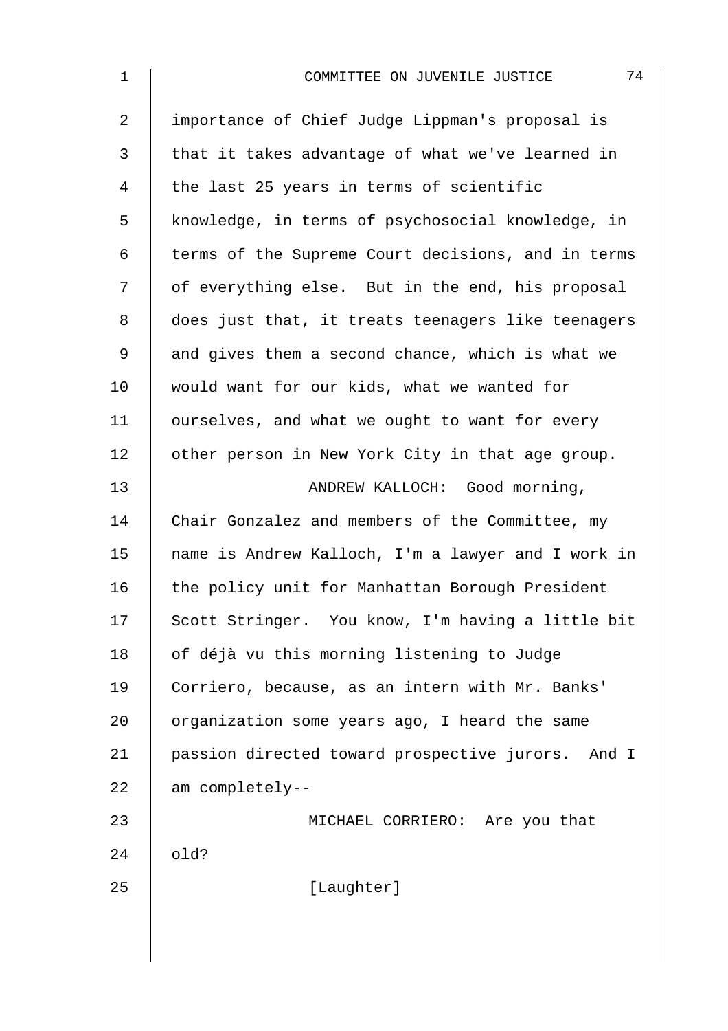importance of Chief Judge Lippman's proposal is that it takes advantage of what we've learned in the last 25 years in terms of scientific knowledge, in terms of psychosocial knowledge, in terms of the Supreme Court decisions, and in terms of everything else. But in the end, his proposal does just that, it treats teenagers like teenagers and gives them a second chance, which is what we would want for our kids, what we wanted for ourselves, and what we ought to want for every other person in New York City in that age group.

ANDREW KALLOCH: Good morning, Chair Gonzalez and members of the Committee, my name is Andrew Kalloch, I'm a lawyer and I work in the policy unit for Manhattan Borough President Scott Stringer. You know, I'm having a little bit of déjà vu this morning listening to Judge Corriero, because, as an intern with Mr. Banks' organization some years ago, I heard the same passion directed toward prospective jurors. And I am completely--

MICHAEL CORRIERO: Are you that old?

[Laughter]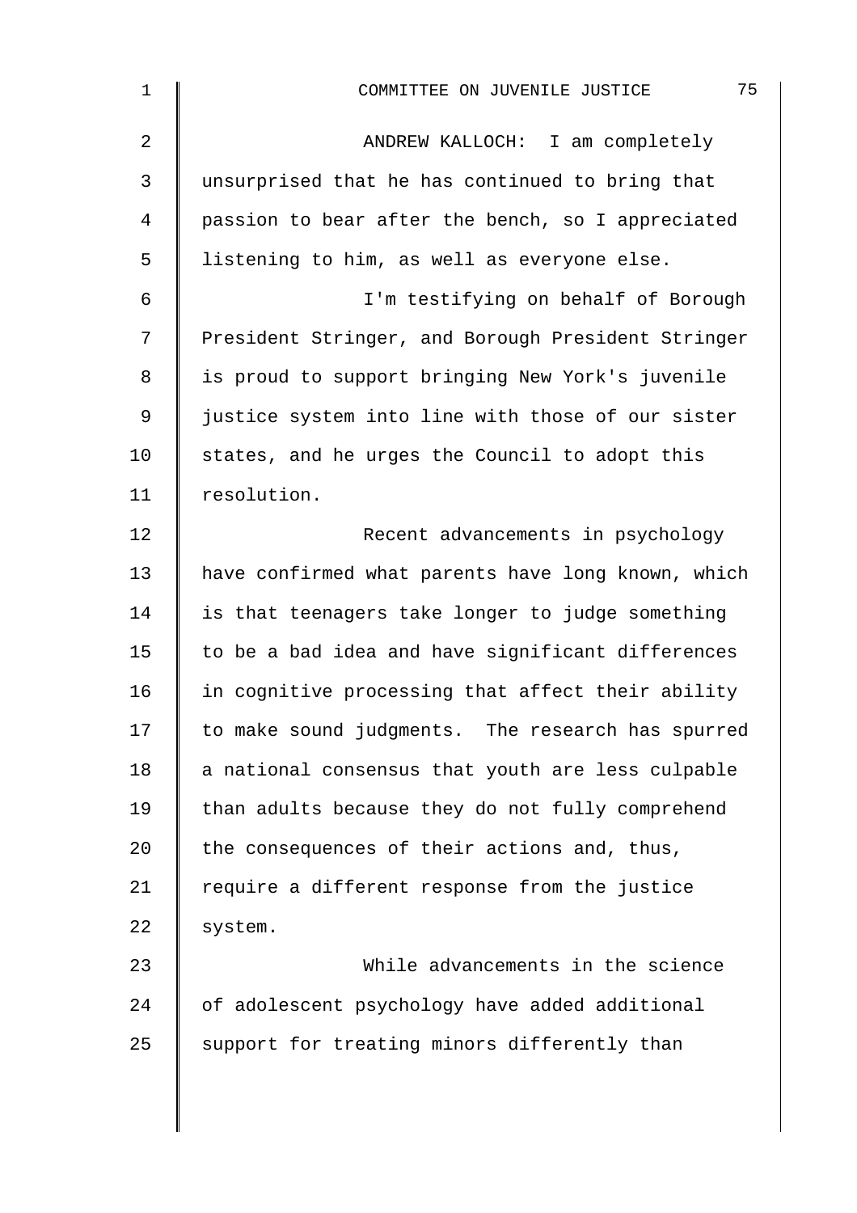ANDREW KALLOCH: I am completely unsurprised that he has continued to bring that passion to bear after the bench, so I appreciated listening to him, as well as everyone else.

I'm testifying on behalf of Borough President Stringer, and Borough President Stringer is proud to support bringing New York's juvenile justice system into line with those of our sister states, and he urges the Council to adopt this resolution.

Recent advancements in psychology have confirmed what parents have long known, which is that teenagers take longer to judge something to be a bad idea and have significant differences in cognitive processing that affect their ability to make sound judgments. The research has spurred a national consensus that youth are less culpable than adults because they do not fully comprehend the consequences of their actions and, thus, require a different response from the justice system.

While advancements in the science of adolescent psychology have added additional support for treating minors differently than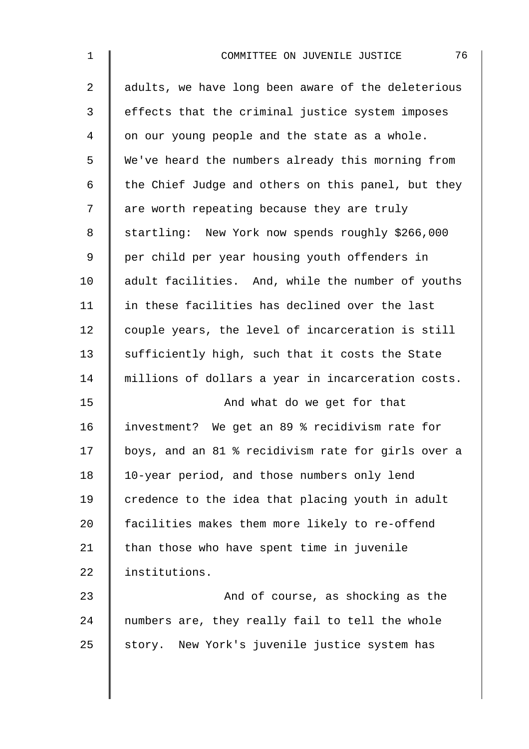adults, we have long been aware of the deleterious effects that the criminal justice system imposes on our young people and the state as a whole. We've heard the numbers already this morning from the Chief Judge and others on this panel, but they are worth repeating because they are truly startling: New York now spends roughly $266,000 per child per year housing youth offenders in adult facilities. And, while the number of youths in these facilities has declined over the last couple years, the level of incarceration is still sufficiently high, such that it costs the State millions of dollars a year in incarceration costs.

And what do we get for that investment? We get an 89 % recidivism rate for boys, and an 81 % recidivism rate for girls over a 10-year period, and those numbers only lend credence to the idea that placing youth in adult facilities makes them more likely to re-offend than those who have spent time in juvenile institutions.

And of course, as shocking as the numbers are, they really fail to tell the whole story. New York's juvenile justice system has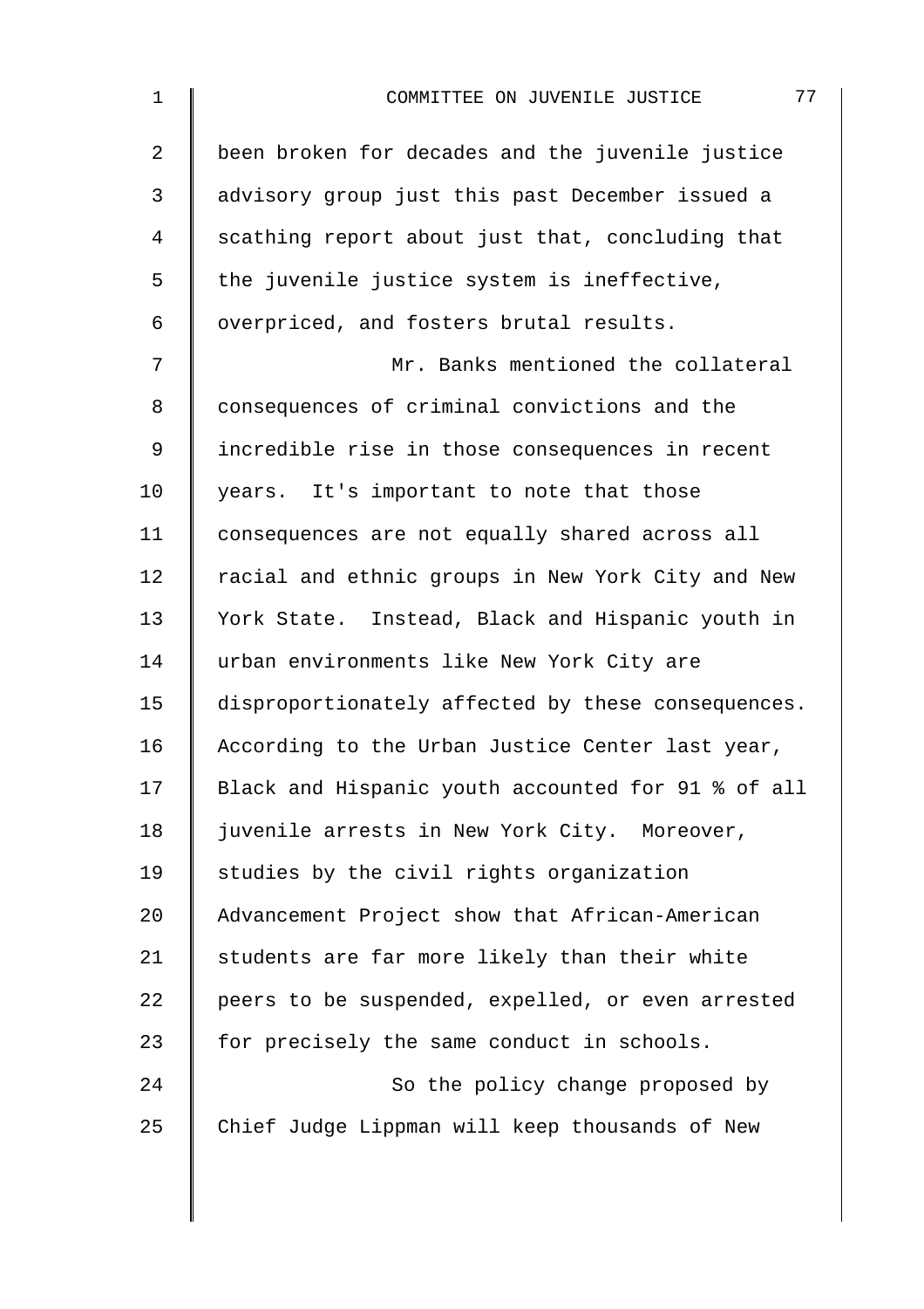been broken for decades and the juvenile justice advisory group just this past December issued a scathing report about just that, concluding that the juvenile justice system is ineffective, overpriced, and fosters brutal results.

Mr. Banks mentioned the collateral consequences of criminal convictions and the incredible rise in those consequences in recent years. It's important to note that those consequences are not equally shared across all racial and ethnic groups in New York City and New York State. Instead, Black and Hispanic youth in urban environments like New York City are disproportionately affected by these consequences. According to the Urban Justice Center last year, Black and Hispanic youth accounted for 91 % of all juvenile arrests in New York City. Moreover, studies by the civil rights organization Advancement Project show that African-American students are far more likely than their white peers to be suspended, expelled, or even arrested for precisely the same conduct in schools.

So the policy change proposed by Chief Judge Lippman will keep thousands of New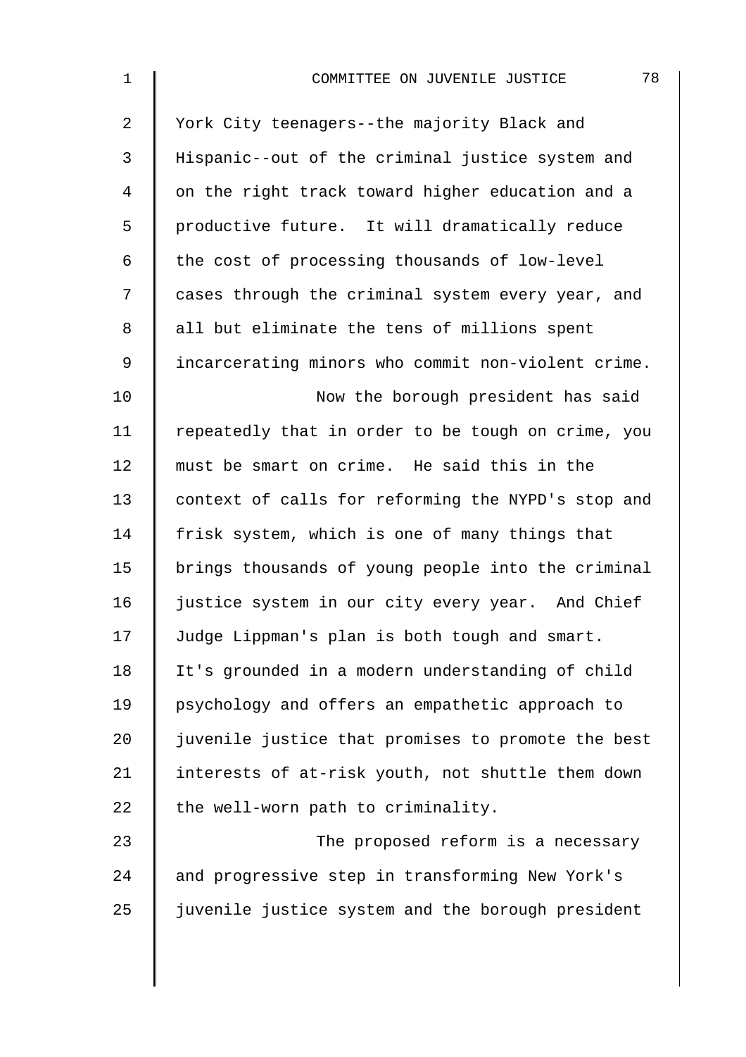York City teenagers--the majority Black and Hispanic--out of the criminal justice system and on the right track toward higher education and a productive future. It will dramatically reduce the cost of processing thousands of low-level cases through the criminal system every year, and all but eliminate the tens of millions spent incarcerating minors who commit non-violent crime.

Now the borough president has said repeatedly that in order to be tough on crime, you must be smart on crime. He said this in the context of calls for reforming the NYPD's stop and frisk system, which is one of many things that brings thousands of young people into the criminal justice system in our city every year. And Chief Judge Lippman's plan is both tough and smart. It's grounded in a modern understanding of child psychology and offers an empathetic approach to juvenile justice that promises to promote the best interests of at-risk youth, not shuttle them down the well-worn path to criminality.

The proposed reform is a necessary and progressive step in transforming New York's juvenile justice system and the borough president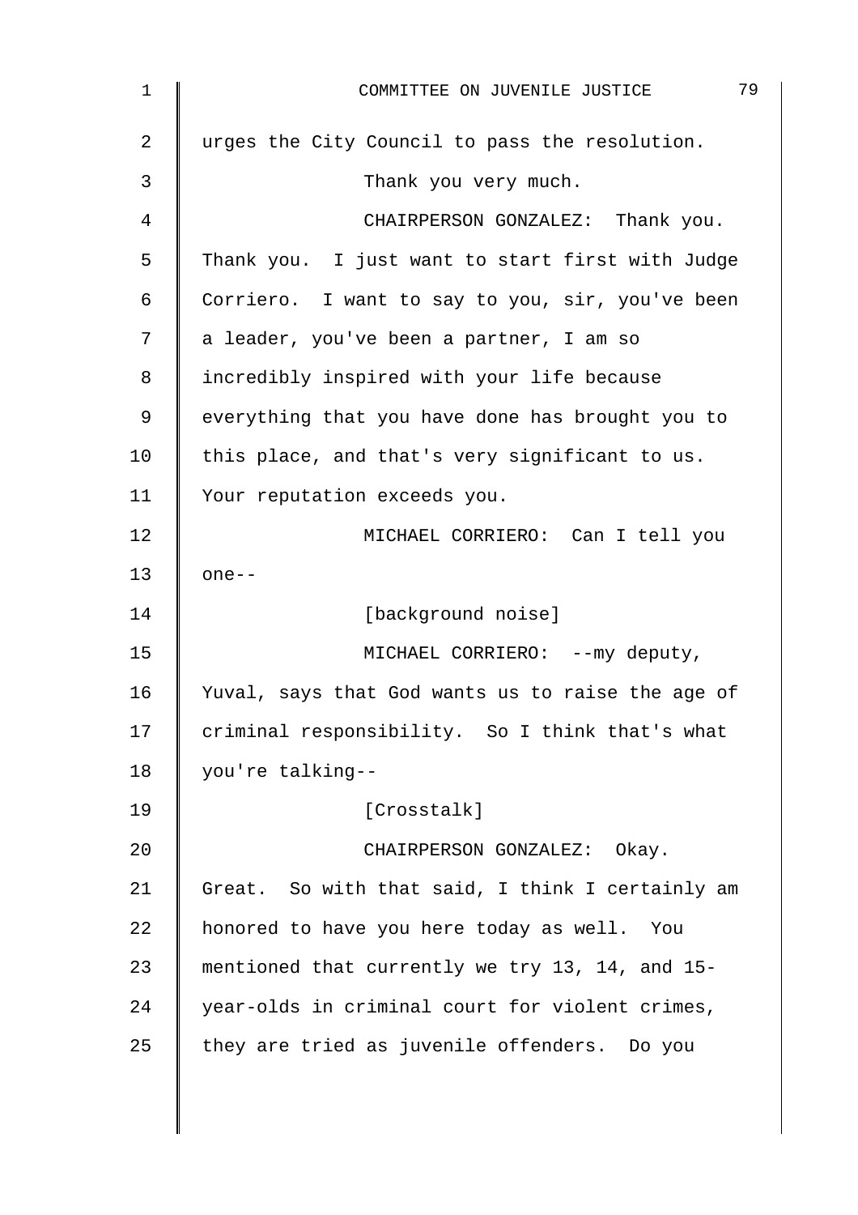urges the City Council to pass the resolution.

Thank you very much.

CHAIRPERSON GONZALEZ: Thank you. Thank you. I just want to start first with Judge Corriero. I want to say to you, sir, you've been a leader, you've been a partner, I am so incredibly inspired with your life because everything that you have done has brought you to this place, and that's very significant to us. Your reputation exceeds you.

MICHAEL CORRIERO: Can I tell you one--

[background noise]

MICHAEL CORRIERO: --my deputy, Yuval, says that God wants us to raise the age of criminal responsibility. So I think that's what you're talking--

[Crosstalk]

CHAIRPERSON GONZALEZ: Okay. Great. So with that said, I think I certainly am honored to have you here today as well. You mentioned that currently we try 13, 14, and 15-year-olds in criminal court for violent crimes, they are tried as juvenile offenders. Do you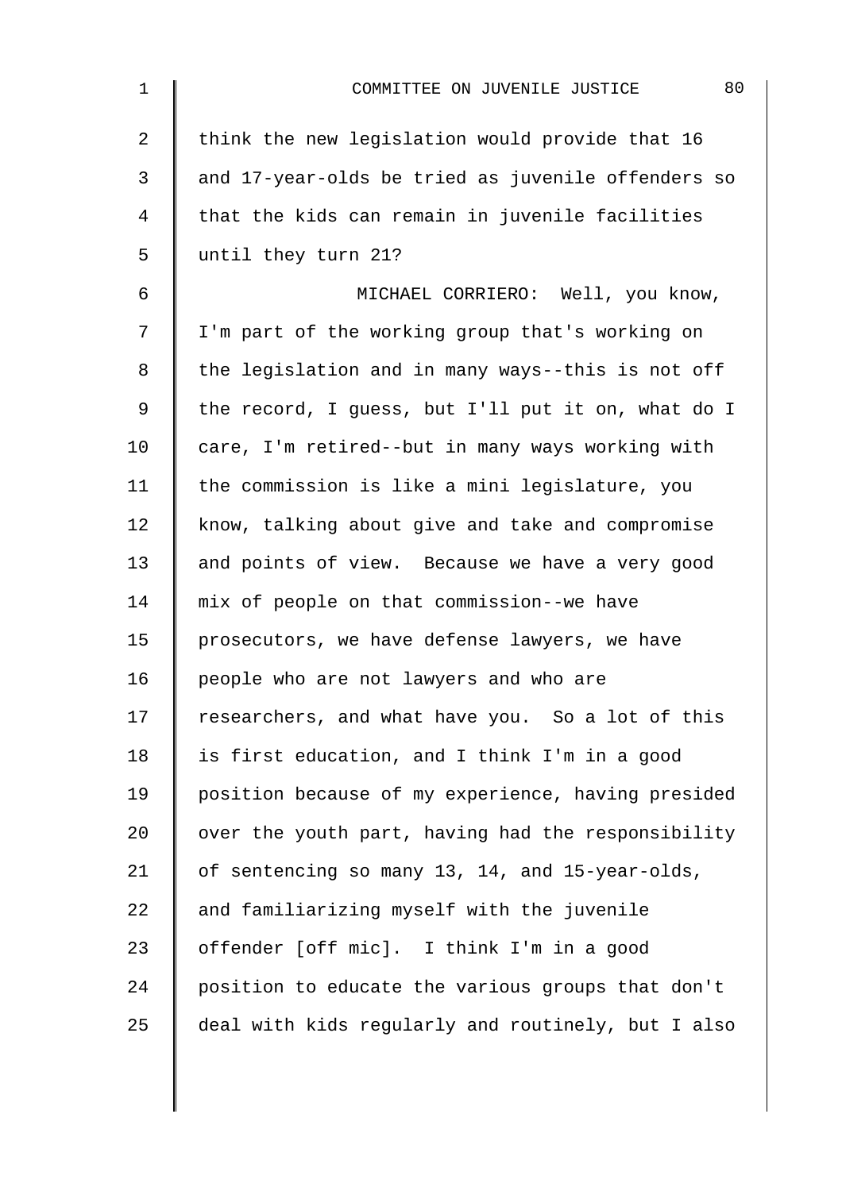think the new legislation would provide that 16 and 17-year-olds be tried as juvenile offenders so that the kids can remain in juvenile facilities until they turn 21?

MICHAEL CORRIERO: Well, you know, I'm part of the working group that's working on the legislation and in many ways--this is not off the record, I guess, but I'll put it on, what do I care, I'm retired--but in many ways working with the commission is like a mini legislature, you know, talking about give and take and compromise and points of view. Because we have a very good mix of people on that commission--we have prosecutors, we have defense lawyers, we have people who are not lawyers and who are researchers, and what have you. So a lot of this is first education, and I think I'm in a good position because of my experience, having presided over the youth part, having had the responsibility of sentencing so many 13, 14, and 15-year-olds, and familiarizing myself with the juvenile offender [off mic]. I think I'm in a good position to educate the various groups that don't deal with kids regularly and routinely, but I also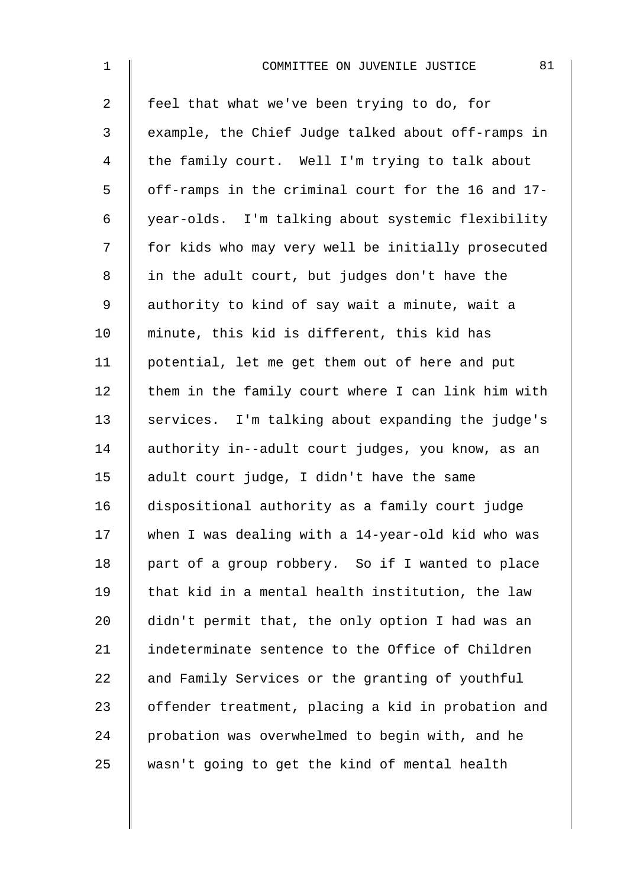feel that what we've been trying to do, for example, the Chief Judge talked about off-ramps in the family court. Well I'm trying to talk about off-ramps in the criminal court for the 16 and 17-year-olds. I'm talking about systemic flexibility for kids who may very well be initially prosecuted in the adult court, but judges don't have the authority to kind of say wait a minute, wait a minute, this kid is different, this kid has potential, let me get them out of here and put them in the family court where I can link him with services. I'm talking about expanding the judge's authority in--adult court judges, you know, as an adult court judge, I didn't have the same dispositional authority as a family court judge when I was dealing with a 14-year-old kid who was part of a group robbery. So if I wanted to place that kid in a mental health institution, the law didn't permit that, the only option I had was an indeterminate sentence to the Office of Children and Family Services or the granting of youthful offender treatment, placing a kid in probation and probation was overwhelmed to begin with, and he wasn't going to get the kind of mental health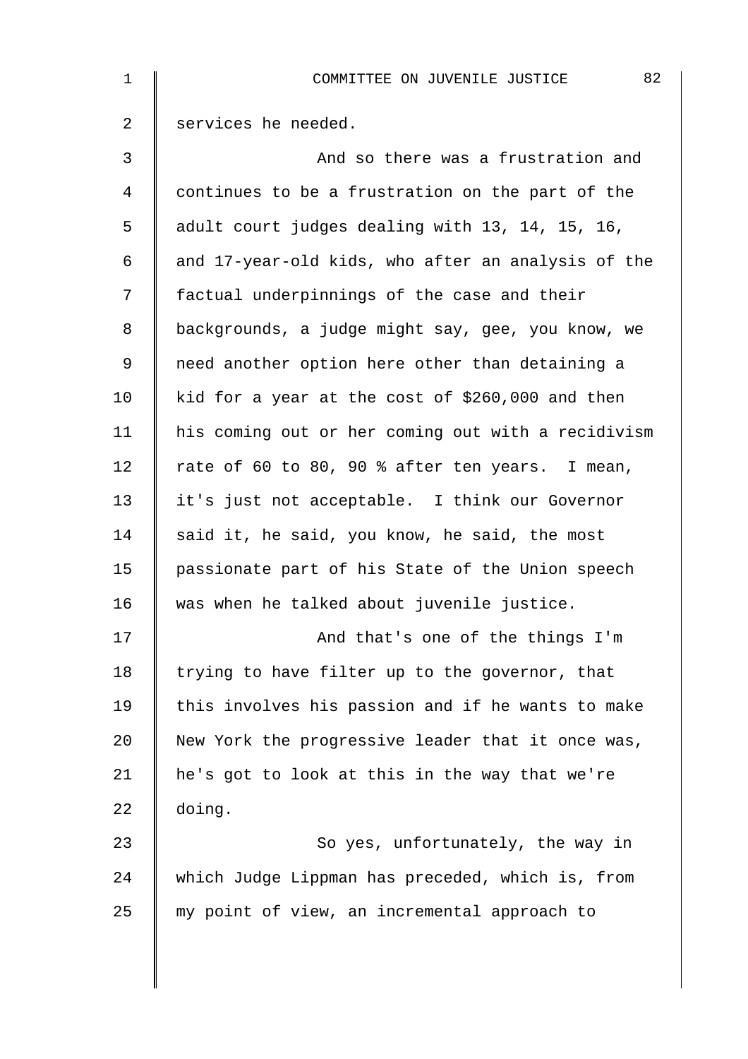services he needed.

And so there was a frustration and continues to be a frustration on the part of the adult court judges dealing with 13, 14, 15, 16, and 17-year-old kids, who after an analysis of the factual underpinnings of the case and their backgrounds, a judge might say, gee, you know, we need another option here other than detaining a kid for a year at the cost of $260,000 and then his coming out or her coming out with a recidivism rate of 60 to 80, 90 % after ten years. I mean, it's just not acceptable. I think our Governor said it, he said, you know, he said, the most passionate part of his State of the Union speech was when he talked about juvenile justice.

And that's one of the things I'm trying to have filter up to the governor, that this involves his passion and if he wants to make New York the progressive leader that it once was, he's got to look at this in the way that we're doing.

So yes, unfortunately, the way in which Judge Lippman has preceded, which is, from my point of view, an incremental approach to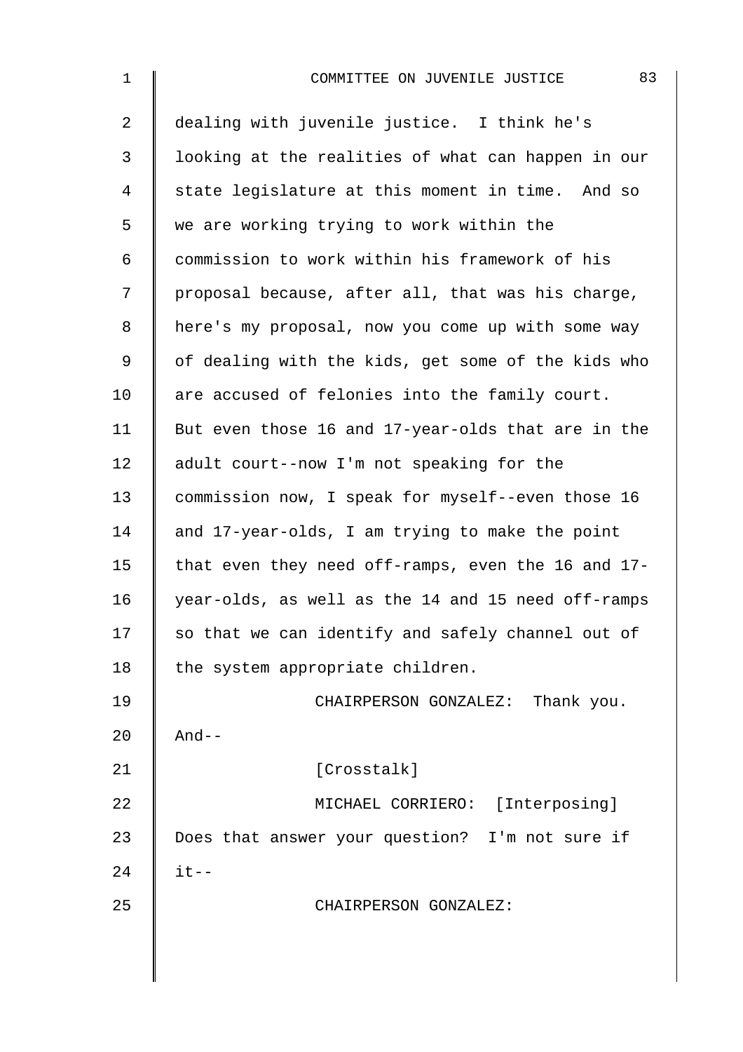dealing with juvenile justice. I think he's looking at the realities of what can happen in our state legislature at this moment in time. And so we are working trying to work within the commission to work within his framework of his proposal because, after all, that was his charge, here's my proposal, now you come up with some way of dealing with the kids, get some of the kids who are accused of felonies into the family court. But even those 16 and 17-year-olds that are in the adult court--now I'm not speaking for the commission now, I speak for myself--even those 16 and 17-year-olds, I am trying to make the point that even they need off-ramps, even the 16 and 17-year-olds, as well as the 14 and 15 need off-ramps so that we can identify and safely channel out of the system appropriate children.

CHAIRPERSON GONZALEZ: Thank you. And--

[Crosstalk]

MICHAEL CORRIERO: [Interposing] Does that answer your question? I'm not sure if it--

CHAIRPERSON GONZALEZ: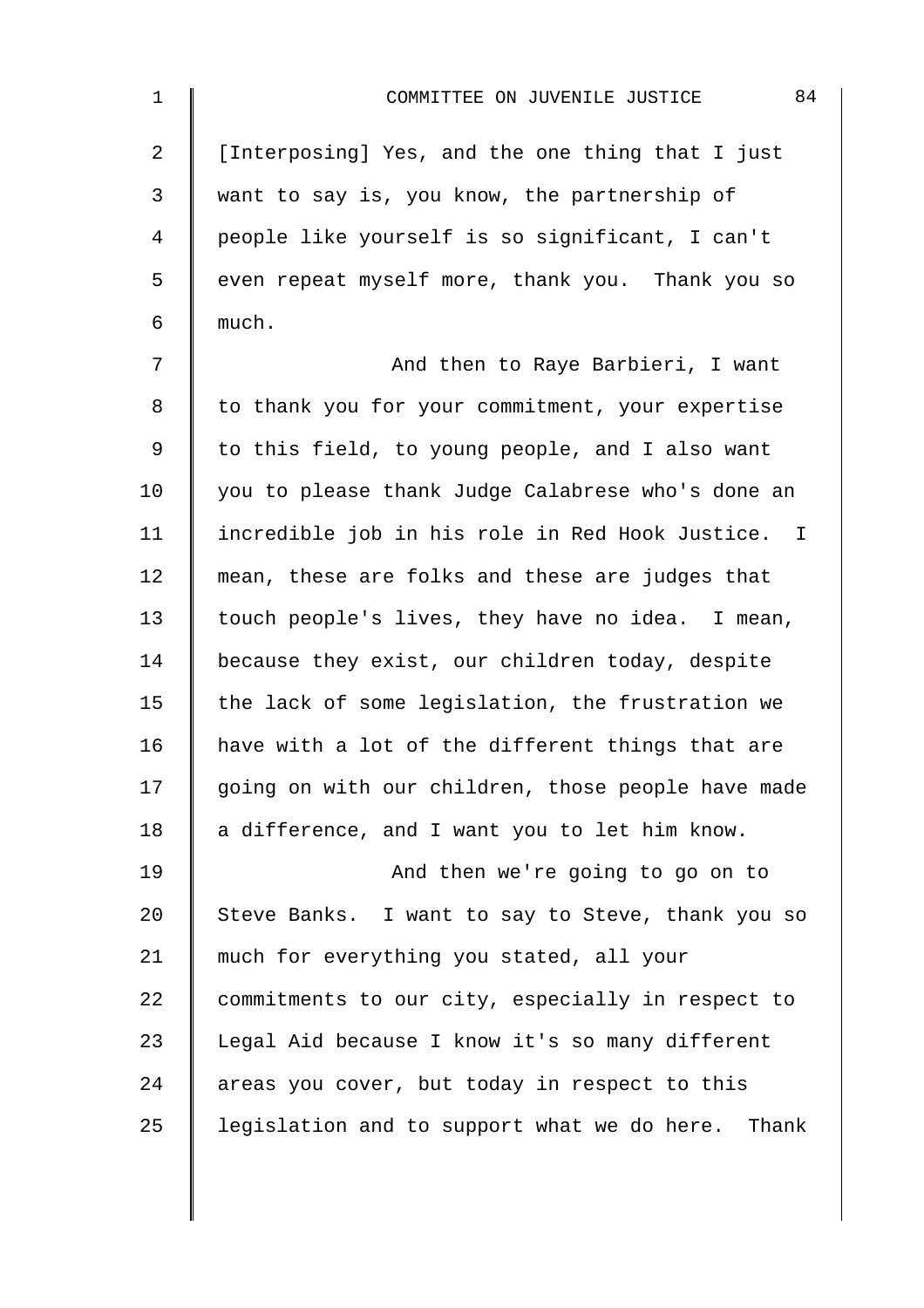[Interposing] Yes, and the one thing that I just want to say is, you know, the partnership of people like yourself is so significant, I can't even repeat myself more, thank you. Thank you so much.

And then to Raye Barbieri, I want to thank you for your commitment, your expertise to this field, to young people, and I also want you to please thank Judge Calabrese who's done an incredible job in his role in Red Hook Justice. I mean, these are folks and these are judges that touch people's lives, they have no idea. I mean, because they exist, our children today, despite the lack of some legislation, the frustration we have with a lot of the different things that are going on with our children, those people have made a difference, and I want you to let him know.

And then we're going to go on to Steve Banks. I want to say to Steve, thank you so much for everything you stated, all your commitments to our city, especially in respect to Legal Aid because I know it's so many different areas you cover, but today in respect to this legislation and to support what we do here. Thank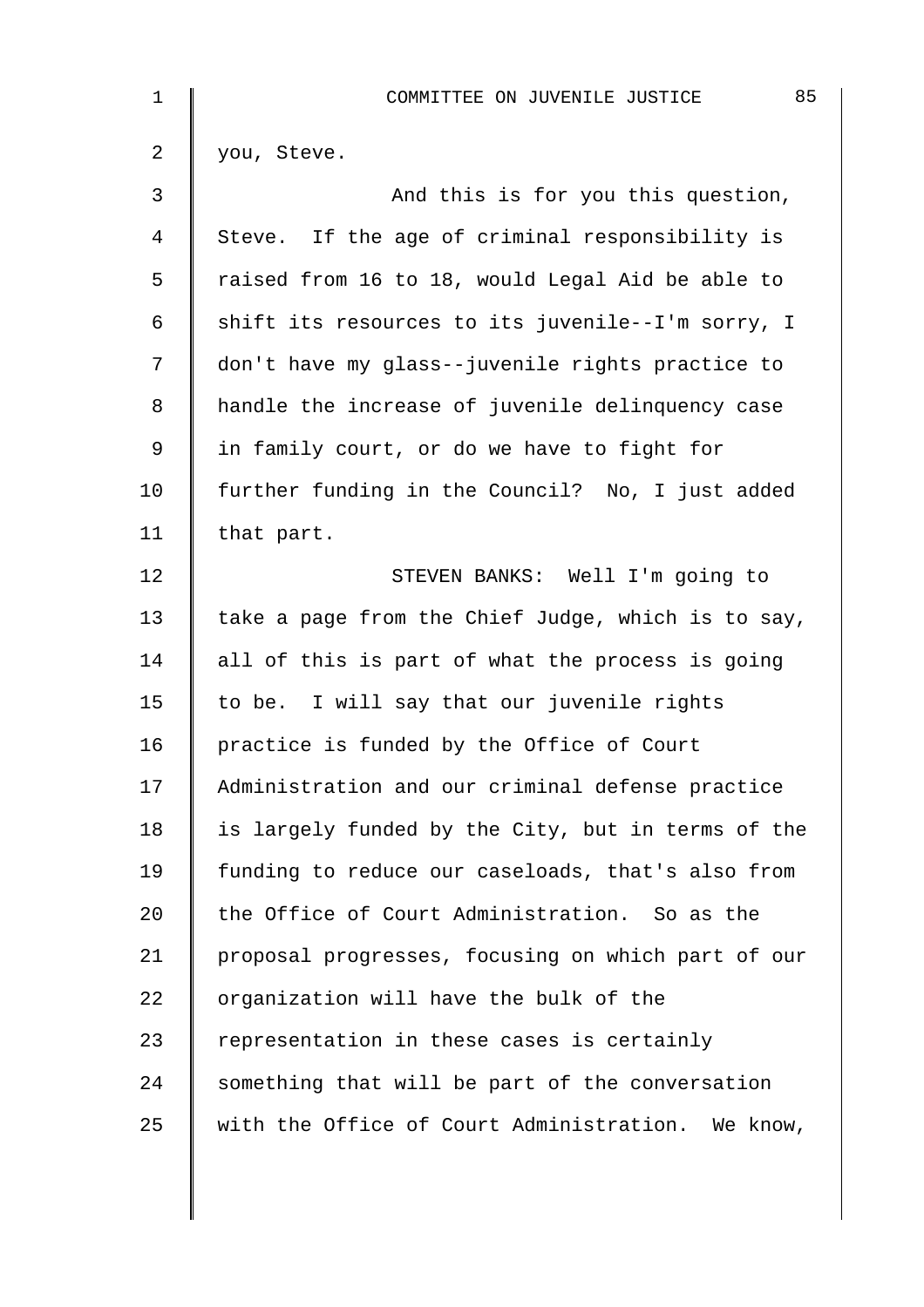you, Steve.

And this is for you this question, Steve. If the age of criminal responsibility is raised from 16 to 18, would Legal Aid be able to shift its resources to its juvenile--I'm sorry, I don't have my glass--juvenile rights practice to handle the increase of juvenile delinquency case in family court, or do we have to fight for further funding in the Council? No, I just added that part.

STEVEN BANKS: Well I'm going to take a page from the Chief Judge, which is to say, all of this is part of what the process is going to be. I will say that our juvenile rights practice is funded by the Office of Court Administration and our criminal defense practice is largely funded by the City, but in terms of the funding to reduce our caseloads, that's also from the Office of Court Administration. So as the proposal progresses, focusing on which part of our organization will have the bulk of the representation in these cases is certainly something that will be part of the conversation with the Office of Court Administration. We know,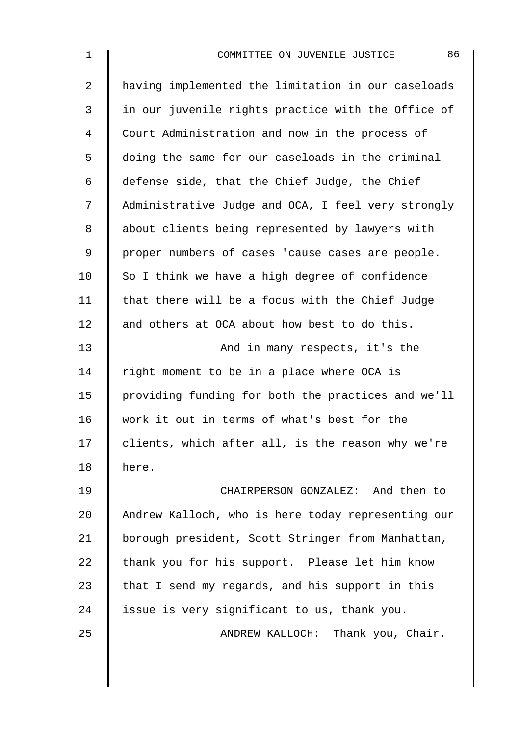having implemented the limitation in our caseloads in our juvenile rights practice with the Office of Court Administration and now in the process of doing the same for our caseloads in the criminal defense side, that the Chief Judge, the Chief Administrative Judge and OCA, I feel very strongly about clients being represented by lawyers with proper numbers of cases 'cause cases are people. So I think we have a high degree of confidence that there will be a focus with the Chief Judge and others at OCA about how best to do this.

And in many respects, it's the right moment to be in a place where OCA is providing funding for both the practices and we'll work it out in terms of what's best for the clients, which after all, is the reason why we're here.

CHAIRPERSON GONZALEZ: And then to Andrew Kalloch, who is here today representing our borough president, Scott Stringer from Manhattan, thank you for his support. Please let him know that I send my regards, and his support in this issue is very significant to us, thank you.

ANDREW KALLOCH: Thank you, Chair.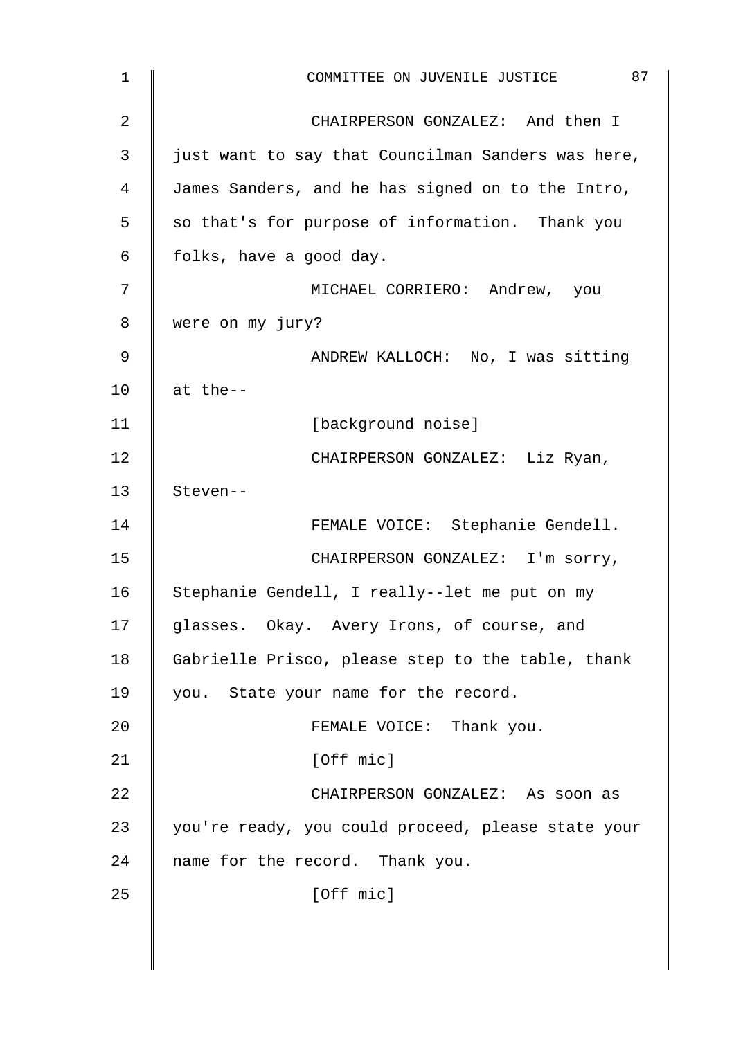CHAIRPERSON GONZALEZ: And then I just want to say that Councilman Sanders was here, James Sanders, and he has signed on to the Intro, so that's for purpose of information. Thank you folks, have a good day.

MICHAEL CORRIERO: Andrew, you were on my jury?

ANDREW KALLOCH: No, I was sitting at the--

[background noise]

CHAIRPERSON GONZALEZ: Liz Ryan, Steven--

FEMALE VOICE: Stephanie Gendell.

CHAIRPERSON GONZALEZ: I'm sorry, Stephanie Gendell, I really--let me put on my glasses. Okay. Avery Irons, of course, and Gabrielle Prisco, please step to the table, thank you. State your name for the record.

FEMALE VOICE: Thank you.

[Off mic]

CHAIRPERSON GONZALEZ: As soon as you're ready, you could proceed, please state your name for the record. Thank you.

[Off mic]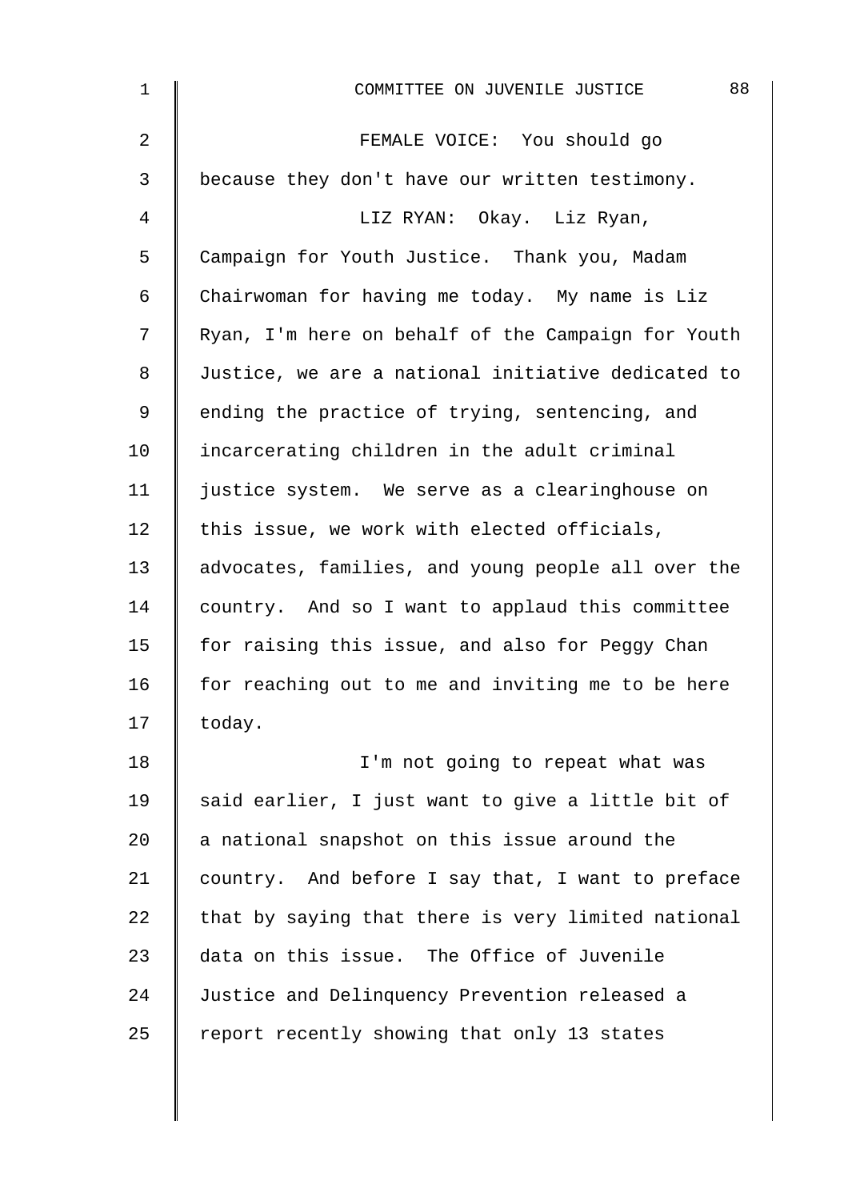FEMALE VOICE: You should go because they don't have our written testimony.

LIZ RYAN: Okay. Liz Ryan, Campaign for Youth Justice. Thank you, Madam Chairwoman for having me today. My name is Liz Ryan, I'm here on behalf of the Campaign for Youth Justice, we are a national initiative dedicated to ending the practice of trying, sentencing, and incarcerating children in the adult criminal justice system. We serve as a clearinghouse on this issue, we work with elected officials, advocates, families, and young people all over the country. And so I want to applaud this committee for raising this issue, and also for Peggy Chan for reaching out to me and inviting me to be here today.

I'm not going to repeat what was said earlier, I just want to give a little bit of a national snapshot on this issue around the country. And before I say that, I want to preface that by saying that there is very limited national data on this issue. The Office of Juvenile Justice and Delinquency Prevention released a report recently showing that only 13 states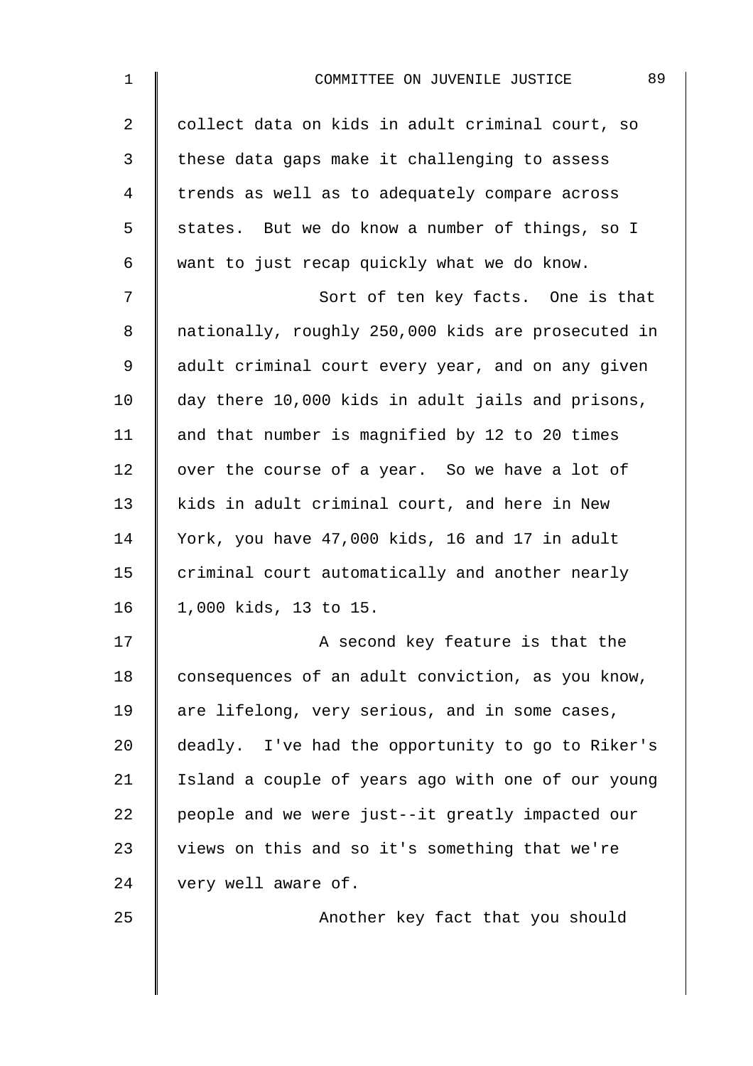collect data on kids in adult criminal court, so these data gaps make it challenging to assess trends as well as to adequately compare across states. But we do know a number of things, so I want to just recap quickly what we do know.

Sort of ten key facts. One is that nationally, roughly 250,000 kids are prosecuted in adult criminal court every year, and on any given day there 10,000 kids in adult jails and prisons, and that number is magnified by 12 to 20 times over the course of a year. So we have a lot of kids in adult criminal court, and here in New York, you have 47,000 kids, 16 and 17 in adult criminal court automatically and another nearly 1,000 kids, 13 to 15.

A second key feature is that the consequences of an adult conviction, as you know, are lifelong, very serious, and in some cases, deadly. I've had the opportunity to go to Riker's Island a couple of years ago with one of our young people and we were just--it greatly impacted our views on this and so it's something that we're very well aware of.

Another key fact that you should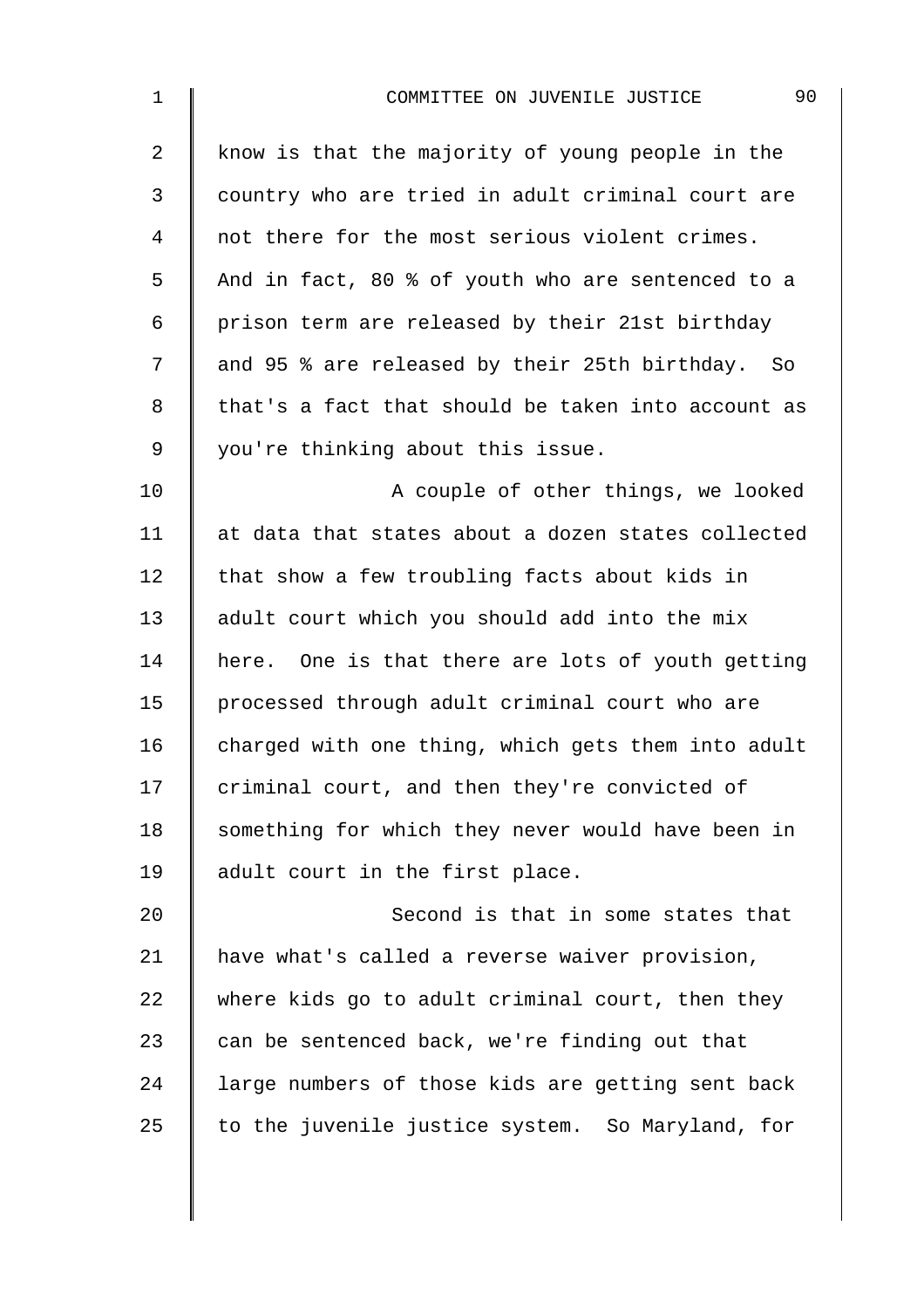know is that the majority of young people in the country who are tried in adult criminal court are not there for the most serious violent crimes. And in fact, 80 % of youth who are sentenced to a prison term are released by their 21st birthday and 95 % are released by their 25th birthday. So that's a fact that should be taken into account as you're thinking about this issue.

A couple of other things, we looked at data that states about a dozen states collected that show a few troubling facts about kids in adult court which you should add into the mix here. One is that there are lots of youth getting processed through adult criminal court who are charged with one thing, which gets them into adult criminal court, and then they're convicted of something for which they never would have been in adult court in the first place.

Second is that in some states that have what's called a reverse waiver provision, where kids go to adult criminal court, then they can be sentenced back, we're finding out that large numbers of those kids are getting sent back to the juvenile justice system. So Maryland, for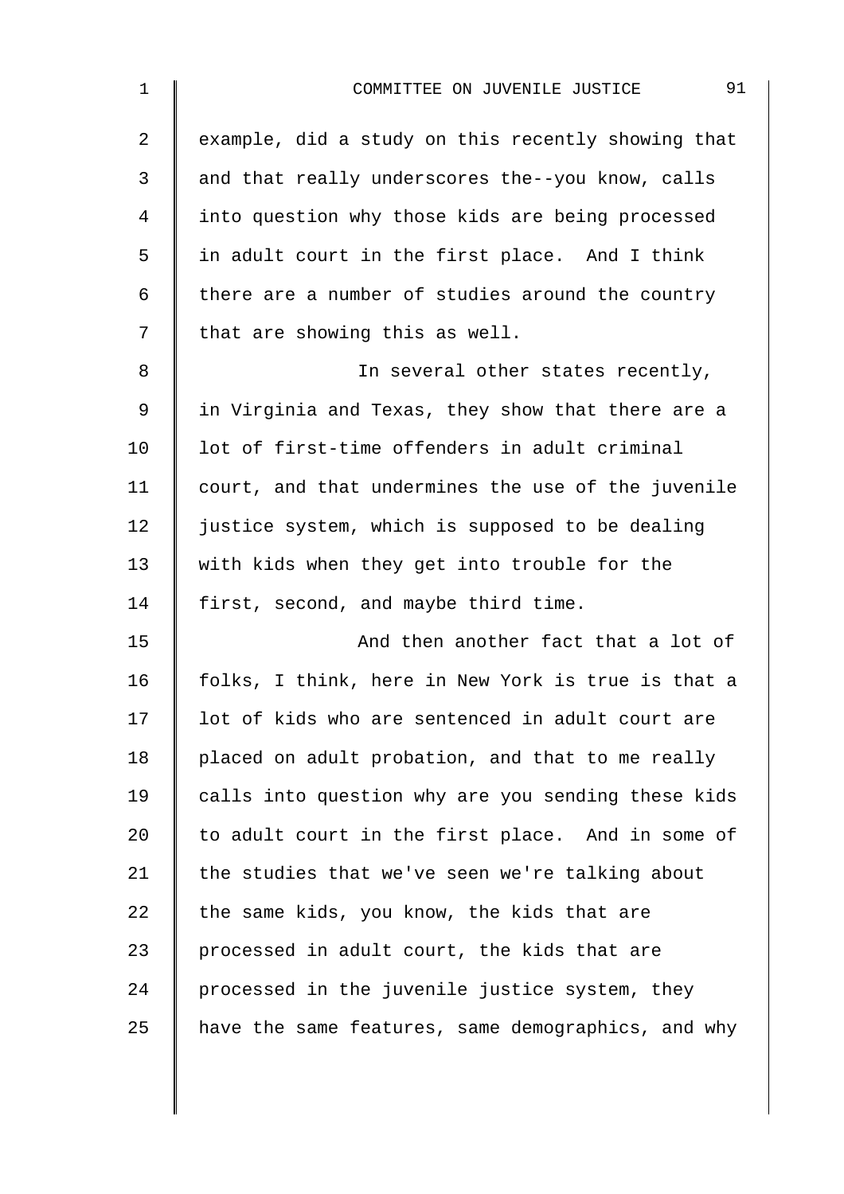example, did a study on this recently showing that and that really underscores the--you know, calls into question why those kids are being processed in adult court in the first place. And I think there are a number of studies around the country that are showing this as well.

In several other states recently, in Virginia and Texas, they show that there are a lot of first-time offenders in adult criminal court, and that undermines the use of the juvenile justice system, which is supposed to be dealing with kids when they get into trouble for the first, second, and maybe third time.

And then another fact that a lot of folks, I think, here in New York is true is that a lot of kids who are sentenced in adult court are placed on adult probation, and that to me really calls into question why are you sending these kids to adult court in the first place. And in some of the studies that we've seen we're talking about the same kids, you know, the kids that are processed in adult court, the kids that are processed in the juvenile justice system, they have the same features, same demographics, and why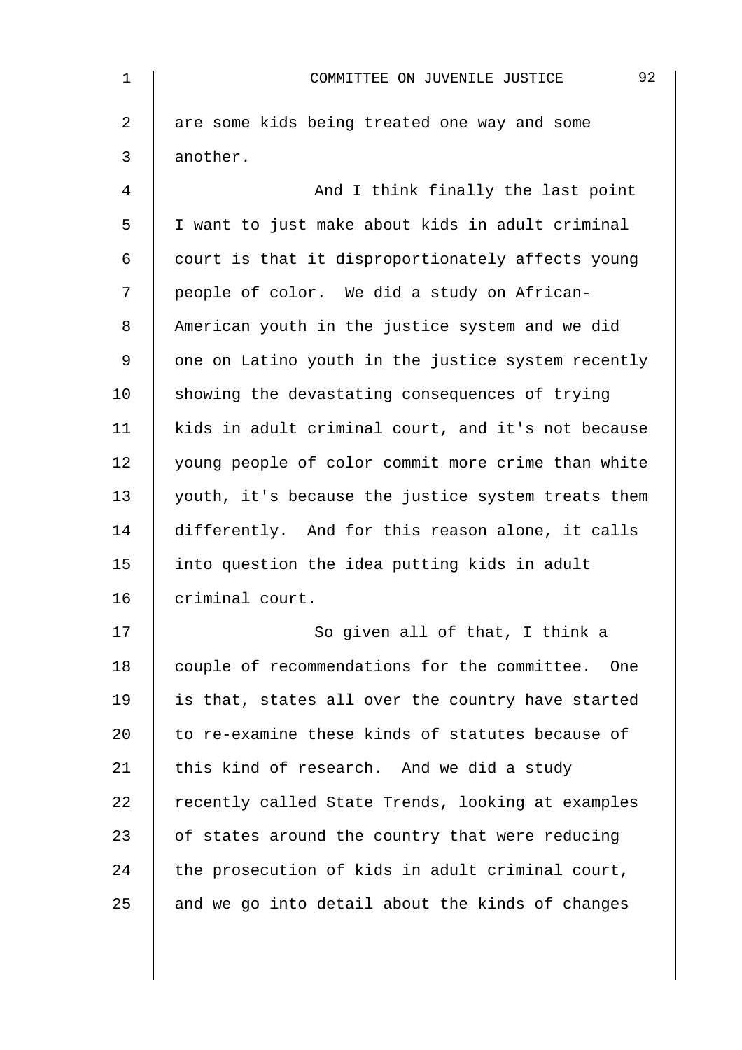are some kids being treated one way and some another.

And I think finally the last point I want to just make about kids in adult criminal court is that it disproportionately affects young people of color. We did a study on African-American youth in the justice system and we did one on Latino youth in the justice system recently showing the devastating consequences of trying kids in adult criminal court, and it's not because young people of color commit more crime than white youth, it's because the justice system treats them differently. And for this reason alone, it calls into question the idea putting kids in adult criminal court.

So given all of that, I think a couple of recommendations for the committee. One is that, states all over the country have started to re-examine these kinds of statutes because of this kind of research. And we did a study recently called State Trends, looking at examples of states around the country that were reducing the prosecution of kids in adult criminal court, and we go into detail about the kinds of changes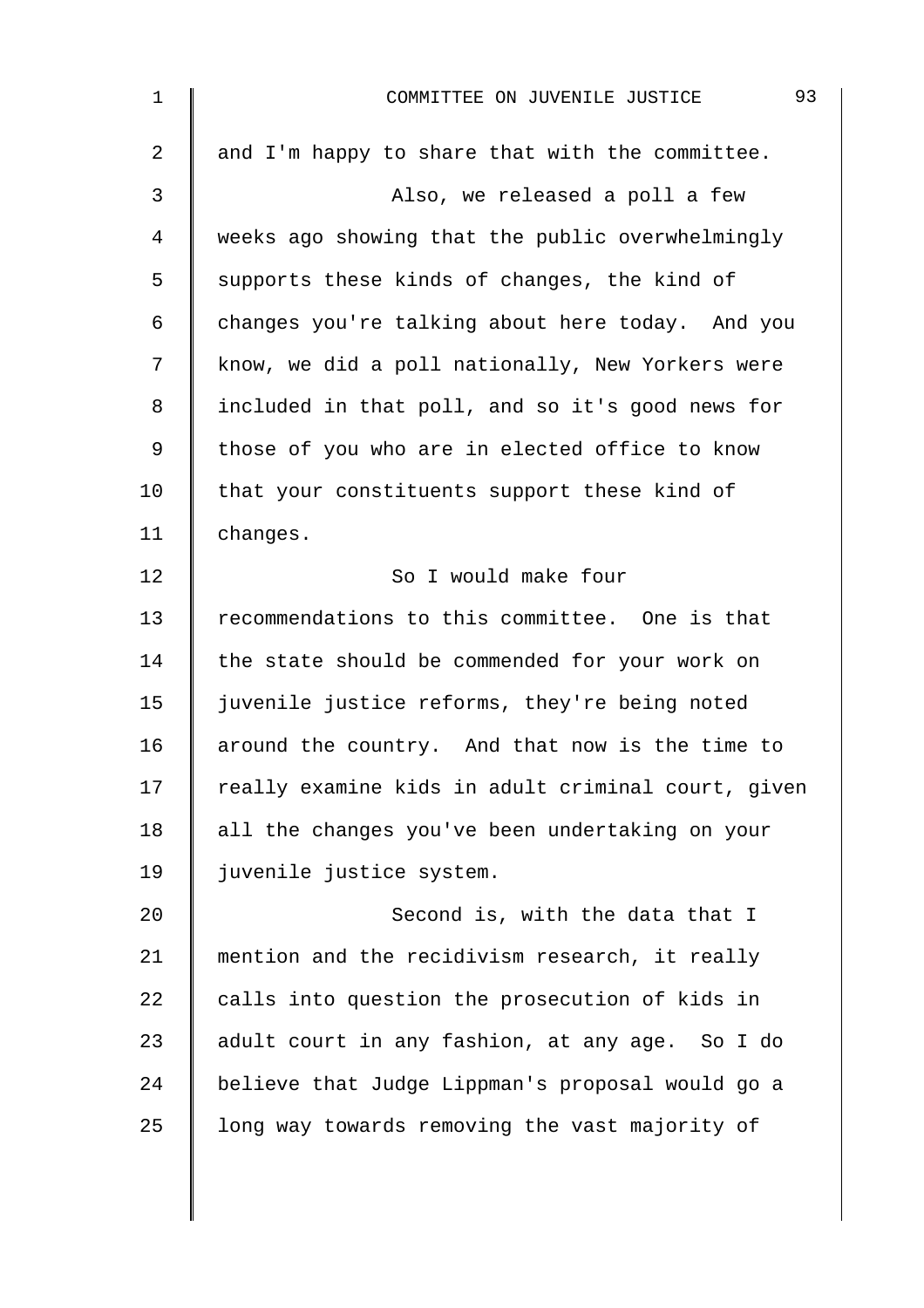and I'm happy to share that with the committee.

Also, we released a poll a few weeks ago showing that the public overwhelmingly supports these kinds of changes, the kind of changes you're talking about here today. And you know, we did a poll nationally, New Yorkers were included in that poll, and so it's good news for those of you who are in elected office to know that your constituents support these kind of changes.

So I would make four recommendations to this committee. One is that the state should be commended for your work on juvenile justice reforms, they're being noted around the country. And that now is the time to really examine kids in adult criminal court, given all the changes you've been undertaking on your juvenile justice system.

Second is, with the data that I mention and the recidivism research, it really calls into question the prosecution of kids in adult court in any fashion, at any age. So I do believe that Judge Lippman's proposal would go a long way towards removing the vast majority of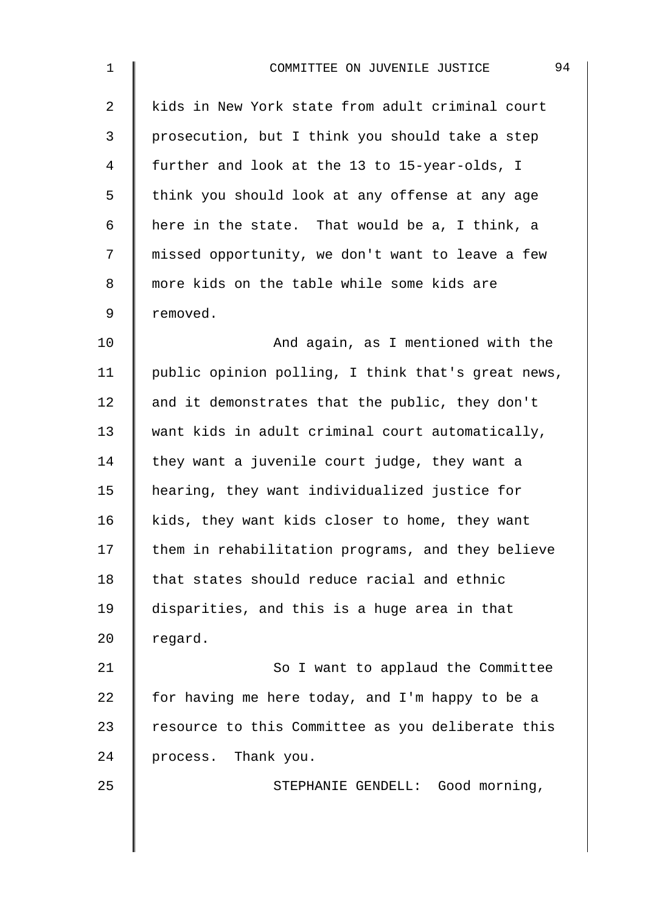kids in New York state from adult criminal court prosecution, but I think you should take a step further and look at the 13 to 15-year-olds, I think you should look at any offense at any age here in the state. That would be a, I think, a missed opportunity, we don't want to leave a few more kids on the table while some kids are removed.

And again, as I mentioned with the public opinion polling, I think that's great news, and it demonstrates that the public, they don't want kids in adult criminal court automatically, they want a juvenile court judge, they want a hearing, they want individualized justice for kids, they want kids closer to home, they want them in rehabilitation programs, and they believe that states should reduce racial and ethnic disparities, and this is a huge area in that regard.

So I want to applaud the Committee for having me here today, and I'm happy to be a resource to this Committee as you deliberate this process. Thank you.

STEPHANIE GENDELL: Good morning,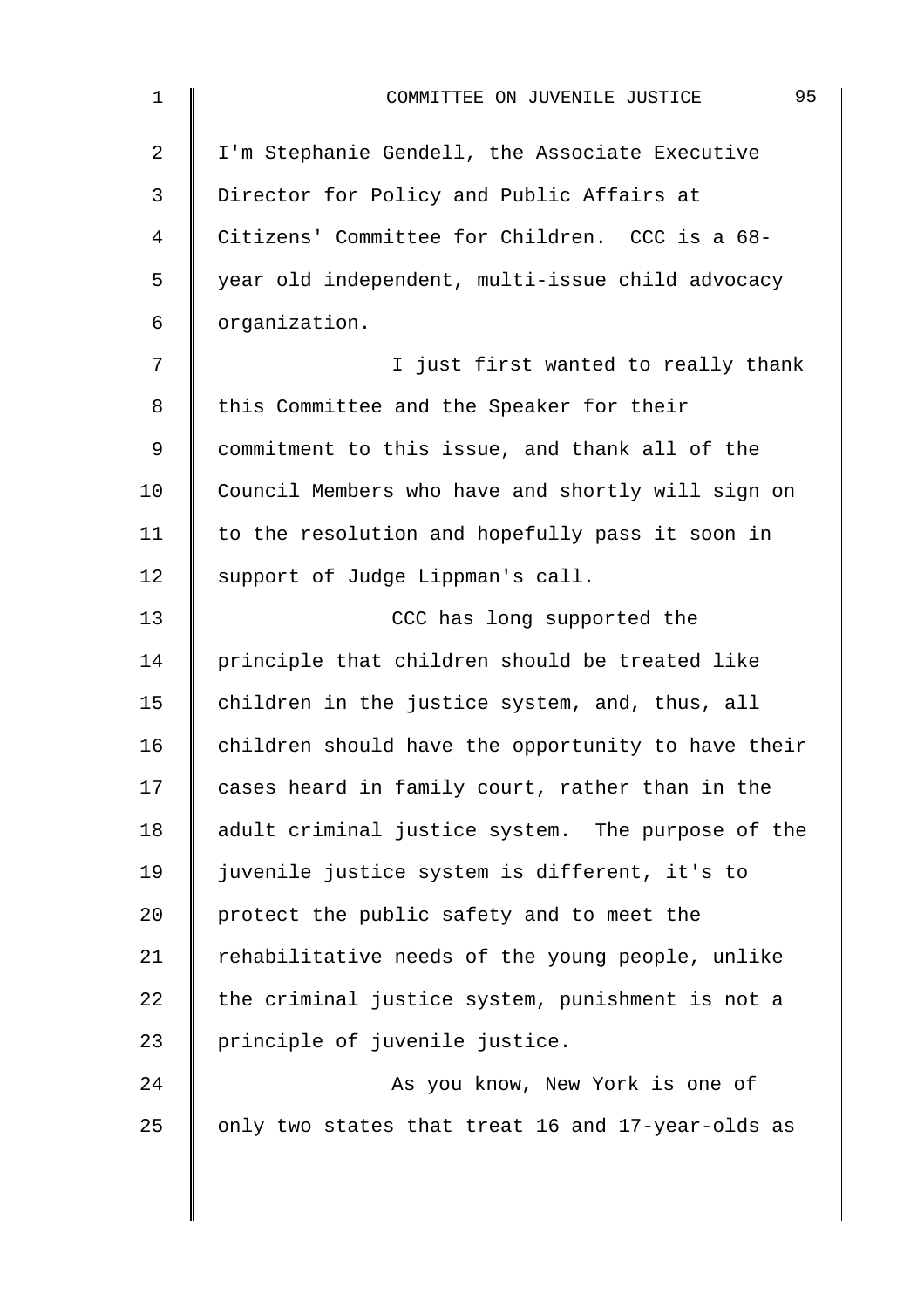I'm Stephanie Gendell, the Associate Executive Director for Policy and Public Affairs at Citizens' Committee for Children. CCC is a 68-year old independent, multi-issue child advocacy organization.

I just first wanted to really thank this Committee and the Speaker for their commitment to this issue, and thank all of the Council Members who have and shortly will sign on to the resolution and hopefully pass it soon in support of Judge Lippman's call.

CCC has long supported the principle that children should be treated like children in the justice system, and, thus, all children should have the opportunity to have their cases heard in family court, rather than in the adult criminal justice system. The purpose of the juvenile justice system is different, it's to protect the public safety and to meet the rehabilitative needs of the young people, unlike the criminal justice system, punishment is not a principle of juvenile justice.

As you know, New York is one of only two states that treat 16 and 17-year-olds as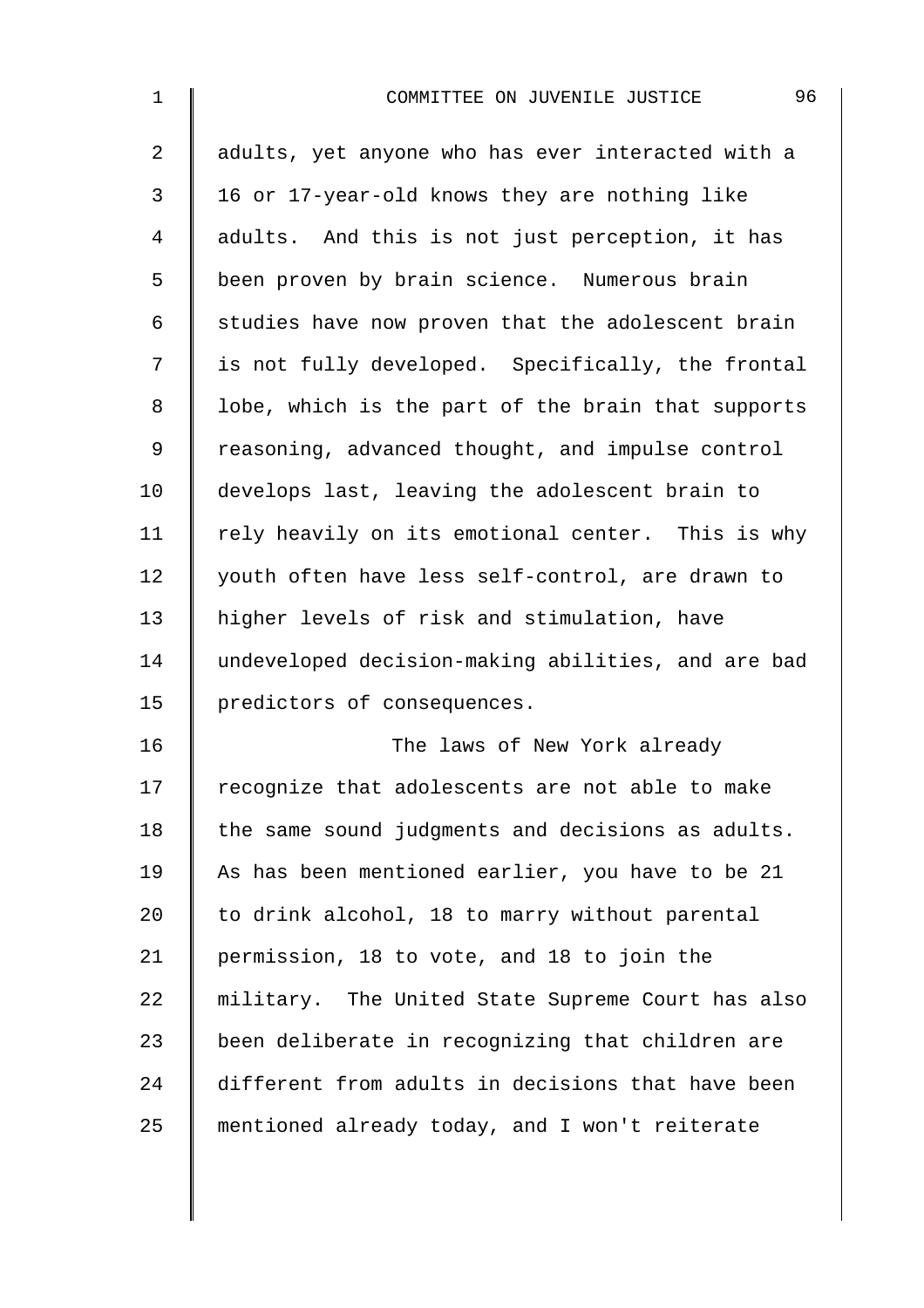adults, yet anyone who has ever interacted with a 16 or 17-year-old knows they are nothing like adults. And this is not just perception, it has been proven by brain science. Numerous brain studies have now proven that the adolescent brain is not fully developed. Specifically, the frontal lobe, which is the part of the brain that supports reasoning, advanced thought, and impulse control develops last, leaving the adolescent brain to rely heavily on its emotional center. This is why youth often have less self-control, are drawn to higher levels of risk and stimulation, have undeveloped decision-making abilities, and are bad predictors of consequences.

The laws of New York already recognize that adolescents are not able to make the same sound judgments and decisions as adults. As has been mentioned earlier, you have to be 21 to drink alcohol, 18 to marry without parental permission, 18 to vote, and 18 to join the military. The United State Supreme Court has also been deliberate in recognizing that children are different from adults in decisions that have been mentioned already today, and I won't reiterate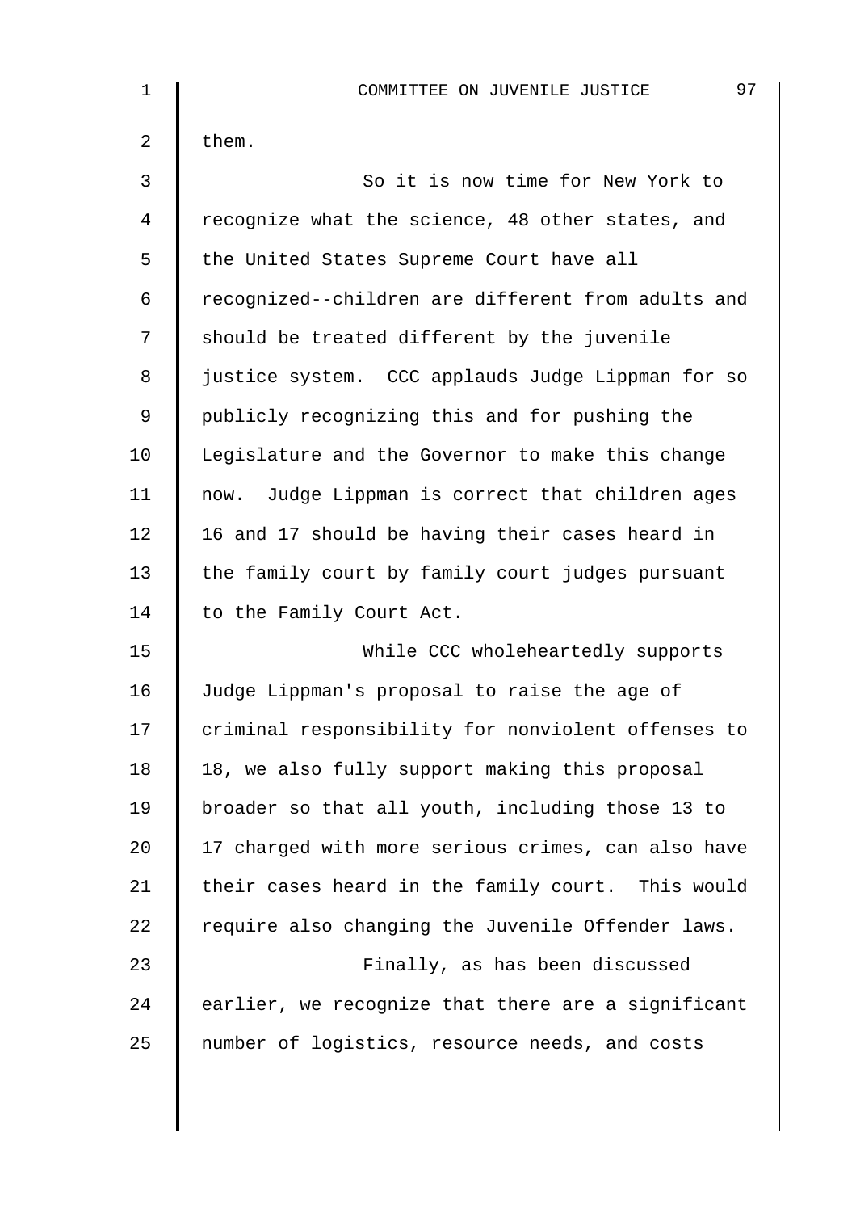them.

So it is now time for New York to recognize what the science, 48 other states, and the United States Supreme Court have all recognized--children are different from adults and should be treated different by the juvenile justice system. CCC applauds Judge Lippman for so publicly recognizing this and for pushing the Legislature and the Governor to make this change now. Judge Lippman is correct that children ages 16 and 17 should be having their cases heard in the family court by family court judges pursuant to the Family Court Act.

While CCC wholeheartedly supports Judge Lippman's proposal to raise the age of criminal responsibility for nonviolent offenses to 18, we also fully support making this proposal broader so that all youth, including those 13 to 17 charged with more serious crimes, can also have their cases heard in the family court. This would require also changing the Juvenile Offender laws.

Finally, as has been discussed earlier, we recognize that there are a significant number of logistics, resource needs, and costs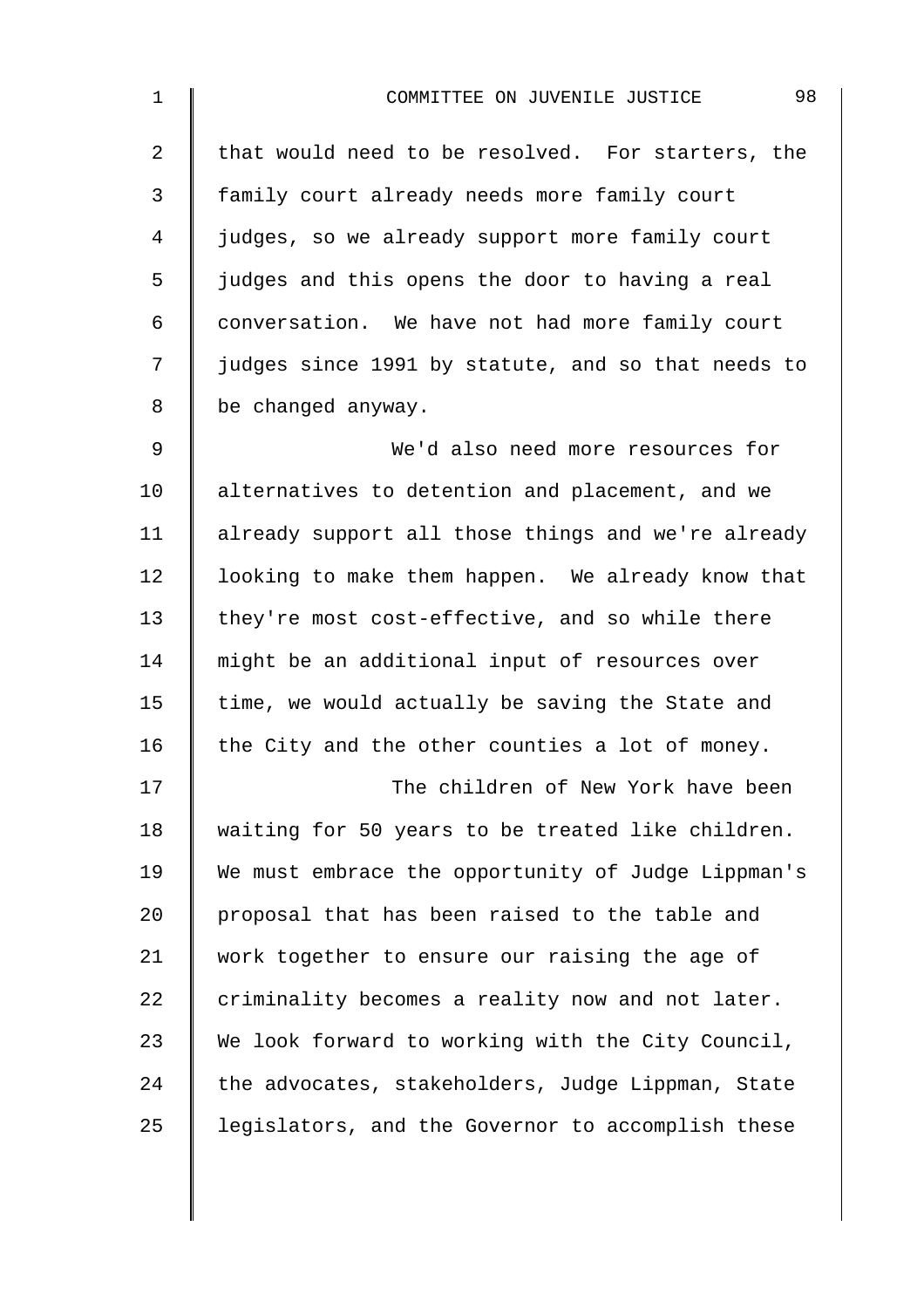that would need to be resolved. For starters, the family court already needs more family court judges, so we already support more family court judges and this opens the door to having a real conversation. We have not had more family court judges since 1991 by statute, and so that needs to be changed anyway.

We'd also need more resources for alternatives to detention and placement, and we already support all those things and we're already looking to make them happen. We already know that they're most cost-effective, and so while there might be an additional input of resources over time, we would actually be saving the State and the City and the other counties a lot of money.

The children of New York have been waiting for 50 years to be treated like children. We must embrace the opportunity of Judge Lippman's proposal that has been raised to the table and work together to ensure our raising the age of criminality becomes a reality now and not later. We look forward to working with the City Council, the advocates, stakeholders, Judge Lippman, State legislators, and the Governor to accomplish these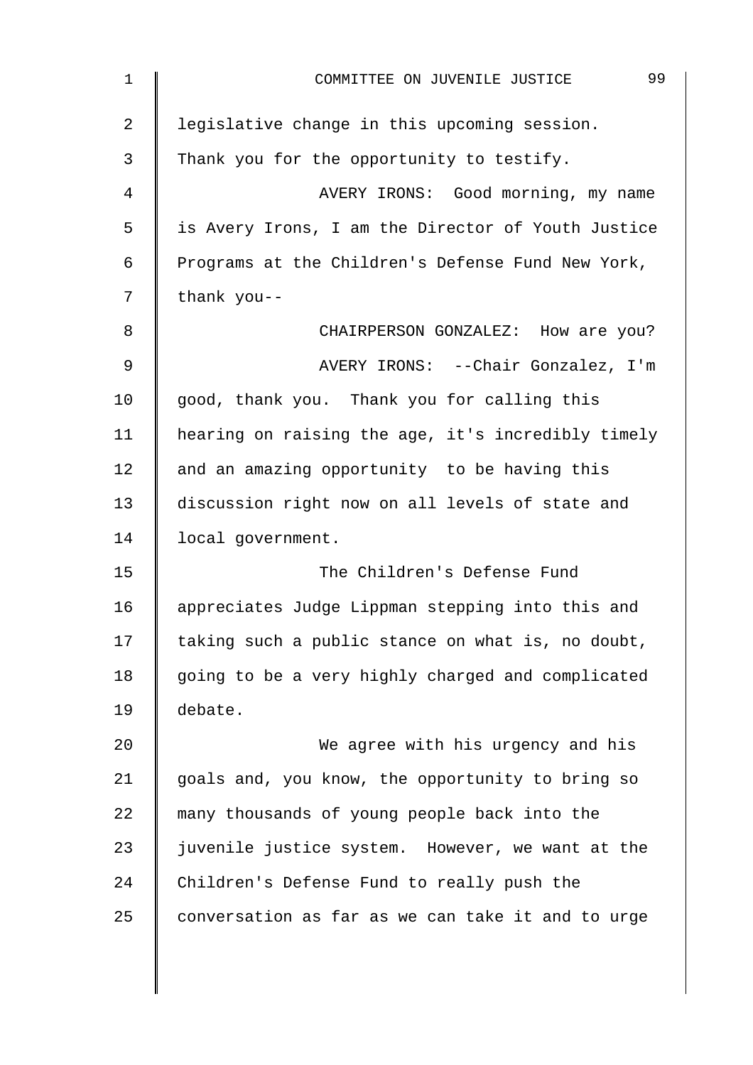legislative change in this upcoming session. Thank you for the opportunity to testify.

AVERY IRONS: Good morning, my name is Avery Irons, I am the Director of Youth Justice Programs at the Children's Defense Fund New York, thank you--

CHAIRPERSON GONZALEZ: How are you?

AVERY IRONS: --Chair Gonzalez, I'm good, thank you. Thank you for calling this hearing on raising the age, it's incredibly timely and an amazing opportunity to be having this discussion right now on all levels of state and local government.

The Children's Defense Fund appreciates Judge Lippman stepping into this and taking such a public stance on what is, no doubt, going to be a very highly charged and complicated debate.

We agree with his urgency and his goals and, you know, the opportunity to bring so many thousands of young people back into the juvenile justice system. However, we want at the Children's Defense Fund to really push the conversation as far as we can take it and to urge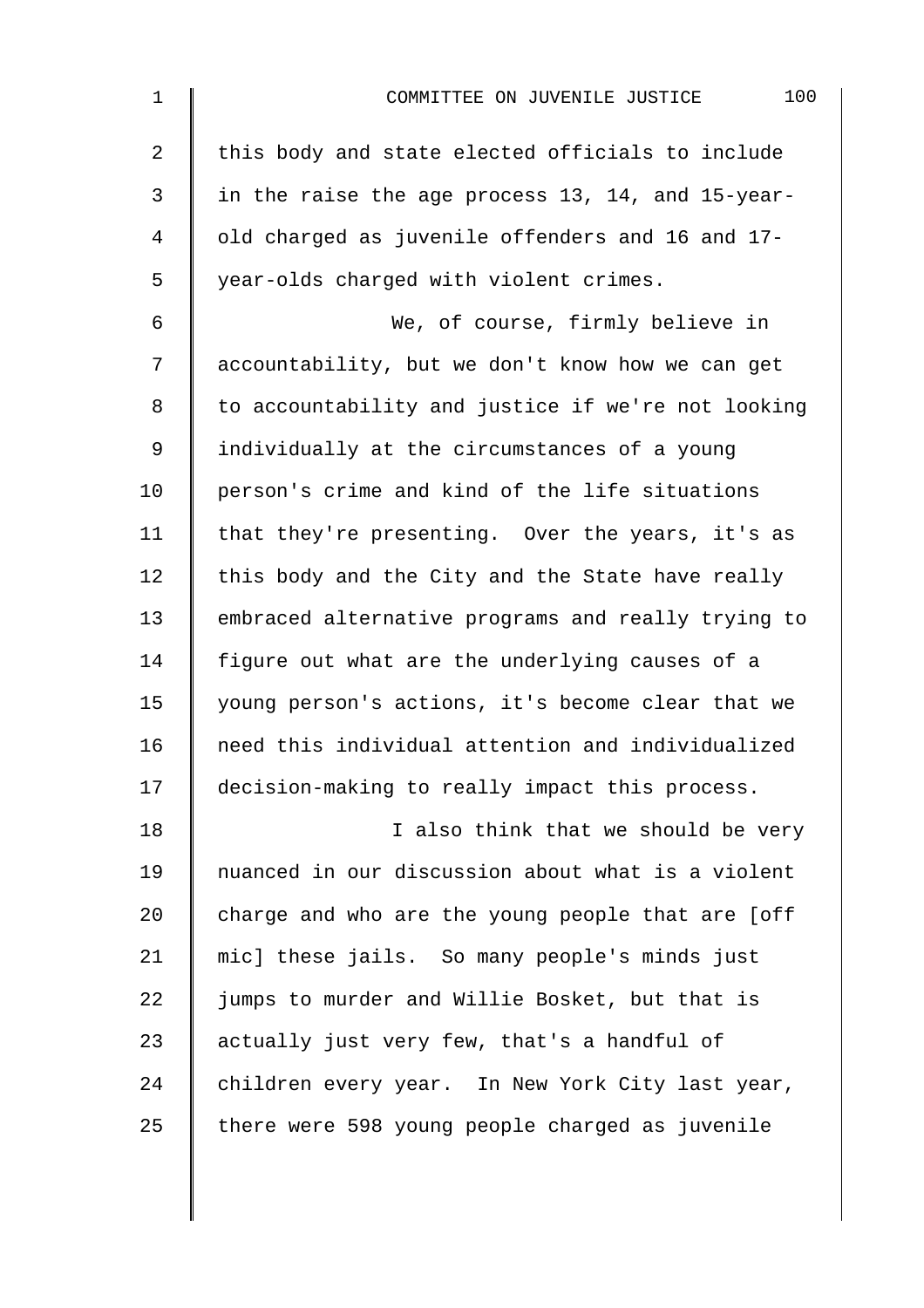this body and state elected officials to include in the raise the age process 13, 14, and 15-year-old charged as juvenile offenders and 16 and 17-year-olds charged with violent crimes.

We, of course, firmly believe in accountability, but we don't know how we can get to accountability and justice if we're not looking individually at the circumstances of a young person's crime and kind of the life situations that they're presenting. Over the years, it's as this body and the City and the State have really embraced alternative programs and really trying to figure out what are the underlying causes of a young person's actions, it's become clear that we need this individual attention and individualized decision-making to really impact this process.

I also think that we should be very nuanced in our discussion about what is a violent charge and who are the young people that are [off mic] these jails. So many people's minds just jumps to murder and Willie Bosket, but that is actually just very few, that's a handful of children every year. In New York City last year, there were 598 young people charged as juvenile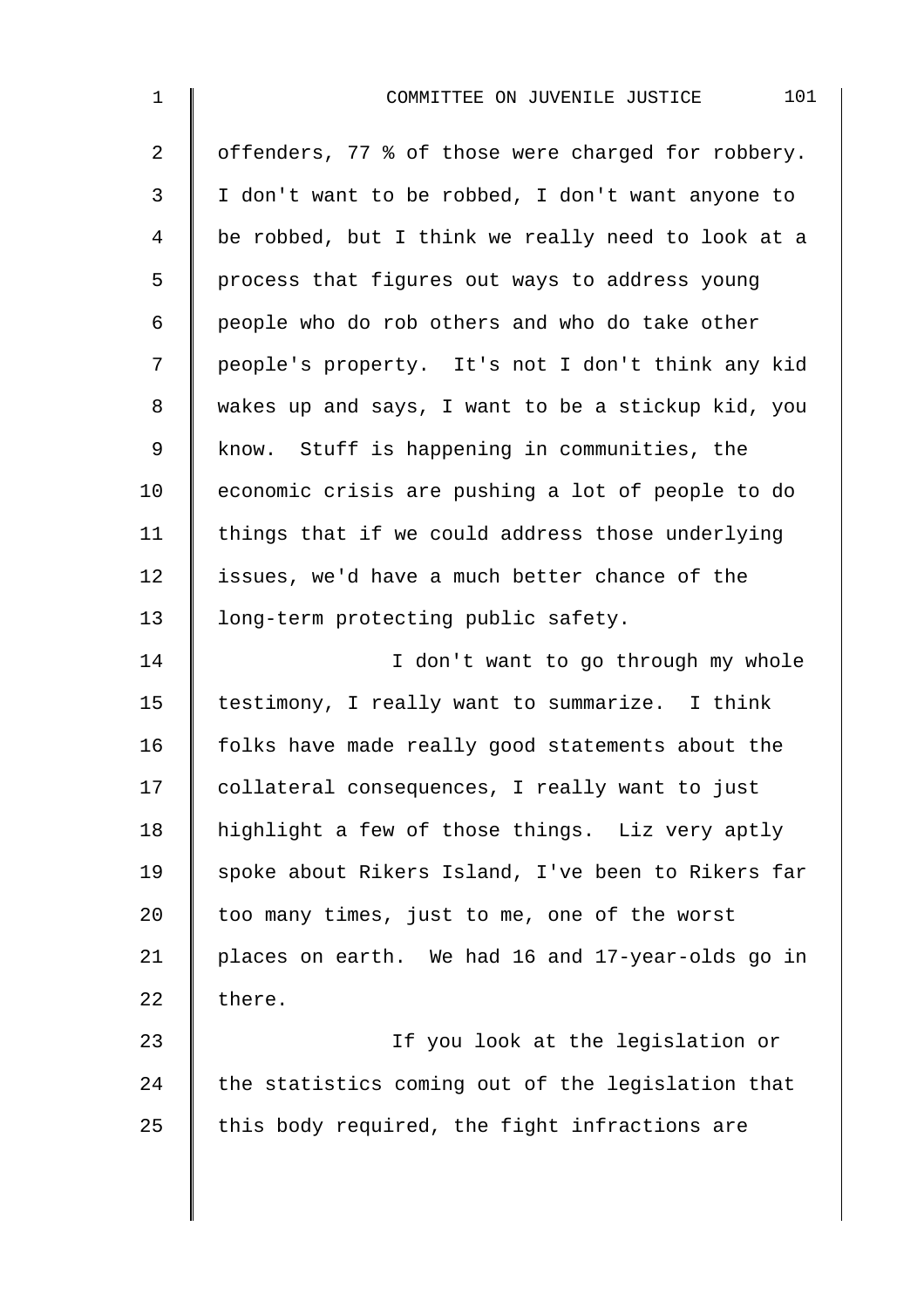offenders, 77 % of those were charged for robbery. I don't want to be robbed, I don't want anyone to be robbed, but I think we really need to look at a process that figures out ways to address young people who do rob others and who do take other people's property. It's not I don't think any kid wakes up and says, I want to be a stickup kid, you know. Stuff is happening in communities, the economic crisis are pushing a lot of people to do things that if we could address those underlying issues, we'd have a much better chance of the long-term protecting public safety.

I don't want to go through my whole testimony, I really want to summarize. I think folks have made really good statements about the collateral consequences, I really want to just highlight a few of those things. Liz very aptly spoke about Rikers Island, I've been to Rikers far too many times, just to me, one of the worst places on earth. We had 16 and 17-year-olds go in there.

If you look at the legislation or the statistics coming out of the legislation that this body required, the fight infractions are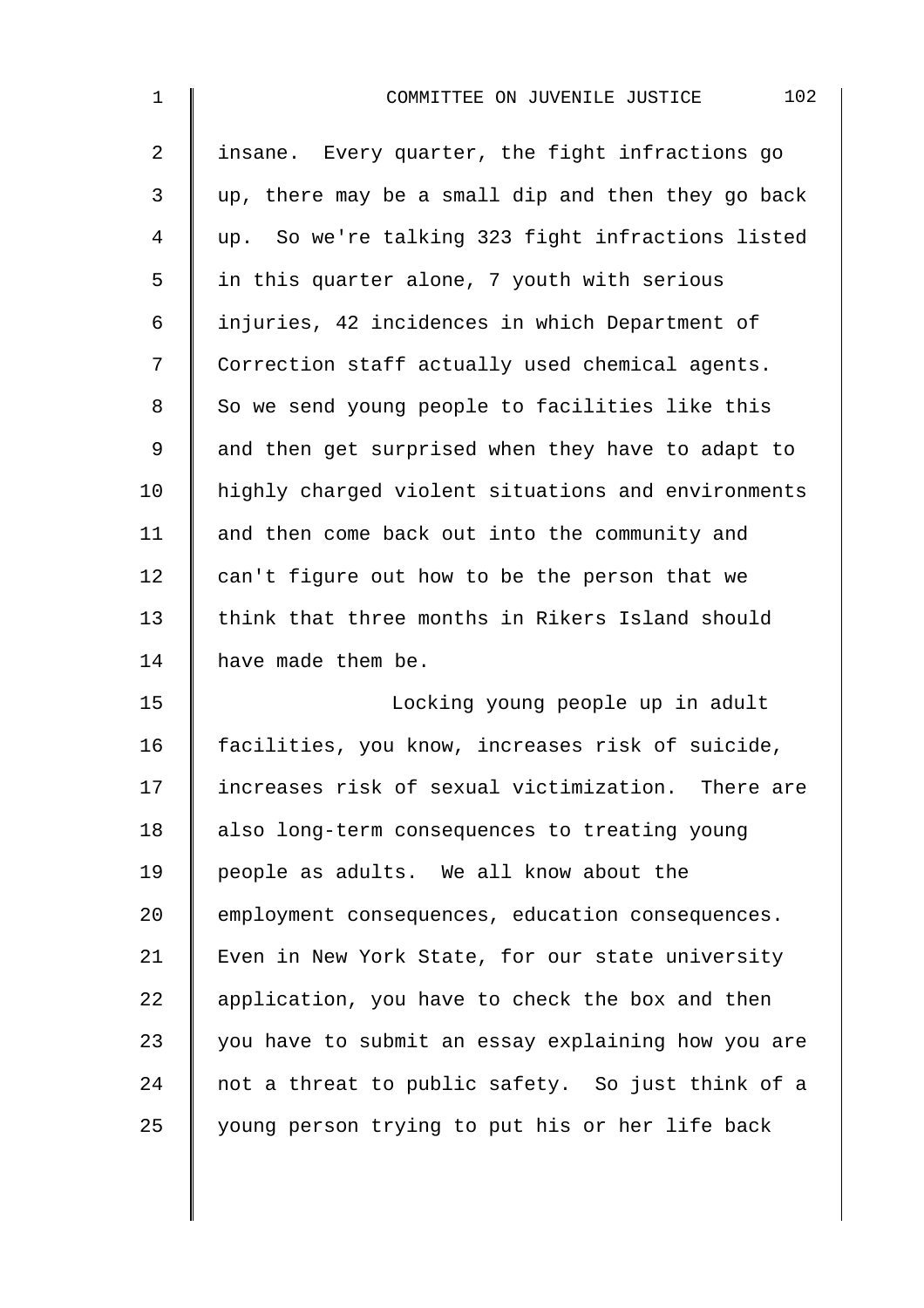insane. Every quarter, the fight infractions go up, there may be a small dip and then they go back up. So we're talking 323 fight infractions listed in this quarter alone, 7 youth with serious injuries, 42 incidences in which Department of Correction staff actually used chemical agents. So we send young people to facilities like this and then get surprised when they have to adapt to highly charged violent situations and environments and then come back out into the community and can't figure out how to be the person that we think that three months in Rikers Island should have made them be.

Locking young people up in adult facilities, you know, increases risk of suicide, increases risk of sexual victimization. There are also long-term consequences to treating young people as adults. We all know about the employment consequences, education consequences. Even in New York State, for our state university application, you have to check the box and then you have to submit an essay explaining how you are not a threat to public safety. So just think of a young person trying to put his or her life back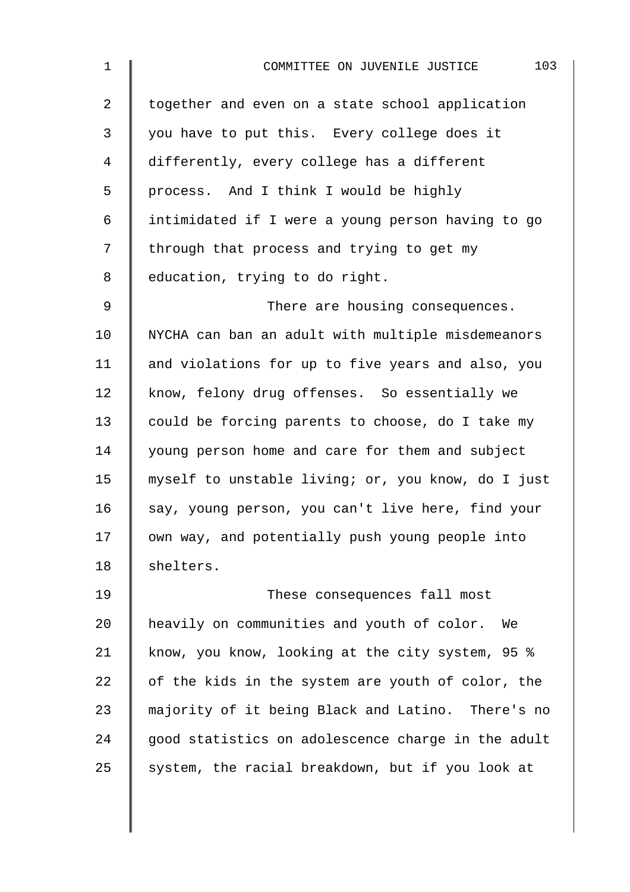together and even on a state school application you have to put this. Every college does it differently, every college has a different process. And I think I would be highly intimidated if I were a young person having to go through that process and trying to get my education, trying to do right.

There are housing consequences. NYCHA can ban an adult with multiple misdemeanors and violations for up to five years and also, you know, felony drug offenses. So essentially we could be forcing parents to choose, do I take my young person home and care for them and subject myself to unstable living; or, you know, do I just say, young person, you can't live here, find your own way, and potentially push young people into shelters.

These consequences fall most heavily on communities and youth of color. We know, you know, looking at the city system, 95 % of the kids in the system are youth of color, the majority of it being Black and Latino. There's no good statistics on adolescence charge in the adult system, the racial breakdown, but if you look at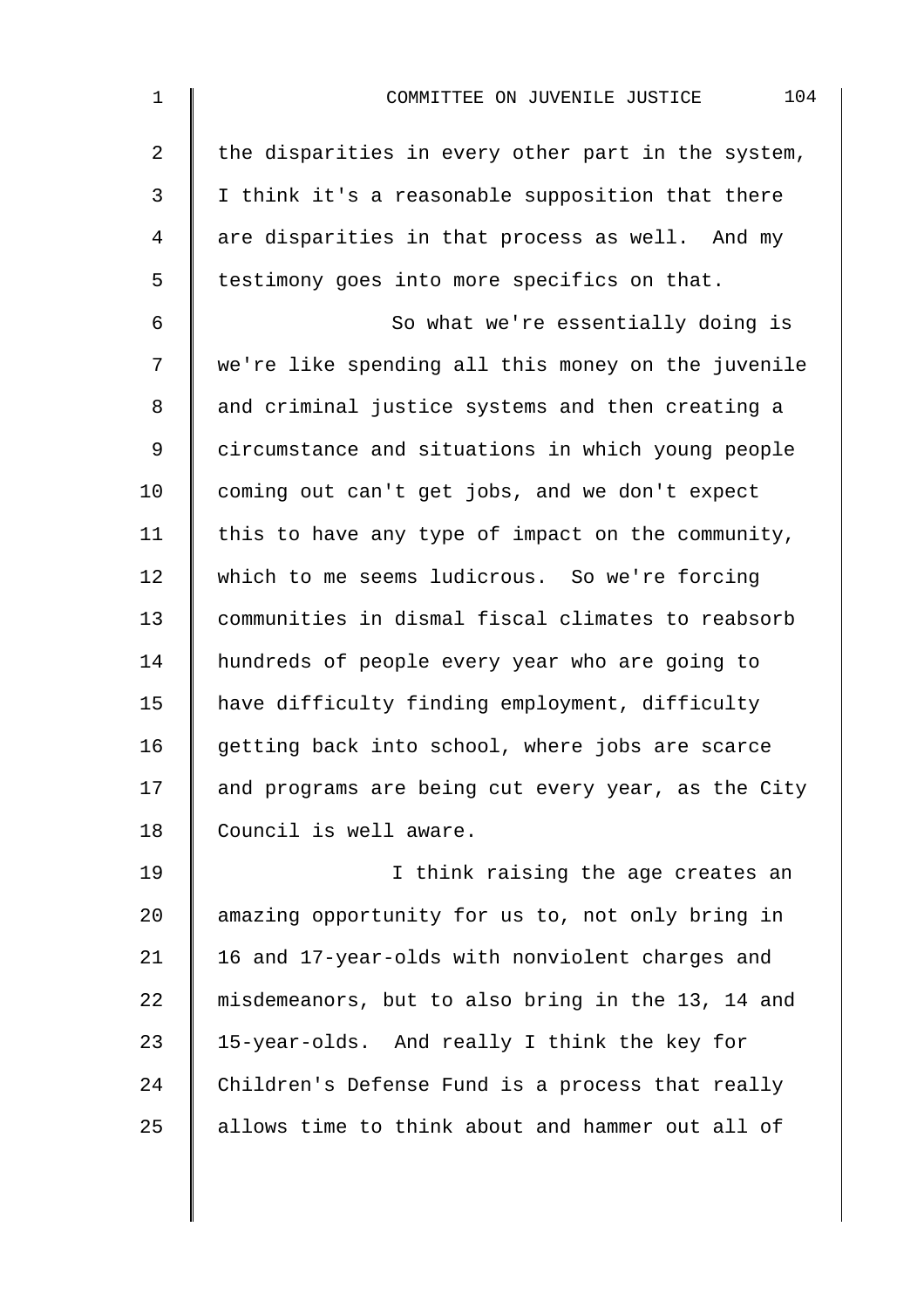the disparities in every other part in the system, I think it's a reasonable supposition that there are disparities in that process as well. And my testimony goes into more specifics on that.

So what we're essentially doing is we're like spending all this money on the juvenile and criminal justice systems and then creating a circumstance and situations in which young people coming out can't get jobs, and we don't expect this to have any type of impact on the community, which to me seems ludicrous. So we're forcing communities in dismal fiscal climates to reabsorb hundreds of people every year who are going to have difficulty finding employment, difficulty getting back into school, where jobs are scarce and programs are being cut every year, as the City Council is well aware.

I think raising the age creates an amazing opportunity for us to, not only bring in 16 and 17-year-olds with nonviolent charges and misdemeanors, but to also bring in the 13, 14 and 15-year-olds. And really I think the key for Children's Defense Fund is a process that really allows time to think about and hammer out all of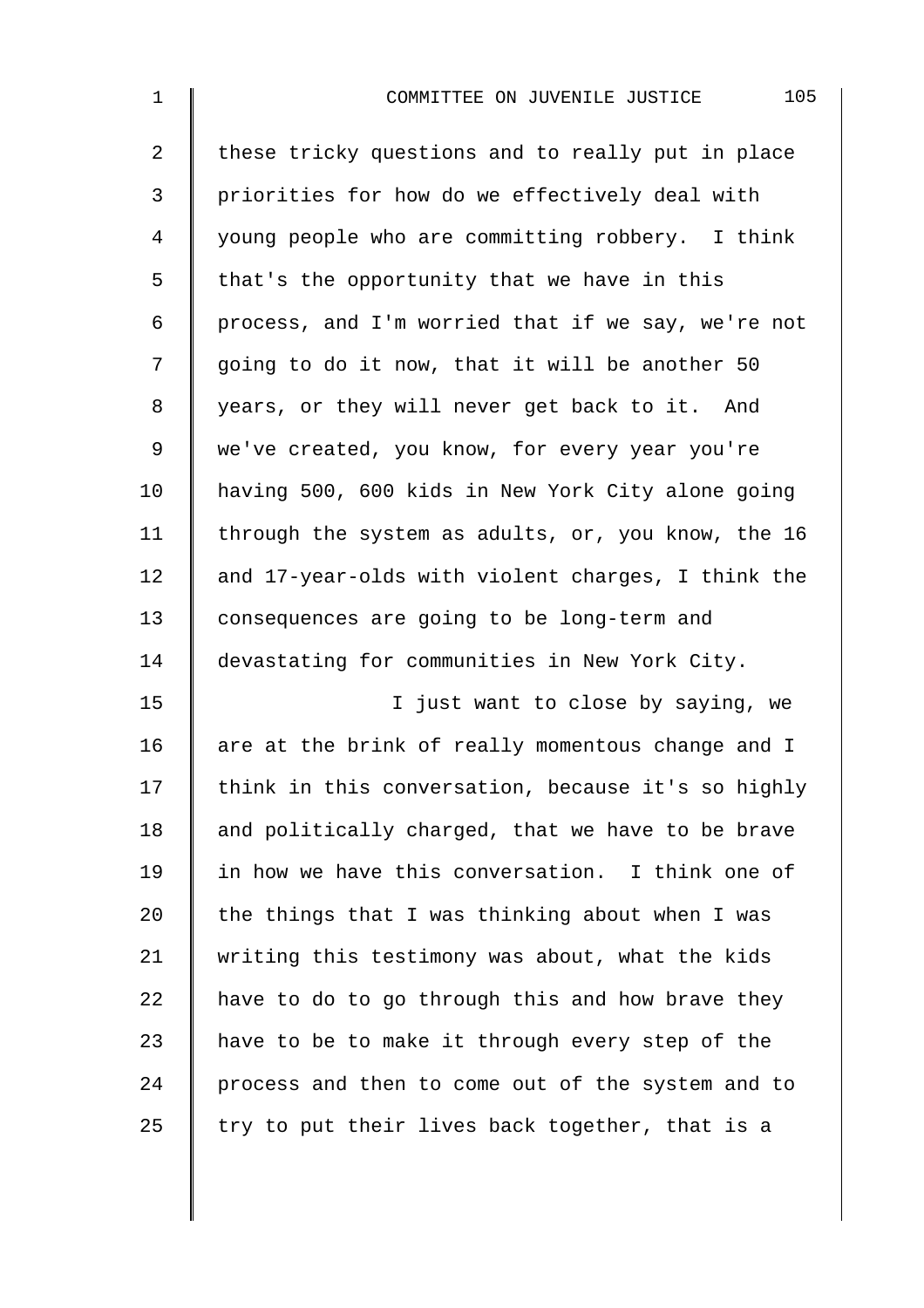these tricky questions and to really put in place priorities for how do we effectively deal with young people who are committing robbery. I think that's the opportunity that we have in this process, and I'm worried that if we say, we're not going to do it now, that it will be another 50 years, or they will never get back to it. And we've created, you know, for every year you're having 500, 600 kids in New York City alone going through the system as adults, or, you know, the 16 and 17-year-olds with violent charges, I think the consequences are going to be long-term and devastating for communities in New York City.

I just want to close by saying, we are at the brink of really momentous change and I think in this conversation, because it's so highly and politically charged, that we have to be brave in how we have this conversation. I think one of the things that I was thinking about when I was writing this testimony was about, what the kids have to do to go through this and how brave they have to be to make it through every step of the process and then to come out of the system and to try to put their lives back together, that is a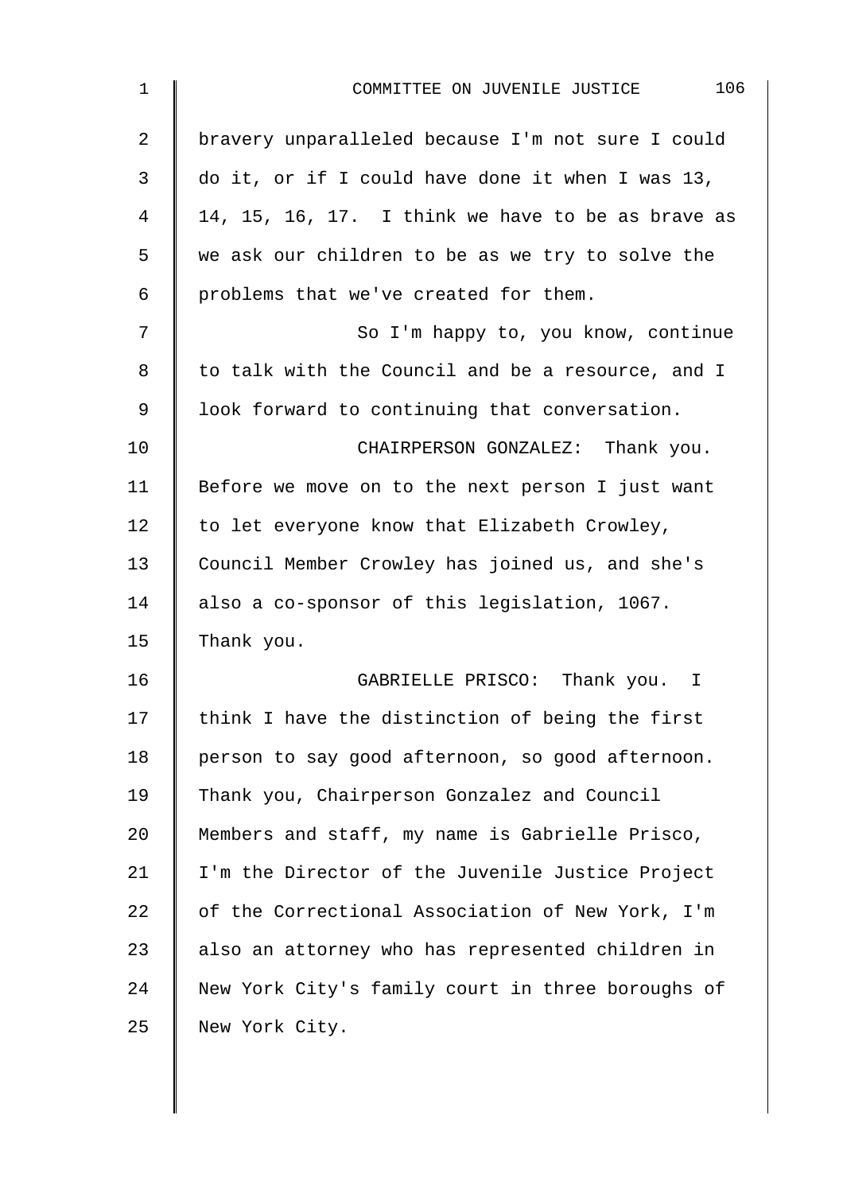bravery unparalleled because I'm not sure I could do it, or if I could have done it when I was 13, 14, 15, 16, 17. I think we have to be as brave as we ask our children to be as we try to solve the problems that we've created for them.

So I'm happy to, you know, continue to talk with the Council and be a resource, and I look forward to continuing that conversation.

CHAIRPERSON GONZALEZ: Thank you. Before we move on to the next person I just want to let everyone know that Elizabeth Crowley, Council Member Crowley has joined us, and she's also a co-sponsor of this legislation, 1067. Thank you.

GABRIELLE PRISCO: Thank you. I think I have the distinction of being the first person to say good afternoon, so good afternoon. Thank you, Chairperson Gonzalez and Council Members and staff, my name is Gabrielle Prisco, I'm the Director of the Juvenile Justice Project of the Correctional Association of New York, I'm also an attorney who has represented children in New York City's family court in three boroughs of New York City.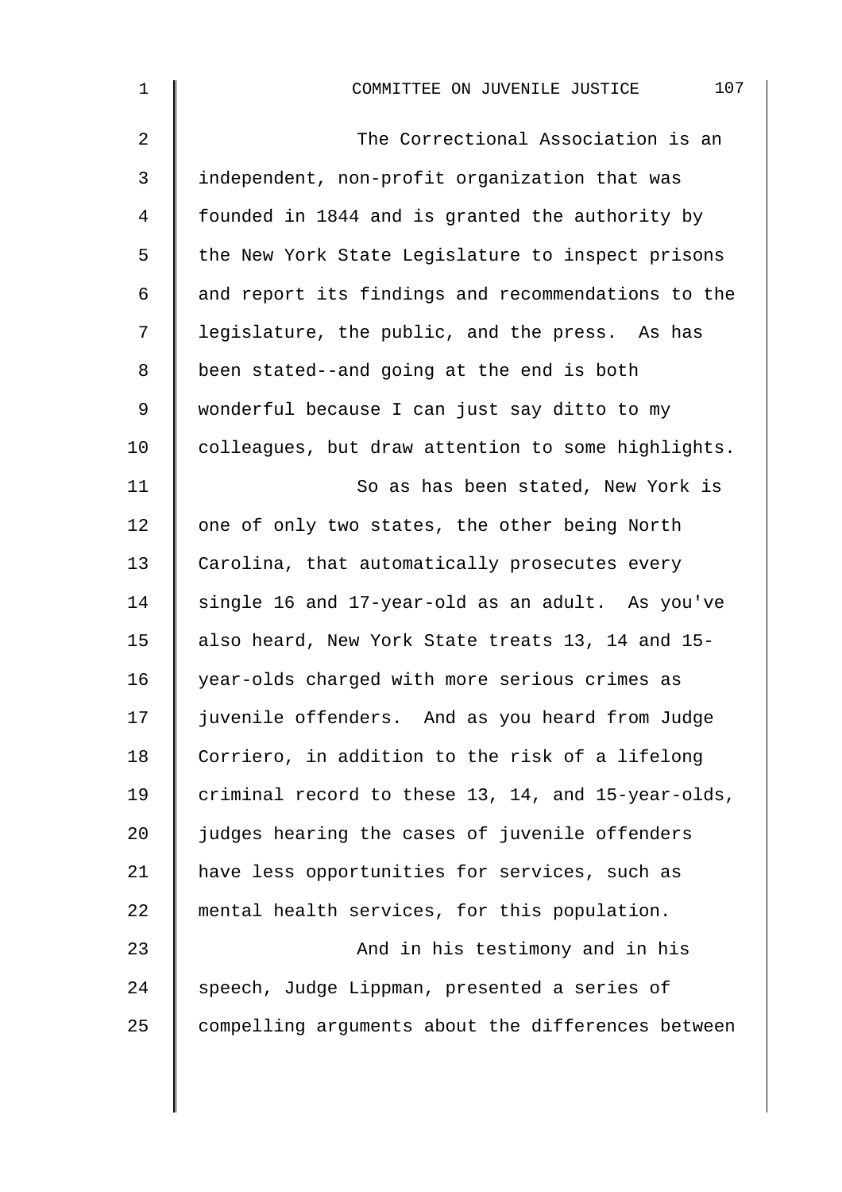The Correctional Association is an independent, non-profit organization that was founded in 1844 and is granted the authority by the New York State Legislature to inspect prisons and report its findings and recommendations to the legislature, the public, and the press. As has been stated--and going at the end is both wonderful because I can just say ditto to my colleagues, but draw attention to some highlights.

So as has been stated, New York is one of only two states, the other being North Carolina, that automatically prosecutes every single 16 and 17-year-old as an adult. As you've also heard, New York State treats 13, 14 and 15-year-olds charged with more serious crimes as juvenile offenders. And as you heard from Judge Corriero, in addition to the risk of a lifelong criminal record to these 13, 14, and 15-year-olds, judges hearing the cases of juvenile offenders have less opportunities for services, such as mental health services, for this population.

And in his testimony and in his speech, Judge Lippman, presented a series of compelling arguments about the differences between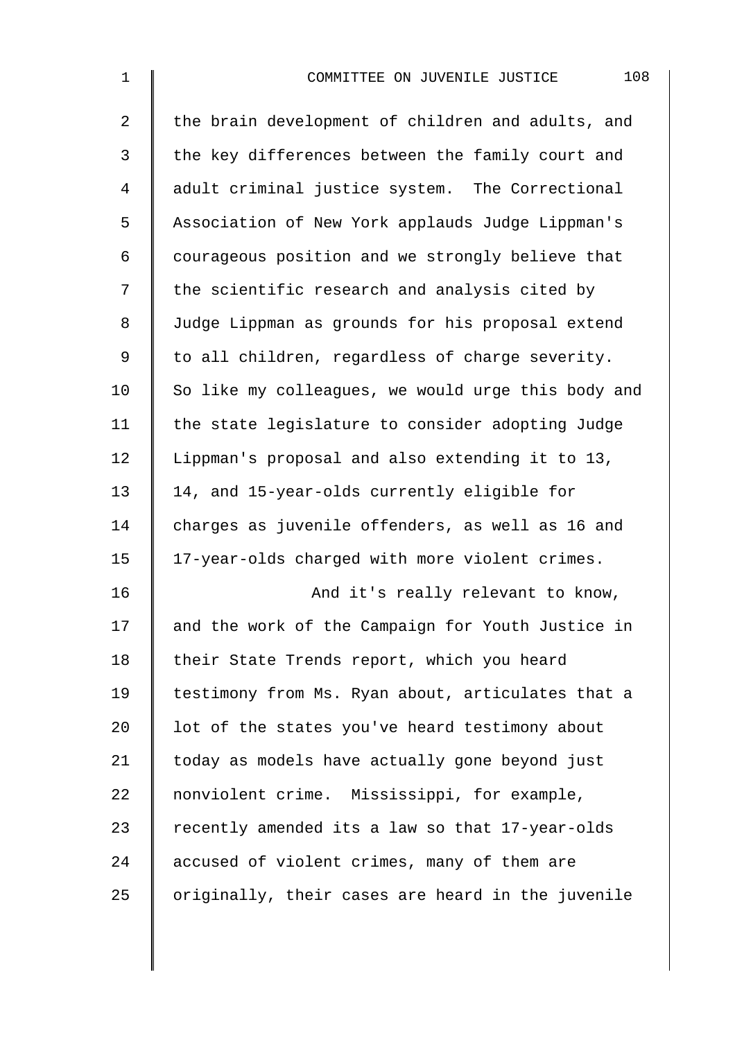the brain development of children and adults, and the key differences between the family court and adult criminal justice system. The Correctional Association of New York applauds Judge Lippman's courageous position and we strongly believe that the scientific research and analysis cited by Judge Lippman as grounds for his proposal extend to all children, regardless of charge severity. So like my colleagues, we would urge this body and the state legislature to consider adopting Judge Lippman's proposal and also extending it to 13, 14, and 15-year-olds currently eligible for charges as juvenile offenders, as well as 16 and 17-year-olds charged with more violent crimes.

And it's really relevant to know, and the work of the Campaign for Youth Justice in their State Trends report, which you heard testimony from Ms. Ryan about, articulates that a lot of the states you've heard testimony about today as models have actually gone beyond just nonviolent crime. Mississippi, for example, recently amended its a law so that 17-year-olds accused of violent crimes, many of them are originally, their cases are heard in the juvenile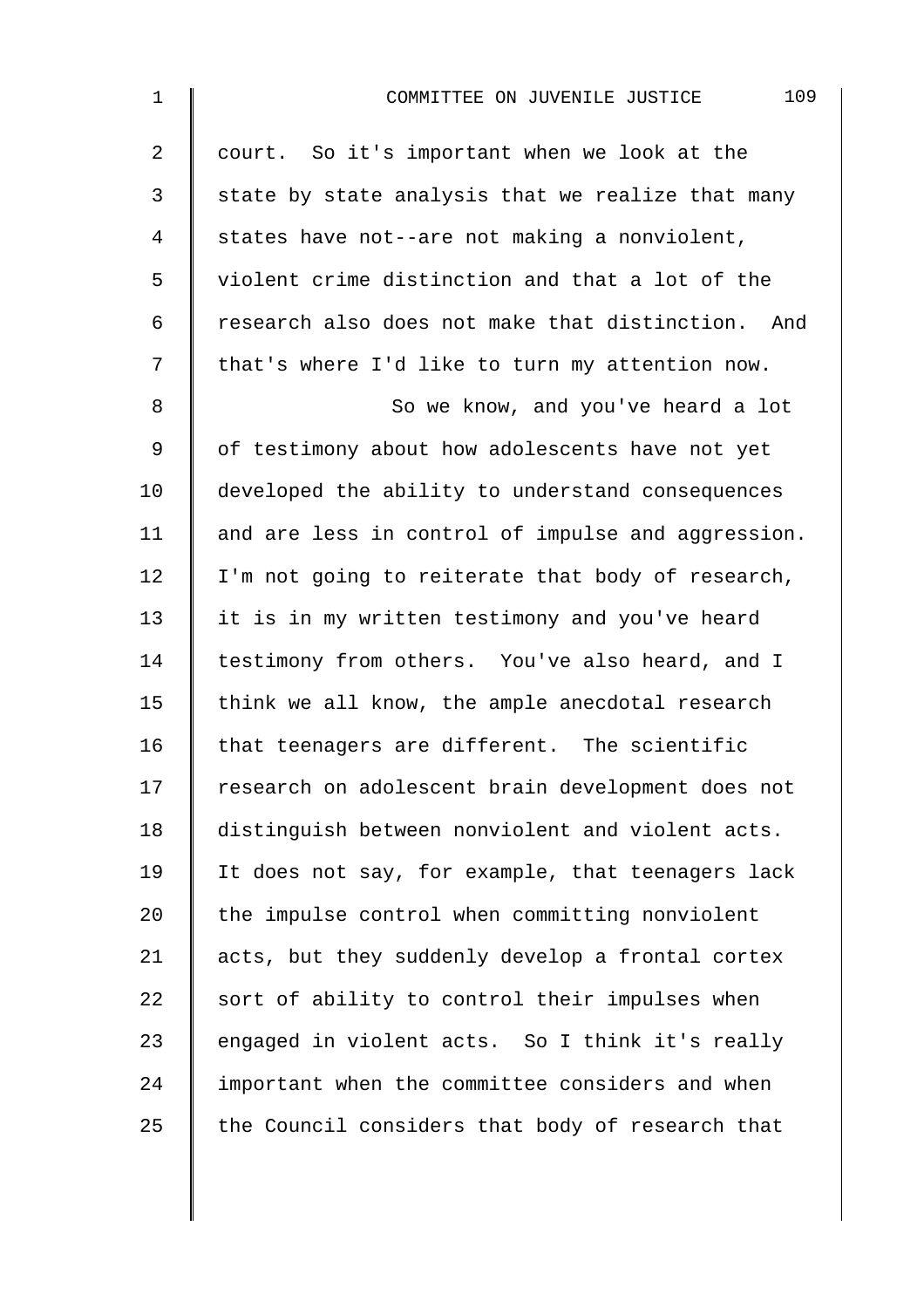court. So it's important when we look at the state by state analysis that we realize that many states have not--are not making a nonviolent, violent crime distinction and that a lot of the research also does not make that distinction. And that's where I'd like to turn my attention now.

So we know, and you've heard a lot of testimony about how adolescents have not yet developed the ability to understand consequences and are less in control of impulse and aggression. I'm not going to reiterate that body of research, it is in my written testimony and you've heard testimony from others. You've also heard, and I think we all know, the ample anecdotal research that teenagers are different. The scientific research on adolescent brain development does not distinguish between nonviolent and violent acts. It does not say, for example, that teenagers lack the impulse control when committing nonviolent acts, but they suddenly develop a frontal cortex sort of ability to control their impulses when engaged in violent acts. So I think it's really important when the committee considers and when the Council considers that body of research that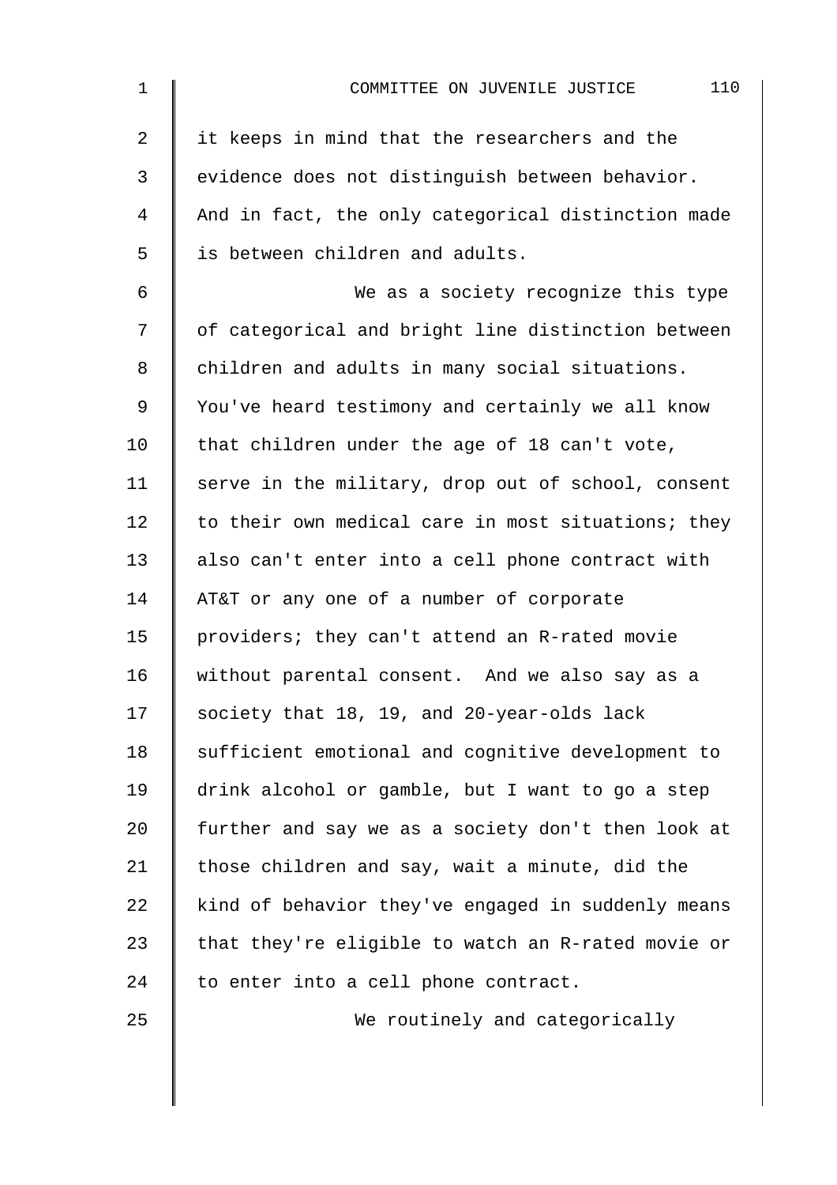it keeps in mind that the researchers and the evidence does not distinguish between behavior. And in fact, the only categorical distinction made is between children and adults.

We as a society recognize this type of categorical and bright line distinction between children and adults in many social situations. You've heard testimony and certainly we all know that children under the age of 18 can't vote, serve in the military, drop out of school, consent to their own medical care in most situations; they also can't enter into a cell phone contract with AT&T or any one of a number of corporate providers; they can't attend an R-rated movie without parental consent. And we also say as a society that 18, 19, and 20-year-olds lack sufficient emotional and cognitive development to drink alcohol or gamble, but I want to go a step further and say we as a society don't then look at those children and say, wait a minute, did the kind of behavior they've engaged in suddenly means that they're eligible to watch an R-rated movie or to enter into a cell phone contract.

We routinely and categorically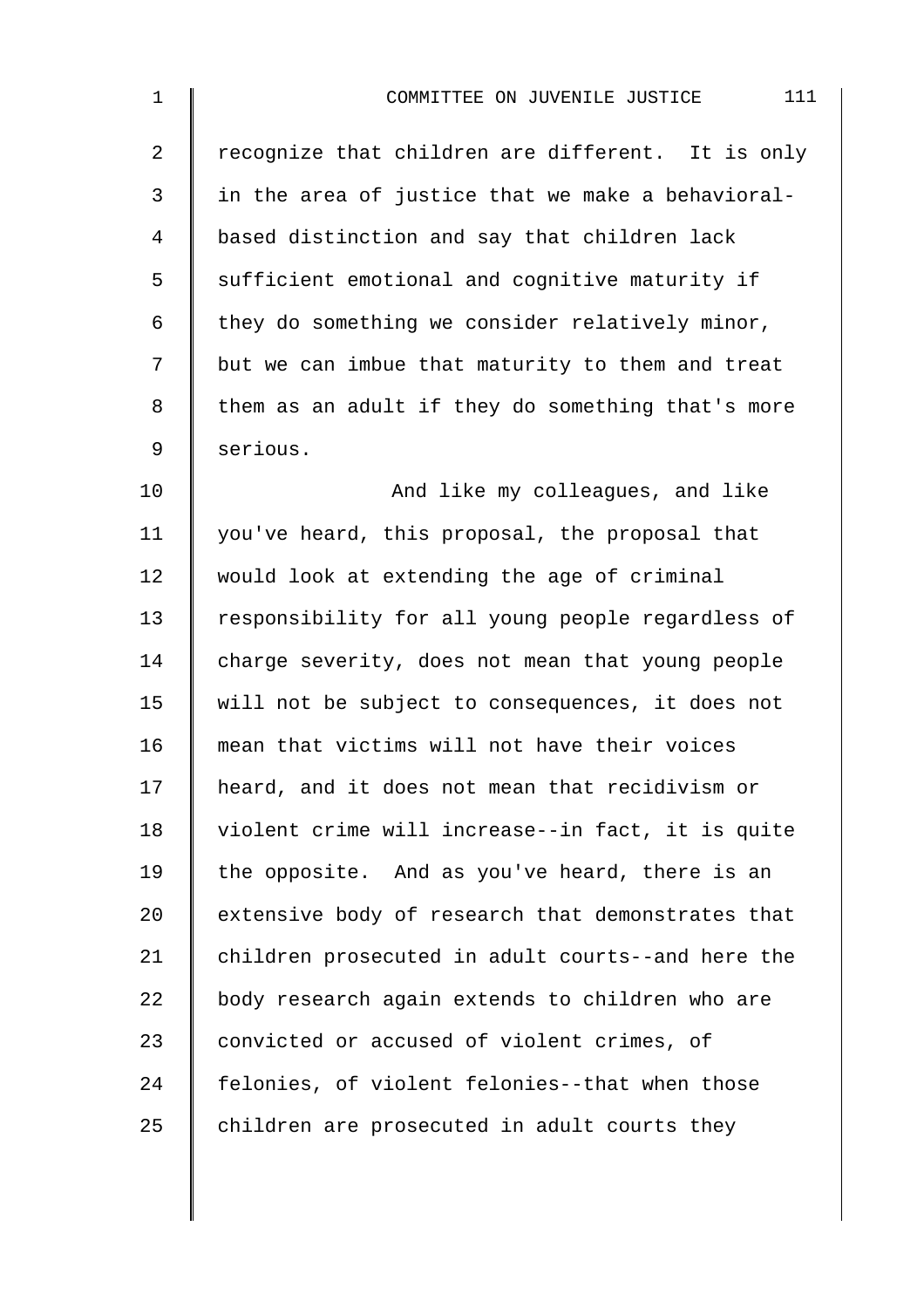recognize that children are different. It is only in the area of justice that we make a behavioral-based distinction and say that children lack sufficient emotional and cognitive maturity if they do something we consider relatively minor, but we can imbue that maturity to them and treat them as an adult if they do something that's more serious.

And like my colleagues, and like you've heard, this proposal, the proposal that would look at extending the age of criminal responsibility for all young people regardless of charge severity, does not mean that young people will not be subject to consequences, it does not mean that victims will not have their voices heard, and it does not mean that recidivism or violent crime will increase--in fact, it is quite the opposite. And as you've heard, there is an extensive body of research that demonstrates that children prosecuted in adult courts--and here the body research again extends to children who are convicted or accused of violent crimes, of felonies, of violent felonies--that when those children are prosecuted in adult courts they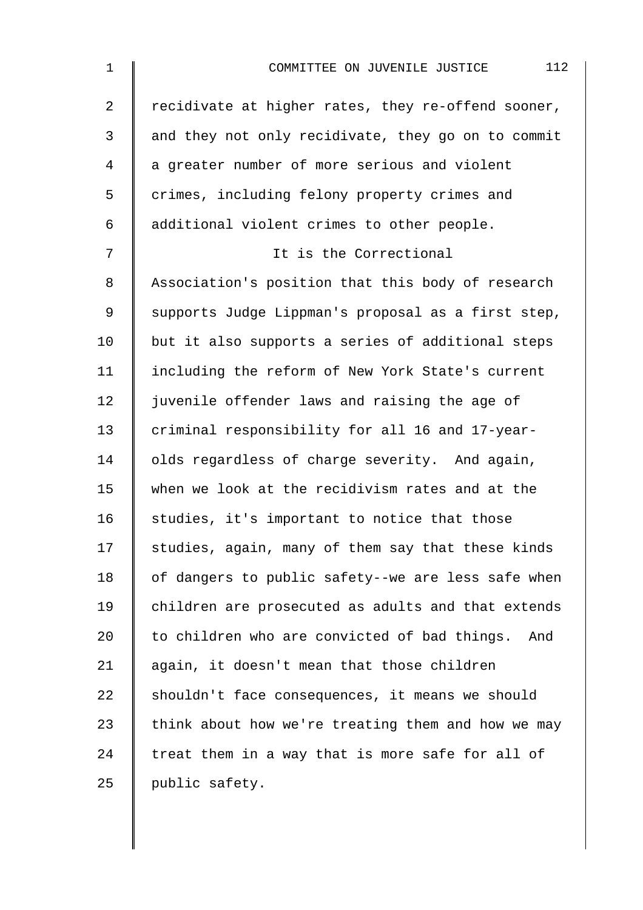recidivate at higher rates, they re-offend sooner, and they not only recidivate, they go on to commit a greater number of more serious and violent crimes, including felony property crimes and additional violent crimes to other people.

It is the Correctional Association's position that this body of research supports Judge Lippman's proposal as a first step, but it also supports a series of additional steps including the reform of New York State's current juvenile offender laws and raising the age of criminal responsibility for all 16 and 17-year-olds regardless of charge severity. And again, when we look at the recidivism rates and at the studies, it's important to notice that those studies, again, many of them say that these kinds of dangers to public safety--we are less safe when children are prosecuted as adults and that extends to children who are convicted of bad things. And again, it doesn't mean that those children shouldn't face consequences, it means we should think about how we're treating them and how we may treat them in a way that is more safe for all of public safety.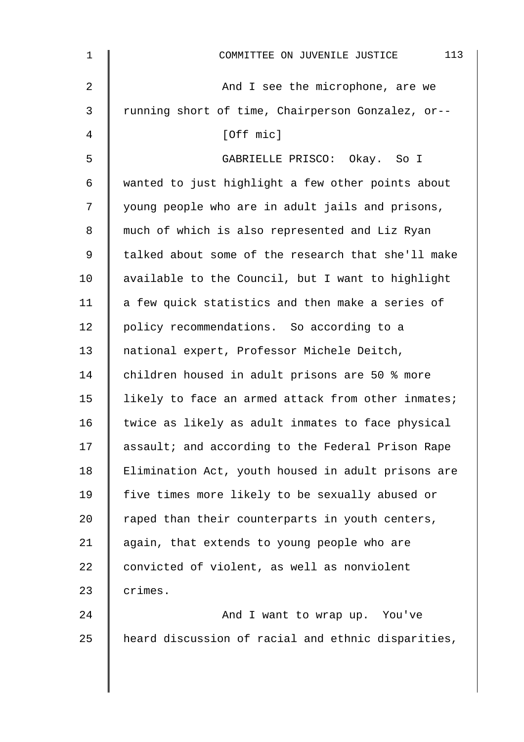And I see the microphone, are we running short of time, Chairperson Gonzalez, or--

[Off mic]

GABRIELLE PRISCO: Okay. So I wanted to just highlight a few other points about young people who are in adult jails and prisons, much of which is also represented and Liz Ryan talked about some of the research that she'll make available to the Council, but I want to highlight a few quick statistics and then make a series of policy recommendations. So according to a national expert, Professor Michele Deitch, children housed in adult prisons are 50 % more likely to face an armed attack from other inmates; twice as likely as adult inmates to face physical assault; and according to the Federal Prison Rape Elimination Act, youth housed in adult prisons are five times more likely to be sexually abused or raped than their counterparts in youth centers, again, that extends to young people who are convicted of violent, as well as nonviolent crimes.

And I want to wrap up. You've heard discussion of racial and ethnic disparities,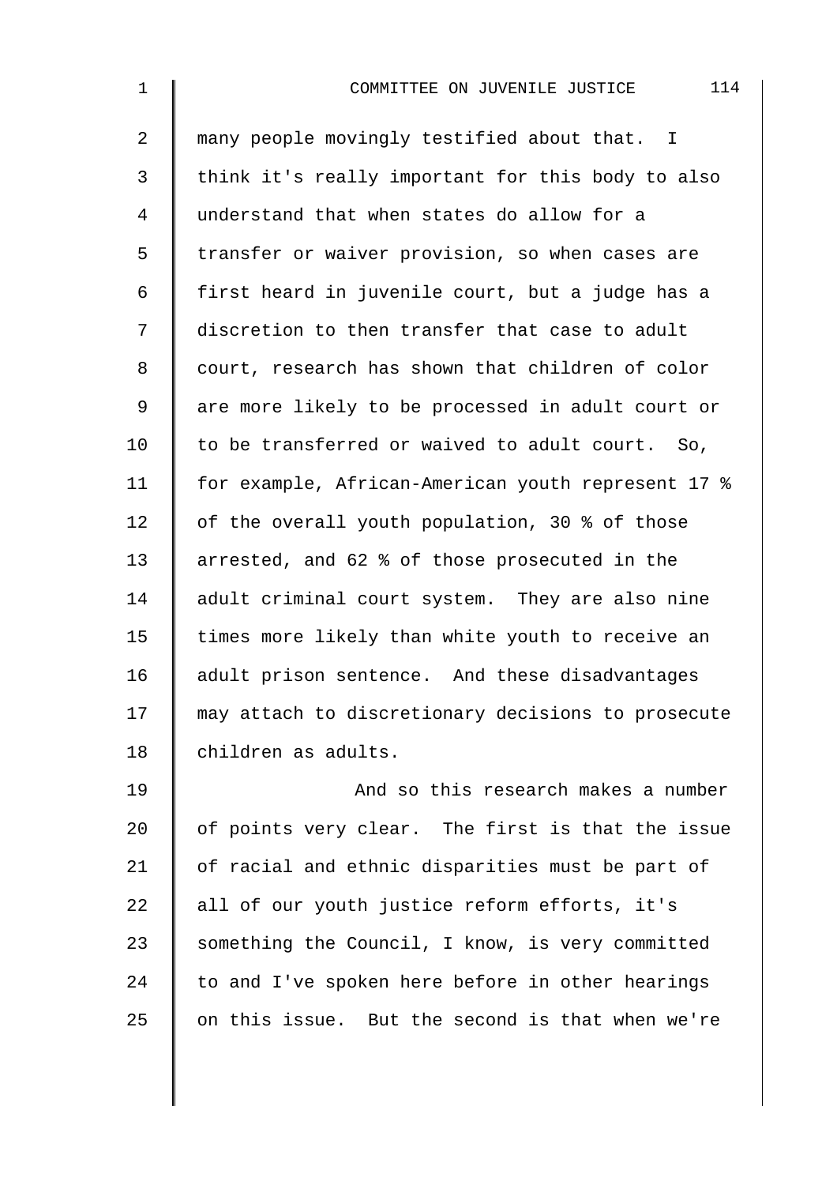many people movingly testified about that. I think it's really important for this body to also understand that when states do allow for a transfer or waiver provision, so when cases are first heard in juvenile court, but a judge has a discretion to then transfer that case to adult court, research has shown that children of color are more likely to be processed in adult court or to be transferred or waived to adult court. So, for example, African-American youth represent 17 % of the overall youth population, 30 % of those arrested, and 62 % of those prosecuted in the adult criminal court system. They are also nine times more likely than white youth to receive an adult prison sentence. And these disadvantages may attach to discretionary decisions to prosecute children as adults.

And so this research makes a number of points very clear. The first is that the issue of racial and ethnic disparities must be part of all of our youth justice reform efforts, it's something the Council, I know, is very committed to and I've spoken here before in other hearings on this issue. But the second is that when we're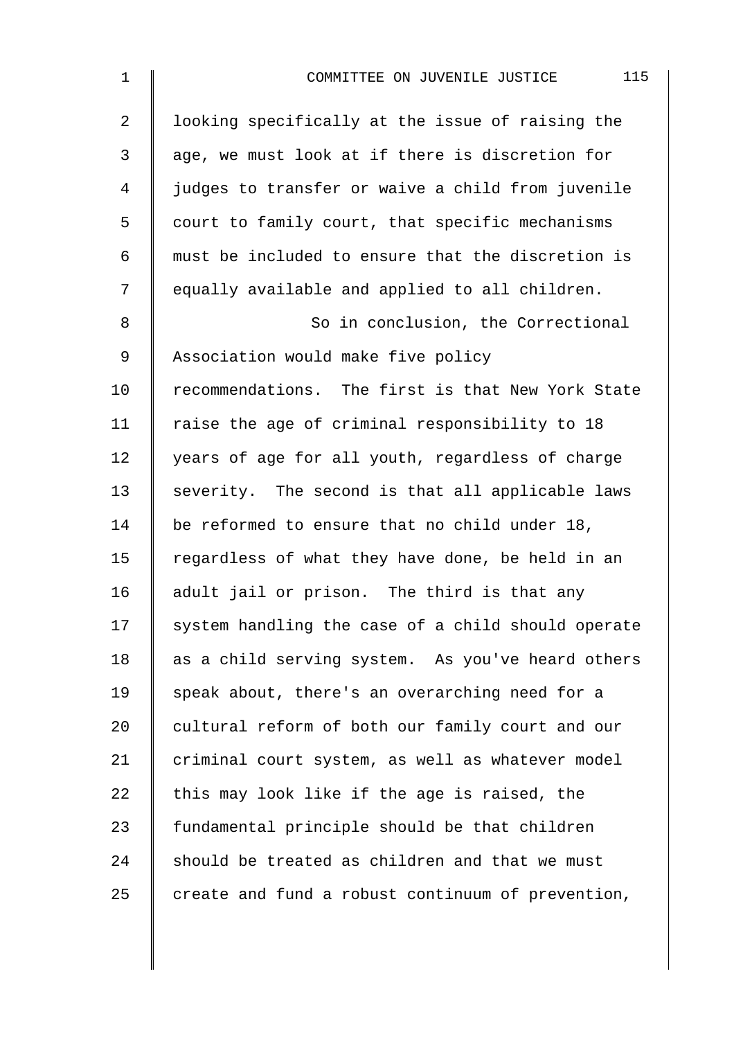looking specifically at the issue of raising the age, we must look at if there is discretion for judges to transfer or waive a child from juvenile court to family court, that specific mechanisms must be included to ensure that the discretion is equally available and applied to all children.

So in conclusion, the Correctional Association would make five policy recommendations. The first is that New York State raise the age of criminal responsibility to 18 years of age for all youth, regardless of charge severity. The second is that all applicable laws be reformed to ensure that no child under 18, regardless of what they have done, be held in an adult jail or prison. The third is that any system handling the case of a child should operate as a child serving system. As you've heard others speak about, there's an overarching need for a cultural reform of both our family court and our criminal court system, as well as whatever model this may look like if the age is raised, the fundamental principle should be that children should be treated as children and that we must create and fund a robust continuum of prevention,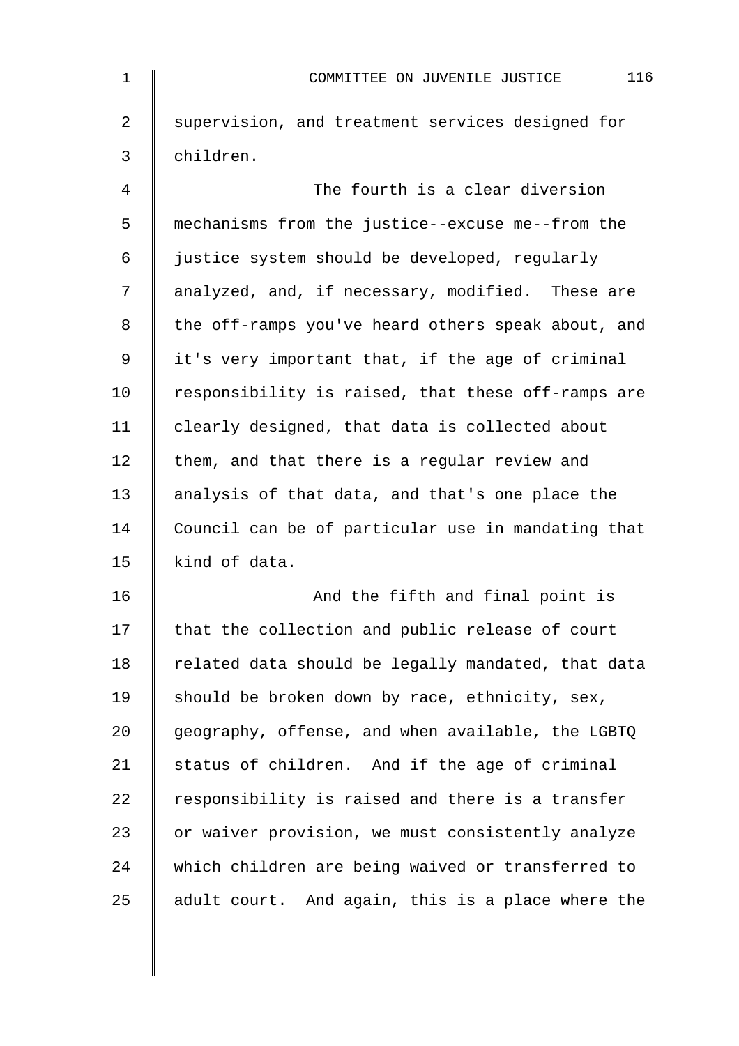supervision, and treatment services designed for children.

The fourth is a clear diversion mechanisms from the justice--excuse me--from the justice system should be developed, regularly analyzed, and, if necessary, modified. These are the off-ramps you've heard others speak about, and it's very important that, if the age of criminal responsibility is raised, that these off-ramps are clearly designed, that data is collected about them, and that there is a regular review and analysis of that data, and that's one place the Council can be of particular use in mandating that kind of data.

And the fifth and final point is that the collection and public release of court related data should be legally mandated, that data should be broken down by race, ethnicity, sex, geography, offense, and when available, the LGBTQ status of children. And if the age of criminal responsibility is raised and there is a transfer or waiver provision, we must consistently analyze which children are being waived or transferred to adult court. And again, this is a place where the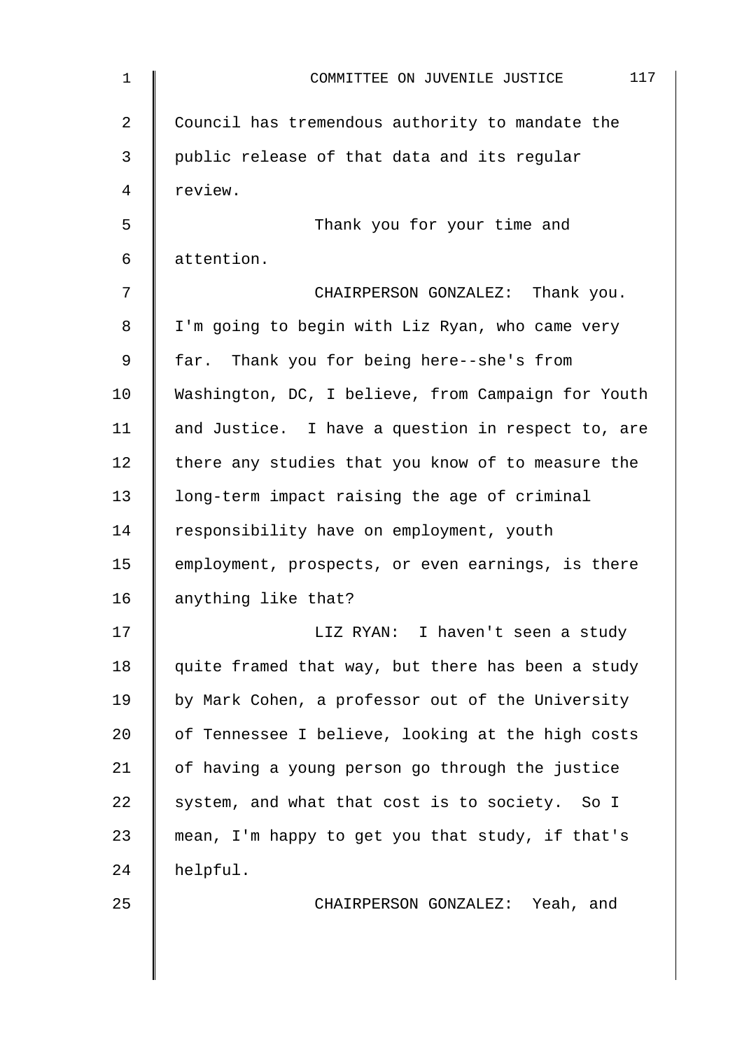Council has tremendous authority to mandate the public release of that data and its regular review.

Thank you for your time and attention.

CHAIRPERSON GONZALEZ: Thank you. I'm going to begin with Liz Ryan, who came very far. Thank you for being here--she's from Washington, DC, I believe, from Campaign for Youth and Justice. I have a question in respect to, are there any studies that you know of to measure the long-term impact raising the age of criminal responsibility have on employment, youth employment, prospects, or even earnings, is there anything like that?

LIZ RYAN: I haven't seen a study quite framed that way, but there has been a study by Mark Cohen, a professor out of the University of Tennessee I believe, looking at the high costs of having a young person go through the justice system, and what that cost is to society. So I mean, I'm happy to get you that study, if that's helpful.

CHAIRPERSON GONZALEZ: Yeah, and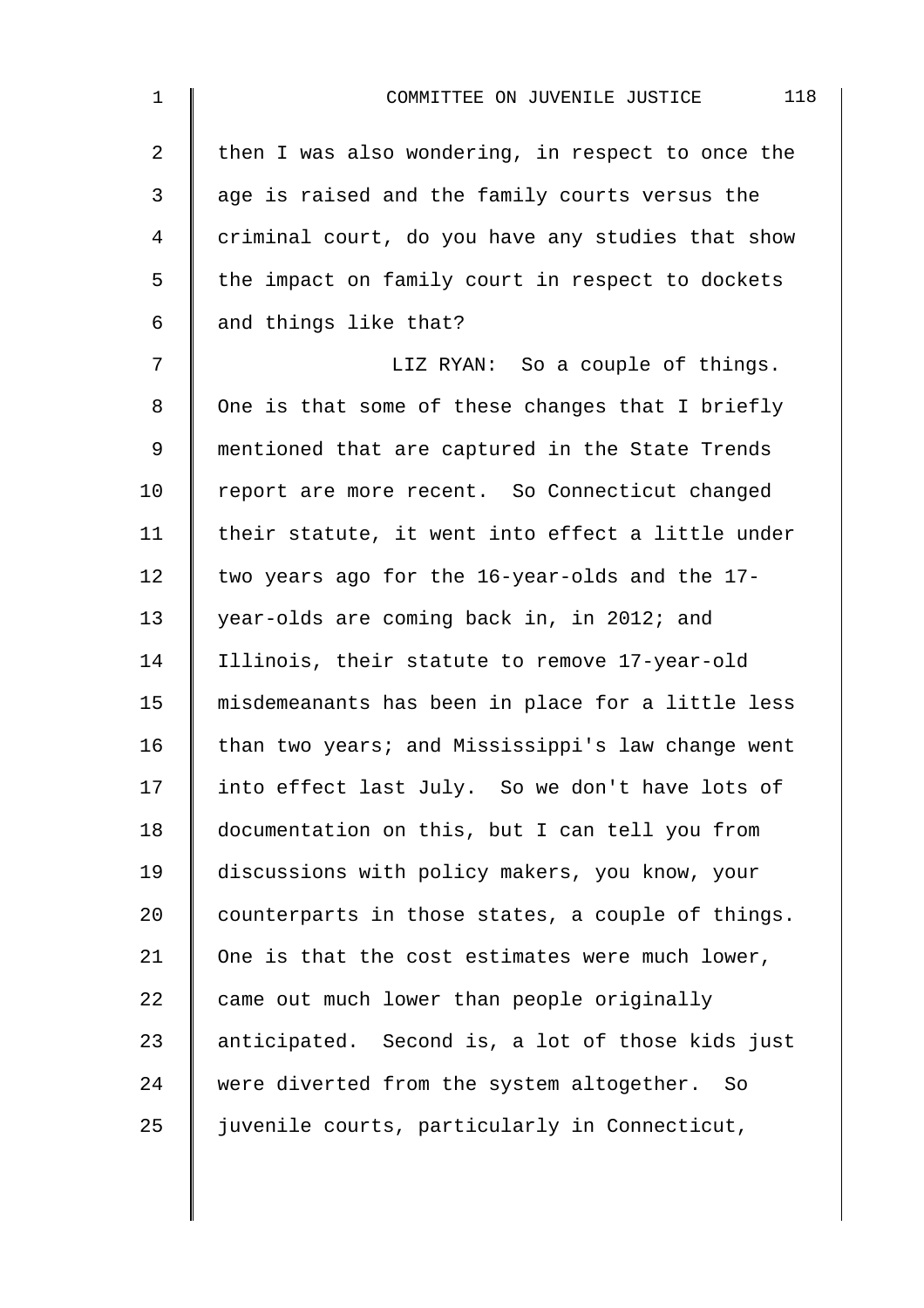then I was also wondering, in respect to once the age is raised and the family courts versus the criminal court, do you have any studies that show the impact on family court in respect to dockets and things like that?

LIZ RYAN: So a couple of things. One is that some of these changes that I briefly mentioned that are captured in the State Trends report are more recent. So Connecticut changed their statute, it went into effect a little under two years ago for the 16-year-olds and the 17-year-olds are coming back in, in 2012; and Illinois, their statute to remove 17-year-old misdemeanants has been in place for a little less than two years; and Mississippi's law change went into effect last July. So we don't have lots of documentation on this, but I can tell you from discussions with policy makers, you know, your counterparts in those states, a couple of things. One is that the cost estimates were much lower, came out much lower than people originally anticipated. Second is, a lot of those kids just were diverted from the system altogether. So juvenile courts, particularly in Connecticut,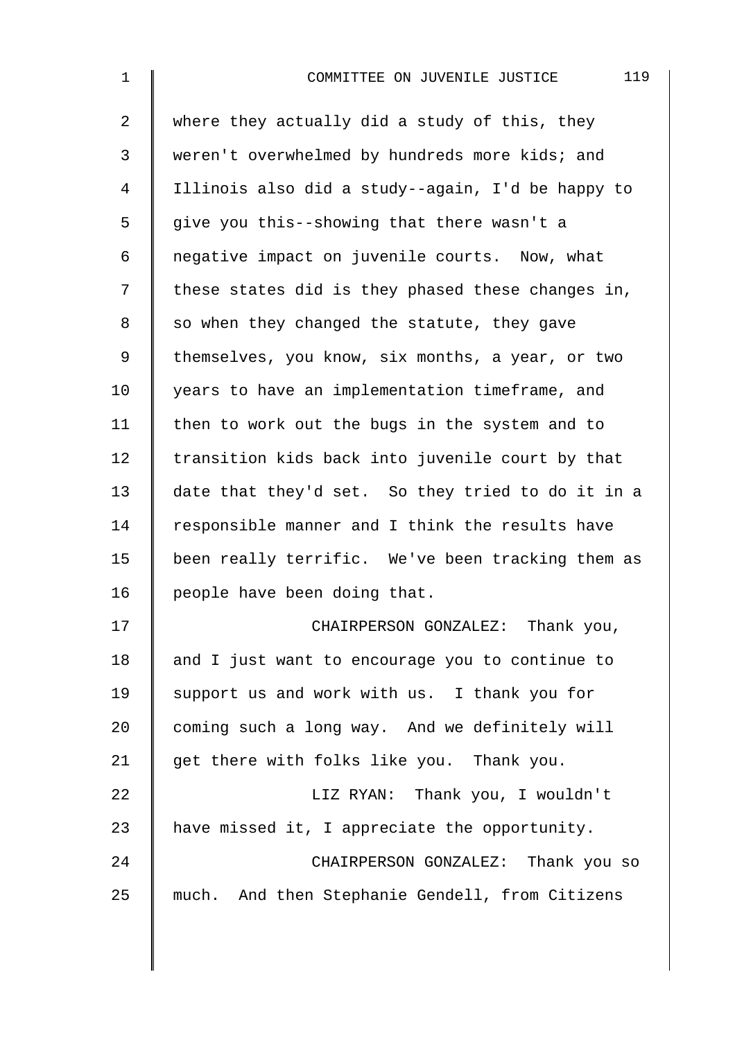where they actually did a study of this, they weren't overwhelmed by hundreds more kids; and Illinois also did a study--again, I'd be happy to give you this--showing that there wasn't a negative impact on juvenile courts. Now, what these states did is they phased these changes in, so when they changed the statute, they gave themselves, you know, six months, a year, or two years to have an implementation timeframe, and then to work out the bugs in the system and to transition kids back into juvenile court by that date that they'd set. So they tried to do it in a responsible manner and I think the results have been really terrific. We've been tracking them as people have been doing that.

CHAIRPERSON GONZALEZ: Thank you, and I just want to encourage you to continue to support us and work with us. I thank you for coming such a long way. And we definitely will get there with folks like you. Thank you.

LIZ RYAN: Thank you, I wouldn't have missed it, I appreciate the opportunity.

CHAIRPERSON GONZALEZ: Thank you so much. And then Stephanie Gendell, from Citizens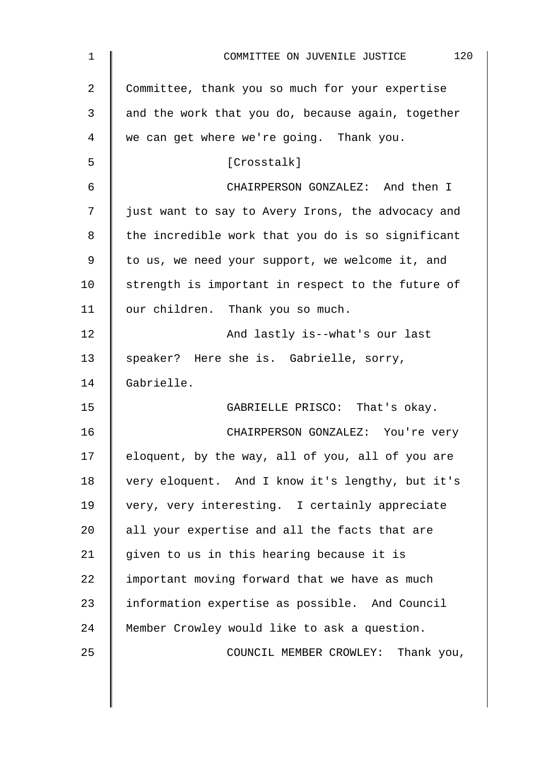Committee, thank you so much for your expertise and the work that you do, because again, together we can get where we're going. Thank you.

[Crosstalk]

CHAIRPERSON GONZALEZ: And then I just want to say to Avery Irons, the advocacy and the incredible work that you do is so significant to us, we need your support, we welcome it, and strength is important in respect to the future of our children. Thank you so much.

And lastly is--what's our last speaker? Here she is. Gabrielle, sorry, Gabrielle.

GABRIELLE PRISCO: That's okay.

CHAIRPERSON GONZALEZ: You're very eloquent, by the way, all of you, all of you are very eloquent. And I know it's lengthy, but it's very, very interesting. I certainly appreciate all your expertise and all the facts that are given to us in this hearing because it is important moving forward that we have as much information expertise as possible. And Council Member Crowley would like to ask a question.

COUNCIL MEMBER CROWLEY: Thank you,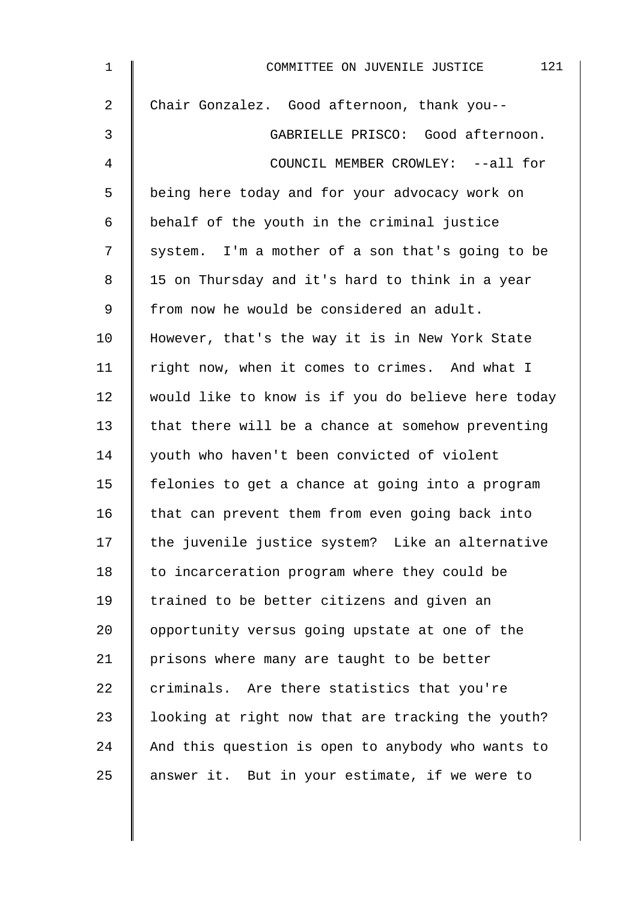Chair Gonzalez. Good afternoon, thank you--

GABRIELLE PRISCO: Good afternoon.

COUNCIL MEMBER CROWLEY: --all for being here today and for your advocacy work on behalf of the youth in the criminal justice system. I'm a mother of a son that's going to be 15 on Thursday and it's hard to think in a year from now he would be considered an adult. However, that's the way it is in New York State right now, when it comes to crimes. And what I would like to know is if you do believe here today that there will be a chance at somehow preventing youth who haven't been convicted of violent felonies to get a chance at going into a program that can prevent them from even going back into the juvenile justice system? Like an alternative to incarceration program where they could be trained to be better citizens and given an opportunity versus going upstate at one of the prisons where many are taught to be better criminals. Are there statistics that you're looking at right now that are tracking the youth? And this question is open to anybody who wants to answer it. But in your estimate, if we were to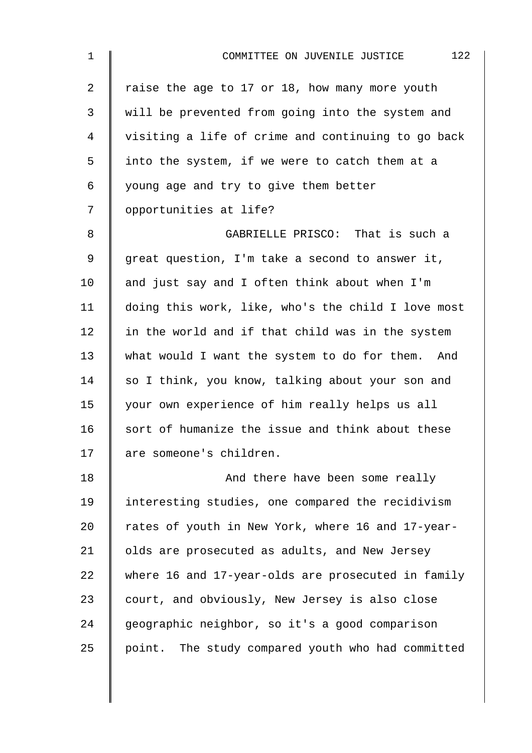raise the age to 17 or 18, how many more youth will be prevented from going into the system and visiting a life of crime and continuing to go back into the system, if we were to catch them at a young age and try to give them better opportunities at life?

GABRIELLE PRISCO: That is such a great question, I'm take a second to answer it, and just say and I often think about when I'm doing this work, like, who's the child I love most in the world and if that child was in the system what would I want the system to do for them. And so I think, you know, talking about your son and your own experience of him really helps us all sort of humanize the issue and think about these are someone's children.

And there have been some really interesting studies, one compared the recidivism rates of youth in New York, where 16 and 17-year-olds are prosecuted as adults, and New Jersey where 16 and 17-year-olds are prosecuted in family court, and obviously, New Jersey is also close geographic neighbor, so it's a good comparison point. The study compared youth who had committed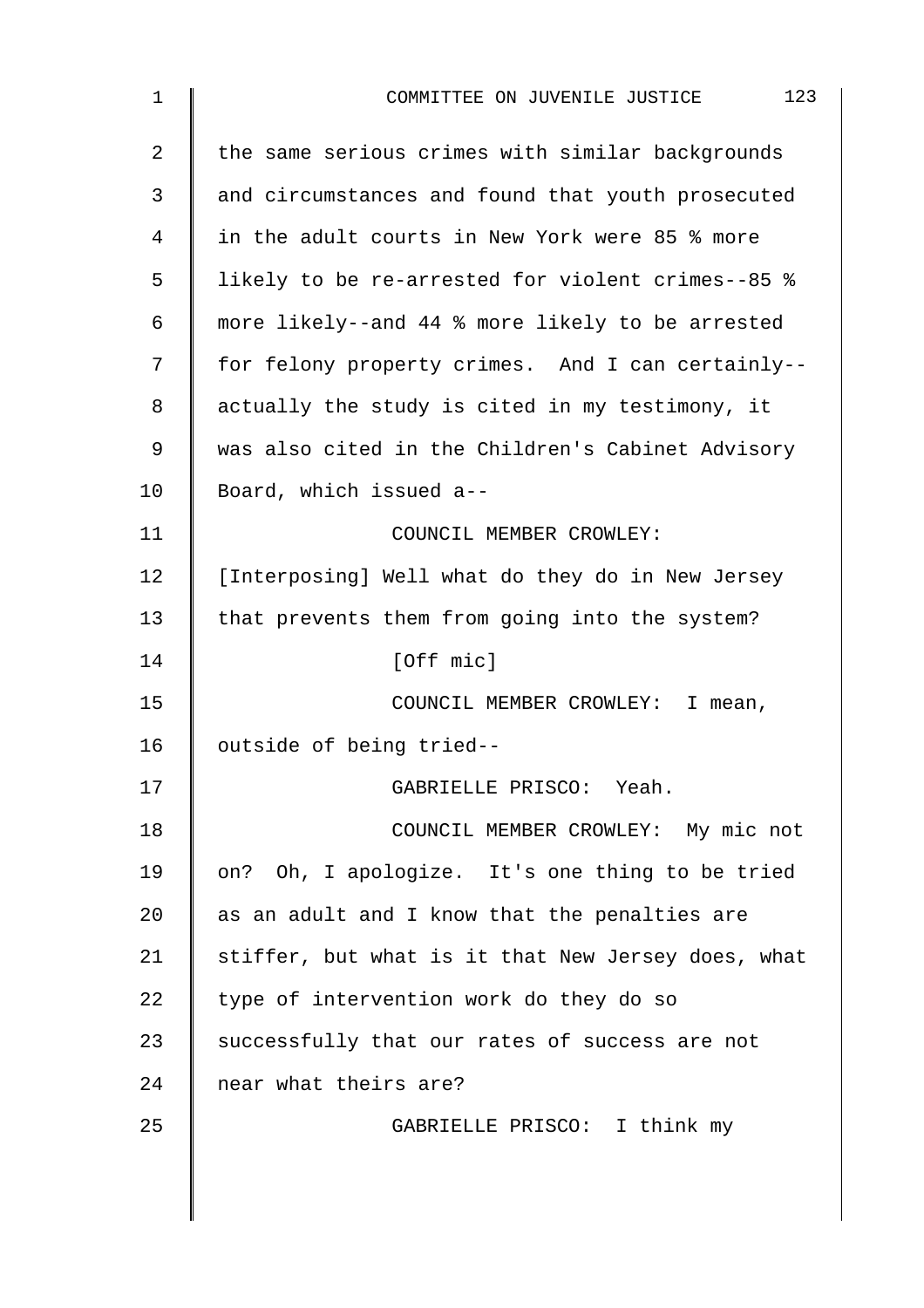the same serious crimes with similar backgrounds and circumstances and found that youth prosecuted in the adult courts in New York were 85 % more likely to be re-arrested for violent crimes--85 % more likely--and 44 % more likely to be arrested for felony property crimes. And I can certainly--actually the study is cited in my testimony, it was also cited in the Children's Cabinet Advisory Board, which issued a--

COUNCIL MEMBER CROWLEY: [Interposing] Well what do they do in New Jersey that prevents them from going into the system?

[Off mic]

COUNCIL MEMBER CROWLEY: I mean, outside of being tried--

GABRIELLE PRISCO: Yeah.

COUNCIL MEMBER CROWLEY: My mic not on? Oh, I apologize. It's one thing to be tried as an adult and I know that the penalties are stiffer, but what is it that New Jersey does, what type of intervention work do they do so successfully that our rates of success are not near what theirs are?

GABRIELLE PRISCO: I think my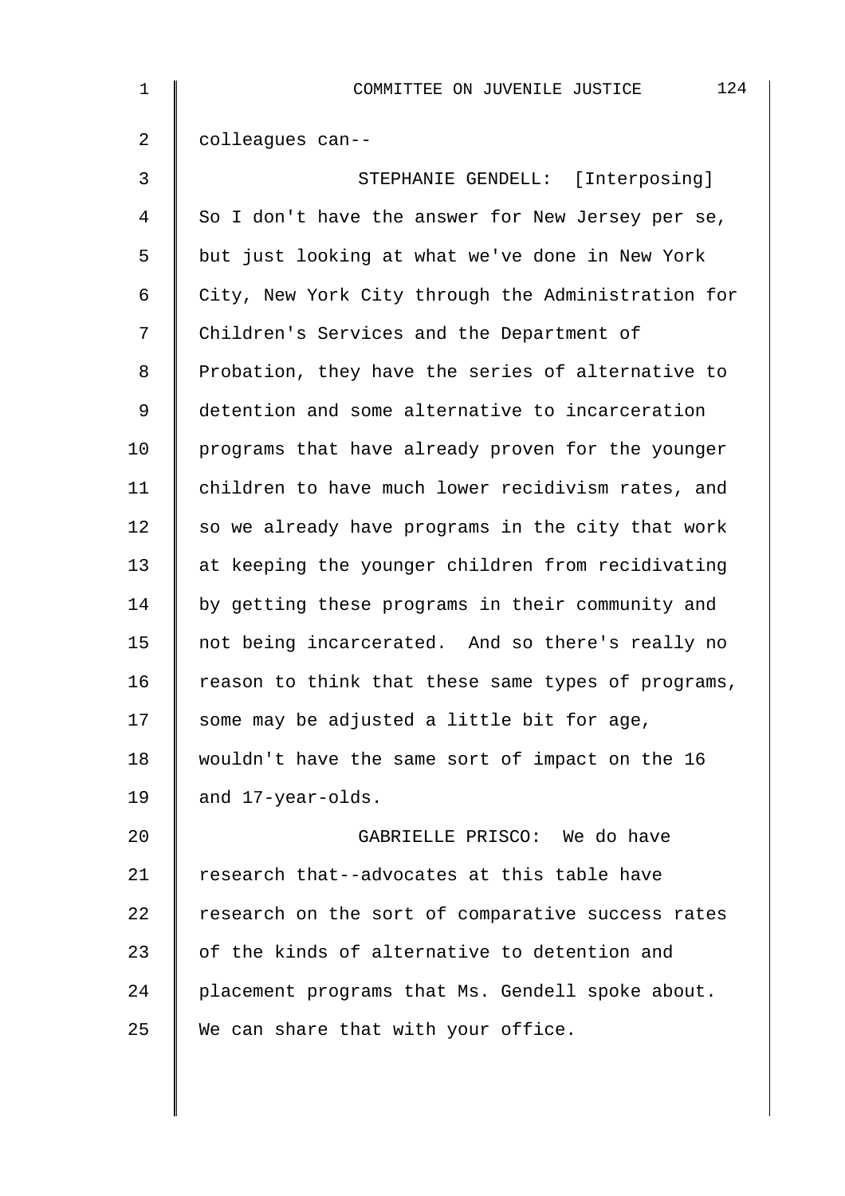colleagues can--

STEPHANIE GENDELL: [Interposing] So I don't have the answer for New Jersey per se, but just looking at what we've done in New York City, New York City through the Administration for Children's Services and the Department of Probation, they have the series of alternative to detention and some alternative to incarceration programs that have already proven for the younger children to have much lower recidivism rates, and so we already have programs in the city that work at keeping the younger children from recidivating by getting these programs in their community and not being incarcerated. And so there's really no reason to think that these same types of programs, some may be adjusted a little bit for age, wouldn't have the same sort of impact on the 16 and 17-year-olds.

GABRIELLE PRISCO: We do have research that--advocates at this table have research on the sort of comparative success rates of the kinds of alternative to detention and placement programs that Ms. Gendell spoke about. We can share that with your office.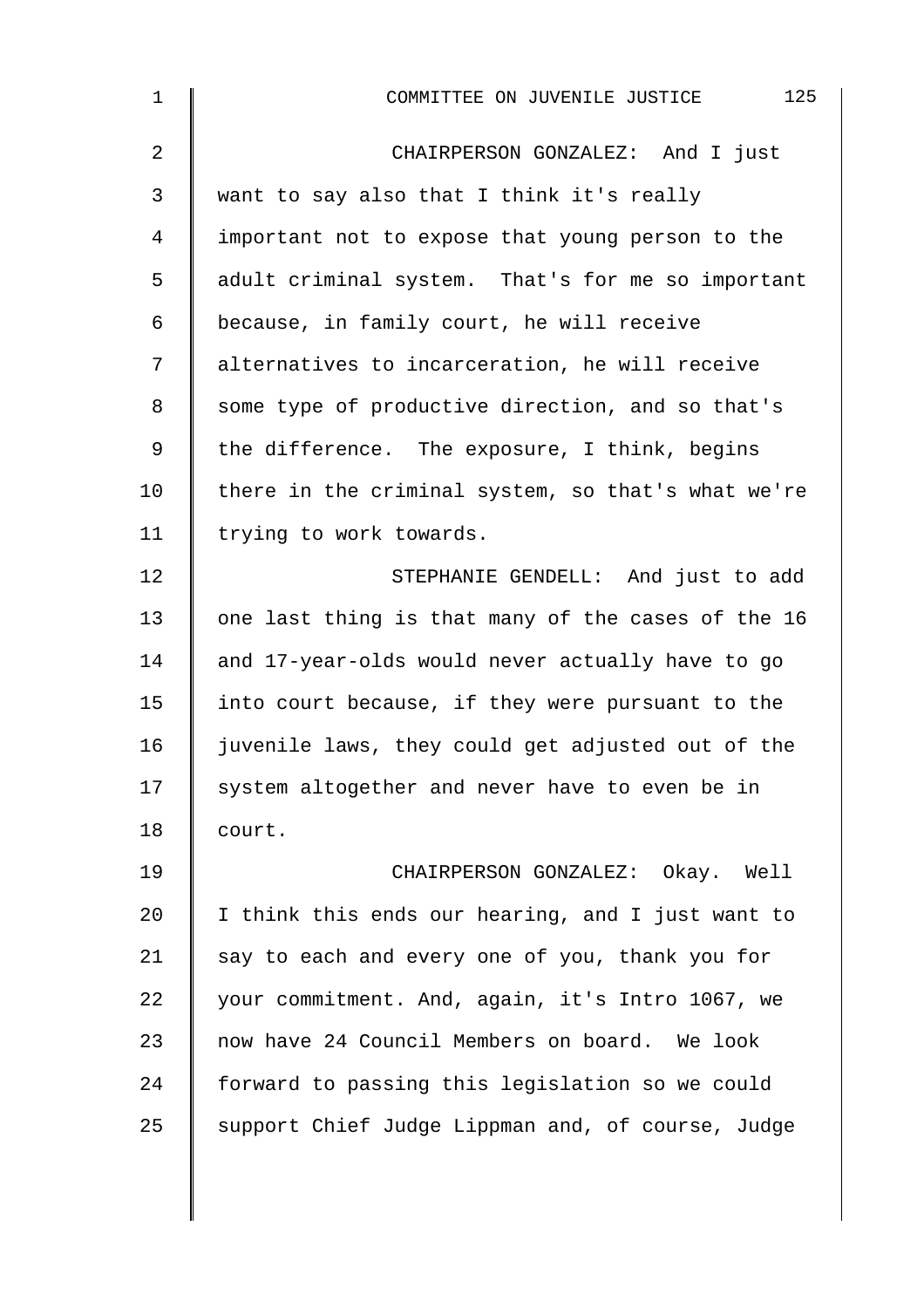CHAIRPERSON GONZALEZ: And I just want to say also that I think it's really important not to expose that young person to the adult criminal system. That's for me so important because, in family court, he will receive alternatives to incarceration, he will receive some type of productive direction, and so that's the difference. The exposure, I think, begins there in the criminal system, so that's what we're trying to work towards.

STEPHANIE GENDELL: And just to add one last thing is that many of the cases of the 16 and 17-year-olds would never actually have to go into court because, if they were pursuant to the juvenile laws, they could get adjusted out of the system altogether and never have to even be in court.

CHAIRPERSON GONZALEZ: Okay. Well I think this ends our hearing, and I just want to say to each and every one of you, thank you for your commitment. And, again, it's Intro 1067, we now have 24 Council Members on board. We look forward to passing this legislation so we could support Chief Judge Lippman and, of course, Judge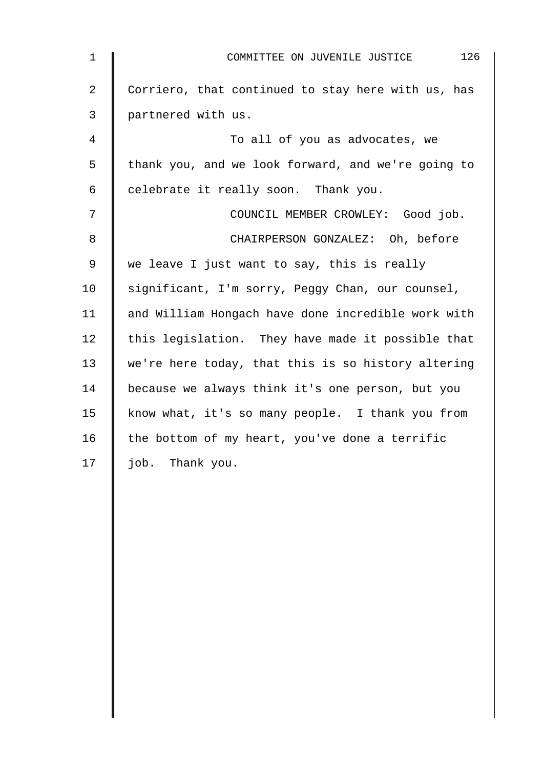Corriero, that continued to stay here with us, has partnered with us.

To all of you as advocates, we thank you, and we look forward, and we're going to celebrate it really soon. Thank you.

COUNCIL MEMBER CROWLEY: Good job.

CHAIRPERSON GONZALEZ: Oh, before we leave I just want to say, this is really significant, I'm sorry, Peggy Chan, our counsel, and William Hongach have done incredible work with this legislation. They have made it possible that we're here today, that this is so history altering because we always think it's one person, but you know what, it's so many people. I thank you from the bottom of my heart, you've done a terrific job. Thank you.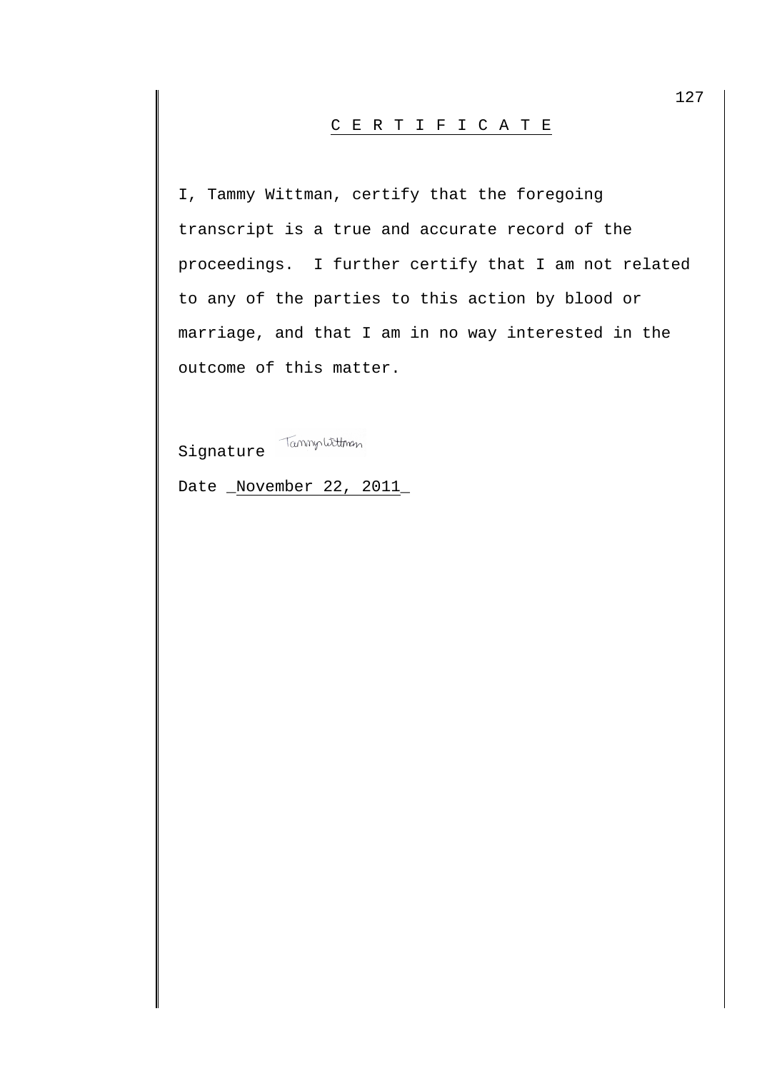# C E R T I F I C A T E

I, Tammy Wittman, certify that the foregoing transcript is a true and accurate record of the proceedings. I further certify that I am not related to any of the parties to this action by blood or marriage, and that I am in no way interested in the outcome of this matter.

Signature Tammy Wittman

Date _November 22, 2011_